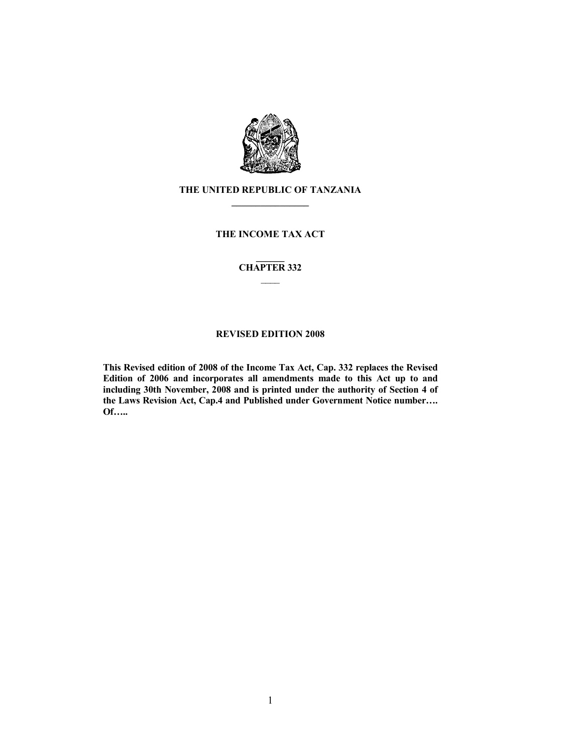# THE UNITED REPUBLIC OF TANZANIA

## THE INCOME TAX ACT

## CHAPTER 332

### REVISED EDITION 2008

**This Revised edition of 2008 of the Income Tax Act, Cap. 332 replaces the Revised Edition of 2006 and incorporates all amendments made to this Act up to and including 30th November, 2008 and is printed under the authority of Section 4 of the Laws Revision Act, Cap.4 and Published under Government Notice number…. Of…..**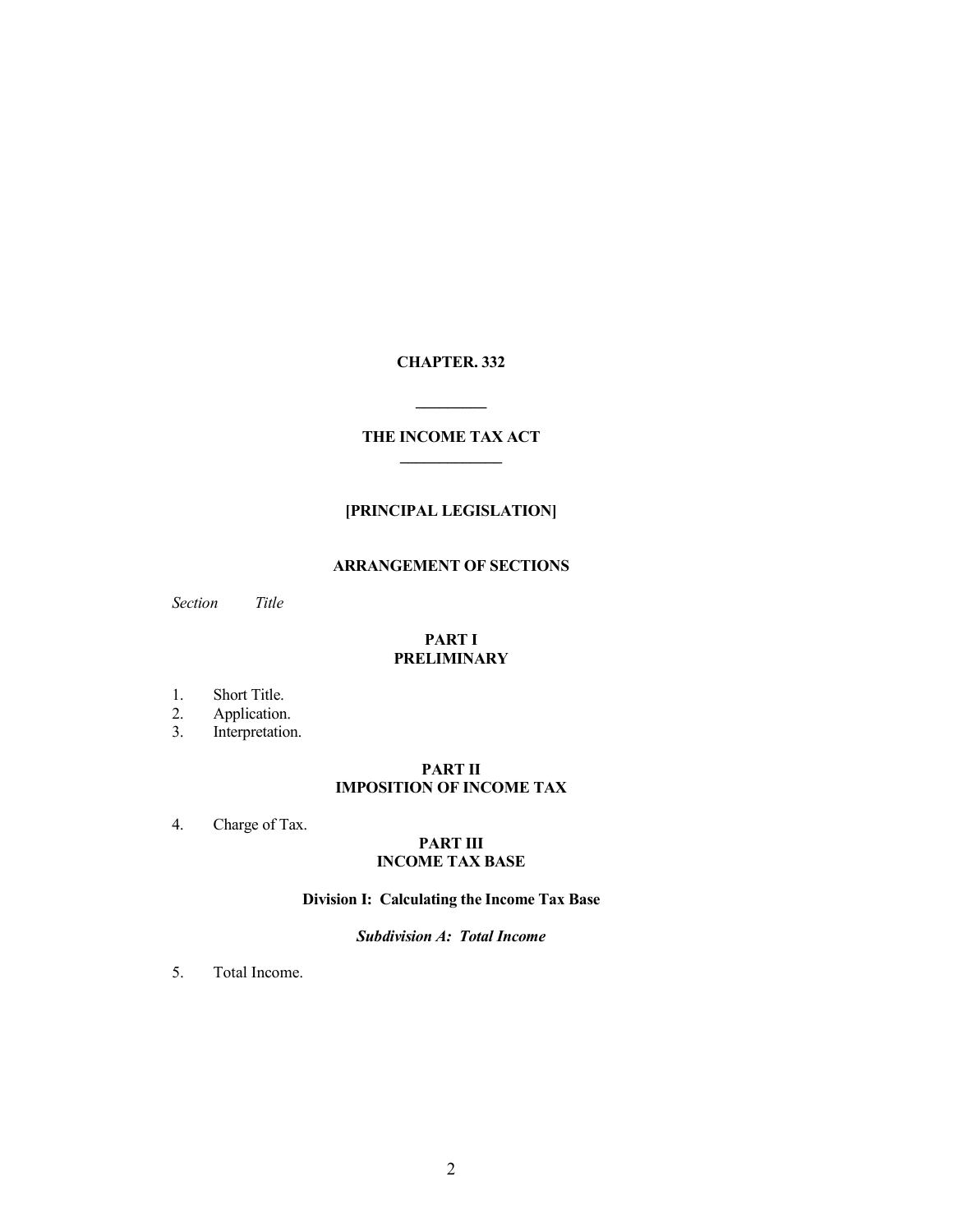**CHAPTER. 332**

---

**THE INCOME TAX ACT**

---

**[PRINCIPAL LEGISLATION]**

**ARRANGEMENT OF SECTIONS**

*Section* *Title*

**PART I**
**PRELIMINARY**

1. Short Title.
2. Application.
3. Interpretation.

**PART II**
**IMPOSITION OF INCOME TAX**

4. Charge of Tax.

**PART III**
**INCOME TAX BASE**

**Division I: Calculating the Income Tax Base**

***Subdivision A: Total Income***

5. Total Income.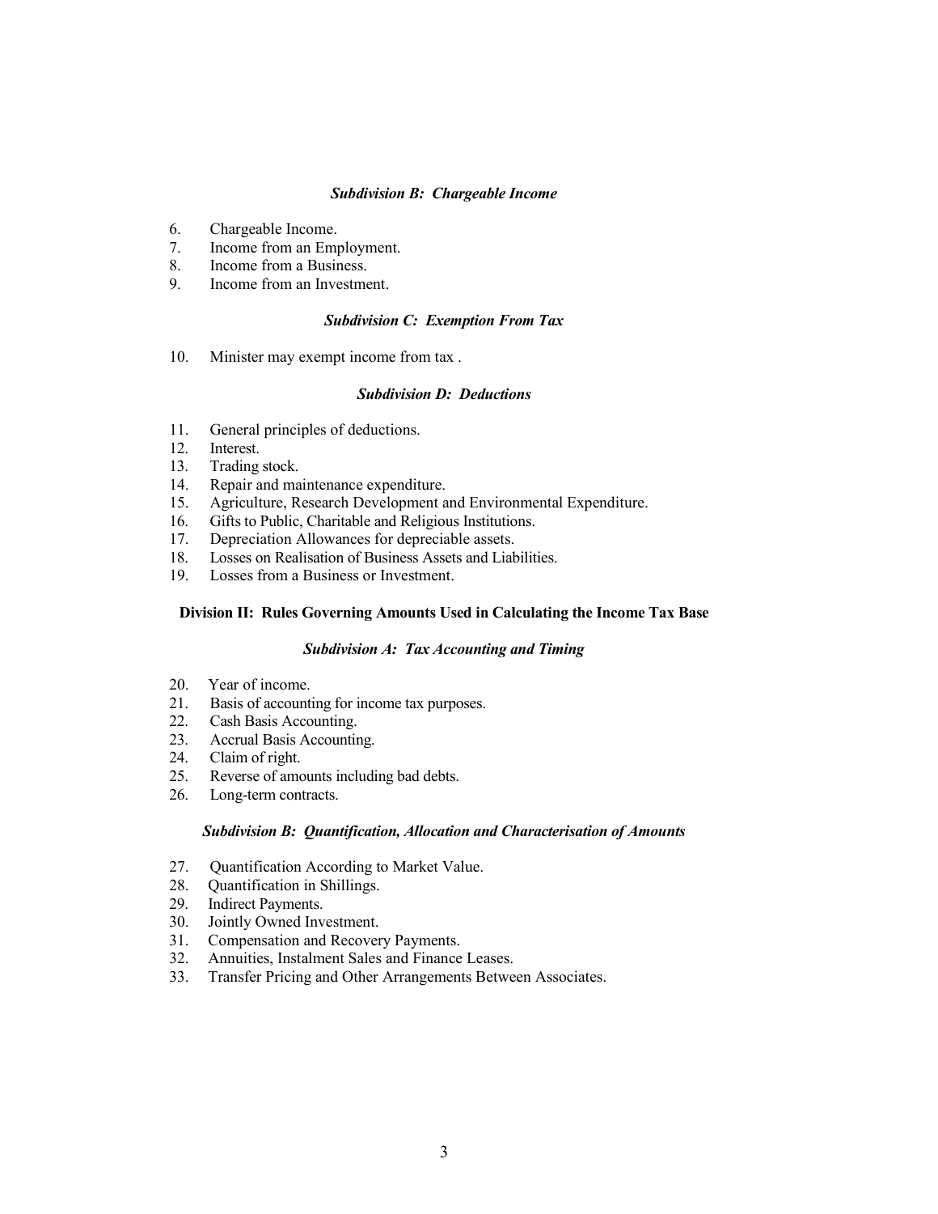### *Subdivision B: Chargeable Income*

6. Chargeable Income.
7. Income from an Employment.
8. Income from a Business.
9. Income from an Investment.

### *Subdivision C: Exemption From Tax*

10. Minister may exempt income from tax .

### *Subdivision D: Deductions*

11. General principles of deductions.
12. Interest.
13. Trading stock.
14. Repair and maintenance expenditure.
15. Agriculture, Research Development and Environmental Expenditure.
16. Gifts to Public, Charitable and Religious Institutions.
17. Depreciation Allowances for depreciable assets.
18. Losses on Realisation of Business Assets and Liabilities.
19. Losses from a Business or Investment.

## Division II: Rules Governing Amounts Used in Calculating the Income Tax Base

### *Subdivision A: Tax Accounting and Timing*

20. Year of income.
21. Basis of accounting for income tax purposes.
22. Cash Basis Accounting.
23. Accrual Basis Accounting.
24. Claim of right.
25. Reverse of amounts including bad debts.
26. Long-term contracts.

### *Subdivision B: Quantification, Allocation and Characterisation of Amounts*

27. Quantification According to Market Value.
28. Quantification in Shillings.
29. Indirect Payments.
30. Jointly Owned Investment.
31. Compensation and Recovery Payments.
32. Annuities, Instalment Sales and Finance Leases.
33. Transfer Pricing and Other Arrangements Between Associates.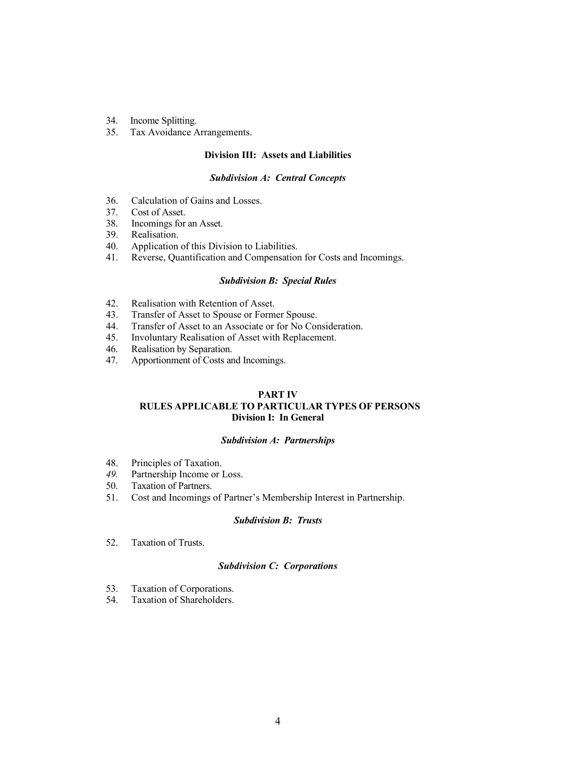34. Income Splitting.
35. Tax Avoidance Arrangements.

**Division III: Assets and Liabilities**

***Subdivision A: Central Concepts***

36. Calculation of Gains and Losses.
37. Cost of Asset.
38. Incomings for an Asset.
39. Realisation.
40. Application of this Division to Liabilities.
41. Reverse, Quantification and Compensation for Costs and Incomings.

***Subdivision B: Special Rules***

42. Realisation with Retention of Asset.
43. Transfer of Asset to Spouse or Former Spouse.
44. Transfer of Asset to an Associate or for No Consideration.
45. Involuntary Realisation of Asset with Replacement.
46. Realisation by Separation.
47. Apportionment of Costs and Incomings.

**PART IV**
**RULES APPLICABLE TO PARTICULAR TYPES OF PERSONS**
**Division I: In General**

***Subdivision A: Partnerships***

48. Principles of Taxation.
49. Partnership Income or Loss.
50. Taxation of Partners.
51. Cost and Incomings of Partner's Membership Interest in Partnership.

***Subdivision B: Trusts***

52. Taxation of Trusts.

***Subdivision C: Corporations***

53. Taxation of Corporations.
54. Taxation of Shareholders.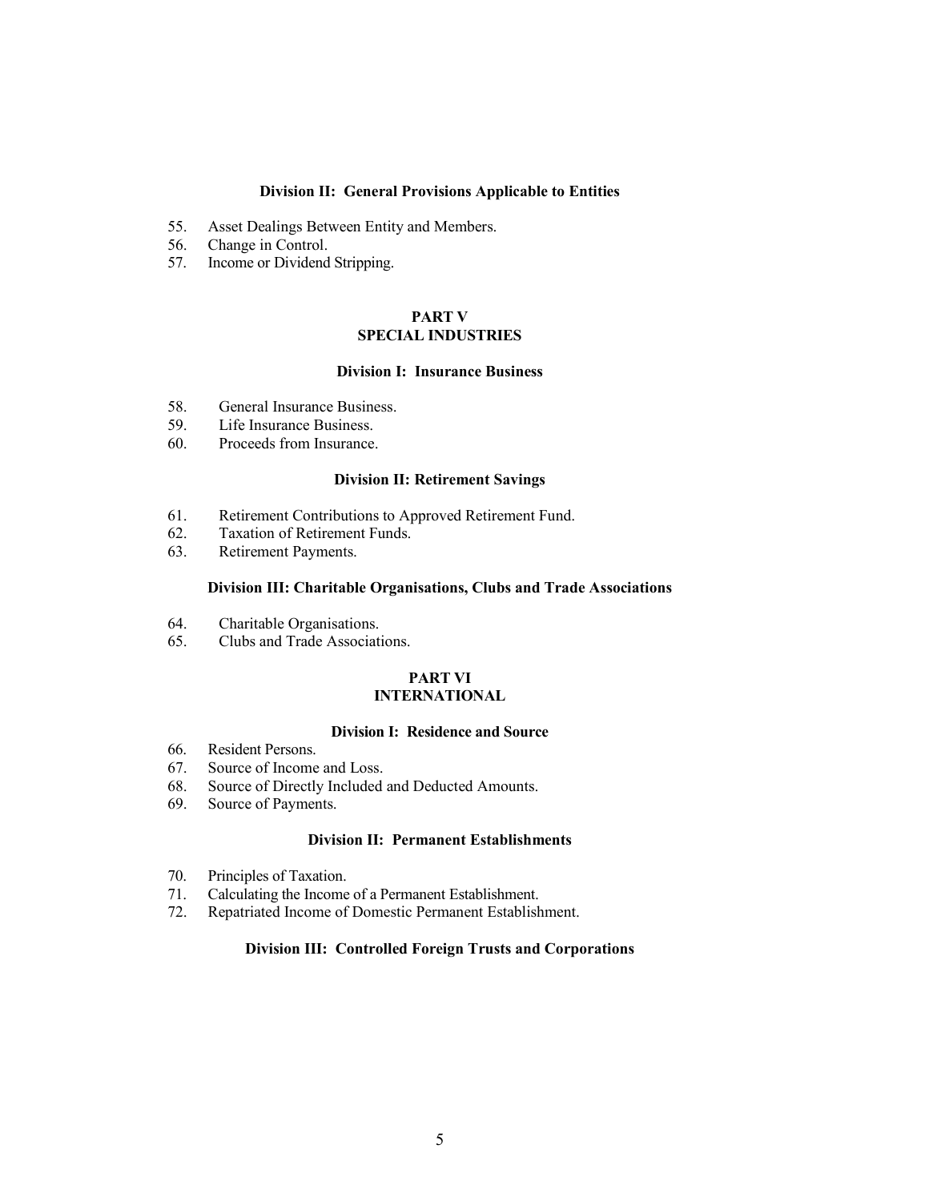### Division II: General Provisions Applicable to Entities

55. Asset Dealings Between Entity and Members.
56. Change in Control.
57. Income or Dividend Stripping.

## PART V
## SPECIAL INDUSTRIES

### Division I: Insurance Business

58. General Insurance Business.
59. Life Insurance Business.
60. Proceeds from Insurance.

### Division II: Retirement Savings

61. Retirement Contributions to Approved Retirement Fund.
62. Taxation of Retirement Funds.
63. Retirement Payments.

### Division III: Charitable Organisations, Clubs and Trade Associations

64. Charitable Organisations.
65. Clubs and Trade Associations.

## PART VI
## INTERNATIONAL

### Division I: Residence and Source

66. Resident Persons.
67. Source of Income and Loss.
68. Source of Directly Included and Deducted Amounts.
69. Source of Payments.

### Division II: Permanent Establishments

70. Principles of Taxation.
71. Calculating the Income of a Permanent Establishment.
72. Repatriated Income of Domestic Permanent Establishment.

### Division III: Controlled Foreign Trusts and Corporations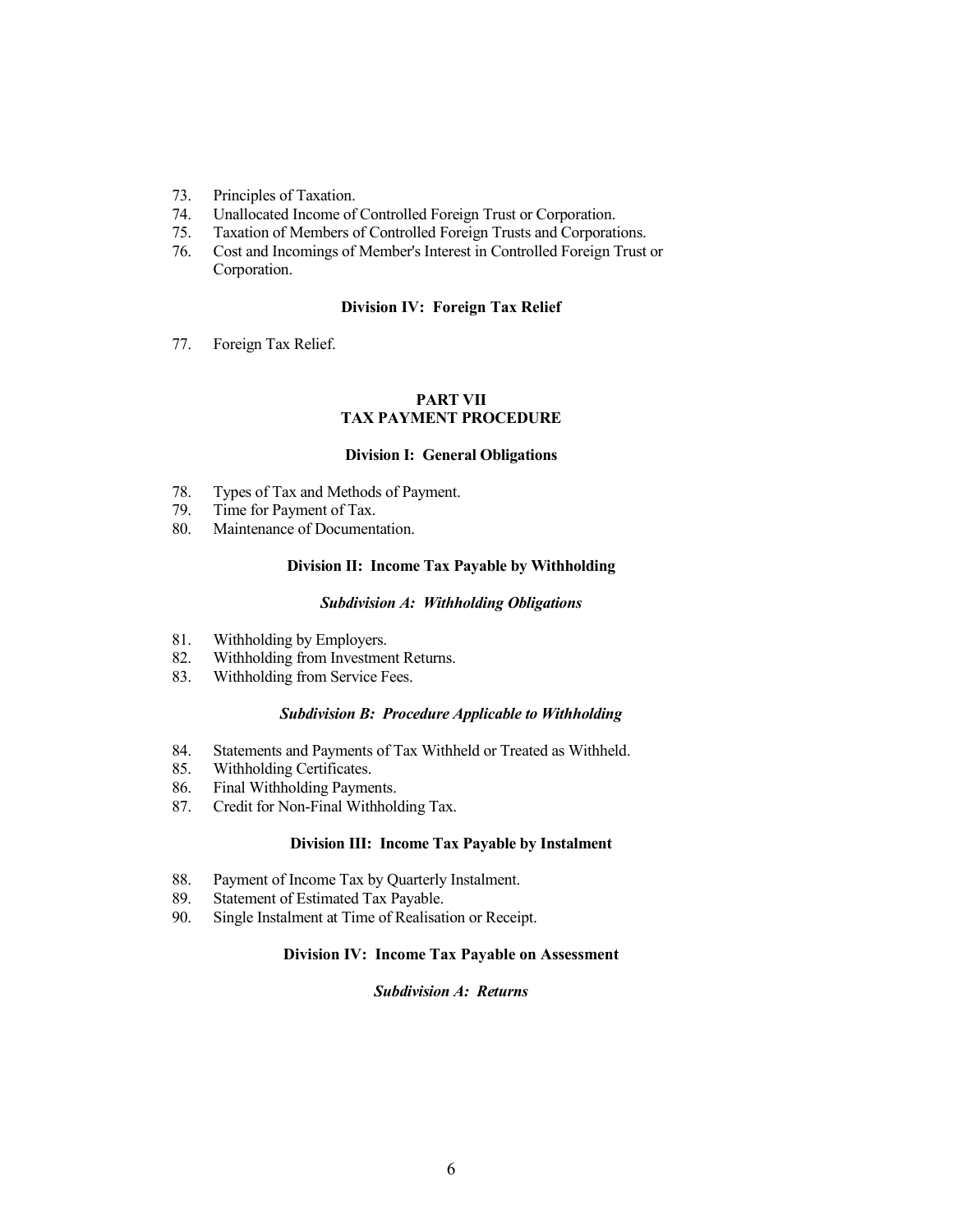73. Principles of Taxation.
74. Unallocated Income of Controlled Foreign Trust or Corporation.
75. Taxation of Members of Controlled Foreign Trusts and Corporations.
76. Cost and Incomings of Member's Interest in Controlled Foreign Trust or Corporation.

### Division IV: Foreign Tax Relief

77. Foreign Tax Relief.

## PART VII
## TAX PAYMENT PROCEDURE

### Division I: General Obligations

78. Types of Tax and Methods of Payment.
79. Time for Payment of Tax.
80. Maintenance of Documentation.

### Division II: Income Tax Payable by Withholding

#### *Subdivision A: Withholding Obligations*

81. Withholding by Employers.
82. Withholding from Investment Returns.
83. Withholding from Service Fees.

#### *Subdivision B: Procedure Applicable to Withholding*

84. Statements and Payments of Tax Withheld or Treated as Withheld.
85. Withholding Certificates.
86. Final Withholding Payments.
87. Credit for Non-Final Withholding Tax.

### Division III: Income Tax Payable by Instalment

88. Payment of Income Tax by Quarterly Instalment.
89. Statement of Estimated Tax Payable.
90. Single Instalment at Time of Realisation or Receipt.

### Division IV: Income Tax Payable on Assessment

#### *Subdivision A: Returns*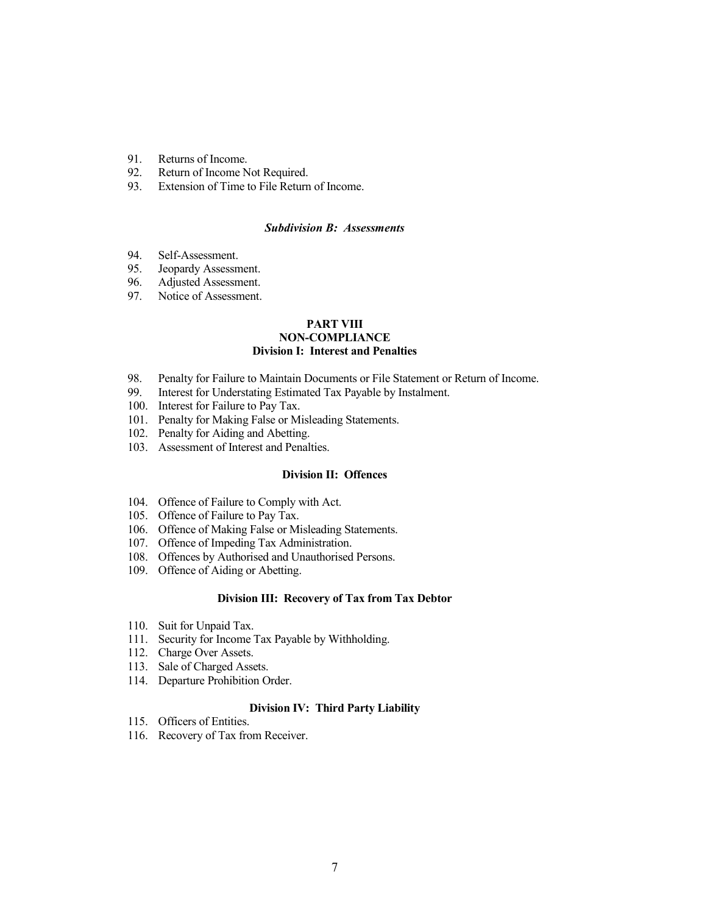91. Returns of Income.
92. Return of Income Not Required.
93. Extension of Time to File Return of Income.

### *Subdivision B: Assessments*

94. Self-Assessment.
95. Jeopardy Assessment.
96. Adjusted Assessment.
97. Notice of Assessment.

## PART VIII
## NON-COMPLIANCE
### Division I: Interest and Penalties

98. Penalty for Failure to Maintain Documents or File Statement or Return of Income.
99. Interest for Understating Estimated Tax Payable by Instalment.
100. Interest for Failure to Pay Tax.
101. Penalty for Making False or Misleading Statements.
102. Penalty for Aiding and Abetting.
103. Assessment of Interest and Penalties.

### Division II: Offences

104. Offence of Failure to Comply with Act.
105. Offence of Failure to Pay Tax.
106. Offence of Making False or Misleading Statements.
107. Offence of Impeding Tax Administration.
108. Offences by Authorised and Unauthorised Persons.
109. Offence of Aiding or Abetting.

### Division III: Recovery of Tax from Tax Debtor

110. Suit for Unpaid Tax.
111. Security for Income Tax Payable by Withholding.
112. Charge Over Assets.
113. Sale of Charged Assets.
114. Departure Prohibition Order.

### Division IV: Third Party Liability

115. Officers of Entities.
116. Recovery of Tax from Receiver.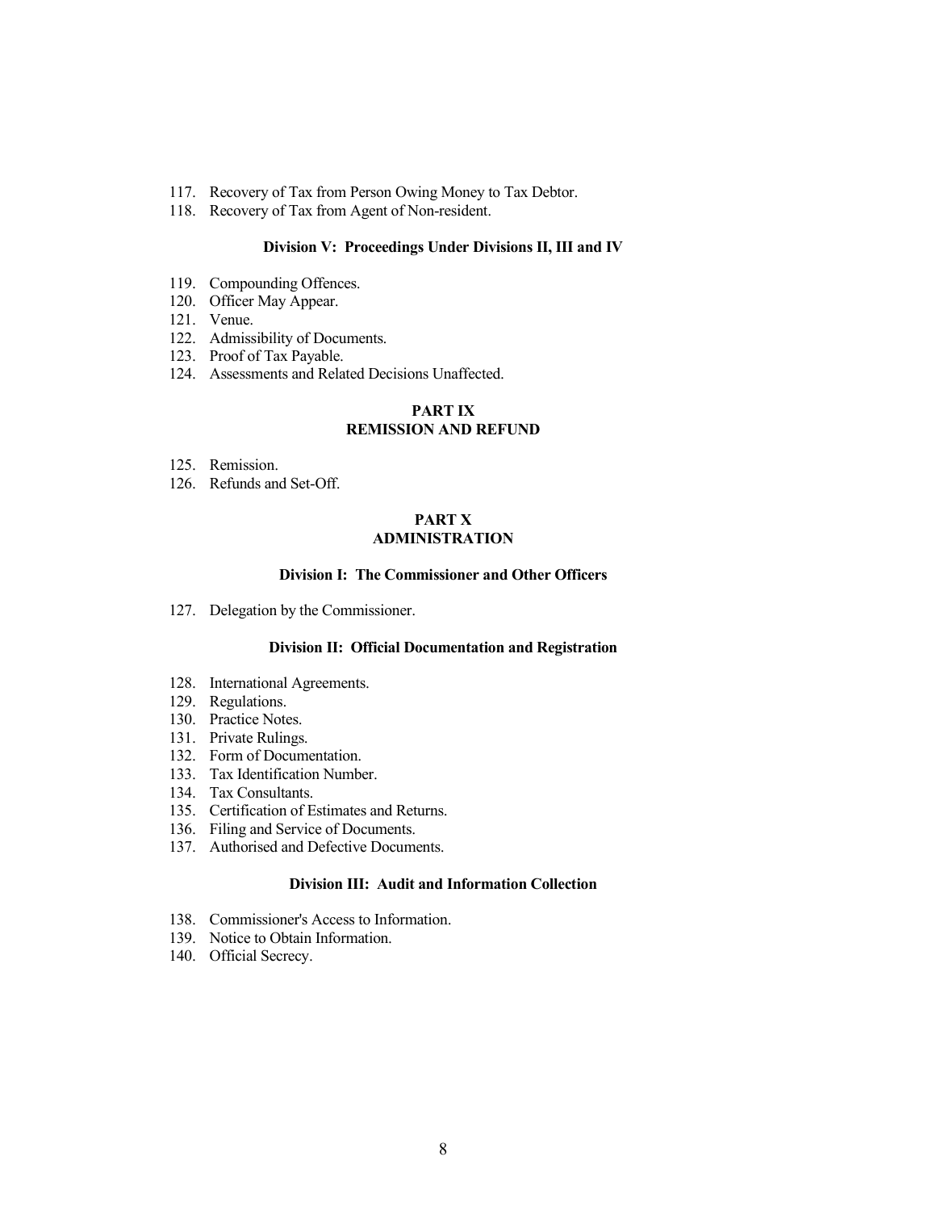117. Recovery of Tax from Person Owing Money to Tax Debtor.
118. Recovery of Tax from Agent of Non-resident.

### Division V: Proceedings Under Divisions II, III and IV

119. Compounding Offences.
120. Officer May Appear.
121. Venue.
122. Admissibility of Documents.
123. Proof of Tax Payable.
124. Assessments and Related Decisions Unaffected.

## PART IX
## REMISSION AND REFUND

125. Remission.
126. Refunds and Set-Off.

## PART X
## ADMINISTRATION

### Division I: The Commissioner and Other Officers

127. Delegation by the Commissioner.

### Division II: Official Documentation and Registration

128. International Agreements.
129. Regulations.
130. Practice Notes.
131. Private Rulings.
132. Form of Documentation.
133. Tax Identification Number.
134. Tax Consultants.
135. Certification of Estimates and Returns.
136. Filing and Service of Documents.
137. Authorised and Defective Documents.

### Division III: Audit and Information Collection

138. Commissioner's Access to Information.
139. Notice to Obtain Information.
140. Official Secrecy.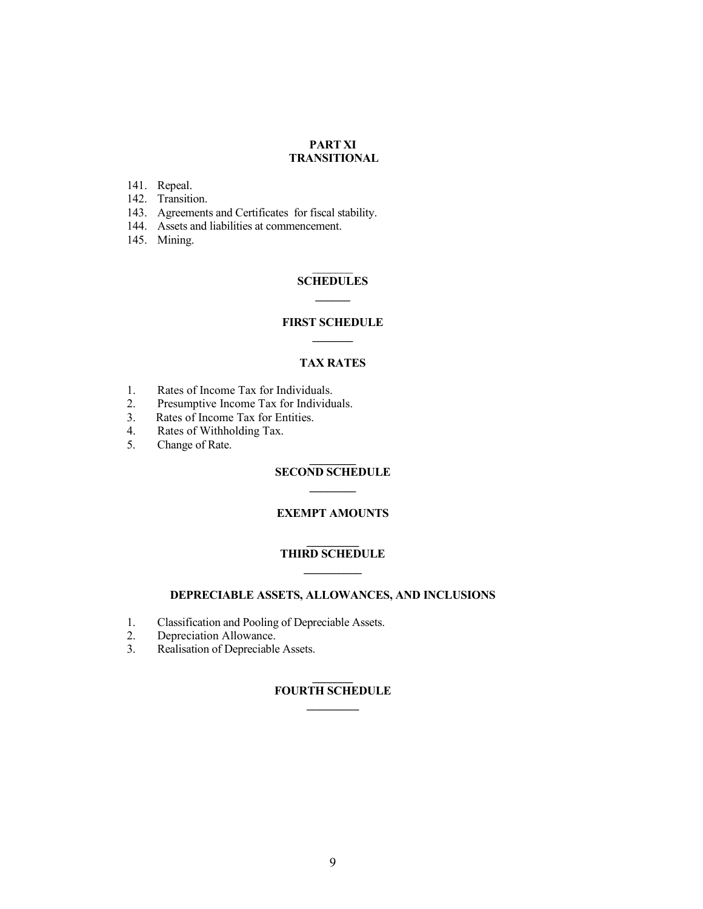**PART XI**
**TRANSITIONAL**

141. Repeal.
142. Transition.
143. Agreements and Certificates for fiscal stability.
144. Assets and liabilities at commencement.
145. Mining.

**SCHEDULES**

**FIRST SCHEDULE**

**TAX RATES**

1. Rates of Income Tax for Individuals.
2. Presumptive Income Tax for Individuals.
3. Rates of Income Tax for Entities.
4. Rates of Withholding Tax.
5. Change of Rate.

**SECOND SCHEDULE**

**EXEMPT AMOUNTS**

**THIRD SCHEDULE**

**DEPRECIABLE ASSETS, ALLOWANCES, AND INCLUSIONS**

1. Classification and Pooling of Depreciable Assets.
2. Depreciation Allowance.
3. Realisation of Depreciable Assets.

**FOURTH SCHEDULE**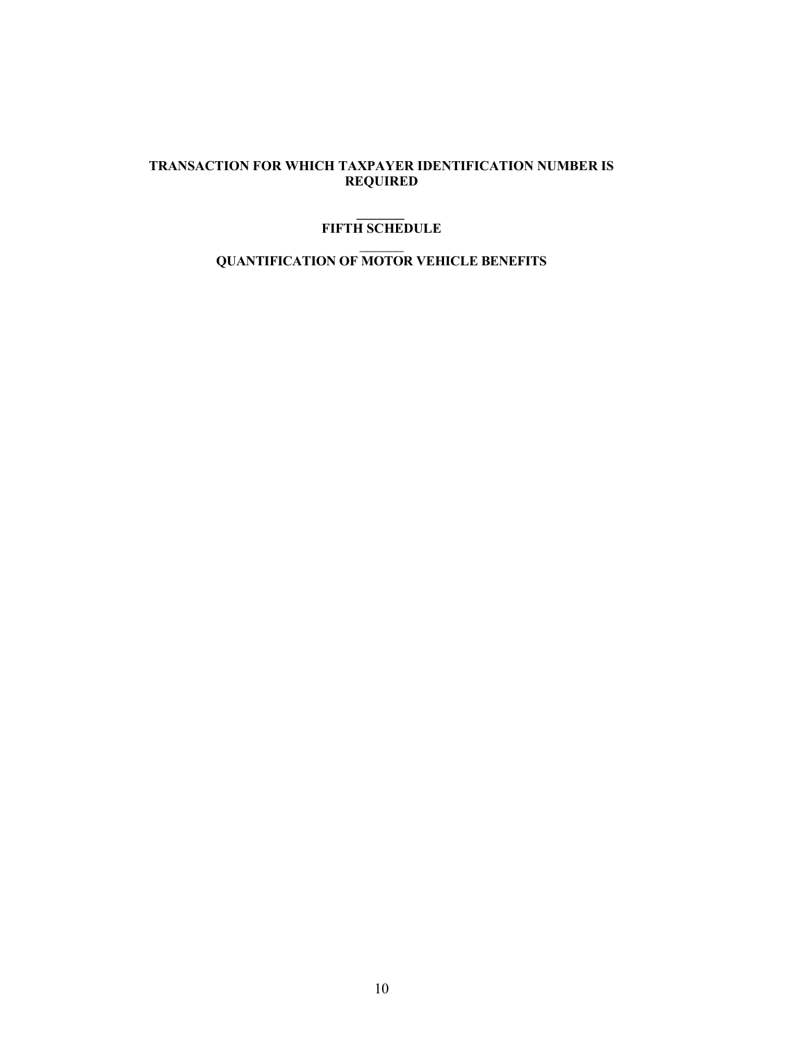**TRANSACTION FOR WHICH TAXPAYER IDENTIFICATION NUMBER IS REQUIRED**

## FIFTH SCHEDULE

## QUANTIFICATION OF MOTOR VEHICLE BENEFITS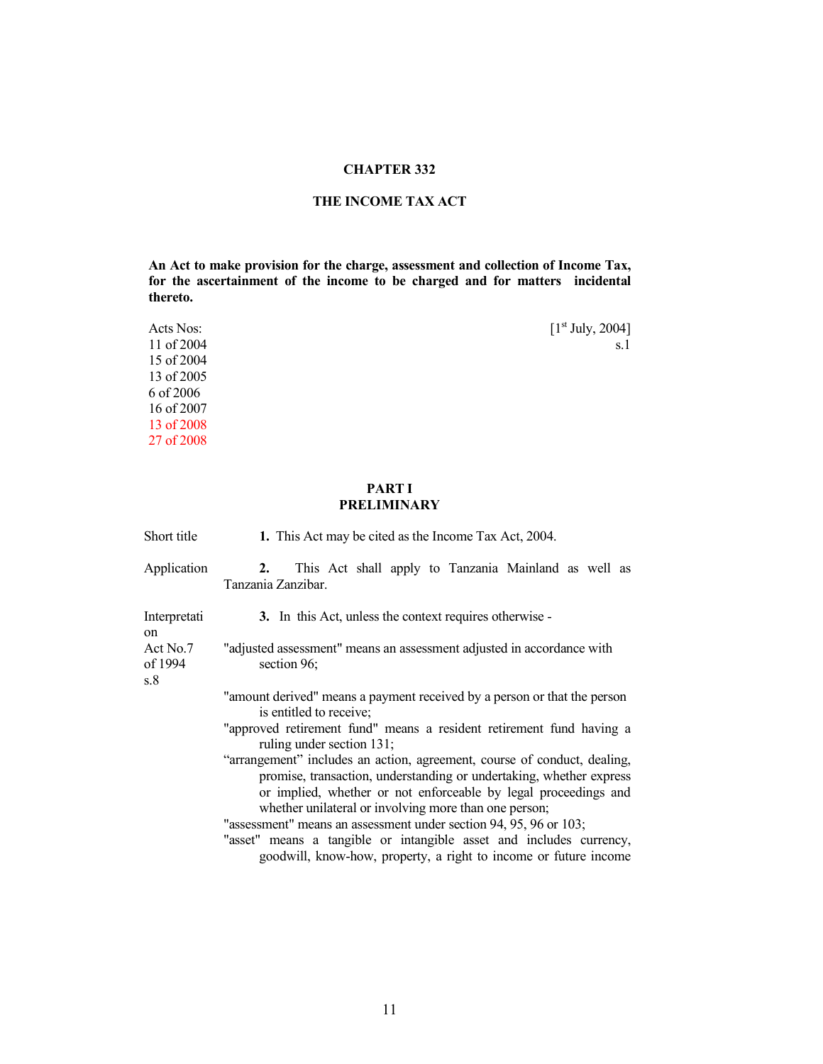# CHAPTER 332

## THE INCOME TAX ACT

**An Act to make provision for the charge, assessment and collection of Income Tax, for the ascertainment of the income to be charged and for matters incidental thereto.**

Acts Nos:
11 of 2004
15 of 2004
13 of 2005
6 of 2006
16 of 2007
13 of 2008
27 of 2008

[1st July, 2004]
s.1

## PART I
## PRELIMINARY

Short title

**1.** This Act may be cited as the Income Tax Act, 2004.

Application

**2.** This Act shall apply to Tanzania Mainland as well as Tanzania Zanzibar.

Interpretation
Act No.7 of 1994 s.8

**3.** In this Act, unless the context requires otherwise -

"adjusted assessment" means an assessment adjusted in accordance with section 96;

"amount derived" means a payment received by a person or that the person is entitled to receive;

"approved retirement fund" means a resident retirement fund having a ruling under section 131;

"arrangement" includes an action, agreement, course of conduct, dealing, promise, transaction, understanding or undertaking, whether express or implied, whether or not enforceable by legal proceedings and whether unilateral or involving more than one person;

"assessment" means an assessment under section 94, 95, 96 or 103;

"asset" means a tangible or intangible asset and includes currency, goodwill, know-how, property, a right to income or future income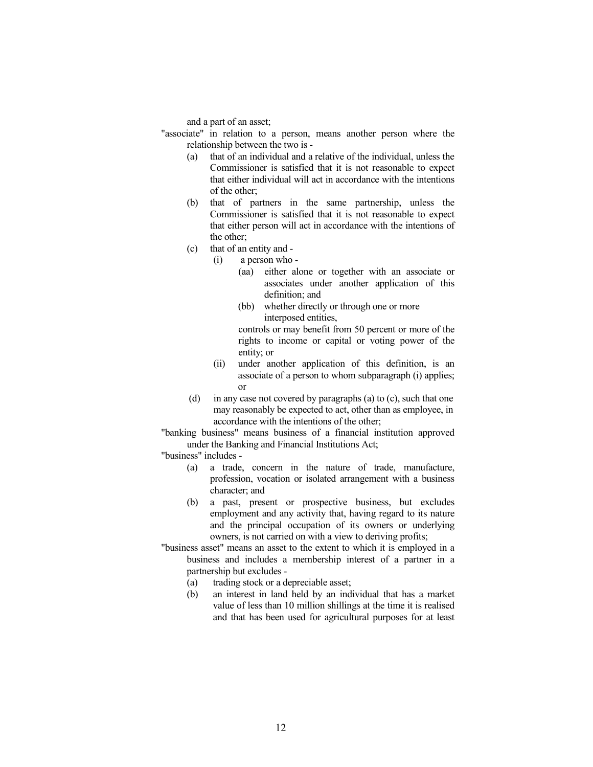and a part of an asset;

"associate" in relation to a person, means another person where the relationship between the two is -

- (a) that of an individual and a relative of the individual, unless the Commissioner is satisfied that it is not reasonable to expect that either individual will act in accordance with the intentions of the other;
- (b) that of partners in the same partnership, unless the Commissioner is satisfied that it is not reasonable to expect that either person will act in accordance with the intentions of the other;
- (c) that of an entity and -
  - (i) a person who -
    - (aa) either alone or together with an associate or associates under another application of this definition; and
    - (bb) whether directly or through one or more interposed entities,

    controls or may benefit from 50 percent or more of the rights to income or capital or voting power of the entity; or
  - (ii) under another application of this definition, is an associate of a person to whom subparagraph (i) applies; or
- (d) in any case not covered by paragraphs (a) to (c), such that one may reasonably be expected to act, other than as employee, in accordance with the intentions of the other;

"banking business" means business of a financial institution approved under the Banking and Financial Institutions Act;

"business" includes -

- (a) a trade, concern in the nature of trade, manufacture, profession, vocation or isolated arrangement with a business character; and
- (b) a past, present or prospective business, but excludes employment and any activity that, having regard to its nature and the principal occupation of its owners or underlying owners, is not carried on with a view to deriving profits;

"business asset" means an asset to the extent to which it is employed in a business and includes a membership interest of a partner in a partnership but excludes -

- (a) trading stock or a depreciable asset;
- (b) an interest in land held by an individual that has a market value of less than 10 million shillings at the time it is realised and that has been used for agricultural purposes for at least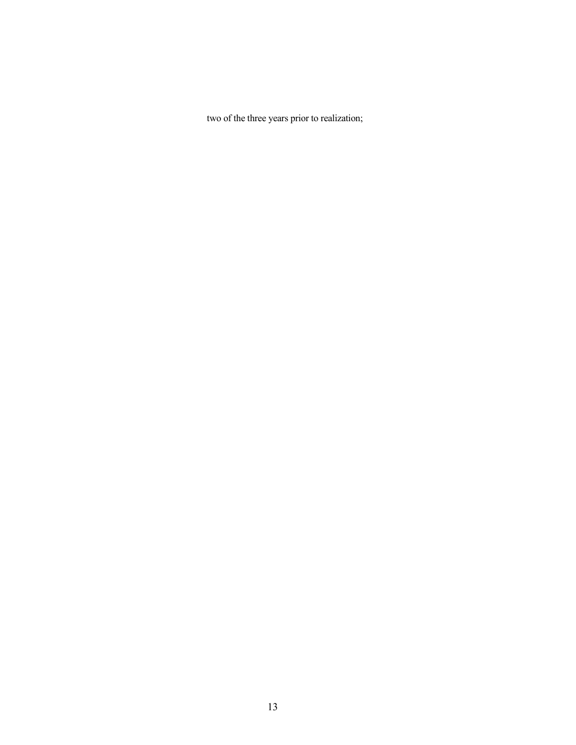two of the three years prior to realization;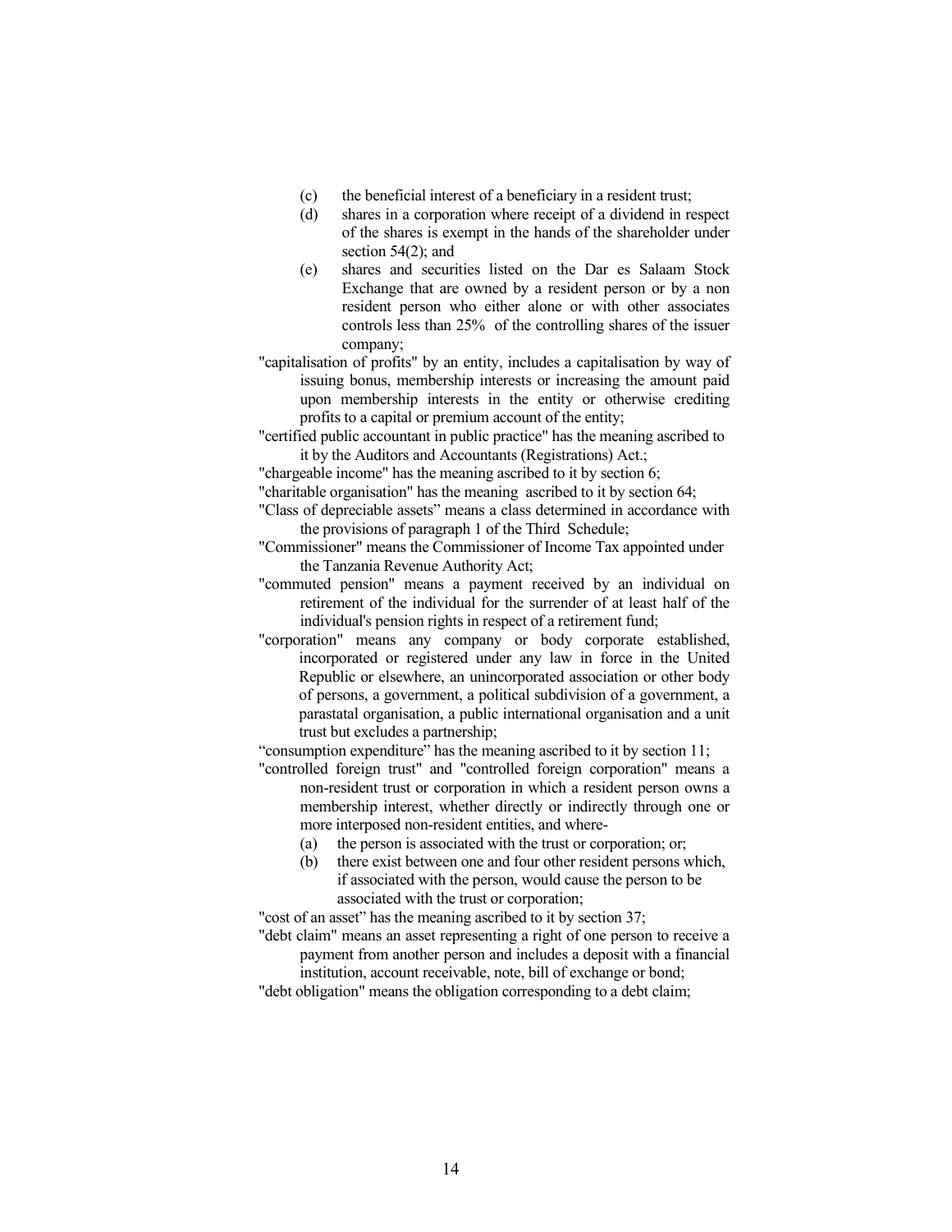- (c) the beneficial interest of a beneficiary in a resident trust;
- (d) shares in a corporation where receipt of a dividend in respect of the shares is exempt in the hands of the shareholder under section 54(2); and
- (e) shares and securities listed on the Dar es Salaam Stock Exchange that are owned by a resident person or by a non resident person who either alone or with other associates controls less than 25% of the controlling shares of the issuer company;

"capitalisation of profits" by an entity, includes a capitalisation by way of issuing bonus, membership interests or increasing the amount paid upon membership interests in the entity or otherwise crediting profits to a capital or premium account of the entity;

"certified public accountant in public practice" has the meaning ascribed to it by the Auditors and Accountants (Registrations) Act.;

"chargeable income" has the meaning ascribed to it by section 6;

"charitable organisation" has the meaning ascribed to it by section 64;

"Class of depreciable assets" means a class determined in accordance with the provisions of paragraph 1 of the Third Schedule;

"Commissioner" means the Commissioner of Income Tax appointed under the Tanzania Revenue Authority Act;

"commuted pension" means a payment received by an individual on retirement of the individual for the surrender of at least half of the individual's pension rights in respect of a retirement fund;

"corporation" means any company or body corporate established, incorporated or registered under any law in force in the United Republic or elsewhere, an unincorporated association or other body of persons, a government, a political subdivision of a government, a parastatal organisation, a public international organisation and a unit trust but excludes a partnership;

"consumption expenditure" has the meaning ascribed to it by section 11;

"controlled foreign trust" and "controlled foreign corporation" means a non-resident trust or corporation in which a resident person owns a membership interest, whether directly or indirectly through one or more interposed non-resident entities, and where-

- (a) the person is associated with the trust or corporation; or;
- (b) there exist between one and four other resident persons which, if associated with the person, would cause the person to be associated with the trust or corporation;

"cost of an asset" has the meaning ascribed to it by section 37;

"debt claim" means an asset representing a right of one person to receive a payment from another person and includes a deposit with a financial institution, account receivable, note, bill of exchange or bond;

"debt obligation" means the obligation corresponding to a debt claim;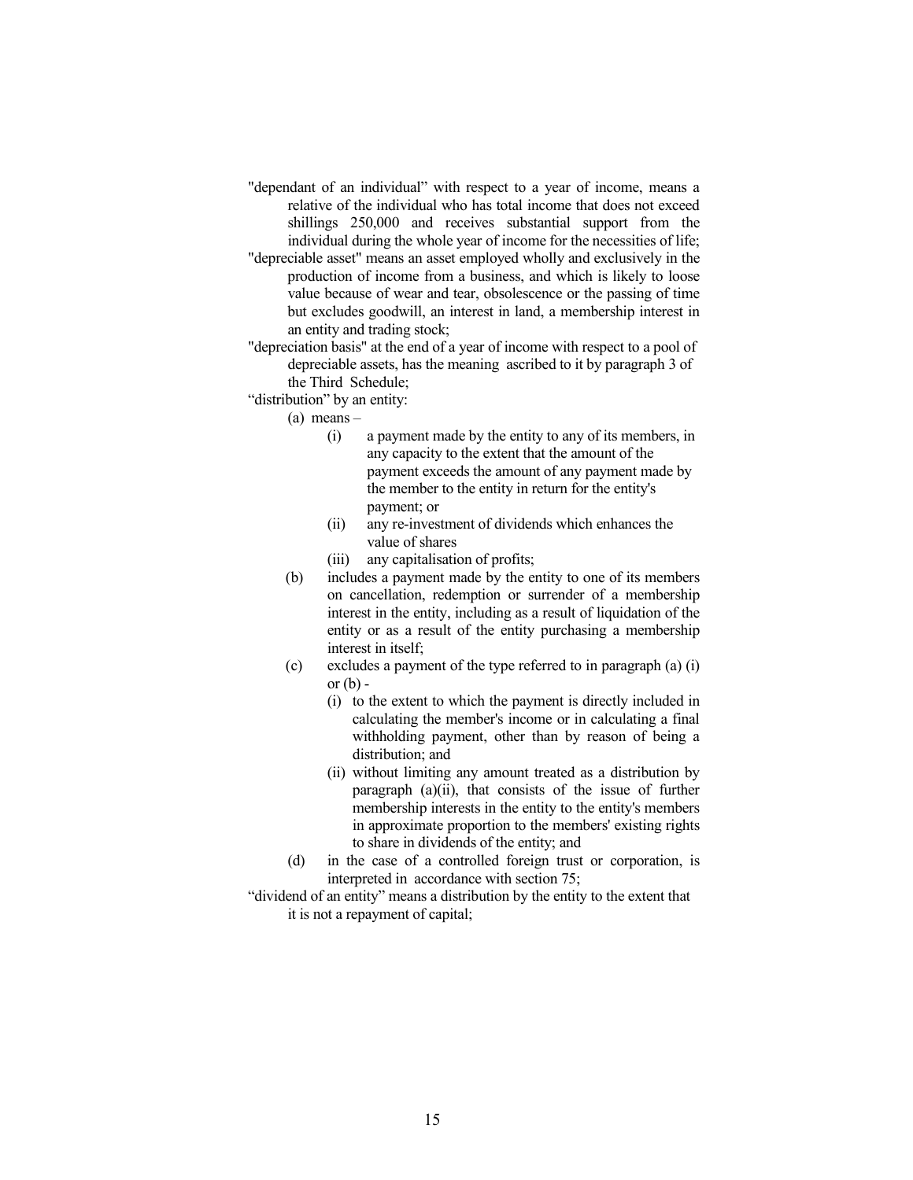"dependant of an individual" with respect to a year of income, means a relative of the individual who has total income that does not exceed shillings 250,000 and receives substantial support from the individual during the whole year of income for the necessities of life;

"depreciable asset" means an asset employed wholly and exclusively in the production of income from a business, and which is likely to loose value because of wear and tear, obsolescence or the passing of time but excludes goodwill, an interest in land, a membership interest in an entity and trading stock;

"depreciation basis" at the end of a year of income with respect to a pool of depreciable assets, has the meaning ascribed to it by paragraph 3 of the Third Schedule;

"distribution" by an entity:

(a) means –

- (i) a payment made by the entity to any of its members, in any capacity to the extent that the amount of the payment exceeds the amount of any payment made by the member to the entity in return for the entity's payment; or
- (ii) any re-investment of dividends which enhances the value of shares
- (iii) any capitalisation of profits;

(b) includes a payment made by the entity to one of its members on cancellation, redemption or surrender of a membership interest in the entity, including as a result of liquidation of the entity or as a result of the entity purchasing a membership interest in itself;

(c) excludes a payment of the type referred to in paragraph (a) (i) or (b) -

- (i) to the extent to which the payment is directly included in calculating the member's income or in calculating a final withholding payment, other than by reason of being a distribution; and
- (ii) without limiting any amount treated as a distribution by paragraph (a)(ii), that consists of the issue of further membership interests in the entity to the entity's members in approximate proportion to the members' existing rights to share in dividends of the entity; and

(d) in the case of a controlled foreign trust or corporation, is interpreted in accordance with section 75;

"dividend of an entity" means a distribution by the entity to the extent that it is not a repayment of capital;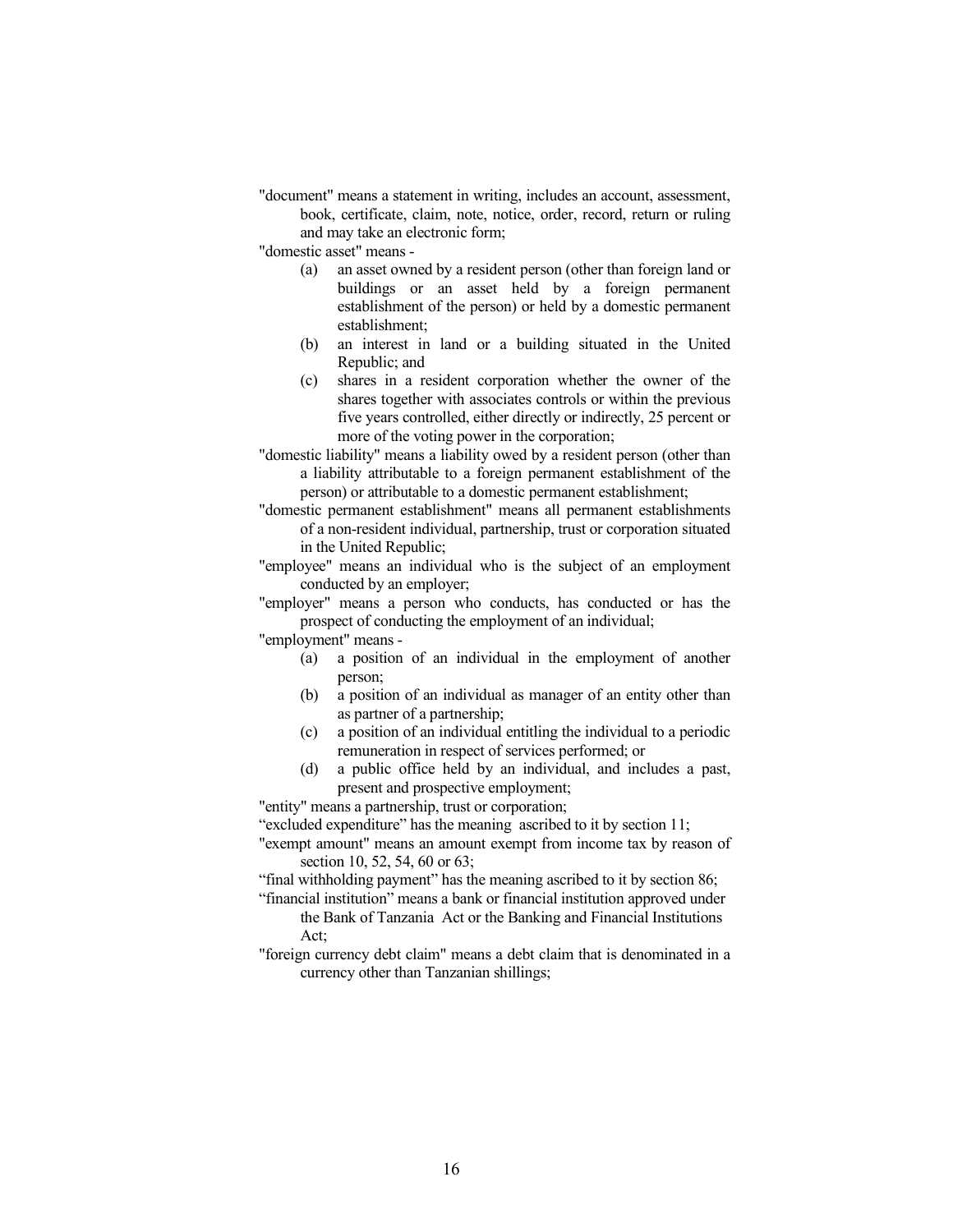"document" means a statement in writing, includes an account, assessment, book, certificate, claim, note, notice, order, record, return or ruling and may take an electronic form;

"domestic asset" means -

(a) an asset owned by a resident person (other than foreign land or buildings or an asset held by a foreign permanent establishment of the person) or held by a domestic permanent establishment;

(b) an interest in land or a building situated in the United Republic; and

(c) shares in a resident corporation whether the owner of the shares together with associates controls or within the previous five years controlled, either directly or indirectly, 25 percent or more of the voting power in the corporation;

"domestic liability" means a liability owed by a resident person (other than a liability attributable to a foreign permanent establishment of the person) or attributable to a domestic permanent establishment;

"domestic permanent establishment" means all permanent establishments of a non-resident individual, partnership, trust or corporation situated in the United Republic;

"employee" means an individual who is the subject of an employment conducted by an employer;

"employer" means a person who conducts, has conducted or has the prospect of conducting the employment of an individual;

"employment" means -

(a) a position of an individual in the employment of another person;

(b) a position of an individual as manager of an entity other than as partner of a partnership;

(c) a position of an individual entitling the individual to a periodic remuneration in respect of services performed; or

(d) a public office held by an individual, and includes a past, present and prospective employment;

"entity" means a partnership, trust or corporation;

"excluded expenditure" has the meaning ascribed to it by section 11;

"exempt amount" means an amount exempt from income tax by reason of section 10, 52, 54, 60 or 63;

"final withholding payment" has the meaning ascribed to it by section 86;

"financial institution" means a bank or financial institution approved under the Bank of Tanzania Act or the Banking and Financial Institutions Act;

"foreign currency debt claim" means a debt claim that is denominated in a currency other than Tanzanian shillings;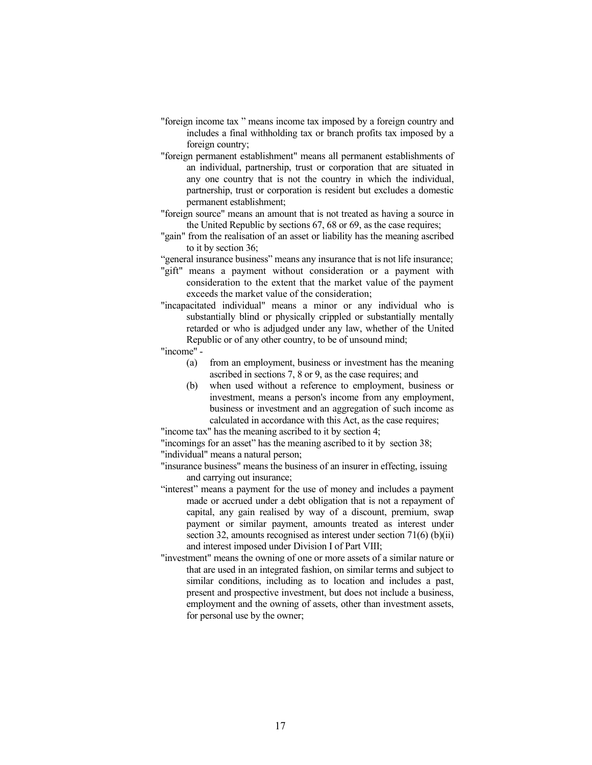"foreign income tax " means income tax imposed by a foreign country and includes a final withholding tax or branch profits tax imposed by a foreign country;

"foreign permanent establishment" means all permanent establishments of an individual, partnership, trust or corporation that are situated in any one country that is not the country in which the individual, partnership, trust or corporation is resident but excludes a domestic permanent establishment;

"foreign source" means an amount that is not treated as having a source in the United Republic by sections 67, 68 or 69, as the case requires;

"gain" from the realisation of an asset or liability has the meaning ascribed to it by section 36;

"general insurance business" means any insurance that is not life insurance;

"gift" means a payment without consideration or a payment with consideration to the extent that the market value of the payment exceeds the market value of the consideration;

"incapacitated individual" means a minor or any individual who is substantially blind or physically crippled or substantially mentally retarded or who is adjudged under any law, whether of the United Republic or of any other country, to be of unsound mind;

"income" -

(a) from an employment, business or investment has the meaning ascribed in sections 7, 8 or 9, as the case requires; and

(b) when used without a reference to employment, business or investment, means a person's income from any employment, business or investment and an aggregation of such income as calculated in accordance with this Act, as the case requires;

"income tax" has the meaning ascribed to it by section 4;

"incomings for an asset" has the meaning ascribed to it by section 38;

"individual" means a natural person;

"insurance business" means the business of an insurer in effecting, issuing and carrying out insurance;

"interest" means a payment for the use of money and includes a payment made or accrued under a debt obligation that is not a repayment of capital, any gain realised by way of a discount, premium, swap payment or similar payment, amounts treated as interest under section 32, amounts recognised as interest under section 71(6) (b)(ii) and interest imposed under Division I of Part VIII;

"investment" means the owning of one or more assets of a similar nature or that are used in an integrated fashion, on similar terms and subject to similar conditions, including as to location and includes a past, present and prospective investment, but does not include a business, employment and the owning of assets, other than investment assets, for personal use by the owner;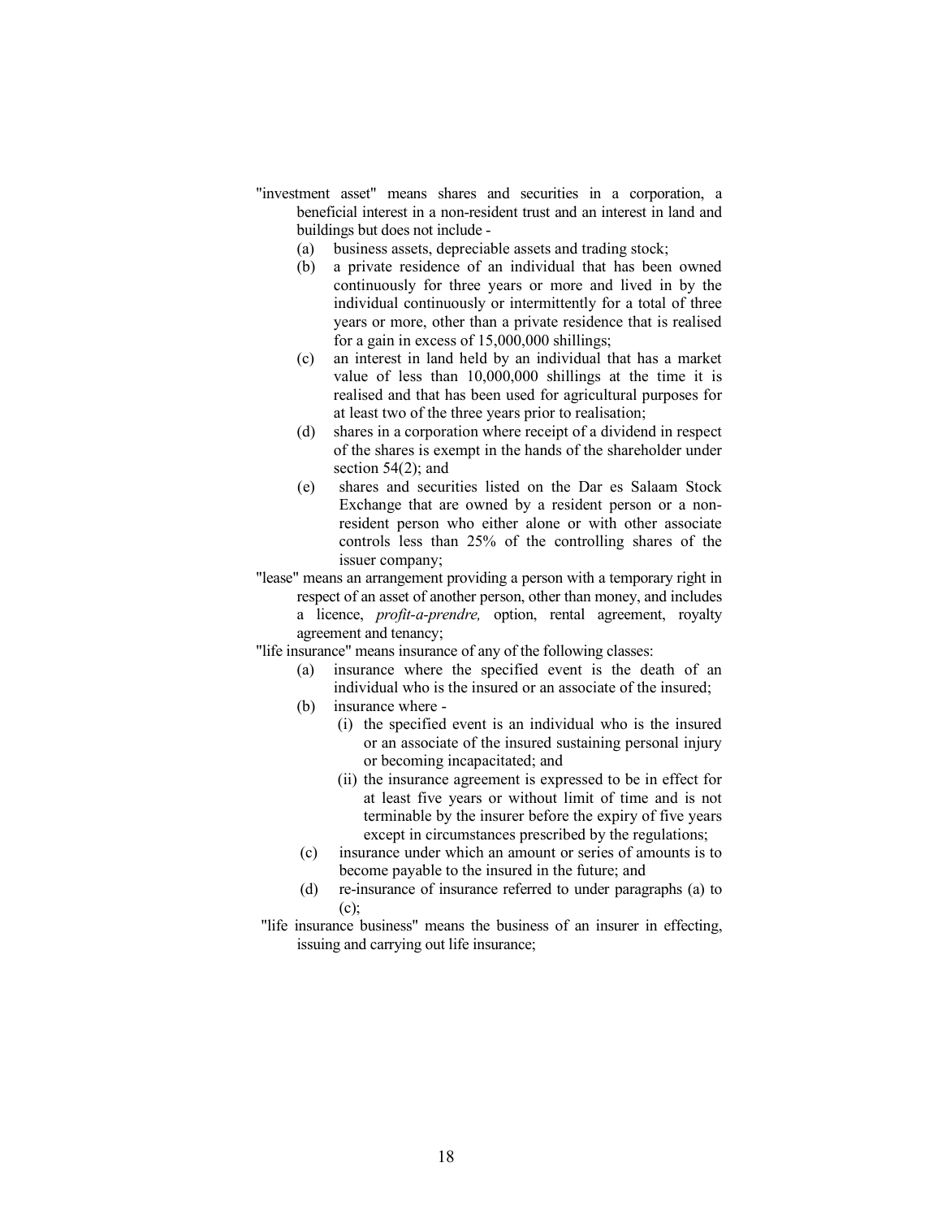"investment asset" means shares and securities in a corporation, a beneficial interest in a non-resident trust and an interest in land and buildings but does not include -

- (a) business assets, depreciable assets and trading stock;
- (b) a private residence of an individual that has been owned continuously for three years or more and lived in by the individual continuously or intermittently for a total of three years or more, other than a private residence that is realised for a gain in excess of 15,000,000 shillings;
- (c) an interest in land held by an individual that has a market value of less than 10,000,000 shillings at the time it is realised and that has been used for agricultural purposes for at least two of the three years prior to realisation;
- (d) shares in a corporation where receipt of a dividend in respect of the shares is exempt in the hands of the shareholder under section 54(2); and
- (e) shares and securities listed on the Dar es Salaam Stock Exchange that are owned by a resident person or a non-resident person who either alone or with other associate controls less than 25% of the controlling shares of the issuer company;

"lease" means an arrangement providing a person with a temporary right in respect of an asset of another person, other than money, and includes a licence, *profit-a-prendre,* option, rental agreement, royalty agreement and tenancy;

"life insurance" means insurance of any of the following classes:

- (a) insurance where the specified event is the death of an individual who is the insured or an associate of the insured;
- (b) insurance where -
  - (i) the specified event is an individual who is the insured or an associate of the insured sustaining personal injury or becoming incapacitated; and
  - (ii) the insurance agreement is expressed to be in effect for at least five years or without limit of time and is not terminable by the insurer before the expiry of five years except in circumstances prescribed by the regulations;
- (c) insurance under which an amount or series of amounts is to become payable to the insured in the future; and
- (d) re-insurance of insurance referred to under paragraphs (a) to (c);

"life insurance business" means the business of an insurer in effecting, issuing and carrying out life insurance;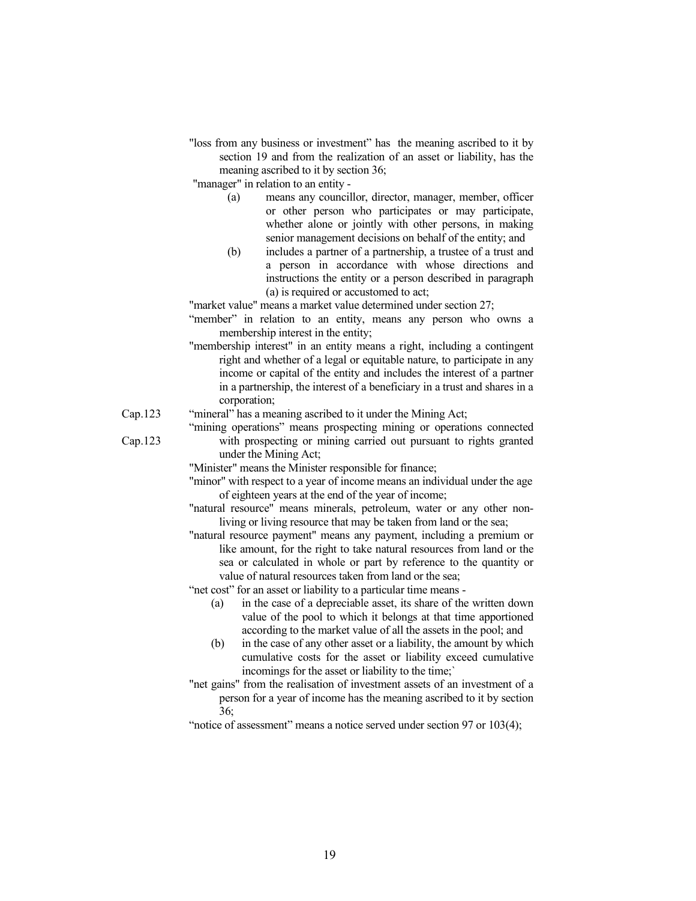"loss from any business or investment" has the meaning ascribed to it by section 19 and from the realization of an asset or liability, has the meaning ascribed to it by section 36;

"manager" in relation to an entity -

(a) means any councillor, director, manager, member, officer or other person who participates or may participate, whether alone or jointly with other persons, in making senior management decisions on behalf of the entity; and

(b) includes a partner of a partnership, a trustee of a trust and a person in accordance with whose directions and instructions the entity or a person described in paragraph (a) is required or accustomed to act;

"market value" means a market value determined under section 27;

"member" in relation to an entity, means any person who owns a membership interest in the entity;

"membership interest" in an entity means a right, including a contingent right and whether of a legal or equitable nature, to participate in any income or capital of the entity and includes the interest of a partner in a partnership, the interest of a beneficiary in a trust and shares in a corporation;

Cap.123 "mineral" has a meaning ascribed to it under the Mining Act;

Cap.123 "mining operations" means prospecting mining or operations connected with prospecting or mining carried out pursuant to rights granted under the Mining Act;

"Minister" means the Minister responsible for finance;

"minor" with respect to a year of income means an individual under the age of eighteen years at the end of the year of income;

"natural resource" means minerals, petroleum, water or any other non-living or living resource that may be taken from land or the sea;

"natural resource payment" means any payment, including a premium or like amount, for the right to take natural resources from land or the sea or calculated in whole or part by reference to the quantity or value of natural resources taken from land or the sea;

"net cost" for an asset or liability to a particular time means -

(a) in the case of a depreciable asset, its share of the written down value of the pool to which it belongs at that time apportioned according to the market value of all the assets in the pool; and

(b) in the case of any other asset or a liability, the amount by which cumulative costs for the asset or liability exceed cumulative incomings for the asset or liability to the time;`

"net gains" from the realisation of investment assets of an investment of a person for a year of income has the meaning ascribed to it by section 36;

"notice of assessment" means a notice served under section 97 or 103(4);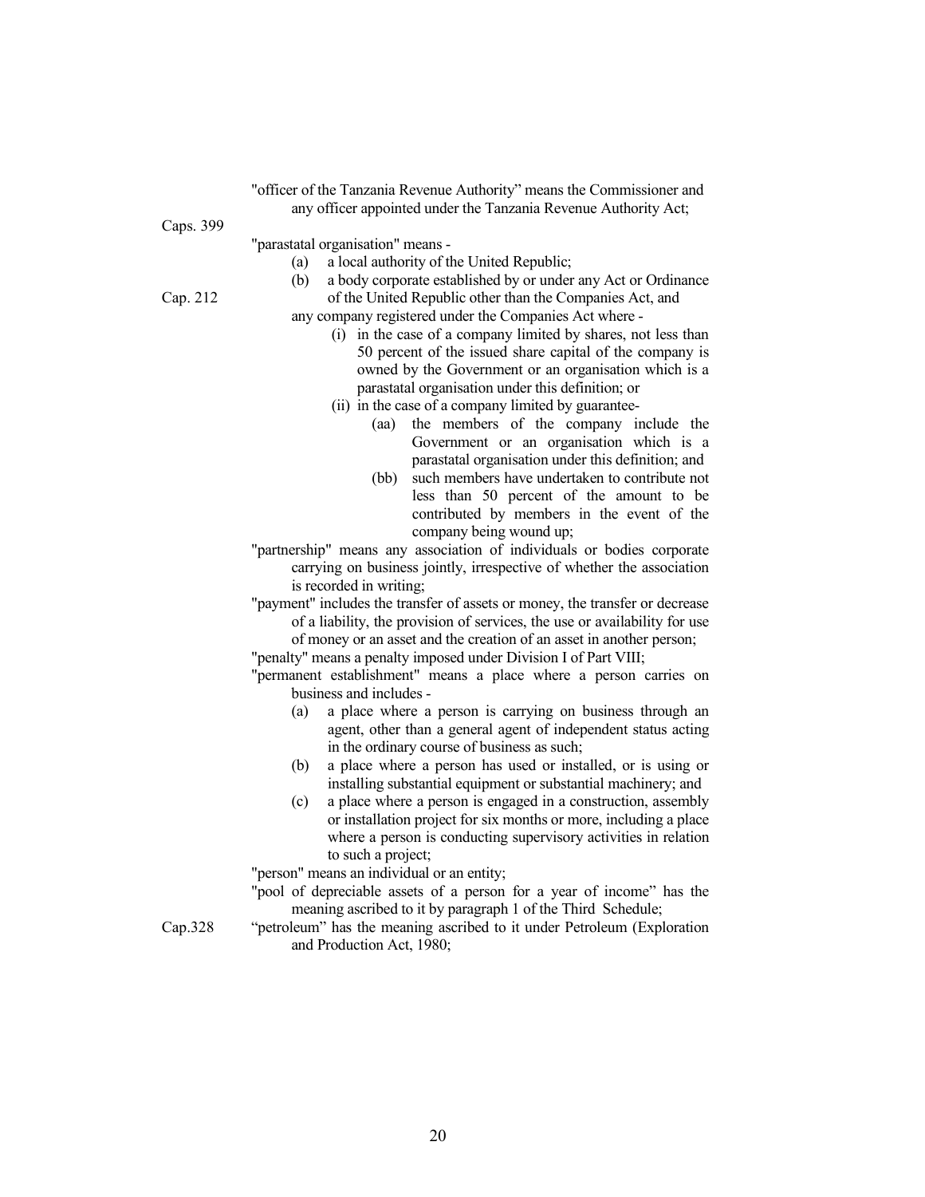"officer of the Tanzania Revenue Authority" means the Commissioner and any officer appointed under the Tanzania Revenue Authority Act;

Caps. 399

"parastatal organisation" means -

(a) a local authority of the United Republic;

(b) a body corporate established by or under any Act or Ordinance of the United Republic other than the Companies Act, and

Cap. 212

any company registered under the Companies Act where -

(i) in the case of a company limited by shares, not less than 50 percent of the issued share capital of the company is owned by the Government or an organisation which is a parastatal organisation under this definition; or

(ii) in the case of a company limited by guarantee-

(aa) the members of the company include the Government or an organisation which is a parastatal organisation under this definition; and

(bb) such members have undertaken to contribute not less than 50 percent of the amount to be contributed by members in the event of the company being wound up;

"partnership" means any association of individuals or bodies corporate carrying on business jointly, irrespective of whether the association is recorded in writing;

"payment" includes the transfer of assets or money, the transfer or decrease of a liability, the provision of services, the use or availability for use of money or an asset and the creation of an asset in another person;

"penalty" means a penalty imposed under Division I of Part VIII;

"permanent establishment" means a place where a person carries on business and includes -

(a) a place where a person is carrying on business through an agent, other than a general agent of independent status acting in the ordinary course of business as such;

(b) a place where a person has used or installed, or is using or installing substantial equipment or substantial machinery; and

(c) a place where a person is engaged in a construction, assembly or installation project for six months or more, including a place where a person is conducting supervisory activities in relation to such a project;

"person" means an individual or an entity;

"pool of depreciable assets of a person for a year of income" has the meaning ascribed to it by paragraph 1 of the Third Schedule;

Cap.328

"petroleum" has the meaning ascribed to it under Petroleum (Exploration and Production Act, 1980;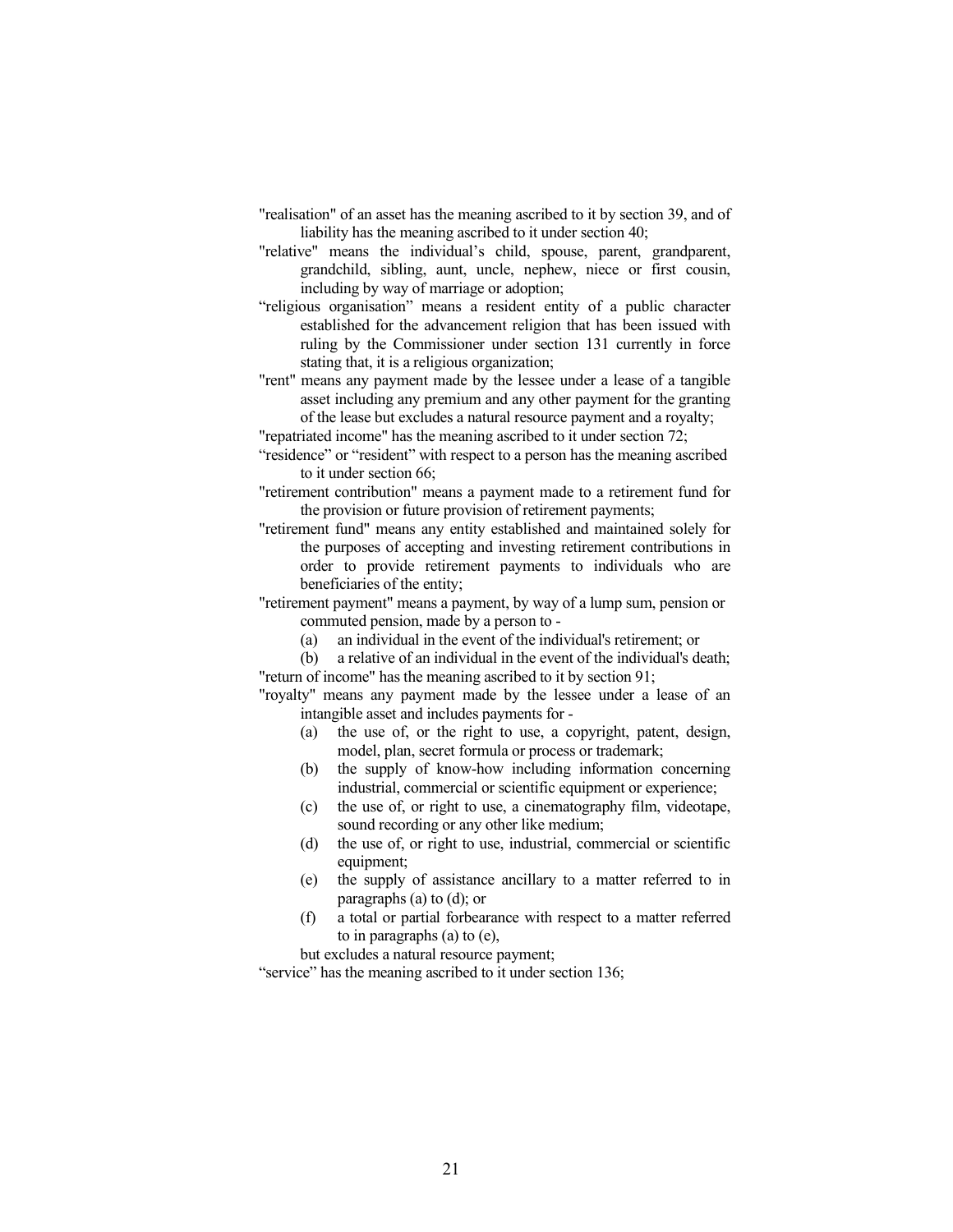"realisation" of an asset has the meaning ascribed to it by section 39, and of liability has the meaning ascribed to it under section 40;

"relative" means the individual's child, spouse, parent, grandparent, grandchild, sibling, aunt, uncle, nephew, niece or first cousin, including by way of marriage or adoption;

"religious organisation" means a resident entity of a public character established for the advancement religion that has been issued with ruling by the Commissioner under section 131 currently in force stating that, it is a religious organization;

"rent" means any payment made by the lessee under a lease of a tangible asset including any premium and any other payment for the granting of the lease but excludes a natural resource payment and a royalty;

"repatriated income" has the meaning ascribed to it under section 72;

"residence" or "resident" with respect to a person has the meaning ascribed to it under section 66;

"retirement contribution" means a payment made to a retirement fund for the provision or future provision of retirement payments;

"retirement fund" means any entity established and maintained solely for the purposes of accepting and investing retirement contributions in order to provide retirement payments to individuals who are beneficiaries of the entity;

"retirement payment" means a payment, by way of a lump sum, pension or commuted pension, made by a person to -

(a) an individual in the event of the individual's retirement; or

(b) a relative of an individual in the event of the individual's death;

"return of income" has the meaning ascribed to it by section 91;

"royalty" means any payment made by the lessee under a lease of an intangible asset and includes payments for -

(a) the use of, or the right to use, a copyright, patent, design, model, plan, secret formula or process or trademark;

(b) the supply of know-how including information concerning industrial, commercial or scientific equipment or experience;

(c) the use of, or right to use, a cinematography film, videotape, sound recording or any other like medium;

(d) the use of, or right to use, industrial, commercial or scientific equipment;

(e) the supply of assistance ancillary to a matter referred to in paragraphs (a) to (d); or

(f) a total or partial forbearance with respect to a matter referred to in paragraphs (a) to (e),

but excludes a natural resource payment;

"service" has the meaning ascribed to it under section 136;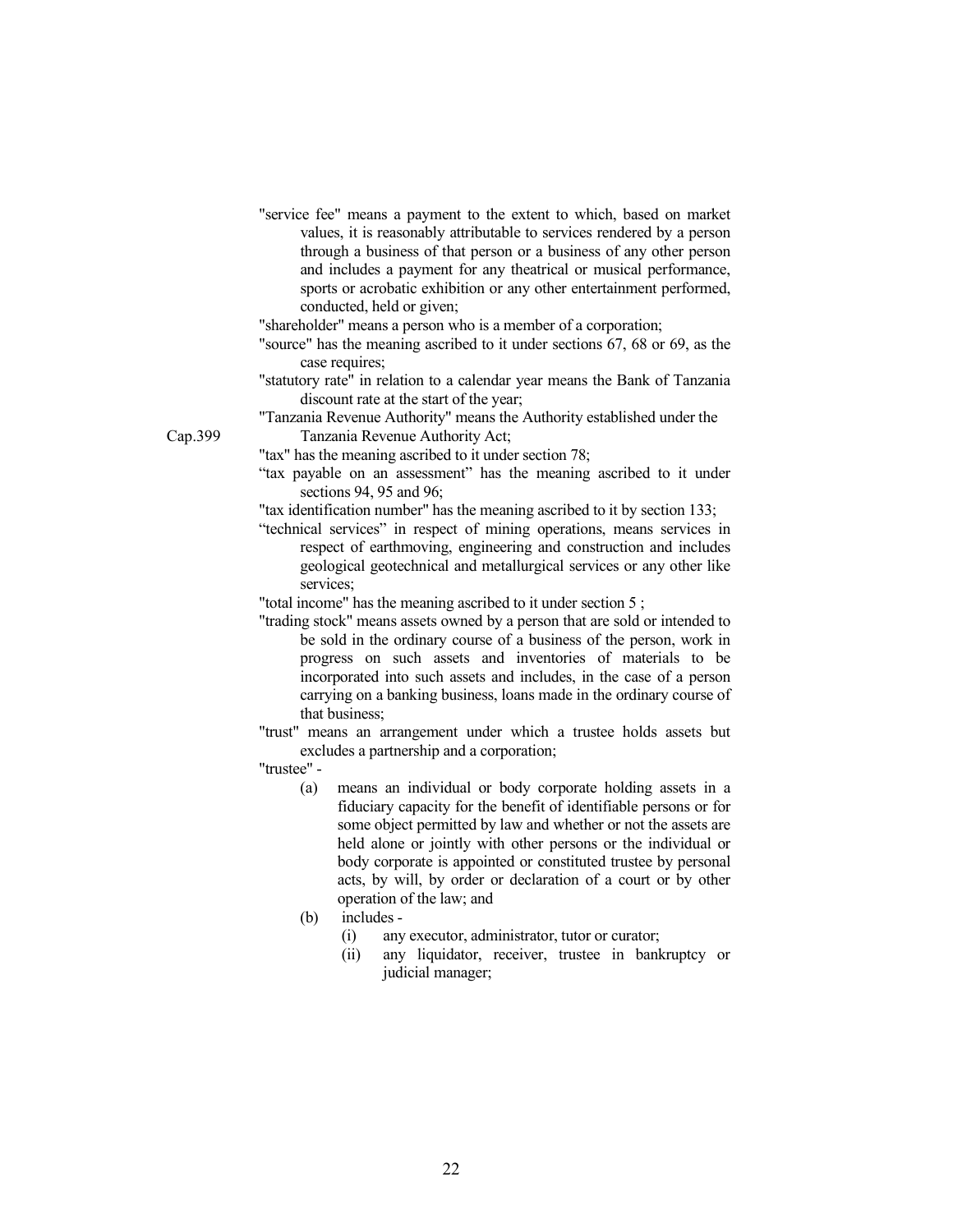"service fee" means a payment to the extent to which, based on market values, it is reasonably attributable to services rendered by a person through a business of that person or a business of any other person and includes a payment for any theatrical or musical performance, sports or acrobatic exhibition or any other entertainment performed, conducted, held or given;

"shareholder" means a person who is a member of a corporation;

"source" has the meaning ascribed to it under sections 67, 68 or 69, as the case requires;

"statutory rate" in relation to a calendar year means the Bank of Tanzania discount rate at the start of the year;

"Tanzania Revenue Authority" means the Authority established under the Tanzania Revenue Authority Act; Cap.399

"tax" has the meaning ascribed to it under section 78;

"tax payable on an assessment" has the meaning ascribed to it under sections 94, 95 and 96;

"tax identification number" has the meaning ascribed to it by section 133;

"technical services" in respect of mining operations, means services in respect of earthmoving, engineering and construction and includes geological geotechnical and metallurgical services or any other like services;

"total income" has the meaning ascribed to it under section 5 ;

"trading stock" means assets owned by a person that are sold or intended to be sold in the ordinary course of a business of the person, work in progress on such assets and inventories of materials to be incorporated into such assets and includes, in the case of a person carrying on a banking business, loans made in the ordinary course of that business;

"trust" means an arrangement under which a trustee holds assets but excludes a partnership and a corporation;

"trustee" -

(a) means an individual or body corporate holding assets in a fiduciary capacity for the benefit of identifiable persons or for some object permitted by law and whether or not the assets are held alone or jointly with other persons or the individual or body corporate is appointed or constituted trustee by personal acts, by will, by order or declaration of a court or by other operation of the law; and

(b) includes -

 (i) any executor, administrator, tutor or curator;

 (ii) any liquidator, receiver, trustee in bankruptcy or judicial manager;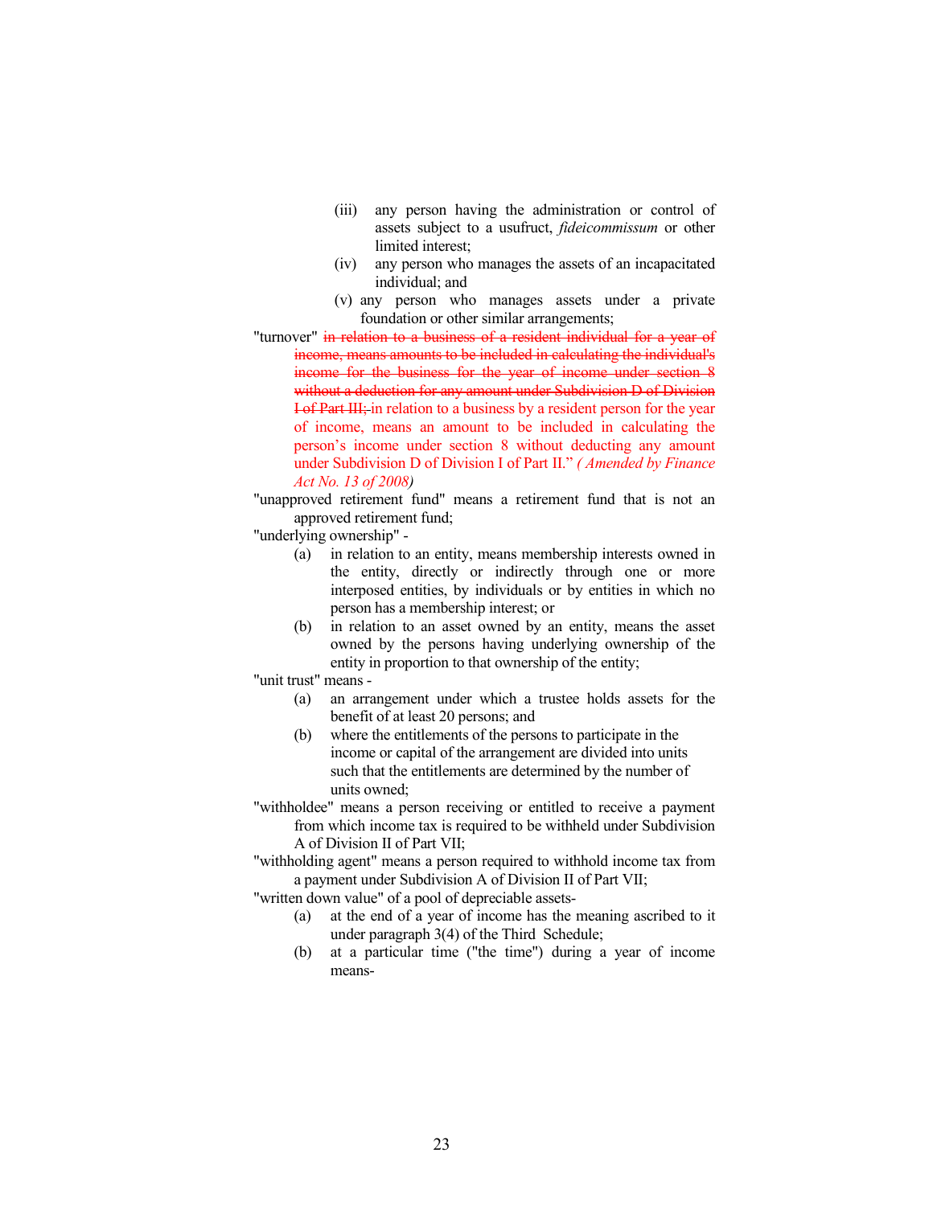(iii) any person having the administration or control of assets subject to a usufruct, *fideicommissum* or other limited interest;

(iv) any person who manages the assets of an incapacitated individual; and

(v) any person who manages assets under a private foundation or other similar arrangements;

"turnover" ~~in relation to a business of a resident individual for a year of income, means amounts to be included in calculating the individual's income for the business for the year of income under section 8 without a deduction for any amount under Subdivision D of Division I of Part III;~~ in relation to a business by a resident person for the year of income, means an amount to be included in calculating the person's income under section 8 without deducting any amount under Subdivision D of Division I of Part II." *( Amended by Finance Act No. 13 of 2008)*

"unapproved retirement fund" means a retirement fund that is not an approved retirement fund;

"underlying ownership" -

(a) in relation to an entity, means membership interests owned in the entity, directly or indirectly through one or more interposed entities, by individuals or by entities in which no person has a membership interest; or

(b) in relation to an asset owned by an entity, means the asset owned by the persons having underlying ownership of the entity in proportion to that ownership of the entity;

"unit trust" means -

(a) an arrangement under which a trustee holds assets for the benefit of at least 20 persons; and

(b) where the entitlements of the persons to participate in the income or capital of the arrangement are divided into units such that the entitlements are determined by the number of units owned;

"withholdee" means a person receiving or entitled to receive a payment from which income tax is required to be withheld under Subdivision A of Division II of Part VII;

"withholding agent" means a person required to withhold income tax from a payment under Subdivision A of Division II of Part VII;

"written down value" of a pool of depreciable assets-

(a) at the end of a year of income has the meaning ascribed to it under paragraph 3(4) of the Third Schedule;

(b) at a particular time ("the time") during a year of income means-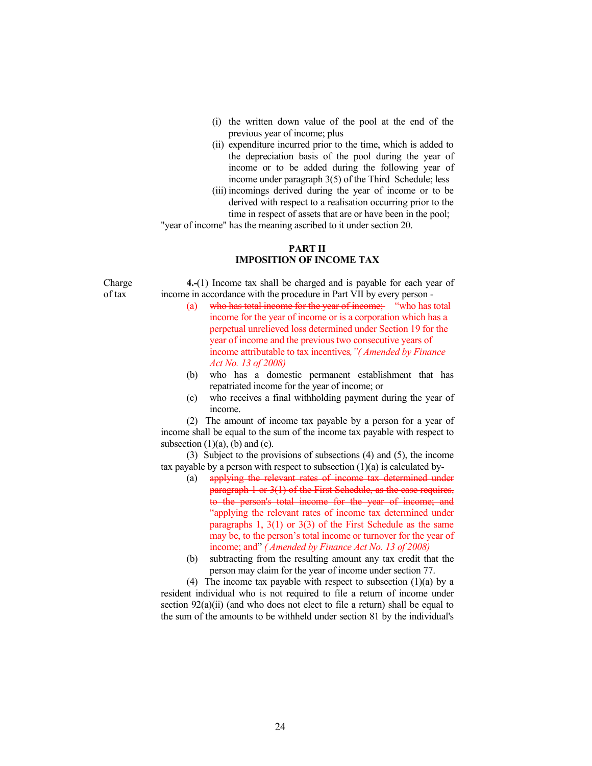(i) the written down value of the pool at the end of the previous year of income; plus

(ii) expenditure incurred prior to the time, which is added to the depreciation basis of the pool during the year of income or to be added during the following year of income under paragraph 3(5) of the Third Schedule; less

(iii) incomings derived during the year of income or to be derived with respect to a realisation occurring prior to the time in respect of assets that are or have been in the pool;

"year of income" has the meaning ascribed to it under section 20.

## PART II
## IMPOSITION OF INCOME TAX

Charge of tax

**4.-**(1) Income tax shall be charged and is payable for each year of income in accordance with the procedure in Part VII by every person -

(a) ~~who has total income for the year of income;~~ "who has total income for the year of income or is a corporation which has a perpetual unrelieved loss determined under Section 19 for the year of income and the previous two consecutive years of income attributable to tax incentives,"*( Amended by Finance Act No. 13 of 2008)*

(b) who has a domestic permanent establishment that has repatriated income for the year of income; or

(c) who receives a final withholding payment during the year of income.

(2) The amount of income tax payable by a person for a year of income shall be equal to the sum of the income tax payable with respect to subsection (1)(a), (b) and (c).

(3) Subject to the provisions of subsections (4) and (5), the income tax payable by a person with respect to subsection (1)(a) is calculated by-

(a) ~~applying the relevant rates of income tax determined under paragraph 1 or 3(1) of the First Schedule, as the case requires, to the person's total income for the year of income; and~~ "applying the relevant rates of income tax determined under paragraphs 1, 3(1) or 3(3) of the First Schedule as the same may be, to the person's total income or turnover for the year of income; and" *( Amended by Finance Act No. 13 of 2008)*

(b) subtracting from the resulting amount any tax credit that the person may claim for the year of income under section 77.

(4) The income tax payable with respect to subsection (1)(a) by a resident individual who is not required to file a return of income under section 92(a)(ii) (and who does not elect to file a return) shall be equal to the sum of the amounts to be withheld under section 81 by the individual's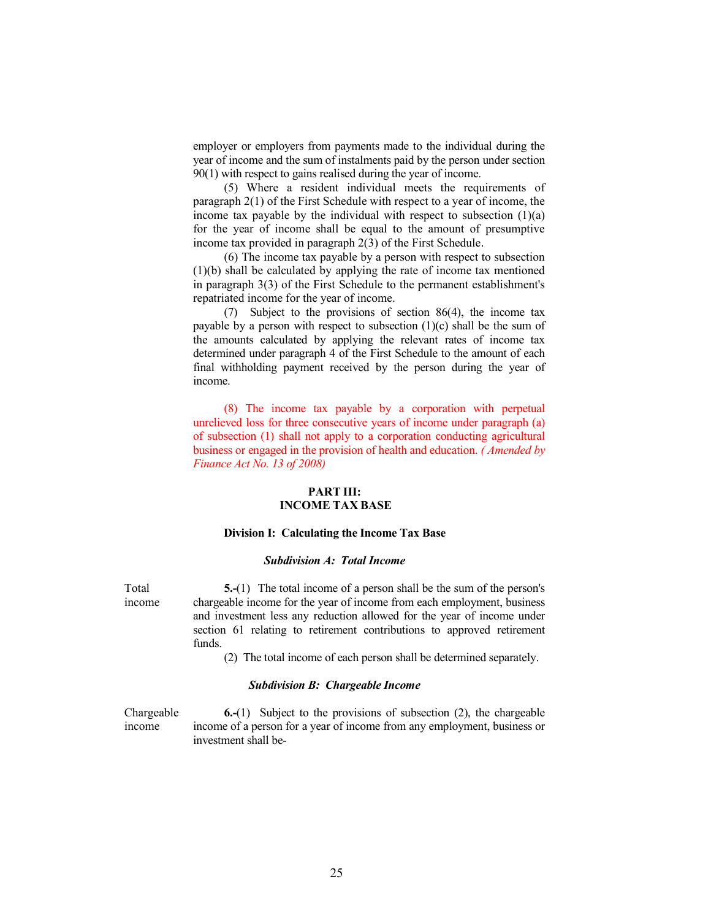employer or employers from payments made to the individual during the year of income and the sum of instalments paid by the person under section 90(1) with respect to gains realised during the year of income.

(5) Where a resident individual meets the requirements of paragraph 2(1) of the First Schedule with respect to a year of income, the income tax payable by the individual with respect to subsection (1)(a) for the year of income shall be equal to the amount of presumptive income tax provided in paragraph 2(3) of the First Schedule.

(6) The income tax payable by a person with respect to subsection (1)(b) shall be calculated by applying the rate of income tax mentioned in paragraph 3(3) of the First Schedule to the permanent establishment's repatriated income for the year of income.

(7) Subject to the provisions of section 86(4), the income tax payable by a person with respect to subsection (1)(c) shall be the sum of the amounts calculated by applying the relevant rates of income tax determined under paragraph 4 of the First Schedule to the amount of each final withholding payment received by the person during the year of income.

(8) The income tax payable by a corporation with perpetual unrelieved loss for three consecutive years of income under paragraph (a) of subsection (1) shall not apply to a corporation conducting agricultural business or engaged in the provision of health and education. *( Amended by Finance Act No. 13 of 2008)*

## PART III: INCOME TAX BASE

### Division I: Calculating the Income Tax Base

#### *Subdivision A: Total Income*

Total income

**5.-**(1) The total income of a person shall be the sum of the person's chargeable income for the year of income from each employment, business and investment less any reduction allowed for the year of income under section 61 relating to retirement contributions to approved retirement funds.

(2) The total income of each person shall be determined separately.

#### *Subdivision B: Chargeable Income*

Chargeable income

**6.-**(1) Subject to the provisions of subsection (2), the chargeable income of a person for a year of income from any employment, business or investment shall be-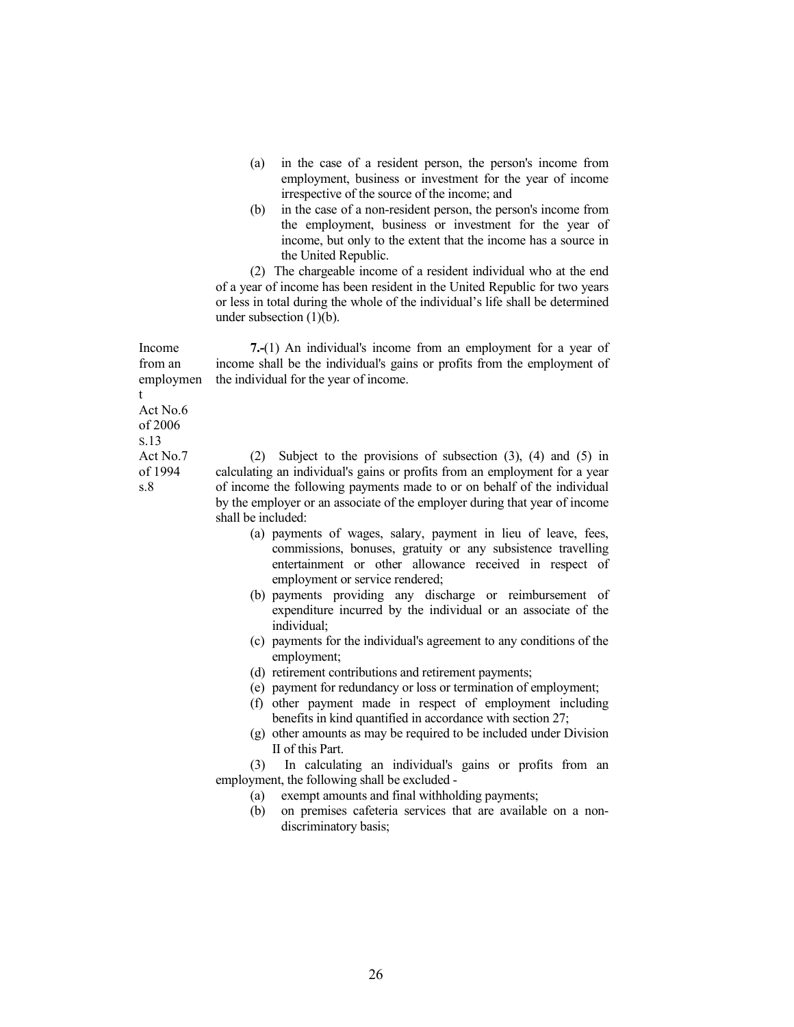(a) in the case of a resident person, the person's income from employment, business or investment for the year of income irrespective of the source of the income; and

(b) in the case of a non-resident person, the person's income from the employment, business or investment for the year of income, but only to the extent that the income has a source in the United Republic.

(2) The chargeable income of a resident individual who at the end of a year of income has been resident in the United Republic for two years or less in total during the whole of the individual's life shall be determined under subsection (1)(b).

Income from an employment
Act No.6 of 2006 s.13
Act No.7 of 1994 s.8

**7.-**(1) An individual's income from an employment for a year of income shall be the individual's gains or profits from the employment of the individual for the year of income.

(2) Subject to the provisions of subsection (3), (4) and (5) in calculating an individual's gains or profits from an employment for a year of income the following payments made to or on behalf of the individual by the employer or an associate of the employer during that year of income shall be included:

(a) payments of wages, salary, payment in lieu of leave, fees, commissions, bonuses, gratuity or any subsistence travelling entertainment or other allowance received in respect of employment or service rendered;

(b) payments providing any discharge or reimbursement of expenditure incurred by the individual or an associate of the individual;

(c) payments for the individual's agreement to any conditions of the employment;

(d) retirement contributions and retirement payments;

(e) payment for redundancy or loss or termination of employment;

(f) other payment made in respect of employment including benefits in kind quantified in accordance with section 27;

(g) other amounts as may be required to be included under Division II of this Part.

(3) In calculating an individual's gains or profits from an employment, the following shall be excluded -

(a) exempt amounts and final withholding payments;

(b) on premises cafeteria services that are available on a non-discriminatory basis;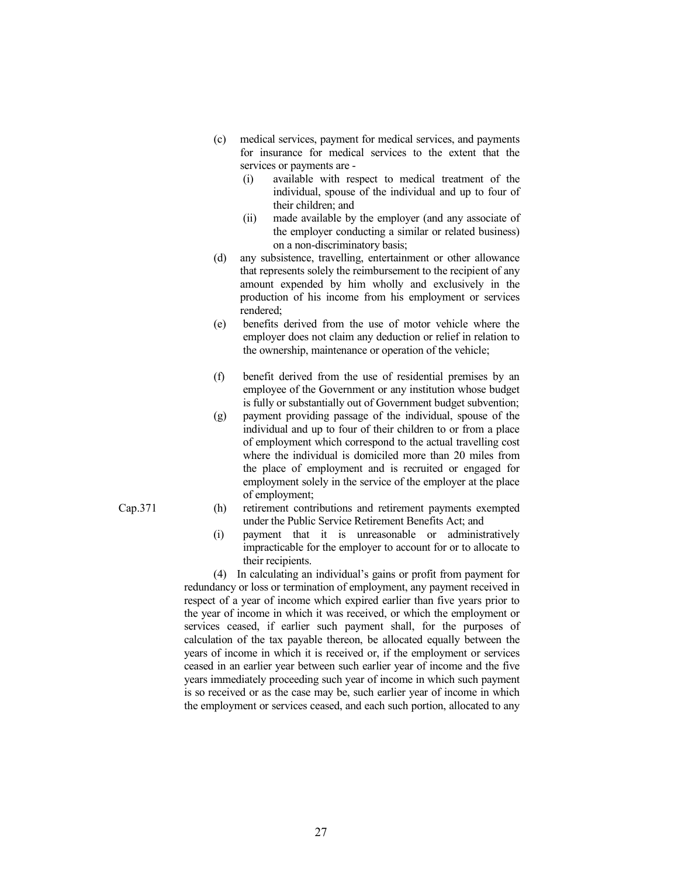(c) medical services, payment for medical services, and payments for insurance for medical services to the extent that the services or payments are -

   (i) available with respect to medical treatment of the individual, spouse of the individual and up to four of their children; and

   (ii) made available by the employer (and any associate of the employer conducting a similar or related business) on a non-discriminatory basis;

(d) any subsistence, travelling, entertainment or other allowance that represents solely the reimbursement to the recipient of any amount expended by him wholly and exclusively in the production of his income from his employment or services rendered;

(e) benefits derived from the use of motor vehicle where the employer does not claim any deduction or relief in relation to the ownership, maintenance or operation of the vehicle;

(f) benefit derived from the use of residential premises by an employee of the Government or any institution whose budget is fully or substantially out of Government budget subvention;

(g) payment providing passage of the individual, spouse of the individual and up to four of their children to or from a place of employment which correspond to the actual travelling cost where the individual is domiciled more than 20 miles from the place of employment and is recruited or engaged for employment solely in the service of the employer at the place of employment;

Cap.371

(h) retirement contributions and retirement payments exempted under the Public Service Retirement Benefits Act; and

(i) payment that it is unreasonable or administratively impracticable for the employer to account for or to allocate to their recipients.

(4) In calculating an individual's gains or profit from payment for redundancy or loss or termination of employment, any payment received in respect of a year of income which expired earlier than five years prior to the year of income in which it was received, or which the employment or services ceased, if earlier such payment shall, for the purposes of calculation of the tax payable thereon, be allocated equally between the years of income in which it is received or, if the employment or services ceased in an earlier year between such earlier year of income and the five years immediately proceeding such year of income in which such payment is so received or as the case may be, such earlier year of income in which the employment or services ceased, and each such portion, allocated to any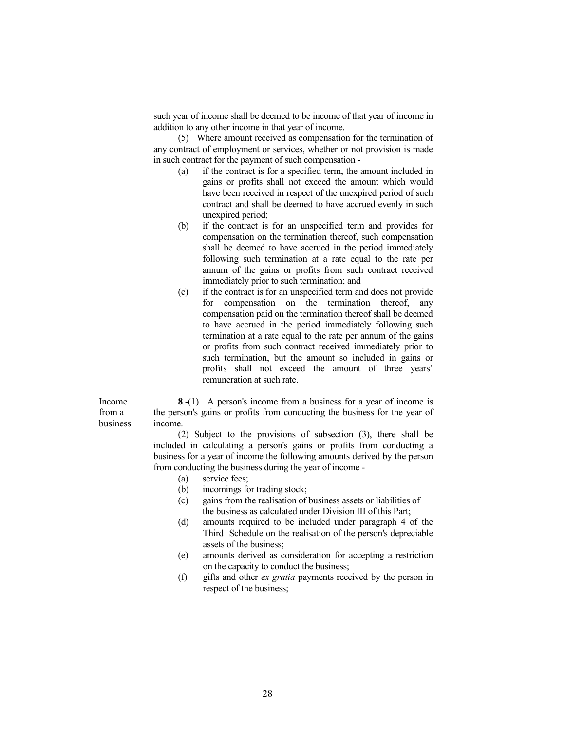such year of income shall be deemed to be income of that year of income in addition to any other income in that year of income.

(5) Where amount received as compensation for the termination of any contract of employment or services, whether or not provision is made in such contract for the payment of such compensation -

(a) if the contract is for a specified term, the amount included in gains or profits shall not exceed the amount which would have been received in respect of the unexpired period of such contract and shall be deemed to have accrued evenly in such unexpired period;

(b) if the contract is for an unspecified term and provides for compensation on the termination thereof, such compensation shall be deemed to have accrued in the period immediately following such termination at a rate equal to the rate per annum of the gains or profits from such contract received immediately prior to such termination; and

(c) if the contract is for an unspecified term and does not provide for compensation on the termination thereof, any compensation paid on the termination thereof shall be deemed to have accrued in the period immediately following such termination at a rate equal to the rate per annum of the gains or profits from such contract received immediately prior to such termination, but the amount so included in gains or profits shall not exceed the amount of three years' remuneration at such rate.

Income from a business

**8**.-(1) A person's income from a business for a year of income is the person's gains or profits from conducting the business for the year of income.

(2) Subject to the provisions of subsection (3), there shall be included in calculating a person's gains or profits from conducting a business for a year of income the following amounts derived by the person from conducting the business during the year of income -

(a) service fees;

(b) incomings for trading stock;

(c) gains from the realisation of business assets or liabilities of the business as calculated under Division III of this Part;

(d) amounts required to be included under paragraph 4 of the Third Schedule on the realisation of the person's depreciable assets of the business;

(e) amounts derived as consideration for accepting a restriction on the capacity to conduct the business;

(f) gifts and other *ex gratia* payments received by the person in respect of the business;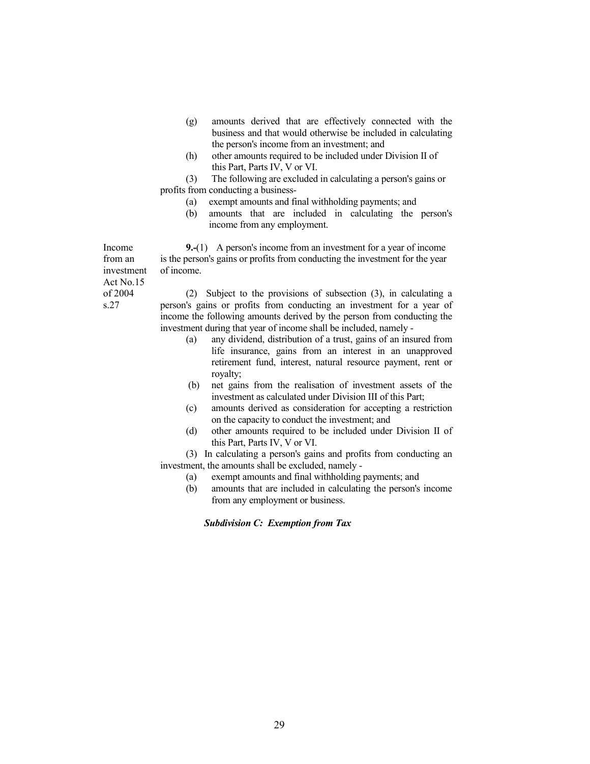(g) amounts derived that are effectively connected with the business and that would otherwise be included in calculating the person's income from an investment; and

(h) other amounts required to be included under Division II of this Part, Parts IV, V or VI.

(3) The following are excluded in calculating a person's gains or profits from conducting a business-

(a) exempt amounts and final withholding payments; and

(b) amounts that are included in calculating the person's income from any employment.

Income from an investment Act No.15 of 2004 s.27

**9.-**(1) A person's income from an investment for a year of income is the person's gains or profits from conducting the investment for the year of income.

(2) Subject to the provisions of subsection (3), in calculating a person's gains or profits from conducting an investment for a year of income the following amounts derived by the person from conducting the investment during that year of income shall be included, namely -

(a) any dividend, distribution of a trust, gains of an insured from life insurance, gains from an interest in an unapproved retirement fund, interest, natural resource payment, rent or royalty;

(b) net gains from the realisation of investment assets of the investment as calculated under Division III of this Part;

(c) amounts derived as consideration for accepting a restriction on the capacity to conduct the investment; and

(d) other amounts required to be included under Division II of this Part, Parts IV, V or VI.

(3) In calculating a person's gains and profits from conducting an investment, the amounts shall be excluded, namely -

(a) exempt amounts and final withholding payments; and

(b) amounts that are included in calculating the person's income from any employment or business.

***Subdivision C: Exemption from Tax***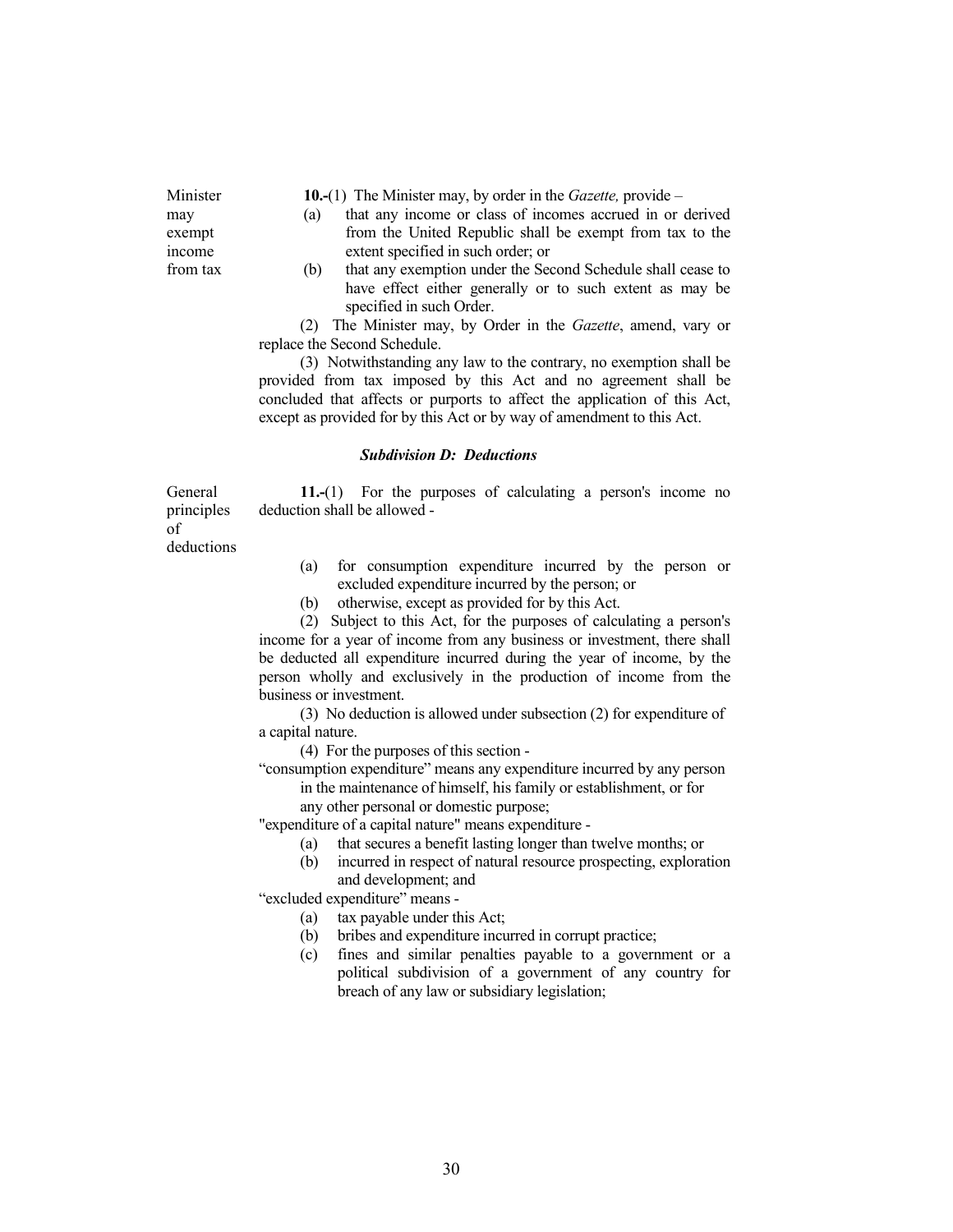Minister may exempt income from tax

**10.-**(1) The Minister may, by order in the *Gazette,* provide –

(a) that any income or class of incomes accrued in or derived from the United Republic shall be exempt from tax to the extent specified in such order; or

(b) that any exemption under the Second Schedule shall cease to have effect either generally or to such extent as may be specified in such Order.

(2) The Minister may, by Order in the *Gazette*, amend, vary or replace the Second Schedule.

(3) Notwithstanding any law to the contrary, no exemption shall be provided from tax imposed by this Act and no agreement shall be concluded that affects or purports to affect the application of this Act, except as provided for by this Act or by way of amendment to this Act.

### ***Subdivision D: Deductions***

General principles of deductions

**11.-**(1) For the purposes of calculating a person's income no deduction shall be allowed -

(a) for consumption expenditure incurred by the person or excluded expenditure incurred by the person; or

(b) otherwise, except as provided for by this Act.

(2) Subject to this Act, for the purposes of calculating a person's income for a year of income from any business or investment, there shall be deducted all expenditure incurred during the year of income, by the person wholly and exclusively in the production of income from the business or investment.

(3) No deduction is allowed under subsection (2) for expenditure of a capital nature.

(4) For the purposes of this section -

"consumption expenditure" means any expenditure incurred by any person in the maintenance of himself, his family or establishment, or for any other personal or domestic purpose;

"expenditure of a capital nature" means expenditure -

(a) that secures a benefit lasting longer than twelve months; or

(b) incurred in respect of natural resource prospecting, exploration and development; and

"excluded expenditure" means -

(a) tax payable under this Act;

(b) bribes and expenditure incurred in corrupt practice;

(c) fines and similar penalties payable to a government or a political subdivision of a government of any country for breach of any law or subsidiary legislation;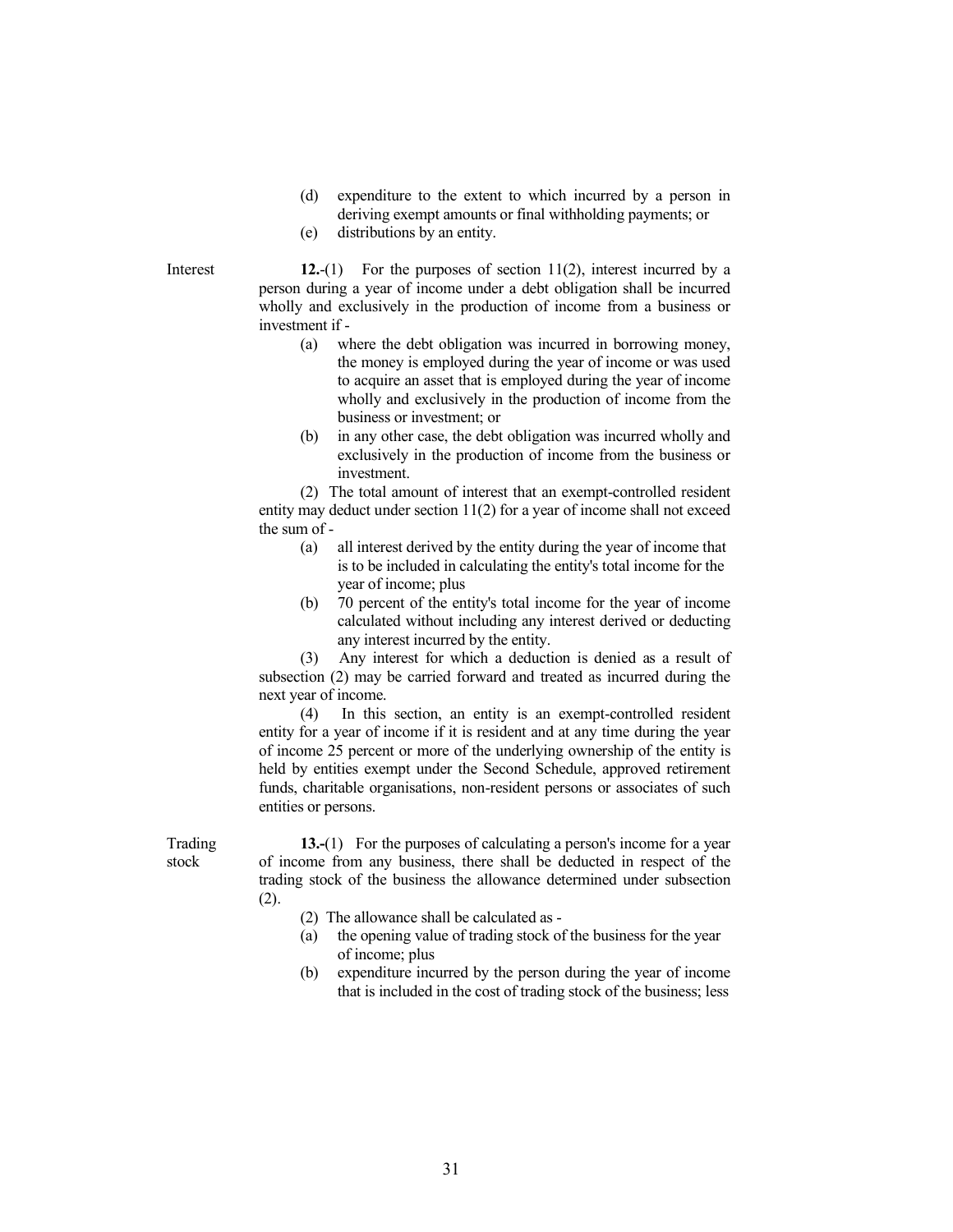(d) expenditure to the extent to which incurred by a person in deriving exempt amounts or final withholding payments; or

(e) distributions by an entity.

**Interest**

**12.**-(1) For the purposes of section 11(2), interest incurred by a person during a year of income under a debt obligation shall be incurred wholly and exclusively in the production of income from a business or investment if -

(a) where the debt obligation was incurred in borrowing money, the money is employed during the year of income or was used to acquire an asset that is employed during the year of income wholly and exclusively in the production of income from the business or investment; or

(b) in any other case, the debt obligation was incurred wholly and exclusively in the production of income from the business or investment.

(2) The total amount of interest that an exempt-controlled resident entity may deduct under section 11(2) for a year of income shall not exceed the sum of -

(a) all interest derived by the entity during the year of income that is to be included in calculating the entity's total income for the year of income; plus

(b) 70 percent of the entity's total income for the year of income calculated without including any interest derived or deducting any interest incurred by the entity.

(3) Any interest for which a deduction is denied as a result of subsection (2) may be carried forward and treated as incurred during the next year of income.

(4) In this section, an entity is an exempt-controlled resident entity for a year of income if it is resident and at any time during the year of income 25 percent or more of the underlying ownership of the entity is held by entities exempt under the Second Schedule, approved retirement funds, charitable organisations, non-resident persons or associates of such entities or persons.

**Trading stock**

**13.**-(1) For the purposes of calculating a person's income for a year of income from any business, there shall be deducted in respect of the trading stock of the business the allowance determined under subsection (2).

(2) The allowance shall be calculated as -

(a) the opening value of trading stock of the business for the year of income; plus

(b) expenditure incurred by the person during the year of income that is included in the cost of trading stock of the business; less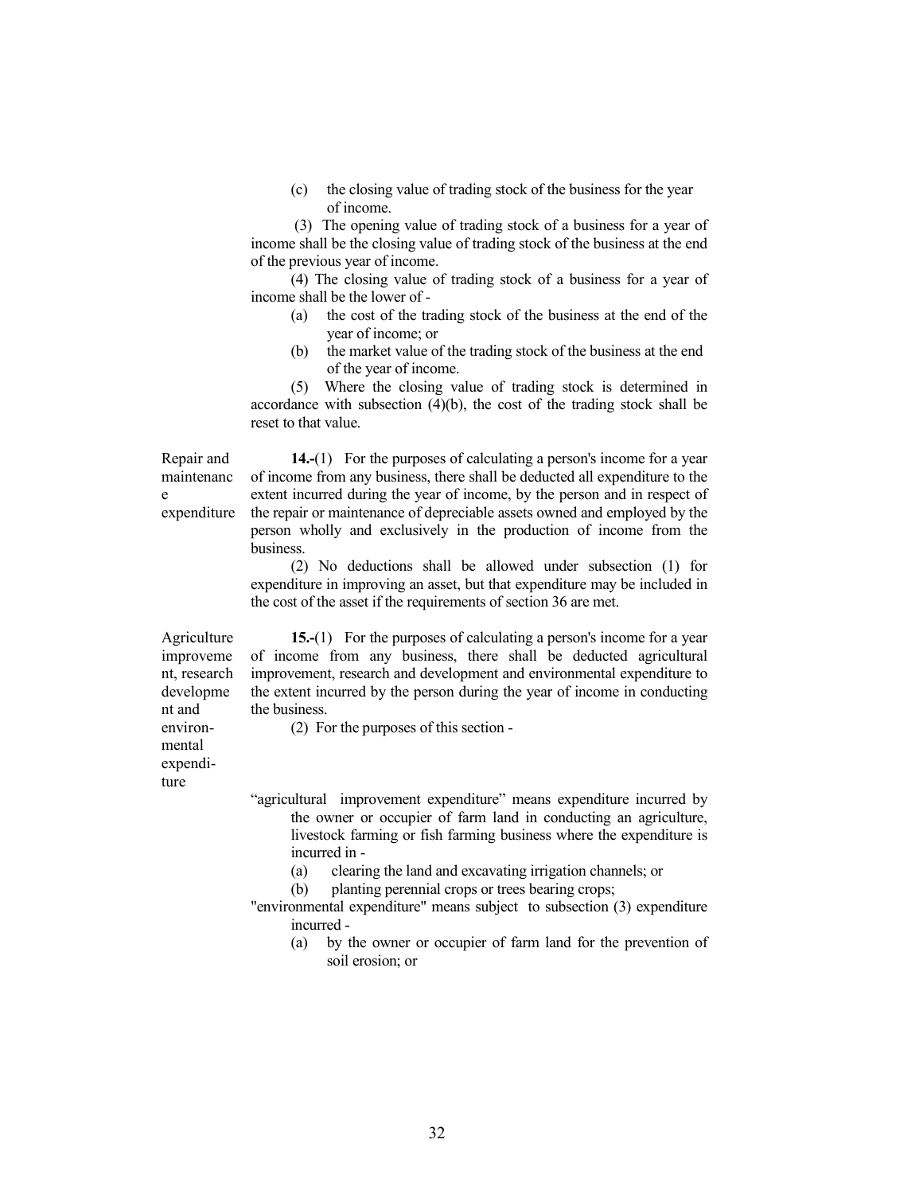(c) the closing value of trading stock of the business for the year of income.

(3) The opening value of trading stock of a business for a year of income shall be the closing value of trading stock of the business at the end of the previous year of income.

(4) The closing value of trading stock of a business for a year of income shall be the lower of -

(a) the cost of the trading stock of the business at the end of the year of income; or

(b) the market value of the trading stock of the business at the end of the year of income.

(5) Where the closing value of trading stock is determined in accordance with subsection (4)(b), the cost of the trading stock shall be reset to that value.

Repair and maintenance expenditure

**14.-**(1) For the purposes of calculating a person's income for a year of income from any business, there shall be deducted all expenditure to the extent incurred during the year of income, by the person and in respect of the repair or maintenance of depreciable assets owned and employed by the person wholly and exclusively in the production of income from the business.

(2) No deductions shall be allowed under subsection (1) for expenditure in improving an asset, but that expenditure may be included in the cost of the asset if the requirements of section 36 are met.

Agriculture improvement, research development and environmental expenditure

**15.-**(1) For the purposes of calculating a person's income for a year of income from any business, there shall be deducted agricultural improvement, research and development and environmental expenditure to the extent incurred by the person during the year of income in conducting the business.

(2) For the purposes of this section -

"agricultural improvement expenditure" means expenditure incurred by the owner or occupier of farm land in conducting an agriculture, livestock farming or fish farming business where the expenditure is incurred in -

(a) clearing the land and excavating irrigation channels; or

(b) planting perennial crops or trees bearing crops;

"environmental expenditure" means subject to subsection (3) expenditure incurred -

(a) by the owner or occupier of farm land for the prevention of soil erosion; or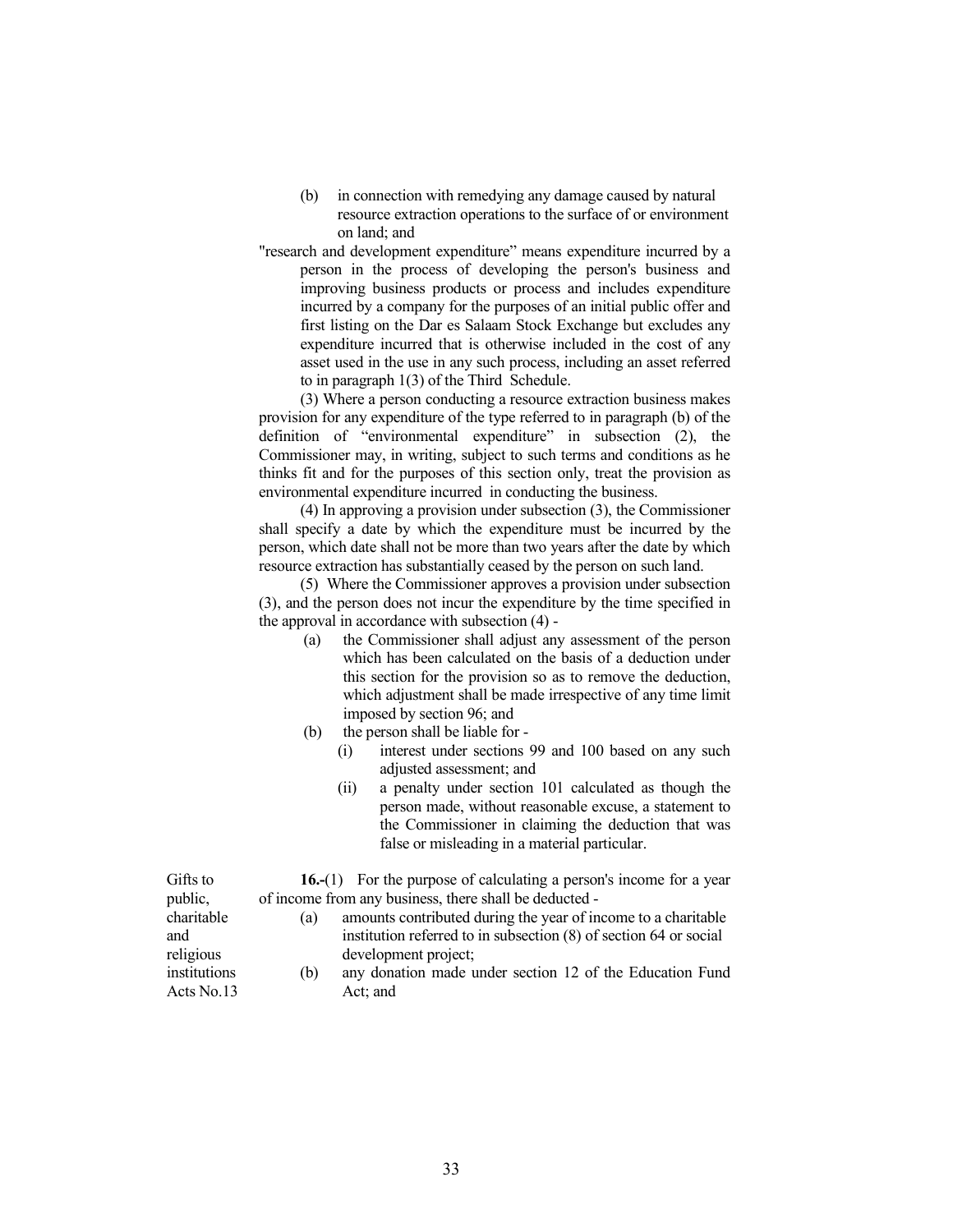(b) in connection with remedying any damage caused by natural resource extraction operations to the surface of or environment on land; and

"research and development expenditure" means expenditure incurred by a person in the process of developing the person's business and improving business products or process and includes expenditure incurred by a company for the purposes of an initial public offer and first listing on the Dar es Salaam Stock Exchange but excludes any expenditure incurred that is otherwise included in the cost of any asset used in the use in any such process, including an asset referred to in paragraph 1(3) of the Third Schedule.

(3) Where a person conducting a resource extraction business makes provision for any expenditure of the type referred to in paragraph (b) of the definition of "environmental expenditure" in subsection (2), the Commissioner may, in writing, subject to such terms and conditions as he thinks fit and for the purposes of this section only, treat the provision as environmental expenditure incurred in conducting the business.

(4) In approving a provision under subsection (3), the Commissioner shall specify a date by which the expenditure must be incurred by the person, which date shall not be more than two years after the date by which resource extraction has substantially ceased by the person on such land.

(5) Where the Commissioner approves a provision under subsection (3), and the person does not incur the expenditure by the time specified in the approval in accordance with subsection (4) -

(a) the Commissioner shall adjust any assessment of the person which has been calculated on the basis of a deduction under this section for the provision so as to remove the deduction, which adjustment shall be made irrespective of any time limit imposed by section 96; and

(b) the person shall be liable for -

(i) interest under sections 99 and 100 based on any such adjusted assessment; and

(ii) a penalty under section 101 calculated as though the person made, without reasonable excuse, a statement to the Commissioner in claiming the deduction that was false or misleading in a material particular.

Gifts to public, charitable and religious institutions Acts No.13

**16.-**(1) For the purpose of calculating a person's income for a year of income from any business, there shall be deducted -

(a) amounts contributed during the year of income to a charitable institution referred to in subsection (8) of section 64 or social development project;

(b) any donation made under section 12 of the Education Fund Act; and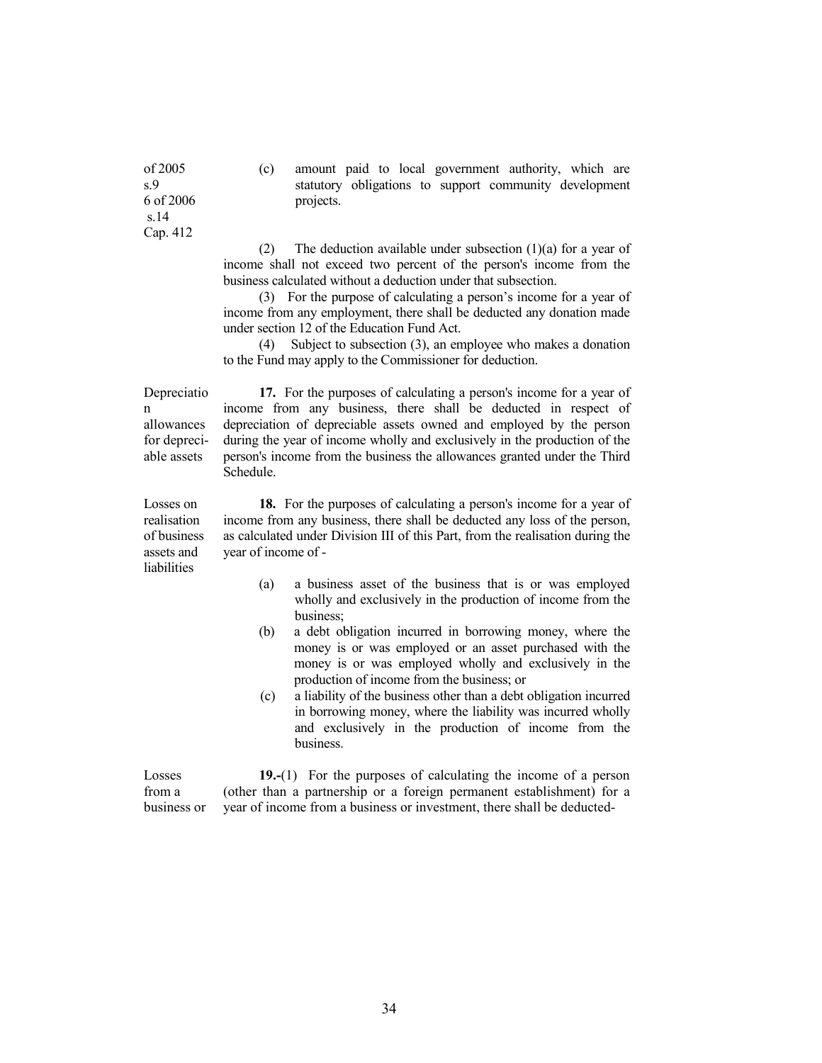of 2005
s.9
6 of 2006
s.14
Cap. 412

(c) amount paid to local government authority, which are statutory obligations to support community development projects.

(2) The deduction available under subsection (1)(a) for a year of income shall not exceed two percent of the person's income from the business calculated without a deduction under that subsection.

(3) For the purpose of calculating a person's income for a year of income from any employment, there shall be deducted any donation made under section 12 of the Education Fund Act.

(4) Subject to subsection (3), an employee who makes a donation to the Fund may apply to the Commissioner for deduction.

Depreciation allowances for depreciable assets

**17.** For the purposes of calculating a person's income for a year of income from any business, there shall be deducted in respect of depreciation of depreciable assets owned and employed by the person during the year of income wholly and exclusively in the production of the person's income from the business the allowances granted under the Third Schedule.

Losses on realisation of business assets and liabilities

**18.** For the purposes of calculating a person's income for a year of income from any business, there shall be deducted any loss of the person, as calculated under Division III of this Part, from the realisation during the year of income of -

(a) a business asset of the business that is or was employed wholly and exclusively in the production of income from the business;

(b) a debt obligation incurred in borrowing money, where the money is or was employed or an asset purchased with the money is or was employed wholly and exclusively in the production of income from the business; or

(c) a liability of the business other than a debt obligation incurred in borrowing money, where the liability was incurred wholly and exclusively in the production of income from the business.

Losses from a business or

**19.**-(1) For the purposes of calculating the income of a person (other than a partnership or a foreign permanent establishment) for a year of income from a business or investment, there shall be deducted-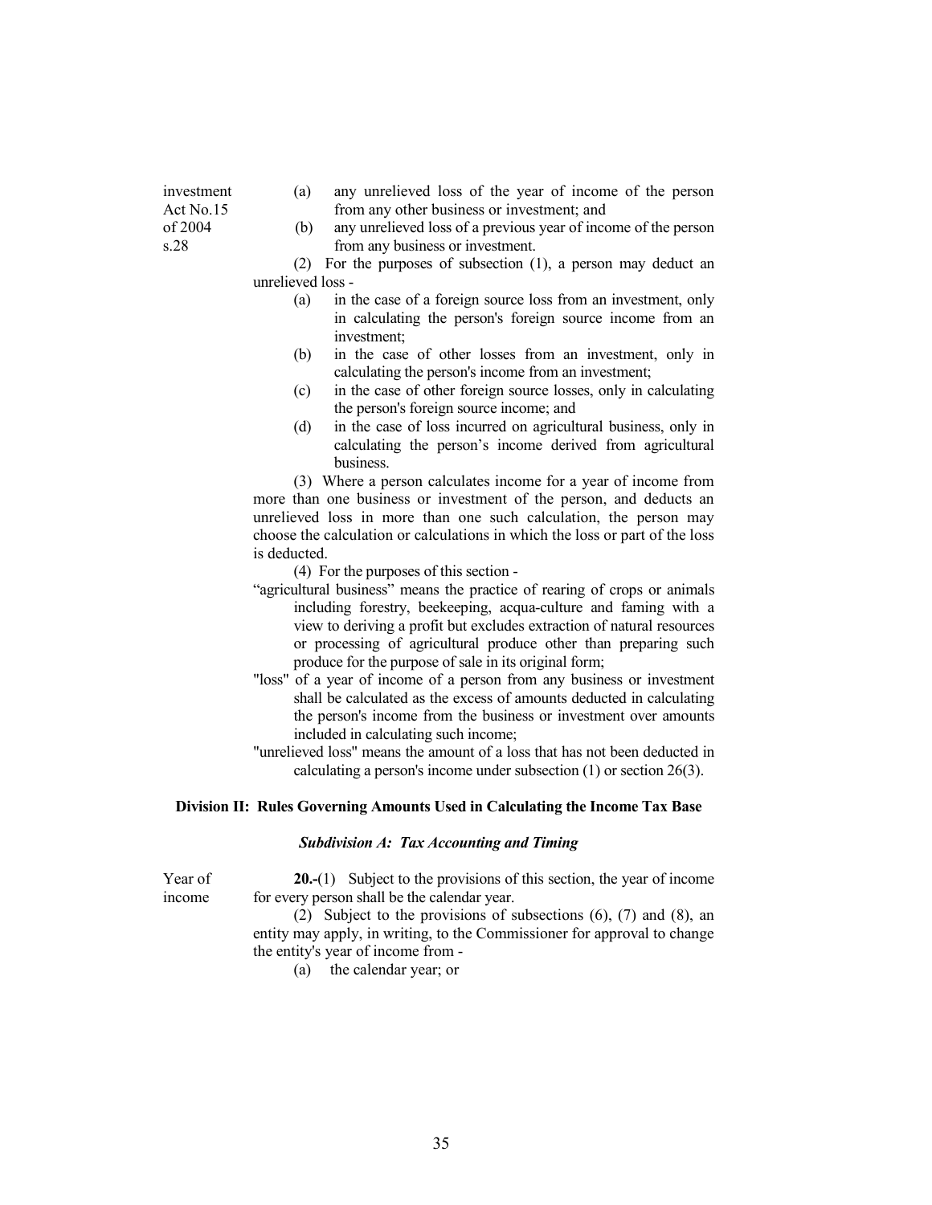investment Act No.15 of 2004 s.28

(a) any unrelieved loss of the year of income of the person from any other business or investment; and

(b) any unrelieved loss of a previous year of income of the person from any business or investment.

(2) For the purposes of subsection (1), a person may deduct an unrelieved loss -

(a) in the case of a foreign source loss from an investment, only in calculating the person's foreign source income from an investment;

(b) in the case of other losses from an investment, only in calculating the person's income from an investment;

(c) in the case of other foreign source losses, only in calculating the person's foreign source income; and

(d) in the case of loss incurred on agricultural business, only in calculating the person's income derived from agricultural business.

(3) Where a person calculates income for a year of income from more than one business or investment of the person, and deducts an unrelieved loss in more than one such calculation, the person may choose the calculation or calculations in which the loss or part of the loss is deducted.

(4) For the purposes of this section -

"agricultural business" means the practice of rearing of crops or animals including forestry, beekeeping, acqua-culture and faming with a view to deriving a profit but excludes extraction of natural resources or processing of agricultural produce other than preparing such produce for the purpose of sale in its original form;

"loss" of a year of income of a person from any business or investment shall be calculated as the excess of amounts deducted in calculating the person's income from the business or investment over amounts included in calculating such income;

"unrelieved loss" means the amount of a loss that has not been deducted in calculating a person's income under subsection (1) or section 26(3).

## Division II: Rules Governing Amounts Used in Calculating the Income Tax Base

### *Subdivision A: Tax Accounting and Timing*

Year of income

**20.-**(1) Subject to the provisions of this section, the year of income for every person shall be the calendar year.

(2) Subject to the provisions of subsections (6), (7) and (8), an entity may apply, in writing, to the Commissioner for approval to change the entity's year of income from -

(a) the calendar year; or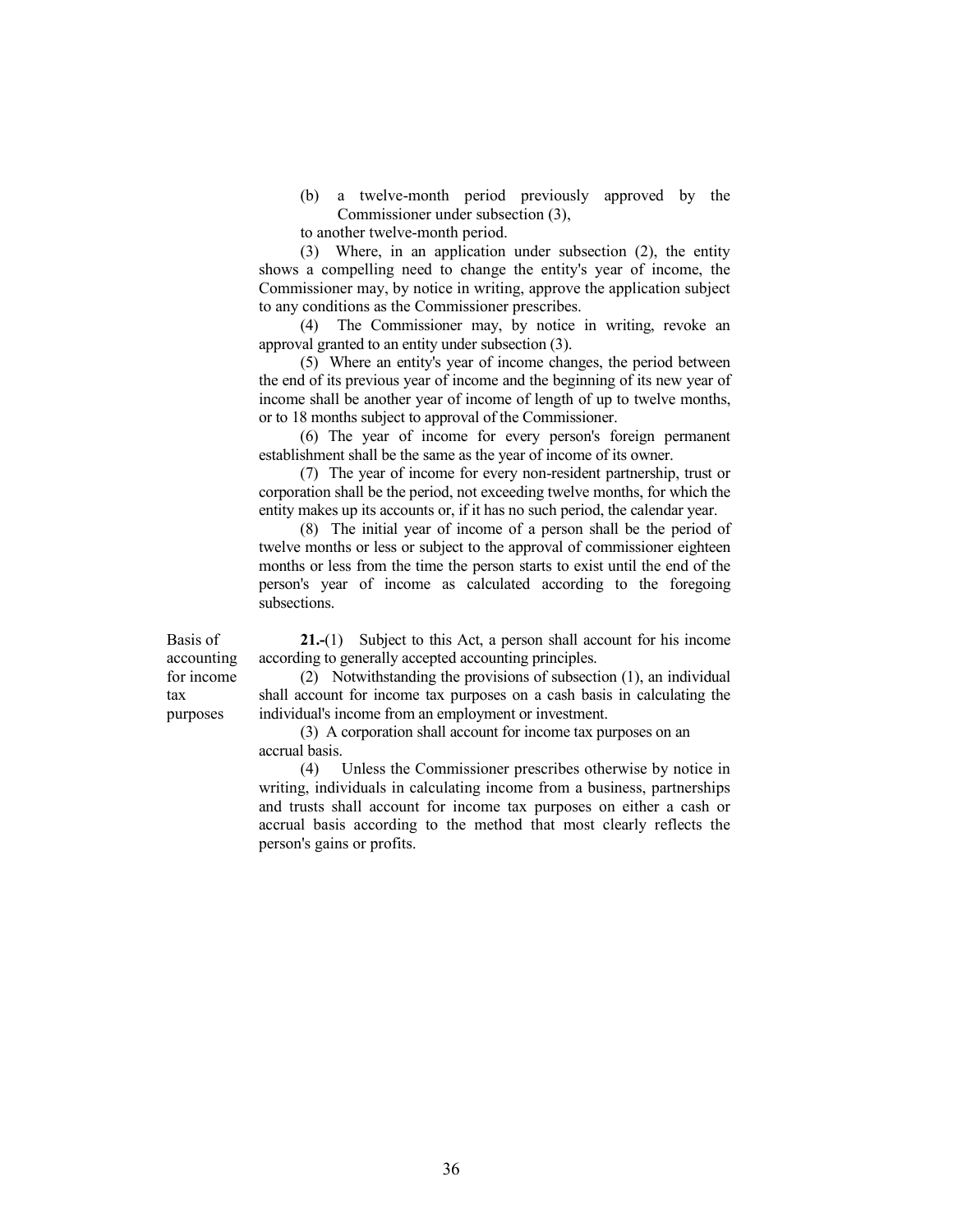(b) a twelve-month period previously approved by the Commissioner under subsection (3),

to another twelve-month period.

(3) Where, in an application under subsection (2), the entity shows a compelling need to change the entity's year of income, the Commissioner may, by notice in writing, approve the application subject to any conditions as the Commissioner prescribes.

(4) The Commissioner may, by notice in writing, revoke an approval granted to an entity under subsection (3).

(5) Where an entity's year of income changes, the period between the end of its previous year of income and the beginning of its new year of income shall be another year of income of length of up to twelve months, or to 18 months subject to approval of the Commissioner.

(6) The year of income for every person's foreign permanent establishment shall be the same as the year of income of its owner.

(7) The year of income for every non-resident partnership, trust or corporation shall be the period, not exceeding twelve months, for which the entity makes up its accounts or, if it has no such period, the calendar year.

(8) The initial year of income of a person shall be the period of twelve months or less or subject to the approval of commissioner eighteen months or less from the time the person starts to exist until the end of the person's year of income as calculated according to the foregoing subsections.

Basis of accounting for income tax purposes

**21.-**(1) Subject to this Act, a person shall account for his income according to generally accepted accounting principles.

(2) Notwithstanding the provisions of subsection (1), an individual shall account for income tax purposes on a cash basis in calculating the individual's income from an employment or investment.

(3) A corporation shall account for income tax purposes on an accrual basis.

(4) Unless the Commissioner prescribes otherwise by notice in writing, individuals in calculating income from a business, partnerships and trusts shall account for income tax purposes on either a cash or accrual basis according to the method that most clearly reflects the person's gains or profits.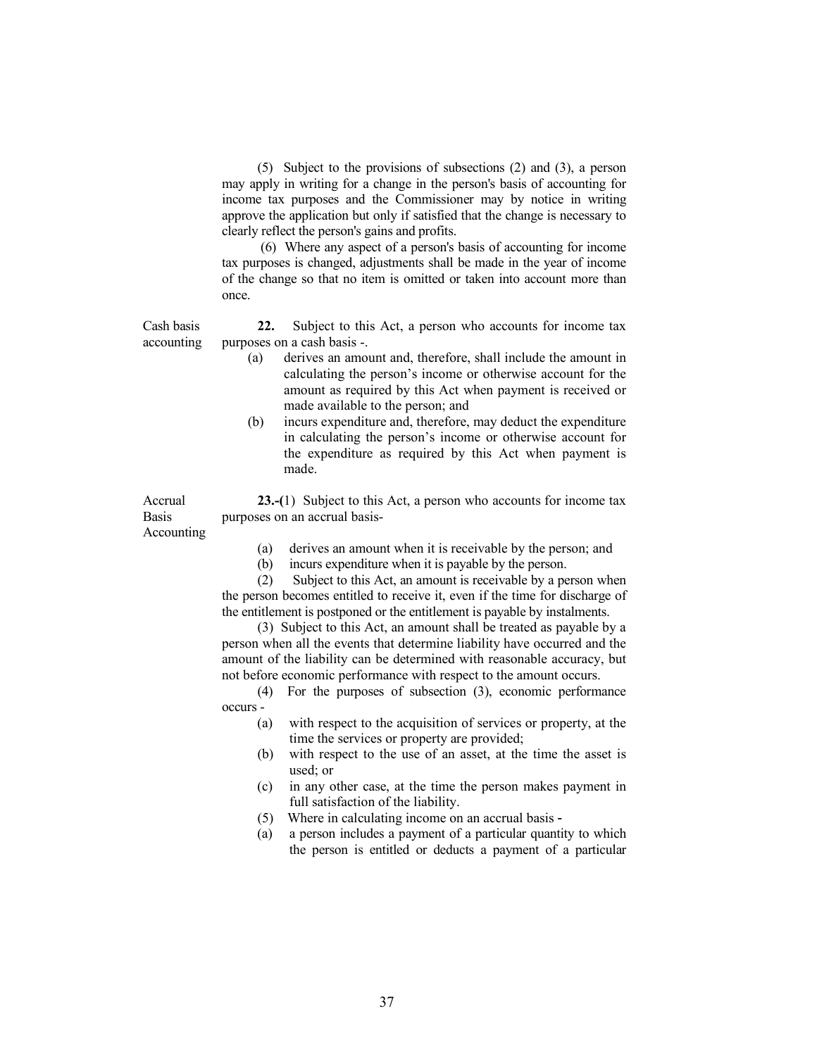(5) Subject to the provisions of subsections (2) and (3), a person may apply in writing for a change in the person's basis of accounting for income tax purposes and the Commissioner may by notice in writing approve the application but only if satisfied that the change is necessary to clearly reflect the person's gains and profits.

(6) Where any aspect of a person's basis of accounting for income tax purposes is changed, adjustments shall be made in the year of income of the change so that no item is omitted or taken into account more than once.

Cash basis accounting

**22.** Subject to this Act, a person who accounts for income tax purposes on a cash basis -.

(a) derives an amount and, therefore, shall include the amount in calculating the person's income or otherwise account for the amount as required by this Act when payment is received or made available to the person; and

(b) incurs expenditure and, therefore, may deduct the expenditure in calculating the person's income or otherwise account for the expenditure as required by this Act when payment is made.

Accrual Basis Accounting

**23.-(**1) Subject to this Act, a person who accounts for income tax purposes on an accrual basis-

(a) derives an amount when it is receivable by the person; and

(b) incurs expenditure when it is payable by the person.

(2) Subject to this Act, an amount is receivable by a person when the person becomes entitled to receive it, even if the time for discharge of the entitlement is postponed or the entitlement is payable by instalments.

(3) Subject to this Act, an amount shall be treated as payable by a person when all the events that determine liability have occurred and the amount of the liability can be determined with reasonable accuracy, but not before economic performance with respect to the amount occurs.

(4) For the purposes of subsection (3), economic performance occurs -

(a) with respect to the acquisition of services or property, at the time the services or property are provided;

(b) with respect to the use of an asset, at the time the asset is used; or

(c) in any other case, at the time the person makes payment in full satisfaction of the liability.

(5) Where in calculating income on an accrual basis -

(a) a person includes a payment of a particular quantity to which the person is entitled or deducts a payment of a particular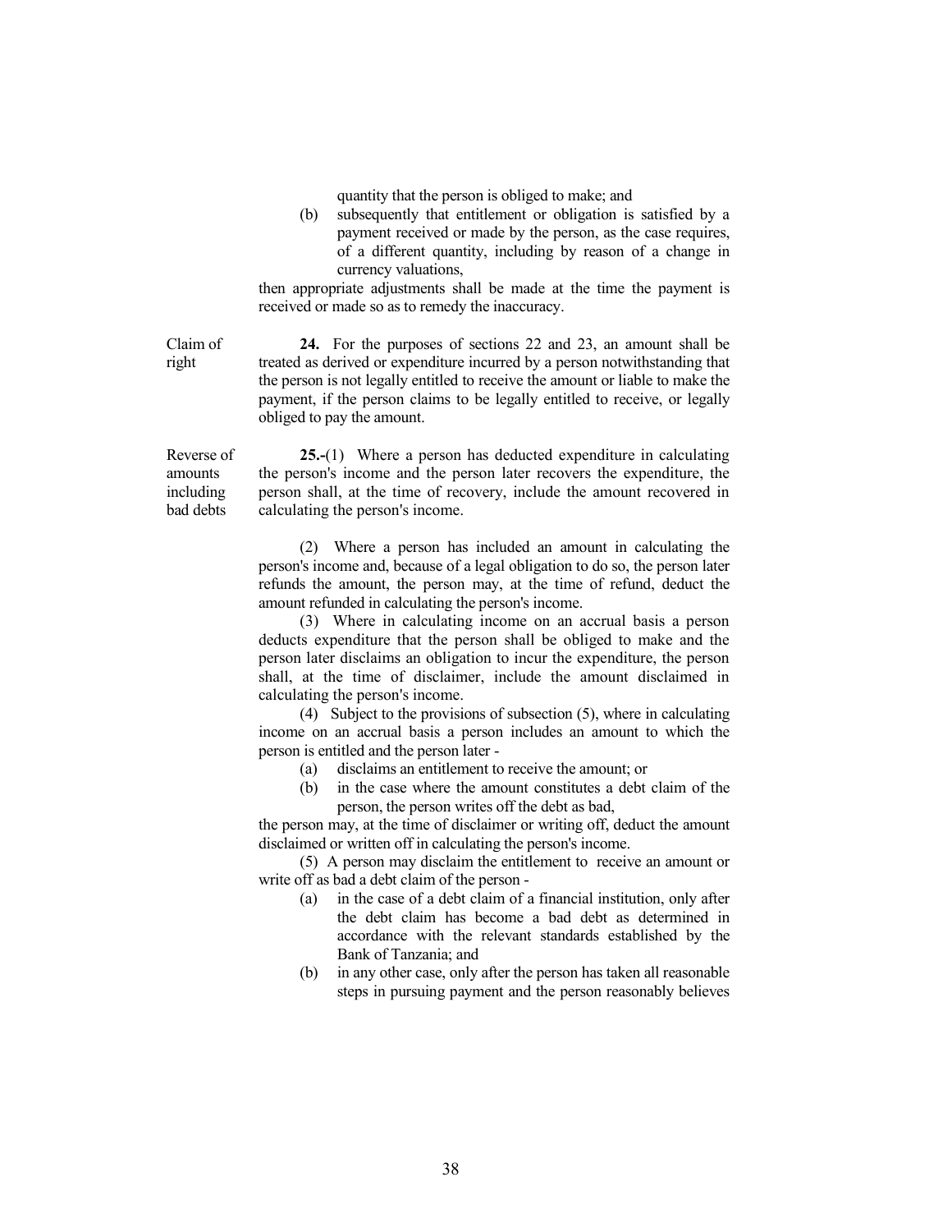quantity that the person is obliged to make; and

(b) subsequently that entitlement or obligation is satisfied by a payment received or made by the person, as the case requires, of a different quantity, including by reason of a change in currency valuations,

then appropriate adjustments shall be made at the time the payment is received or made so as to remedy the inaccuracy.

Claim of right

**24.** For the purposes of sections 22 and 23, an amount shall be treated as derived or expenditure incurred by a person notwithstanding that the person is not legally entitled to receive the amount or liable to make the payment, if the person claims to be legally entitled to receive, or legally obliged to pay the amount.

Reverse of amounts including bad debts

**25.-**(1) Where a person has deducted expenditure in calculating the person's income and the person later recovers the expenditure, the person shall, at the time of recovery, include the amount recovered in calculating the person's income.

(2) Where a person has included an amount in calculating the person's income and, because of a legal obligation to do so, the person later refunds the amount, the person may, at the time of refund, deduct the amount refunded in calculating the person's income.

(3) Where in calculating income on an accrual basis a person deducts expenditure that the person shall be obliged to make and the person later disclaims an obligation to incur the expenditure, the person shall, at the time of disclaimer, include the amount disclaimed in calculating the person's income.

(4) Subject to the provisions of subsection (5), where in calculating income on an accrual basis a person includes an amount to which the person is entitled and the person later -

(a) disclaims an entitlement to receive the amount; or

(b) in the case where the amount constitutes a debt claim of the person, the person writes off the debt as bad,

the person may, at the time of disclaimer or writing off, deduct the amount disclaimed or written off in calculating the person's income.

(5) A person may disclaim the entitlement to receive an amount or write off as bad a debt claim of the person -

(a) in the case of a debt claim of a financial institution, only after the debt claim has become a bad debt as determined in accordance with the relevant standards established by the Bank of Tanzania; and

(b) in any other case, only after the person has taken all reasonable steps in pursuing payment and the person reasonably believes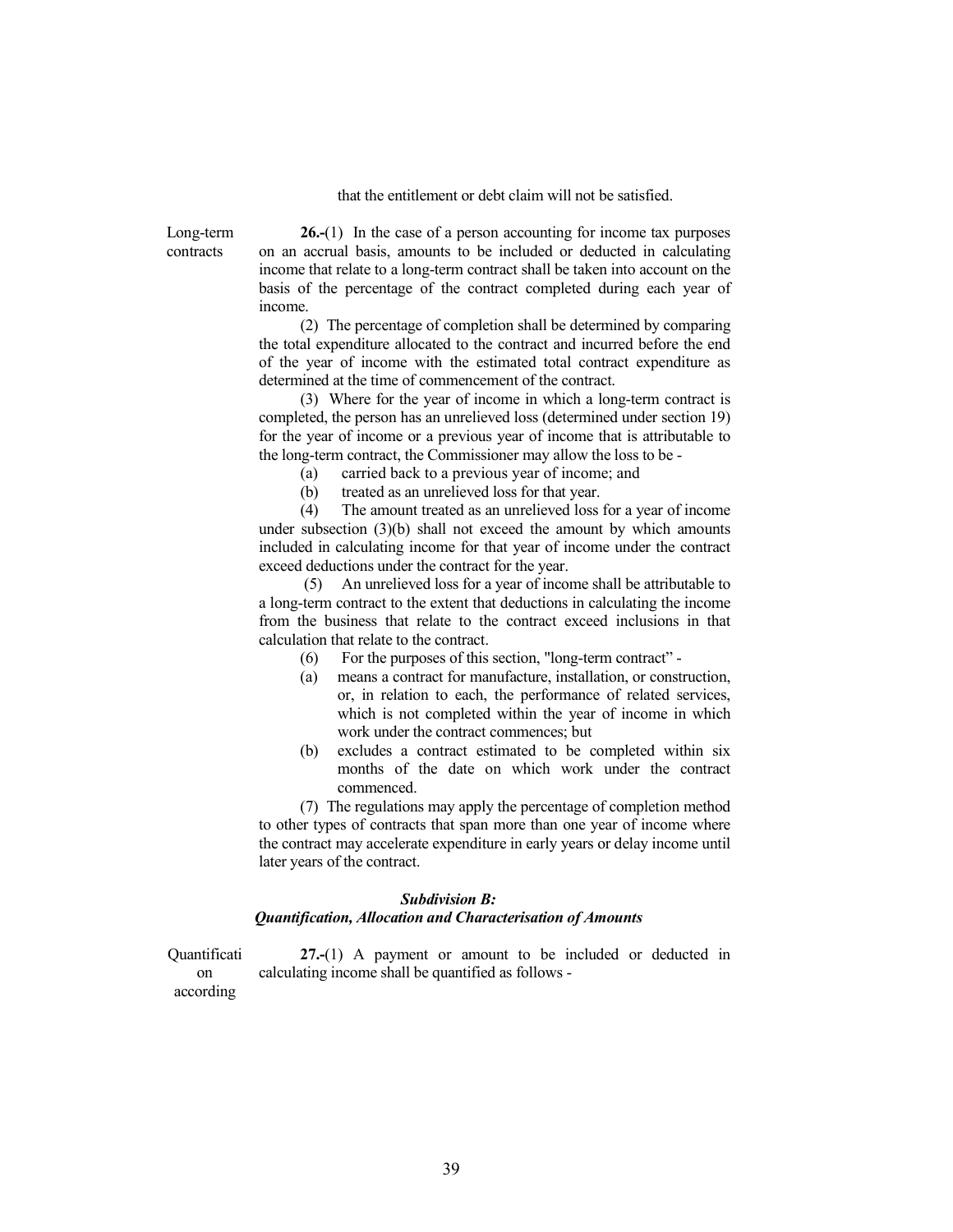that the entitlement or debt claim will not be satisfied.

Long-term contracts

**26.-**(1) In the case of a person accounting for income tax purposes on an accrual basis, amounts to be included or deducted in calculating income that relate to a long-term contract shall be taken into account on the basis of the percentage of the contract completed during each year of income.

(2) The percentage of completion shall be determined by comparing the total expenditure allocated to the contract and incurred before the end of the year of income with the estimated total contract expenditure as determined at the time of commencement of the contract.

(3) Where for the year of income in which a long-term contract is completed, the person has an unrelieved loss (determined under section 19) for the year of income or a previous year of income that is attributable to the long-term contract, the Commissioner may allow the loss to be -

(a) carried back to a previous year of income; and

(b) treated as an unrelieved loss for that year.

(4) The amount treated as an unrelieved loss for a year of income under subsection (3)(b) shall not exceed the amount by which amounts included in calculating income for that year of income under the contract exceed deductions under the contract for the year.

(5) An unrelieved loss for a year of income shall be attributable to a long-term contract to the extent that deductions in calculating the income from the business that relate to the contract exceed inclusions in that calculation that relate to the contract.

(6) For the purposes of this section, "long-term contract" -

(a) means a contract for manufacture, installation, or construction, or, in relation to each, the performance of related services, which is not completed within the year of income in which work under the contract commences; but

(b) excludes a contract estimated to be completed within six months of the date on which work under the contract commenced.

(7) The regulations may apply the percentage of completion method to other types of contracts that span more than one year of income where the contract may accelerate expenditure in early years or delay income until later years of the contract.

***Subdivision B:***
***Quantification, Allocation and Characterisation of Amounts***

Quantification according

**27.-**(1) A payment or amount to be included or deducted in calculating income shall be quantified as follows -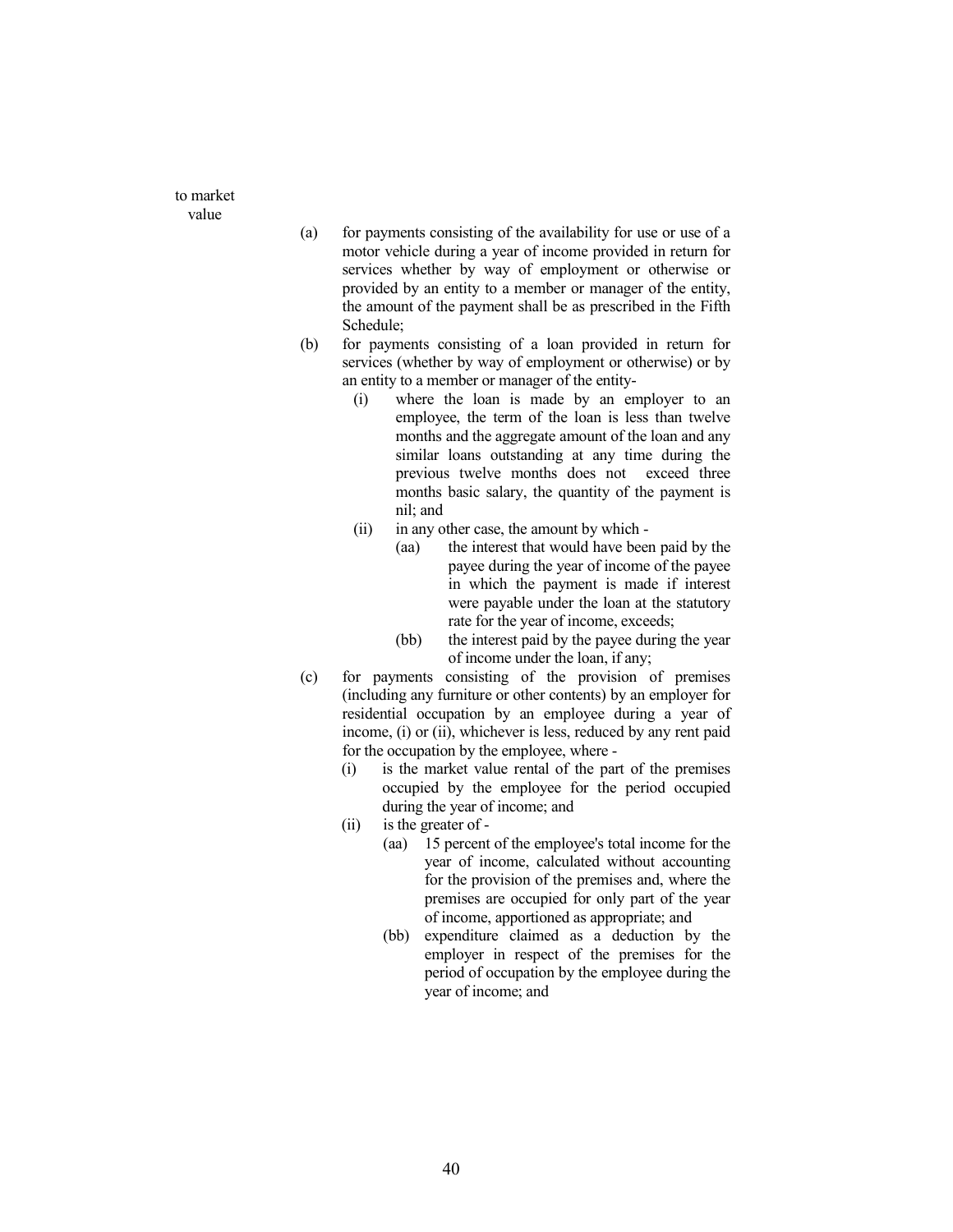to market value

(a) for payments consisting of the availability for use or use of a motor vehicle during a year of income provided in return for services whether by way of employment or otherwise or provided by an entity to a member or manager of the entity, the amount of the payment shall be as prescribed in the Fifth Schedule;

(b) for payments consisting of a loan provided in return for services (whether by way of employment or otherwise) or by an entity to a member or manager of the entity-

  (i) where the loan is made by an employer to an employee, the term of the loan is less than twelve months and the aggregate amount of the loan and any similar loans outstanding at any time during the previous twelve months does not exceed three months basic salary, the quantity of the payment is nil; and

  (ii) in any other case, the amount by which -

    (aa) the interest that would have been paid by the payee during the year of income of the payee in which the payment is made if interest were payable under the loan at the statutory rate for the year of income, exceeds;

    (bb) the interest paid by the payee during the year of income under the loan, if any;

(c) for payments consisting of the provision of premises (including any furniture or other contents) by an employer for residential occupation by an employee during a year of income, (i) or (ii), whichever is less, reduced by any rent paid for the occupation by the employee, where -

  (i) is the market value rental of the part of the premises occupied by the employee for the period occupied during the year of income; and

  (ii) is the greater of -

    (aa) 15 percent of the employee's total income for the year of income, calculated without accounting for the provision of the premises and, where the premises are occupied for only part of the year of income, apportioned as appropriate; and

    (bb) expenditure claimed as a deduction by the employer in respect of the premises for the period of occupation by the employee during the year of income; and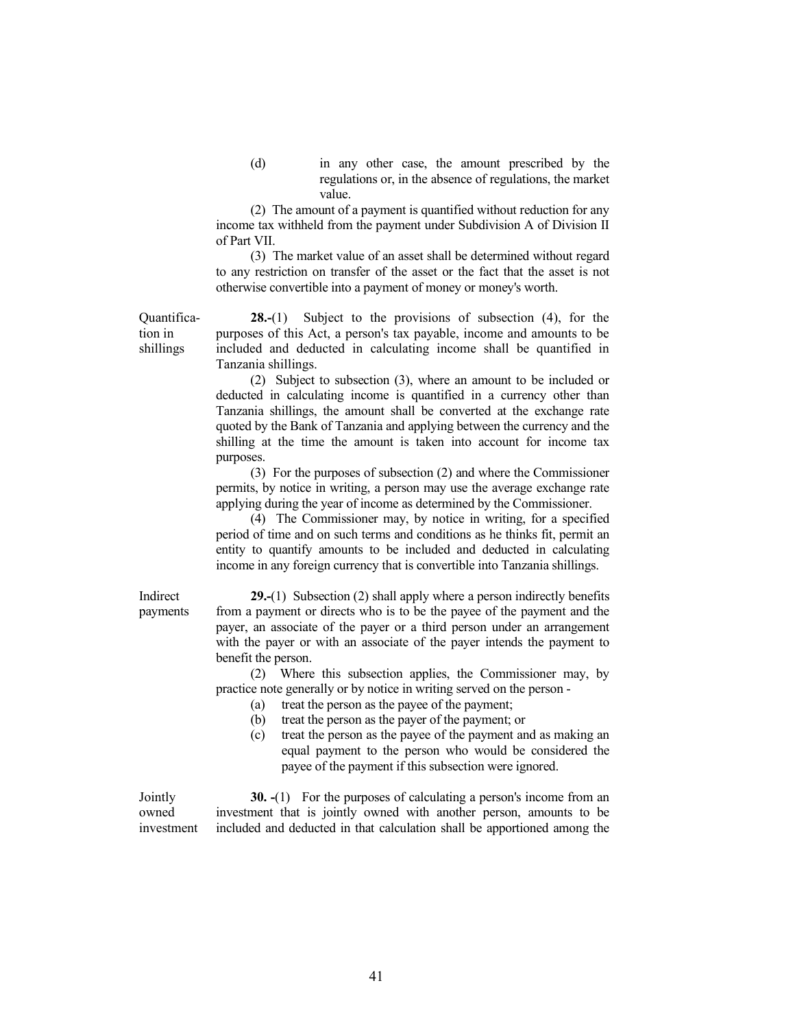(d) in any other case, the amount prescribed by the regulations or, in the absence of regulations, the market value.

(2) The amount of a payment is quantified without reduction for any income tax withheld from the payment under Subdivision A of Division II of Part VII.

(3) The market value of an asset shall be determined without regard to any restriction on transfer of the asset or the fact that the asset is not otherwise convertible into a payment of money or money's worth.

Quantification in shillings

**28.-**(1) Subject to the provisions of subsection (4), for the purposes of this Act, a person's tax payable, income and amounts to be included and deducted in calculating income shall be quantified in Tanzania shillings.

(2) Subject to subsection (3), where an amount to be included or deducted in calculating income is quantified in a currency other than Tanzania shillings, the amount shall be converted at the exchange rate quoted by the Bank of Tanzania and applying between the currency and the shilling at the time the amount is taken into account for income tax purposes.

(3) For the purposes of subsection (2) and where the Commissioner permits, by notice in writing, a person may use the average exchange rate applying during the year of income as determined by the Commissioner.

(4) The Commissioner may, by notice in writing, for a specified period of time and on such terms and conditions as he thinks fit, permit an entity to quantify amounts to be included and deducted in calculating income in any foreign currency that is convertible into Tanzania shillings.

Indirect payments

**29.-**(1) Subsection (2) shall apply where a person indirectly benefits from a payment or directs who is to be the payee of the payment and the payer, an associate of the payer or a third person under an arrangement with the payer or with an associate of the payer intends the payment to benefit the person.

(2) Where this subsection applies, the Commissioner may, by practice note generally or by notice in writing served on the person -

(a) treat the person as the payee of the payment;

(b) treat the person as the payer of the payment; or

(c) treat the person as the payee of the payment and as making an equal payment to the person who would be considered the payee of the payment if this subsection were ignored.

Jointly owned investment

**30. -**(1) For the purposes of calculating a person's income from an investment that is jointly owned with another person, amounts to be included and deducted in that calculation shall be apportioned among the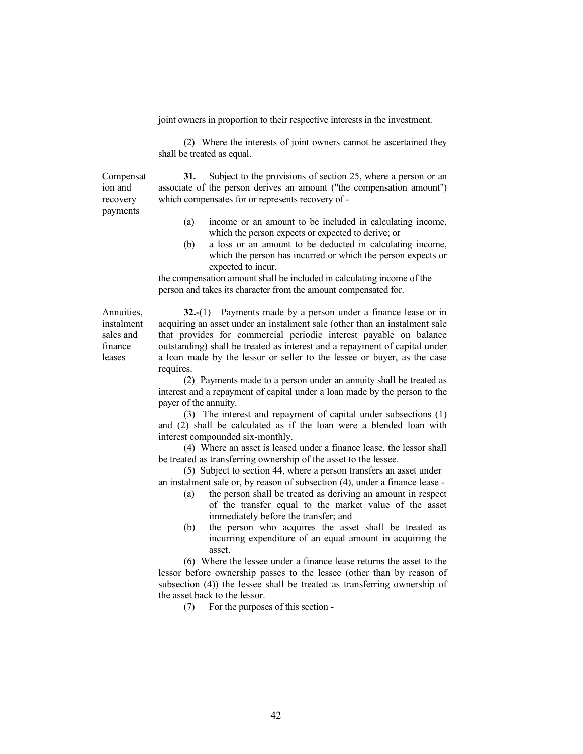joint owners in proportion to their respective interests in the investment.

(2) Where the interests of joint owners cannot be ascertained they shall be treated as equal.

**Compensation and recovery payments**

**31.** Subject to the provisions of section 25, where a person or an associate of the person derives an amount ("the compensation amount") which compensates for or represents recovery of -

(a) income or an amount to be included in calculating income, which the person expects or expected to derive; or

(b) a loss or an amount to be deducted in calculating income, which the person has incurred or which the person expects or expected to incur,

the compensation amount shall be included in calculating income of the person and takes its character from the amount compensated for.

**Annuities, instalment sales and finance leases**

**32.-**(1) Payments made by a person under a finance lease or in acquiring an asset under an instalment sale (other than an instalment sale that provides for commercial periodic interest payable on balance outstanding) shall be treated as interest and a repayment of capital under a loan made by the lessor or seller to the lessee or buyer, as the case requires.

(2) Payments made to a person under an annuity shall be treated as interest and a repayment of capital under a loan made by the person to the payer of the annuity.

(3) The interest and repayment of capital under subsections (1) and (2) shall be calculated as if the loan were a blended loan with interest compounded six-monthly.

(4) Where an asset is leased under a finance lease, the lessor shall be treated as transferring ownership of the asset to the lessee.

(5) Subject to section 44, where a person transfers an asset under an instalment sale or, by reason of subsection (4), under a finance lease -

(a) the person shall be treated as deriving an amount in respect of the transfer equal to the market value of the asset immediately before the transfer; and

(b) the person who acquires the asset shall be treated as incurring expenditure of an equal amount in acquiring the asset.

(6) Where the lessee under a finance lease returns the asset to the lessor before ownership passes to the lessee (other than by reason of subsection (4)) the lessee shall be treated as transferring ownership of the asset back to the lessor.

(7) For the purposes of this section -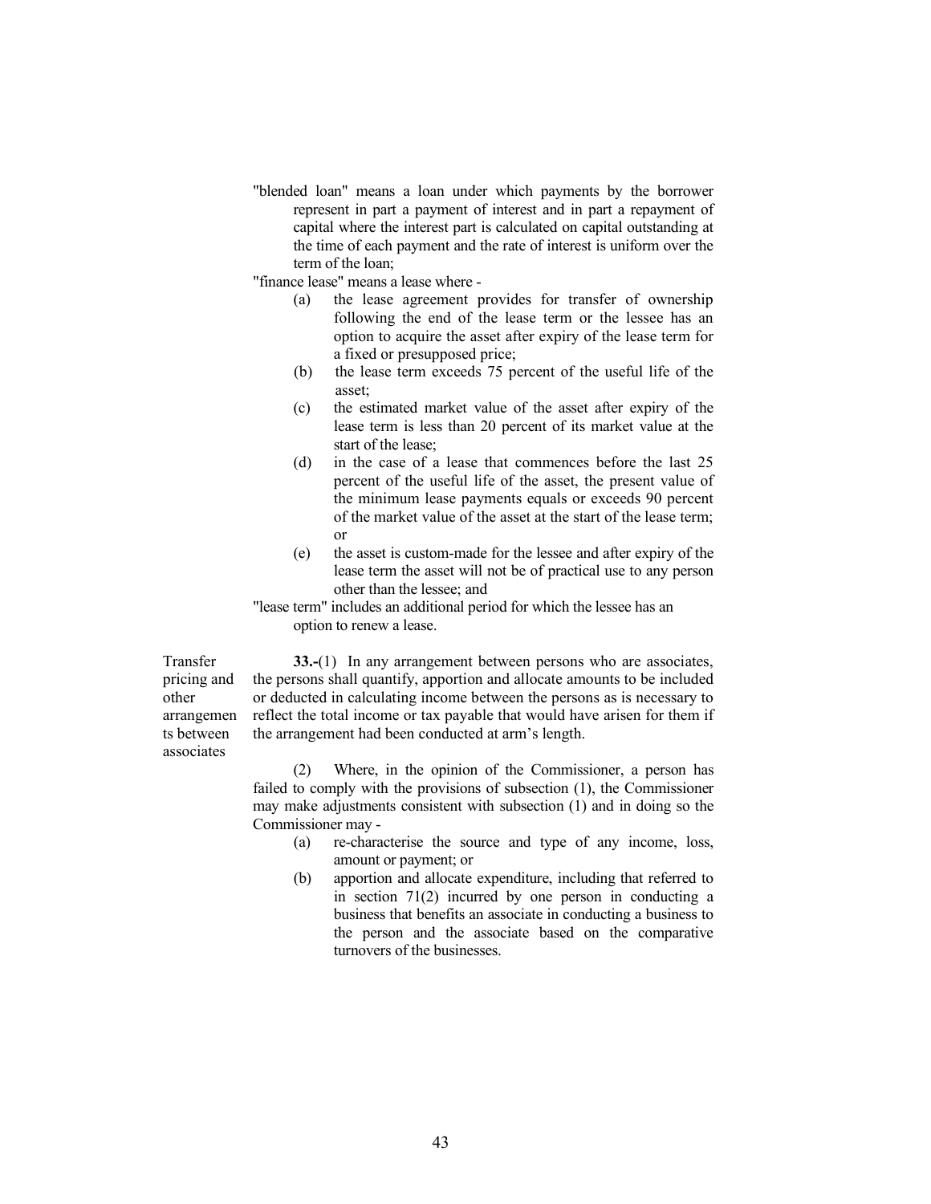"blended loan" means a loan under which payments by the borrower represent in part a payment of interest and in part a repayment of capital where the interest part is calculated on capital outstanding at the time of each payment and the rate of interest is uniform over the term of the loan;

"finance lease" means a lease where -

- (a) the lease agreement provides for transfer of ownership following the end of the lease term or the lessee has an option to acquire the asset after expiry of the lease term for a fixed or presupposed price;
- (b) the lease term exceeds 75 percent of the useful life of the asset;
- (c) the estimated market value of the asset after expiry of the lease term is less than 20 percent of its market value at the start of the lease;
- (d) in the case of a lease that commences before the last 25 percent of the useful life of the asset, the present value of the minimum lease payments equals or exceeds 90 percent of the market value of the asset at the start of the lease term; or
- (e) the asset is custom-made for the lessee and after expiry of the lease term the asset will not be of practical use to any person other than the lessee; and

"lease term" includes an additional period for which the lessee has an option to renew a lease.

*Transfer pricing and other arrangements between associates*

**33.-**(1) In any arrangement between persons who are associates, the persons shall quantify, apportion and allocate amounts to be included or deducted in calculating income between the persons as is necessary to reflect the total income or tax payable that would have arisen for them if the arrangement had been conducted at arm's length.

(2) Where, in the opinion of the Commissioner, a person has failed to comply with the provisions of subsection (1), the Commissioner may make adjustments consistent with subsection (1) and in doing so the Commissioner may -

- (a) re-characterise the source and type of any income, loss, amount or payment; or
- (b) apportion and allocate expenditure, including that referred to in section 71(2) incurred by one person in conducting a business that benefits an associate in conducting a business to the person and the associate based on the comparative turnovers of the businesses.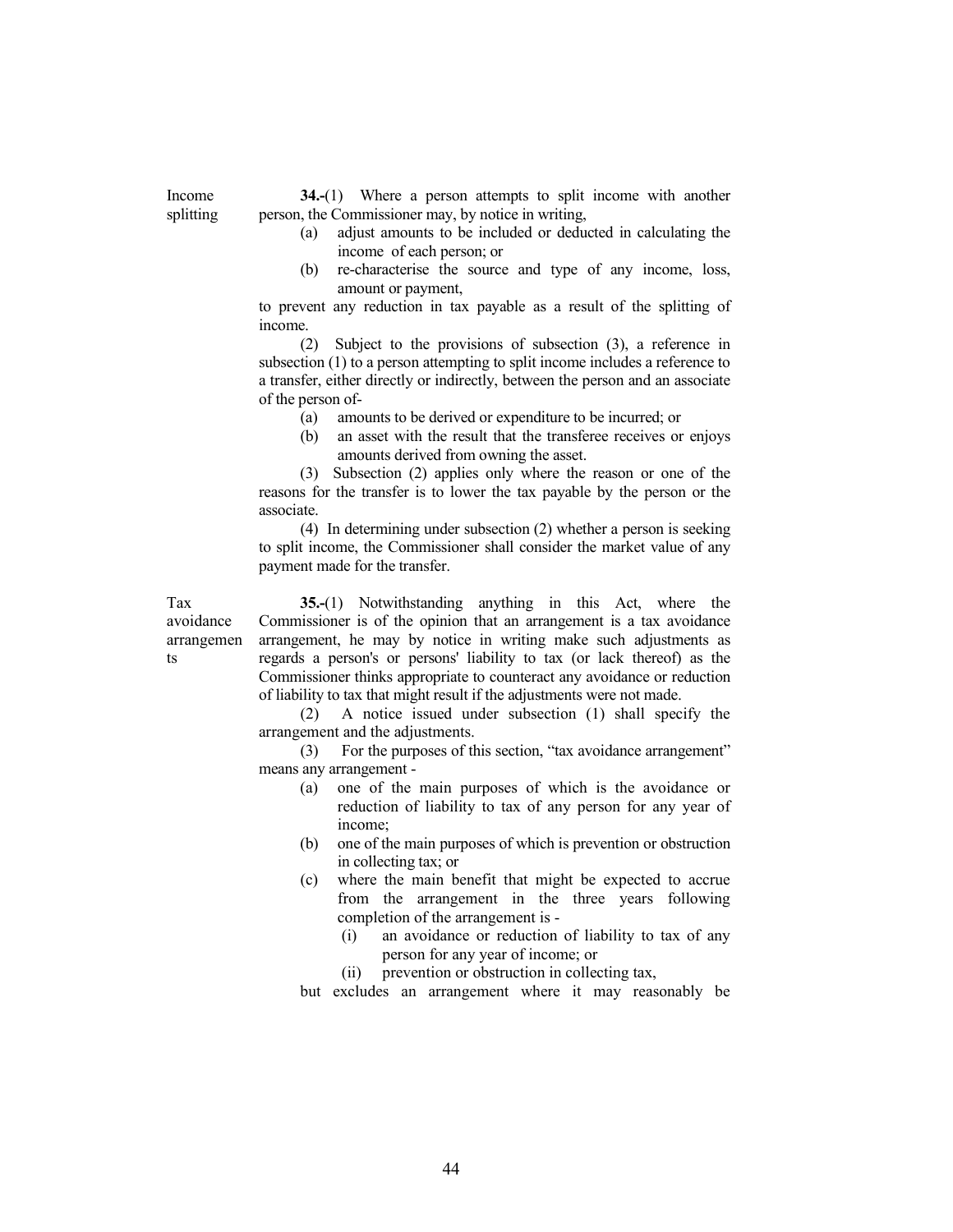**Income splitting**

**34.**-(1) Where a person attempts to split income with another person, the Commissioner may, by notice in writing,

(a) adjust amounts to be included or deducted in calculating the income of each person; or

(b) re-characterise the source and type of any income, loss, amount or payment,

to prevent any reduction in tax payable as a result of the splitting of income.

(2) Subject to the provisions of subsection (3), a reference in subsection (1) to a person attempting to split income includes a reference to a transfer, either directly or indirectly, between the person and an associate of the person of-

(a) amounts to be derived or expenditure to be incurred; or

(b) an asset with the result that the transferee receives or enjoys amounts derived from owning the asset.

(3) Subsection (2) applies only where the reason or one of the reasons for the transfer is to lower the tax payable by the person or the associate.

(4) In determining under subsection (2) whether a person is seeking to split income, the Commissioner shall consider the market value of any payment made for the transfer.

**Tax avoidance arrangements**

**35.**-(1) Notwithstanding anything in this Act, where the Commissioner is of the opinion that an arrangement is a tax avoidance arrangement, he may by notice in writing make such adjustments as regards a person's or persons' liability to tax (or lack thereof) as the Commissioner thinks appropriate to counteract any avoidance or reduction of liability to tax that might result if the adjustments were not made.

(2) A notice issued under subsection (1) shall specify the arrangement and the adjustments.

(3) For the purposes of this section, "tax avoidance arrangement" means any arrangement -

(a) one of the main purposes of which is the avoidance or reduction of liability to tax of any person for any year of income;

(b) one of the main purposes of which is prevention or obstruction in collecting tax; or

(c) where the main benefit that might be expected to accrue from the arrangement in the three years following completion of the arrangement is -

   (i) an avoidance or reduction of liability to tax of any person for any year of income; or

   (ii) prevention or obstruction in collecting tax,

but excludes an arrangement where it may reasonably be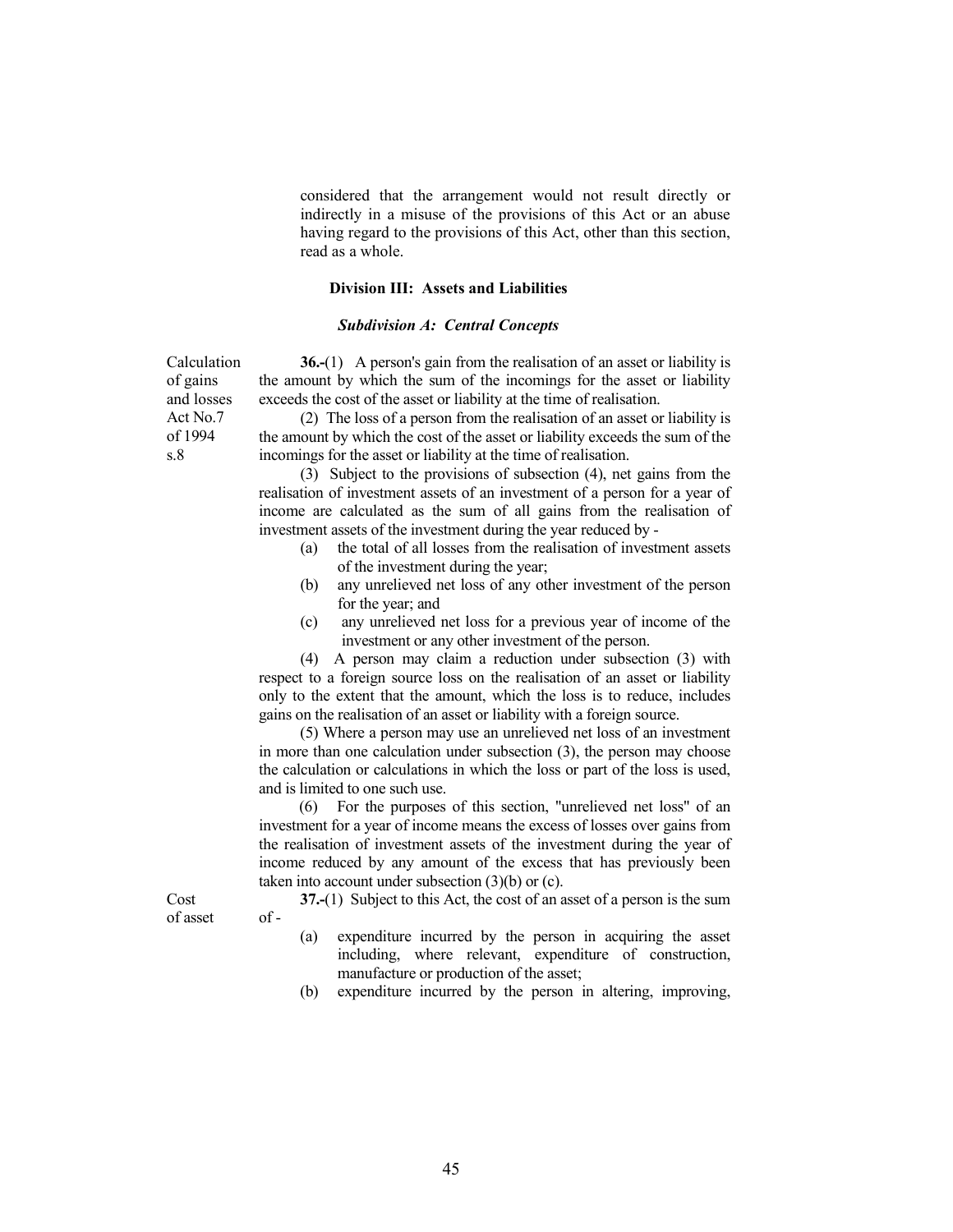considered that the arrangement would not result directly or indirectly in a misuse of the provisions of this Act or an abuse having regard to the provisions of this Act, other than this section, read as a whole.

### Division III: Assets and Liabilities

#### *Subdivision A: Central Concepts*

Calculation of gains and losses Act No.7 of 1994 s.8

**36.-**(1) A person's gain from the realisation of an asset or liability is the amount by which the sum of the incomings for the asset or liability exceeds the cost of the asset or liability at the time of realisation.

(2) The loss of a person from the realisation of an asset or liability is the amount by which the cost of the asset or liability exceeds the sum of the incomings for the asset or liability at the time of realisation.

(3) Subject to the provisions of subsection (4), net gains from the realisation of investment assets of an investment of a person for a year of income are calculated as the sum of all gains from the realisation of investment assets of the investment during the year reduced by -

- (a) the total of all losses from the realisation of investment assets of the investment during the year;
- (b) any unrelieved net loss of any other investment of the person for the year; and
- (c) any unrelieved net loss for a previous year of income of the investment or any other investment of the person.

(4) A person may claim a reduction under subsection (3) with respect to a foreign source loss on the realisation of an asset or liability only to the extent that the amount, which the loss is to reduce, includes gains on the realisation of an asset or liability with a foreign source.

(5) Where a person may use an unrelieved net loss of an investment in more than one calculation under subsection (3), the person may choose the calculation or calculations in which the loss or part of the loss is used, and is limited to one such use.

(6) For the purposes of this section, "unrelieved net loss" of an investment for a year of income means the excess of losses over gains from the realisation of investment assets of the investment during the year of income reduced by any amount of the excess that has previously been taken into account under subsection (3)(b) or (c).

Cost of asset

**37.-**(1) Subject to this Act, the cost of an asset of a person is the sum of -

- (a) expenditure incurred by the person in acquiring the asset including, where relevant, expenditure of construction, manufacture or production of the asset;
- (b) expenditure incurred by the person in altering, improving,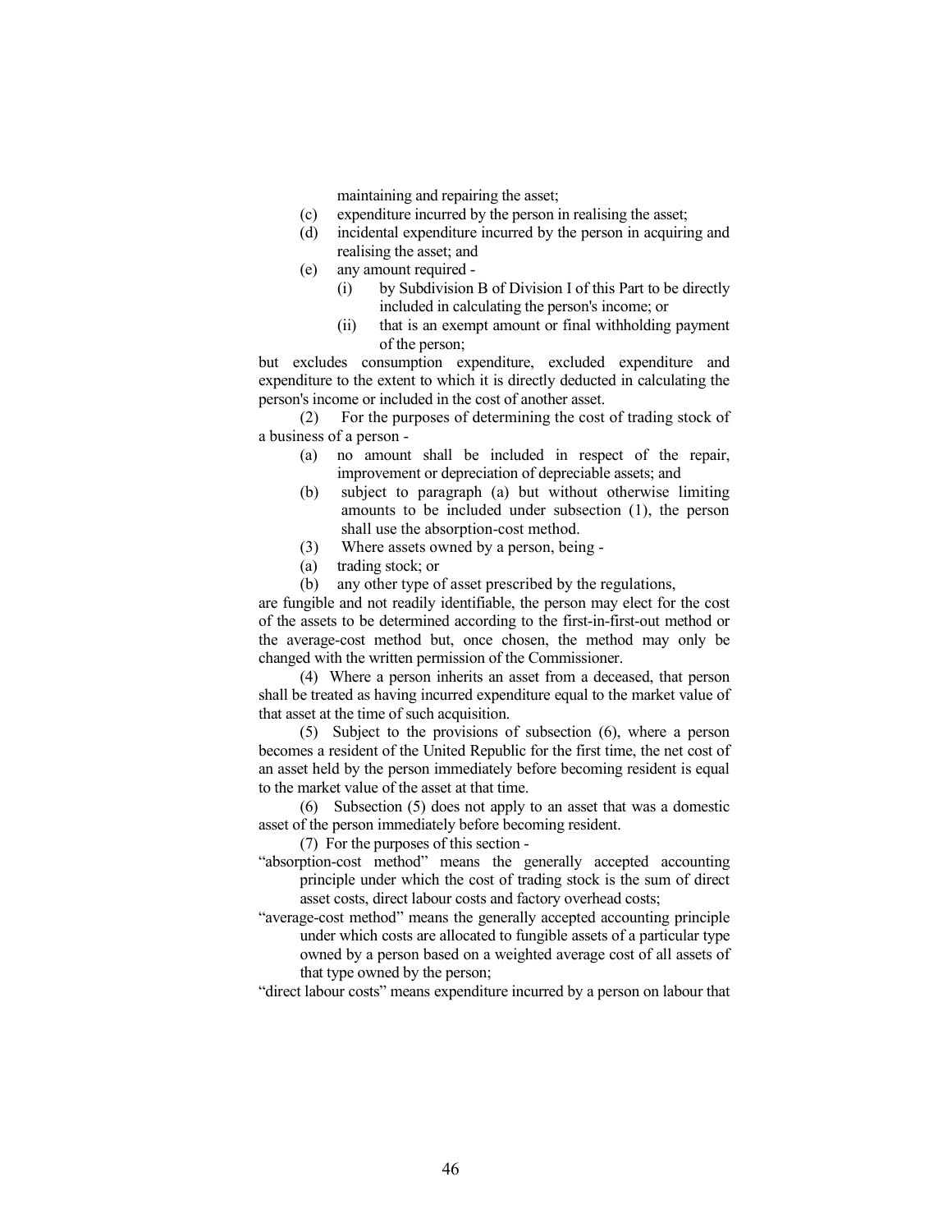maintaining and repairing the asset;

(c) expenditure incurred by the person in realising the asset;

(d) incidental expenditure incurred by the person in acquiring and realising the asset; and

(e) any amount required -

  (i) by Subdivision B of Division I of this Part to be directly included in calculating the person's income; or

  (ii) that is an exempt amount or final withholding payment of the person;

but excludes consumption expenditure, excluded expenditure and expenditure to the extent to which it is directly deducted in calculating the person's income or included in the cost of another asset.

(2) For the purposes of determining the cost of trading stock of a business of a person -

(a) no amount shall be included in respect of the repair, improvement or depreciation of depreciable assets; and

(b) subject to paragraph (a) but without otherwise limiting amounts to be included under subsection (1), the person shall use the absorption-cost method.

(3) Where assets owned by a person, being -

(a) trading stock; or

(b) any other type of asset prescribed by the regulations,

are fungible and not readily identifiable, the person may elect for the cost of the assets to be determined according to the first-in-first-out method or the average-cost method but, once chosen, the method may only be changed with the written permission of the Commissioner.

(4) Where a person inherits an asset from a deceased, that person shall be treated as having incurred expenditure equal to the market value of that asset at the time of such acquisition.

(5) Subject to the provisions of subsection (6), where a person becomes a resident of the United Republic for the first time, the net cost of an asset held by the person immediately before becoming resident is equal to the market value of the asset at that time.

(6) Subsection (5) does not apply to an asset that was a domestic asset of the person immediately before becoming resident.

(7) For the purposes of this section -

"absorption-cost method" means the generally accepted accounting principle under which the cost of trading stock is the sum of direct asset costs, direct labour costs and factory overhead costs;

"average-cost method" means the generally accepted accounting principle under which costs are allocated to fungible assets of a particular type owned by a person based on a weighted average cost of all assets of that type owned by the person;

"direct labour costs" means expenditure incurred by a person on labour that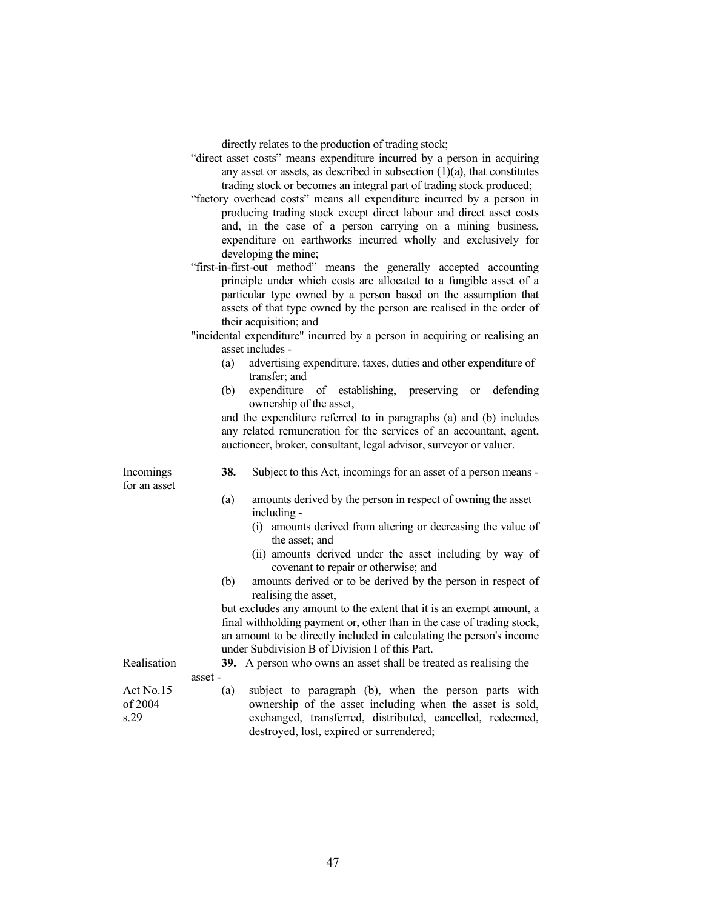directly relates to the production of trading stock;

"direct asset costs" means expenditure incurred by a person in acquiring any asset or assets, as described in subsection (1)(a), that constitutes trading stock or becomes an integral part of trading stock produced;

"factory overhead costs" means all expenditure incurred by a person in producing trading stock except direct labour and direct asset costs and, in the case of a person carrying on a mining business, expenditure on earthworks incurred wholly and exclusively for developing the mine;

"first-in-first-out method" means the generally accepted accounting principle under which costs are allocated to a fungible asset of a particular type owned by a person based on the assumption that assets of that type owned by the person are realised in the order of their acquisition; and

"incidental expenditure" incurred by a person in acquiring or realising an asset includes -

(a) advertising expenditure, taxes, duties and other expenditure of transfer; and

(b) expenditure of establishing, preserving or defending ownership of the asset,

and the expenditure referred to in paragraphs (a) and (b) includes any related remuneration for the services of an accountant, agent, auctioneer, broker, consultant, legal advisor, surveyor or valuer.

Incomings for an asset

**38.** Subject to this Act, incomings for an asset of a person means -

(a) amounts derived by the person in respect of owning the asset including -

(i) amounts derived from altering or decreasing the value of the asset; and

(ii) amounts derived under the asset including by way of covenant to repair or otherwise; and

(b) amounts derived or to be derived by the person in respect of realising the asset,

but excludes any amount to the extent that it is an exempt amount, a final withholding payment or, other than in the case of trading stock, an amount to be directly included in calculating the person's income under Subdivision B of Division I of this Part.

Realisation

**39.** A person who owns an asset shall be treated as realising the asset -

Act No.15 of 2004 s.29

(a) subject to paragraph (b), when the person parts with ownership of the asset including when the asset is sold, exchanged, transferred, distributed, cancelled, redeemed, destroyed, lost, expired or surrendered;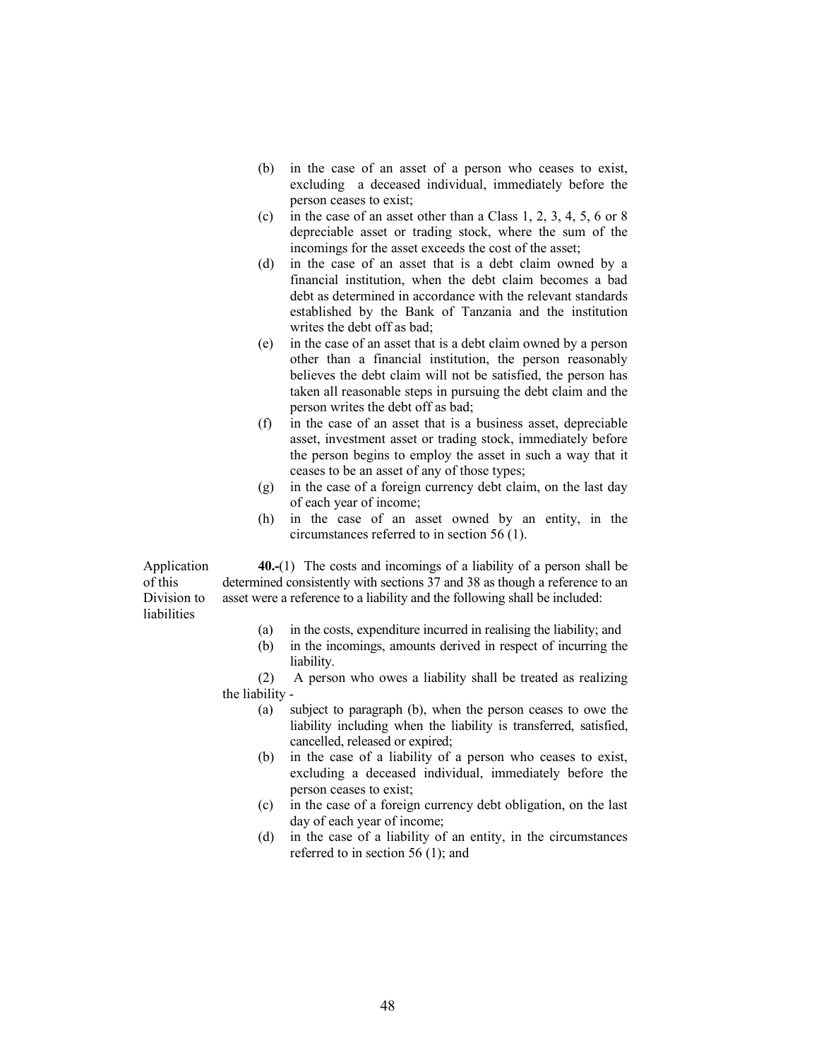(b) in the case of an asset of a person who ceases to exist, excluding a deceased individual, immediately before the person ceases to exist;

(c) in the case of an asset other than a Class 1, 2, 3, 4, 5, 6 or 8 depreciable asset or trading stock, where the sum of the incomings for the asset exceeds the cost of the asset;

(d) in the case of an asset that is a debt claim owned by a financial institution, when the debt claim becomes a bad debt as determined in accordance with the relevant standards established by the Bank of Tanzania and the institution writes the debt off as bad;

(e) in the case of an asset that is a debt claim owned by a person other than a financial institution, the person reasonably believes the debt claim will not be satisfied, the person has taken all reasonable steps in pursuing the debt claim and the person writes the debt off as bad;

(f) in the case of an asset that is a business asset, depreciable asset, investment asset or trading stock, immediately before the person begins to employ the asset in such a way that it ceases to be an asset of any of those types;

(g) in the case of a foreign currency debt claim, on the last day of each year of income;

(h) in the case of an asset owned by an entity, in the circumstances referred to in section 56 (1).

Application of this Division to liabilities

**40.-**(1) The costs and incomings of a liability of a person shall be determined consistently with sections 37 and 38 as though a reference to an asset were a reference to a liability and the following shall be included:

(a) in the costs, expenditure incurred in realising the liability; and

(b) in the incomings, amounts derived in respect of incurring the liability.

(2) A person who owes a liability shall be treated as realizing the liability -

(a) subject to paragraph (b), when the person ceases to owe the liability including when the liability is transferred, satisfied, cancelled, released or expired;

(b) in the case of a liability of a person who ceases to exist, excluding a deceased individual, immediately before the person ceases to exist;

(c) in the case of a foreign currency debt obligation, on the last day of each year of income;

(d) in the case of a liability of an entity, in the circumstances referred to in section 56 (1); and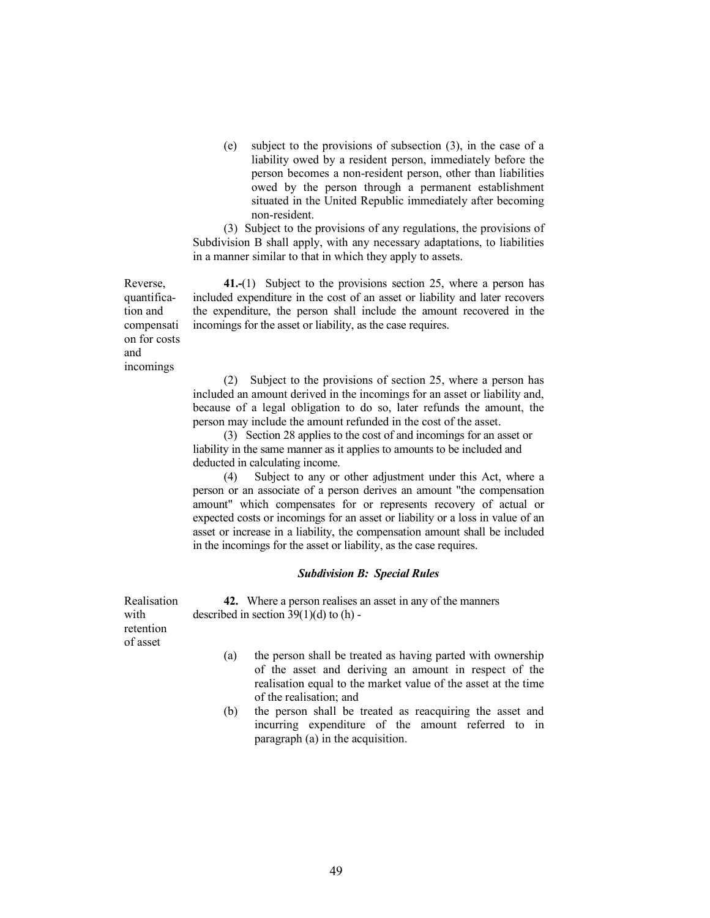(e) subject to the provisions of subsection (3), in the case of a liability owed by a resident person, immediately before the person becomes a non-resident person, other than liabilities owed by the person through a permanent establishment situated in the United Republic immediately after becoming non-resident.

(3) Subject to the provisions of any regulations, the provisions of Subdivision B shall apply, with any necessary adaptations, to liabilities in a manner similar to that in which they apply to assets.

Reverse, quantification and compensation for costs and incomings

**41.-**(1) Subject to the provisions section 25, where a person has included expenditure in the cost of an asset or liability and later recovers the expenditure, the person shall include the amount recovered in the incomings for the asset or liability, as the case requires.

(2) Subject to the provisions of section 25, where a person has included an amount derived in the incomings for an asset or liability and, because of a legal obligation to do so, later refunds the amount, the person may include the amount refunded in the cost of the asset.

(3) Section 28 applies to the cost of and incomings for an asset or liability in the same manner as it applies to amounts to be included and deducted in calculating income.

(4) Subject to any or other adjustment under this Act, where a person or an associate of a person derives an amount "the compensation amount" which compensates for or represents recovery of actual or expected costs or incomings for an asset or liability or a loss in value of an asset or increase in a liability, the compensation amount shall be included in the incomings for the asset or liability, as the case requires.

### *Subdivision B: Special Rules*

Realisation with retention of asset

**42.** Where a person realises an asset in any of the manners described in section 39(1)(d) to (h) -

(a) the person shall be treated as having parted with ownership of the asset and deriving an amount in respect of the realisation equal to the market value of the asset at the time of the realisation; and

(b) the person shall be treated as reacquiring the asset and incurring expenditure of the amount referred to in paragraph (a) in the acquisition.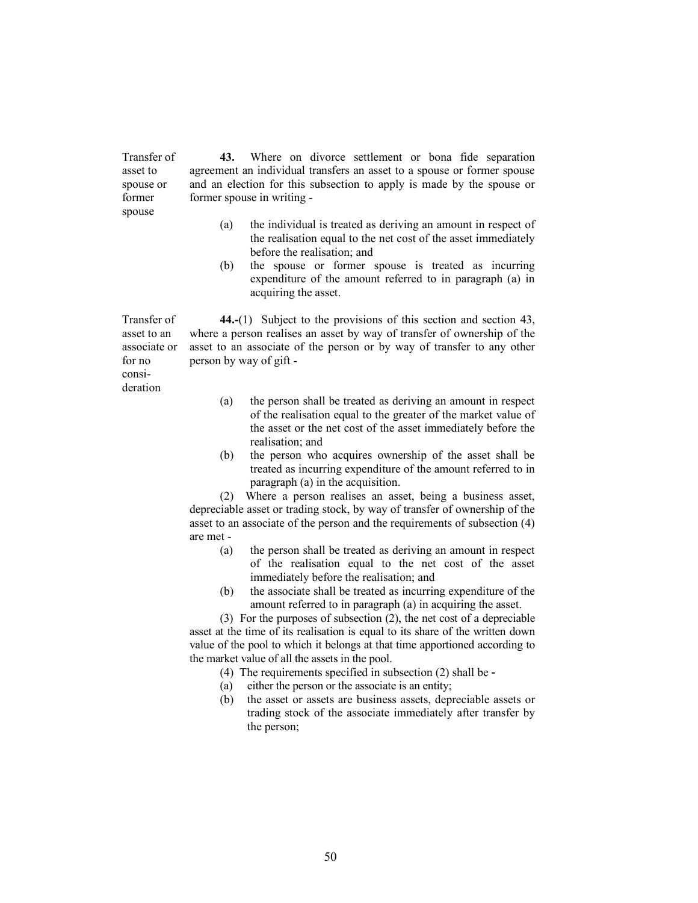**Transfer of asset to spouse or former spouse**

**43.** Where on divorce settlement or bona fide separation agreement an individual transfers an asset to a spouse or former spouse and an election for this subsection to apply is made by the spouse or former spouse in writing -

(a) the individual is treated as deriving an amount in respect of the realisation equal to the net cost of the asset immediately before the realisation; and

(b) the spouse or former spouse is treated as incurring expenditure of the amount referred to in paragraph (a) in acquiring the asset.

**Transfer of asset to an associate or for no consideration**

**44.-**(1) Subject to the provisions of this section and section 43, where a person realises an asset by way of transfer of ownership of the asset to an associate of the person or by way of transfer to any other person by way of gift -

(a) the person shall be treated as deriving an amount in respect of the realisation equal to the greater of the market value of the asset or the net cost of the asset immediately before the realisation; and

(b) the person who acquires ownership of the asset shall be treated as incurring expenditure of the amount referred to in paragraph (a) in the acquisition.

(2) Where a person realises an asset, being a business asset, depreciable asset or trading stock, by way of transfer of ownership of the asset to an associate of the person and the requirements of subsection (4) are met -

(a) the person shall be treated as deriving an amount in respect of the realisation equal to the net cost of the asset immediately before the realisation; and

(b) the associate shall be treated as incurring expenditure of the amount referred to in paragraph (a) in acquiring the asset.

(3) For the purposes of subsection (2), the net cost of a depreciable asset at the time of its realisation is equal to its share of the written down value of the pool to which it belongs at that time apportioned according to the market value of all the assets in the pool.

(4) The requirements specified in subsection (2) shall be -

(a) either the person or the associate is an entity;

(b) the asset or assets are business assets, depreciable assets or trading stock of the associate immediately after transfer by the person;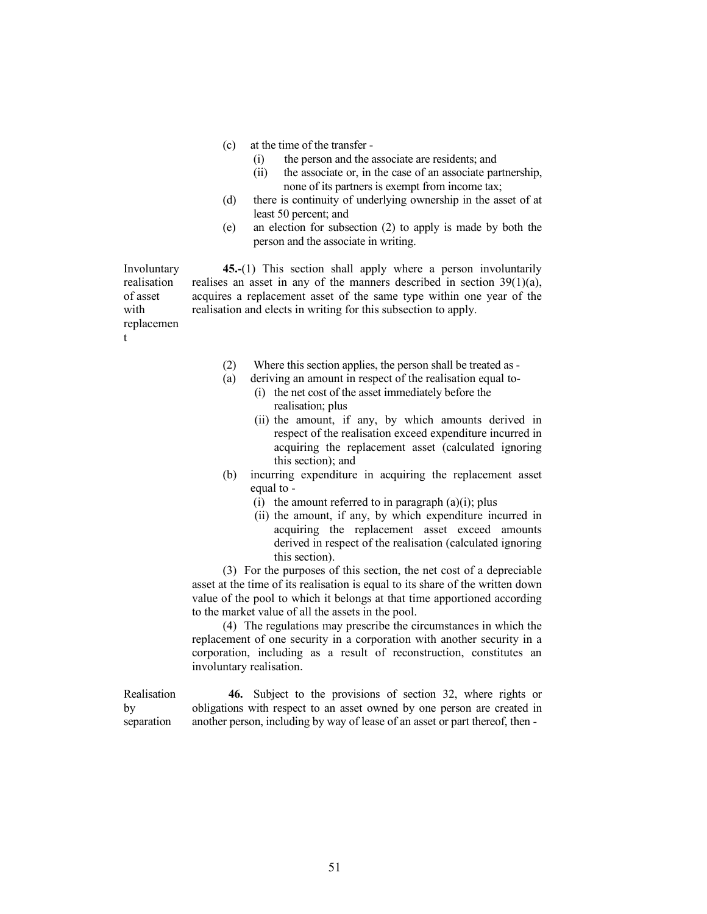(c) at the time of the transfer -

 (i) the person and the associate are residents; and

 (ii) the associate or, in the case of an associate partnership, none of its partners is exempt from income tax;

(d) there is continuity of underlying ownership in the asset of at least 50 percent; and

(e) an election for subsection (2) to apply is made by both the person and the associate in writing.

**Involuntary realisation of asset with replacement**

**45.-**(1) This section shall apply where a person involuntarily realises an asset in any of the manners described in section 39(1)(a), acquires a replacement asset of the same type within one year of the realisation and elects in writing for this subsection to apply.

(2) Where this section applies, the person shall be treated as -

(a) deriving an amount in respect of the realisation equal to-

 (i) the net cost of the asset immediately before the realisation; plus

 (ii) the amount, if any, by which amounts derived in respect of the realisation exceed expenditure incurred in acquiring the replacement asset (calculated ignoring this section); and

(b) incurring expenditure in acquiring the replacement asset equal to -

 (i) the amount referred to in paragraph (a)(i); plus

 (ii) the amount, if any, by which expenditure incurred in acquiring the replacement asset exceed amounts derived in respect of the realisation (calculated ignoring this section).

(3) For the purposes of this section, the net cost of a depreciable asset at the time of its realisation is equal to its share of the written down value of the pool to which it belongs at that time apportioned according to the market value of all the assets in the pool.

(4) The regulations may prescribe the circumstances in which the replacement of one security in a corporation with another security in a corporation, including as a result of reconstruction, constitutes an involuntary realisation.

**Realisation by separation**

**46.** Subject to the provisions of section 32, where rights or obligations with respect to an asset owned by one person are created in another person, including by way of lease of an asset or part thereof, then -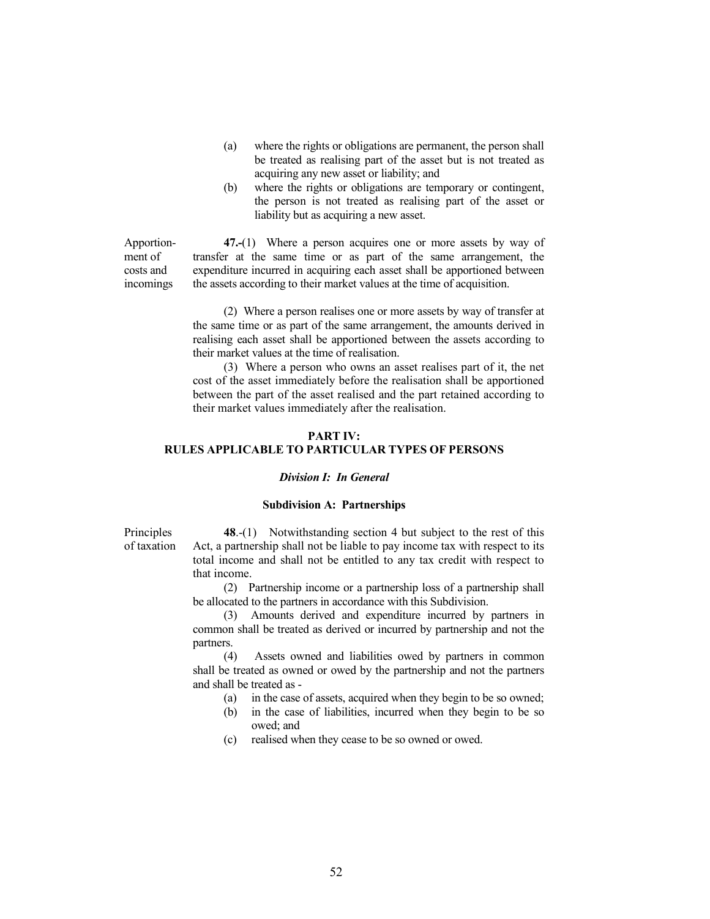(a) where the rights or obligations are permanent, the person shall be treated as realising part of the asset but is not treated as acquiring any new asset or liability; and

(b) where the rights or obligations are temporary or contingent, the person is not treated as realising part of the asset or liability but as acquiring a new asset.

Apportionment of costs and incomings

**47.-**(1) Where a person acquires one or more assets by way of transfer at the same time or as part of the same arrangement, the expenditure incurred in acquiring each asset shall be apportioned between the assets according to their market values at the time of acquisition.

(2) Where a person realises one or more assets by way of transfer at the same time or as part of the same arrangement, the amounts derived in realising each asset shall be apportioned between the assets according to their market values at the time of realisation.

(3) Where a person who owns an asset realises part of it, the net cost of the asset immediately before the realisation shall be apportioned between the part of the asset realised and the part retained according to their market values immediately after the realisation.

## PART IV:
## RULES APPLICABLE TO PARTICULAR TYPES OF PERSONS

### *Division I: In General*

#### Subdivision A: Partnerships

Principles of taxation

**48**.-(1) Notwithstanding section 4 but subject to the rest of this Act, a partnership shall not be liable to pay income tax with respect to its total income and shall not be entitled to any tax credit with respect to that income.

(2) Partnership income or a partnership loss of a partnership shall be allocated to the partners in accordance with this Subdivision.

(3) Amounts derived and expenditure incurred by partners in common shall be treated as derived or incurred by partnership and not the partners.

(4) Assets owned and liabilities owed by partners in common shall be treated as owned or owed by the partnership and not the partners and shall be treated as -

(a) in the case of assets, acquired when they begin to be so owned;

(b) in the case of liabilities, incurred when they begin to be so owed; and

(c) realised when they cease to be so owned or owed.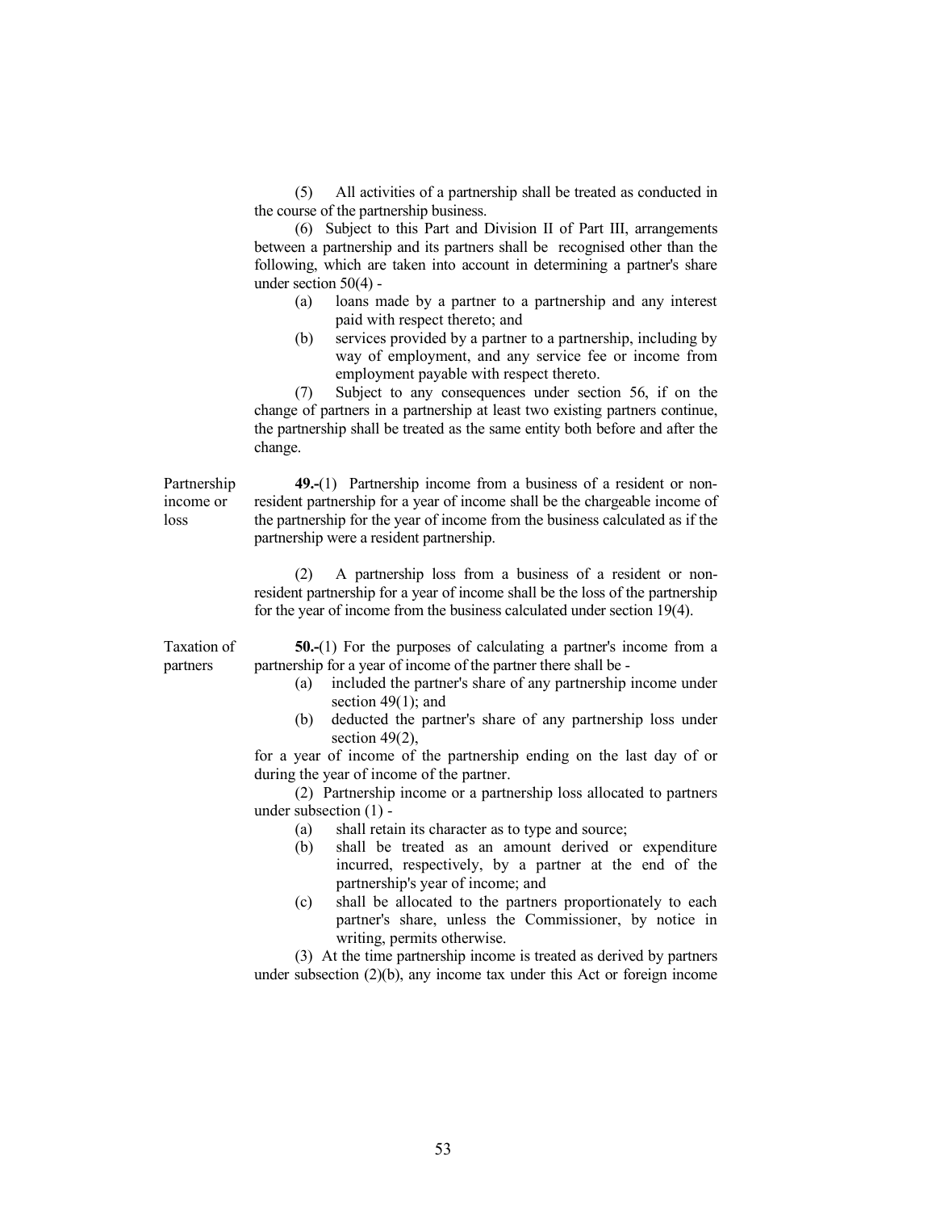(5) All activities of a partnership shall be treated as conducted in the course of the partnership business.

(6) Subject to this Part and Division II of Part III, arrangements between a partnership and its partners shall be recognised other than the following, which are taken into account in determining a partner's share under section 50(4) -

- (a) loans made by a partner to a partnership and any interest paid with respect thereto; and
- (b) services provided by a partner to a partnership, including by way of employment, and any service fee or income from employment payable with respect thereto.

(7) Subject to any consequences under section 56, if on the change of partners in a partnership at least two existing partners continue, the partnership shall be treated as the same entity both before and after the change.

**Partnership income or loss**

**49.-**(1) Partnership income from a business of a resident or non-resident partnership for a year of income shall be the chargeable income of the partnership for the year of income from the business calculated as if the partnership were a resident partnership.

(2) A partnership loss from a business of a resident or non-resident partnership for a year of income shall be the loss of the partnership for the year of income from the business calculated under section 19(4).

**Taxation of partners**

**50.-**(1) For the purposes of calculating a partner's income from a partnership for a year of income of the partner there shall be -

- (a) included the partner's share of any partnership income under section 49(1); and
- (b) deducted the partner's share of any partnership loss under section 49(2),

for a year of income of the partnership ending on the last day of or during the year of income of the partner.

(2) Partnership income or a partnership loss allocated to partners under subsection (1) -

- (a) shall retain its character as to type and source;
- (b) shall be treated as an amount derived or expenditure incurred, respectively, by a partner at the end of the partnership's year of income; and
- (c) shall be allocated to the partners proportionately to each partner's share, unless the Commissioner, by notice in writing, permits otherwise.

(3) At the time partnership income is treated as derived by partners under subsection (2)(b), any income tax under this Act or foreign income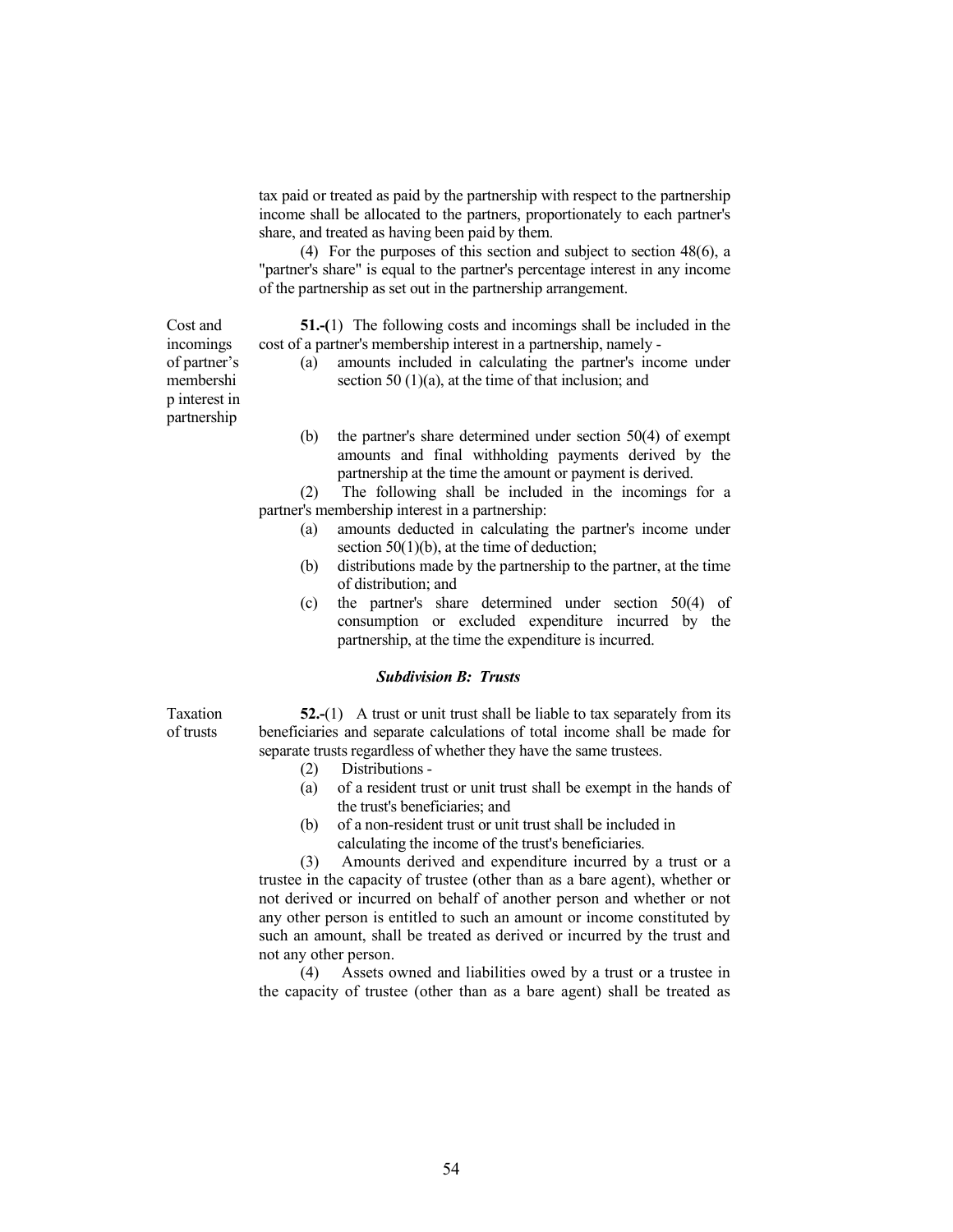tax paid or treated as paid by the partnership with respect to the partnership income shall be allocated to the partners, proportionately to each partner's share, and treated as having been paid by them.

(4) For the purposes of this section and subject to section 48(6), a "partner's share" is equal to the partner's percentage interest in any income of the partnership as set out in the partnership arrangement.

Cost and incomings of partner's membership interest in partnership

**51.-(**1) The following costs and incomings shall be included in the cost of a partner's membership interest in a partnership, namely -

(a) amounts included in calculating the partner's income under section 50 (1)(a), at the time of that inclusion; and

(b) the partner's share determined under section 50(4) of exempt amounts and final withholding payments derived by the partnership at the time the amount or payment is derived.

(2) The following shall be included in the incomings for a partner's membership interest in a partnership:

(a) amounts deducted in calculating the partner's income under section 50(1)(b), at the time of deduction;

(b) distributions made by the partnership to the partner, at the time of distribution; and

(c) the partner's share determined under section 50(4) of consumption or excluded expenditure incurred by the partnership, at the time the expenditure is incurred.

### *Subdivision B: Trusts*

Taxation of trusts

**52.-**(1) A trust or unit trust shall be liable to tax separately from its beneficiaries and separate calculations of total income shall be made for separate trusts regardless of whether they have the same trustees.

(2) Distributions -

(a) of a resident trust or unit trust shall be exempt in the hands of the trust's beneficiaries; and

(b) of a non-resident trust or unit trust shall be included in calculating the income of the trust's beneficiaries.

(3) Amounts derived and expenditure incurred by a trust or a trustee in the capacity of trustee (other than as a bare agent), whether or not derived or incurred on behalf of another person and whether or not any other person is entitled to such an amount or income constituted by such an amount, shall be treated as derived or incurred by the trust and not any other person.

(4) Assets owned and liabilities owed by a trust or a trustee in the capacity of trustee (other than as a bare agent) shall be treated as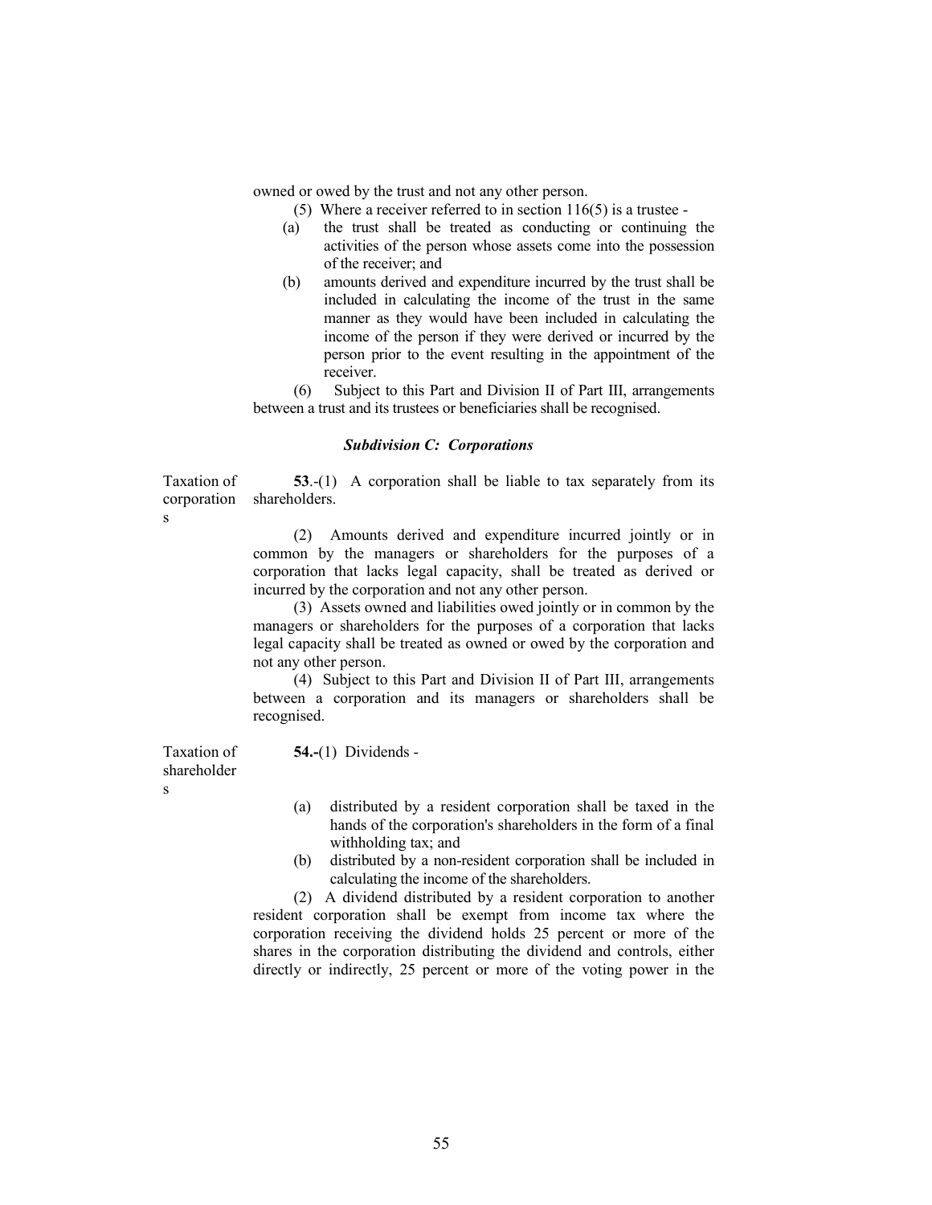owned or owed by the trust and not any other person.

(5) Where a receiver referred to in section 116(5) is a trustee -

(a) the trust shall be treated as conducting or continuing the activities of the person whose assets come into the possession of the receiver; and

(b) amounts derived and expenditure incurred by the trust shall be included in calculating the income of the trust in the same manner as they would have been included in calculating the income of the person if they were derived or incurred by the person prior to the event resulting in the appointment of the receiver.

(6) Subject to this Part and Division II of Part III, arrangements between a trust and its trustees or beneficiaries shall be recognised.

***Subdivision C: Corporations***

Taxation of corporations

**53**.-(1) A corporation shall be liable to tax separately from its shareholders.

(2) Amounts derived and expenditure incurred jointly or in common by the managers or shareholders for the purposes of a corporation that lacks legal capacity, shall be treated as derived or incurred by the corporation and not any other person.

(3) Assets owned and liabilities owed jointly or in common by the managers or shareholders for the purposes of a corporation that lacks legal capacity shall be treated as owned or owed by the corporation and not any other person.

(4) Subject to this Part and Division II of Part III, arrangements between a corporation and its managers or shareholders shall be recognised.

Taxation of shareholders

**54.-**(1) Dividends -

(a) distributed by a resident corporation shall be taxed in the hands of the corporation's shareholders in the form of a final withholding tax; and

(b) distributed by a non-resident corporation shall be included in calculating the income of the shareholders.

(2) A dividend distributed by a resident corporation to another resident corporation shall be exempt from income tax where the corporation receiving the dividend holds 25 percent or more of the shares in the corporation distributing the dividend and controls, either directly or indirectly, 25 percent or more of the voting power in the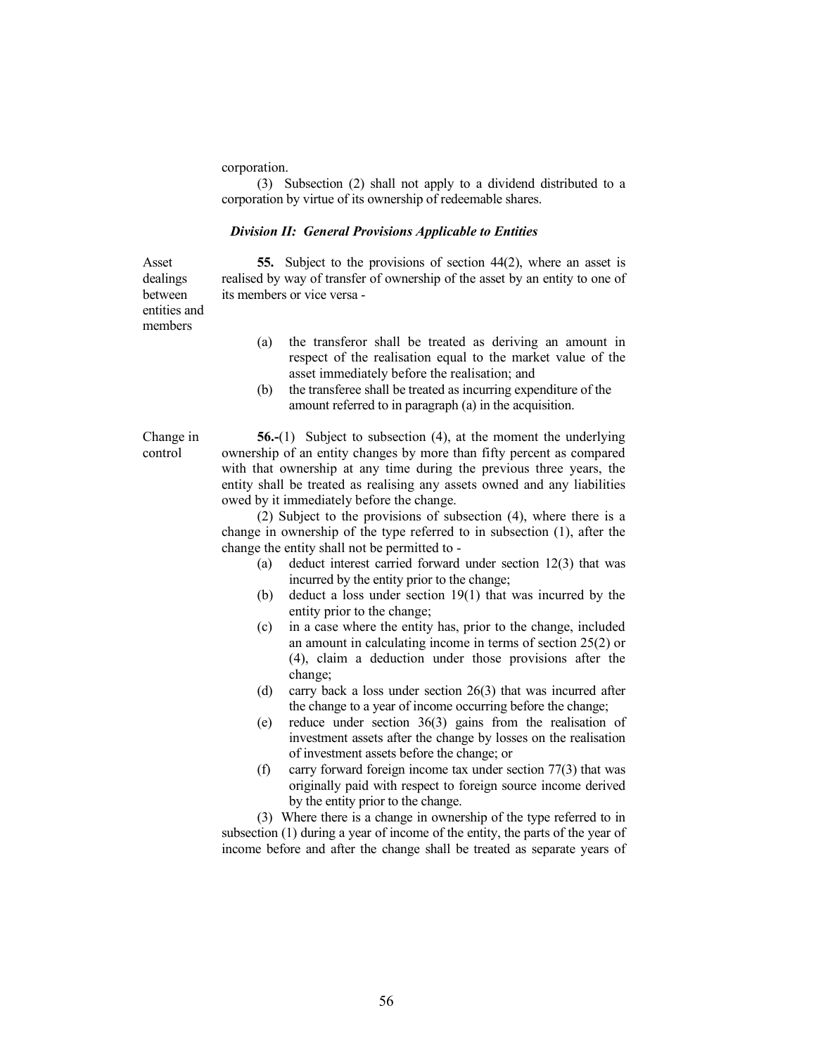corporation.

(3) Subsection (2) shall not apply to a dividend distributed to a corporation by virtue of its ownership of redeemable shares.

### *Division II: General Provisions Applicable to Entities*

Asset dealings between entities and members

**55.** Subject to the provisions of section 44(2), where an asset is realised by way of transfer of ownership of the asset by an entity to one of its members or vice versa -

(a) the transferor shall be treated as deriving an amount in respect of the realisation equal to the market value of the asset immediately before the realisation; and

(b) the transferee shall be treated as incurring expenditure of the amount referred to in paragraph (a) in the acquisition.

Change in control

**56.-**(1) Subject to subsection (4), at the moment the underlying ownership of an entity changes by more than fifty percent as compared with that ownership at any time during the previous three years, the entity shall be treated as realising any assets owned and any liabilities owed by it immediately before the change.

(2) Subject to the provisions of subsection (4), where there is a change in ownership of the type referred to in subsection (1), after the change the entity shall not be permitted to -

(a) deduct interest carried forward under section 12(3) that was incurred by the entity prior to the change;

(b) deduct a loss under section 19(1) that was incurred by the entity prior to the change;

(c) in a case where the entity has, prior to the change, included an amount in calculating income in terms of section 25(2) or (4), claim a deduction under those provisions after the change;

(d) carry back a loss under section 26(3) that was incurred after the change to a year of income occurring before the change;

(e) reduce under section 36(3) gains from the realisation of investment assets after the change by losses on the realisation of investment assets before the change; or

(f) carry forward foreign income tax under section 77(3) that was originally paid with respect to foreign source income derived by the entity prior to the change.

(3) Where there is a change in ownership of the type referred to in subsection (1) during a year of income of the entity, the parts of the year of income before and after the change shall be treated as separate years of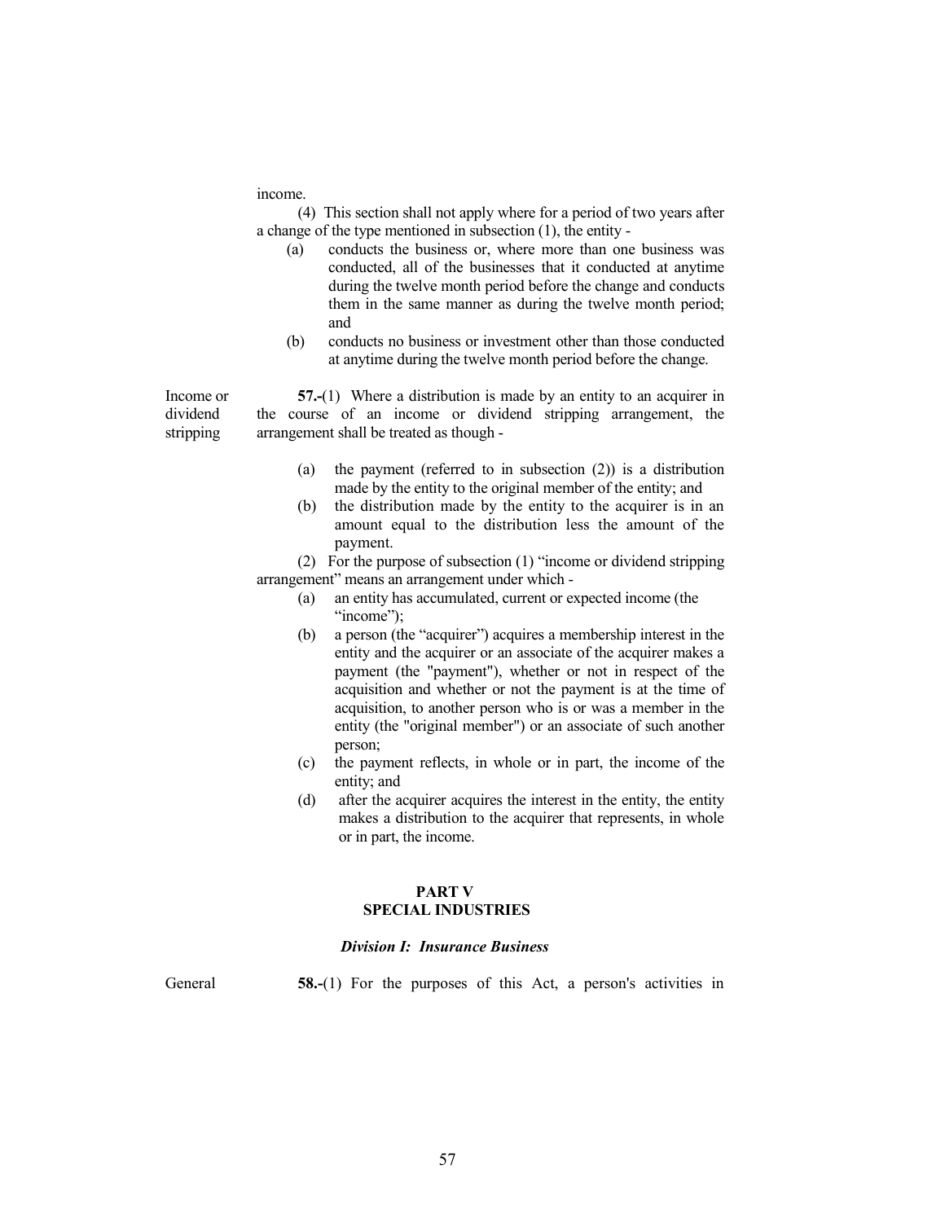income.

(4) This section shall not apply where for a period of two years after a change of the type mentioned in subsection (1), the entity -

(a) conducts the business or, where more than one business was conducted, all of the businesses that it conducted at anytime during the twelve month period before the change and conducts them in the same manner as during the twelve month period; and

(b) conducts no business or investment other than those conducted at anytime during the twelve month period before the change.

Income or dividend stripping

**57.-**(1) Where a distribution is made by an entity to an acquirer in the course of an income or dividend stripping arrangement, the arrangement shall be treated as though -

(a) the payment (referred to in subsection (2)) is a distribution made by the entity to the original member of the entity; and

(b) the distribution made by the entity to the acquirer is in an amount equal to the distribution less the amount of the payment.

(2) For the purpose of subsection (1) "income or dividend stripping arrangement" means an arrangement under which -

(a) an entity has accumulated, current or expected income (the "income");

(b) a person (the "acquirer") acquires a membership interest in the entity and the acquirer or an associate of the acquirer makes a payment (the "payment"), whether or not in respect of the acquisition and whether or not the payment is at the time of acquisition, to another person who is or was a member in the entity (the "original member") or an associate of such another person;

(c) the payment reflects, in whole or in part, the income of the entity; and

(d) after the acquirer acquires the interest in the entity, the entity makes a distribution to the acquirer that represents, in whole or in part, the income.

## PART V
## SPECIAL INDUSTRIES

### *Division I: Insurance Business*

General

**58.-**(1) For the purposes of this Act, a person's activities in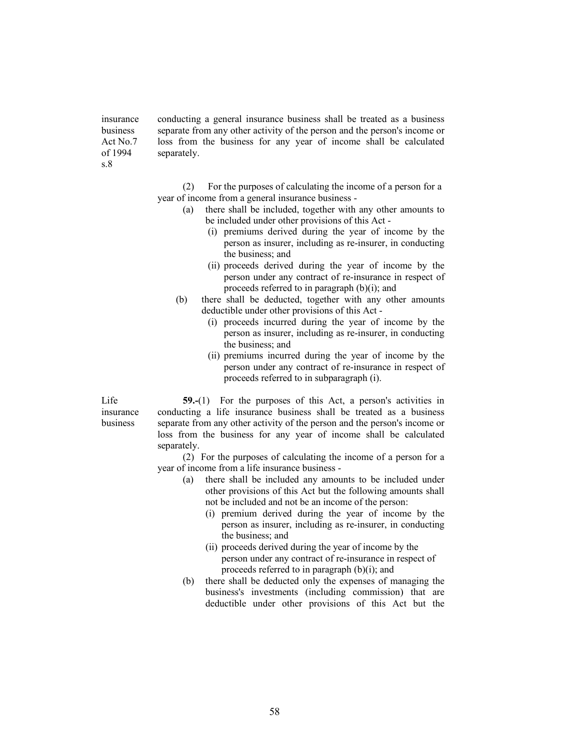insurance business Act No.7 of 1994 s.8

conducting a general insurance business shall be treated as a business separate from any other activity of the person and the person's income or loss from the business for any year of income shall be calculated separately.

(2) For the purposes of calculating the income of a person for a year of income from a general insurance business -

(a) there shall be included, together with any other amounts to be included under other provisions of this Act -

(i) premiums derived during the year of income by the person as insurer, including as re-insurer, in conducting the business; and

(ii) proceeds derived during the year of income by the person under any contract of re-insurance in respect of proceeds referred to in paragraph (b)(i); and

(b) there shall be deducted, together with any other amounts deductible under other provisions of this Act -

(i) proceeds incurred during the year of income by the person as insurer, including as re-insurer, in conducting the business; and

(ii) premiums incurred during the year of income by the person under any contract of re-insurance in respect of proceeds referred to in subparagraph (i).

Life insurance business

**59.**-(1) For the purposes of this Act, a person's activities in conducting a life insurance business shall be treated as a business separate from any other activity of the person and the person's income or loss from the business for any year of income shall be calculated separately.

(2) For the purposes of calculating the income of a person for a year of income from a life insurance business -

(a) there shall be included any amounts to be included under other provisions of this Act but the following amounts shall not be included and not be an income of the person:

(i) premium derived during the year of income by the person as insurer, including as re-insurer, in conducting the business; and

(ii) proceeds derived during the year of income by the person under any contract of re-insurance in respect of proceeds referred to in paragraph (b)(i); and

(b) there shall be deducted only the expenses of managing the business's investments (including commission) that are deductible under other provisions of this Act but the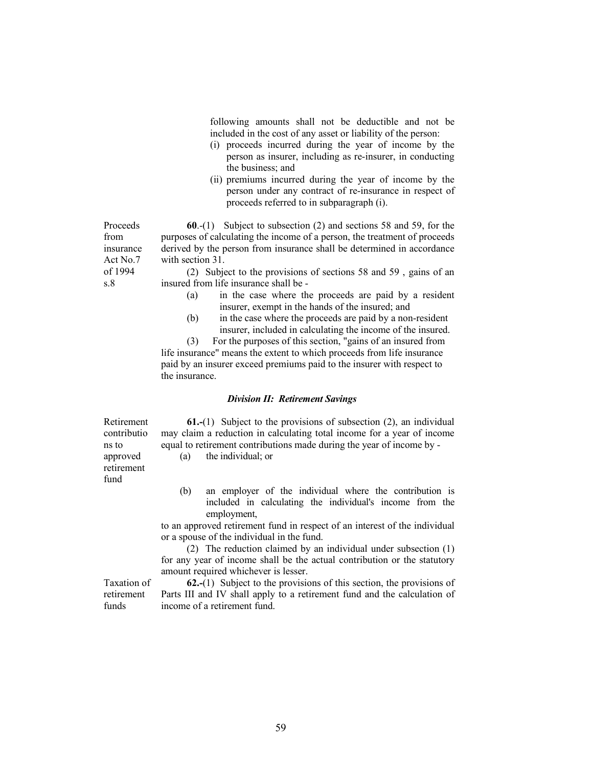following amounts shall not be deductible and not be included in the cost of any asset or liability of the person:

(i) proceeds incurred during the year of income by the person as insurer, including as re-insurer, in conducting the business; and

(ii) premiums incurred during the year of income by the person under any contract of re-insurance in respect of proceeds referred to in subparagraph (i).

Proceeds from insurance Act No.7 of 1994 s.8

**60**.-(1) Subject to subsection (2) and sections 58 and 59, for the purposes of calculating the income of a person, the treatment of proceeds derived by the person from insurance shall be determined in accordance with section 31.

(2) Subject to the provisions of sections 58 and 59 , gains of an insured from life insurance shall be -

(a) in the case where the proceeds are paid by a resident insurer, exempt in the hands of the insured; and

(b) in the case where the proceeds are paid by a non-resident insurer, included in calculating the income of the insured.

(3) For the purposes of this section, "gains of an insured from life insurance" means the extent to which proceeds from life insurance paid by an insurer exceed premiums paid to the insurer with respect to the insurance.

### *Division II: Retirement Savings*

Retirement contributions to approved retirement fund

**61.-**(1) Subject to the provisions of subsection (2), an individual may claim a reduction in calculating total income for a year of income equal to retirement contributions made during the year of income by -

(a) the individual; or

(b) an employer of the individual where the contribution is included in calculating the individual's income from the employment,

to an approved retirement fund in respect of an interest of the individual or a spouse of the individual in the fund.

(2) The reduction claimed by an individual under subsection (1) for any year of income shall be the actual contribution or the statutory amount required whichever is lesser.

Taxation of retirement funds

**62.-**(1) Subject to the provisions of this section, the provisions of Parts III and IV shall apply to a retirement fund and the calculation of income of a retirement fund.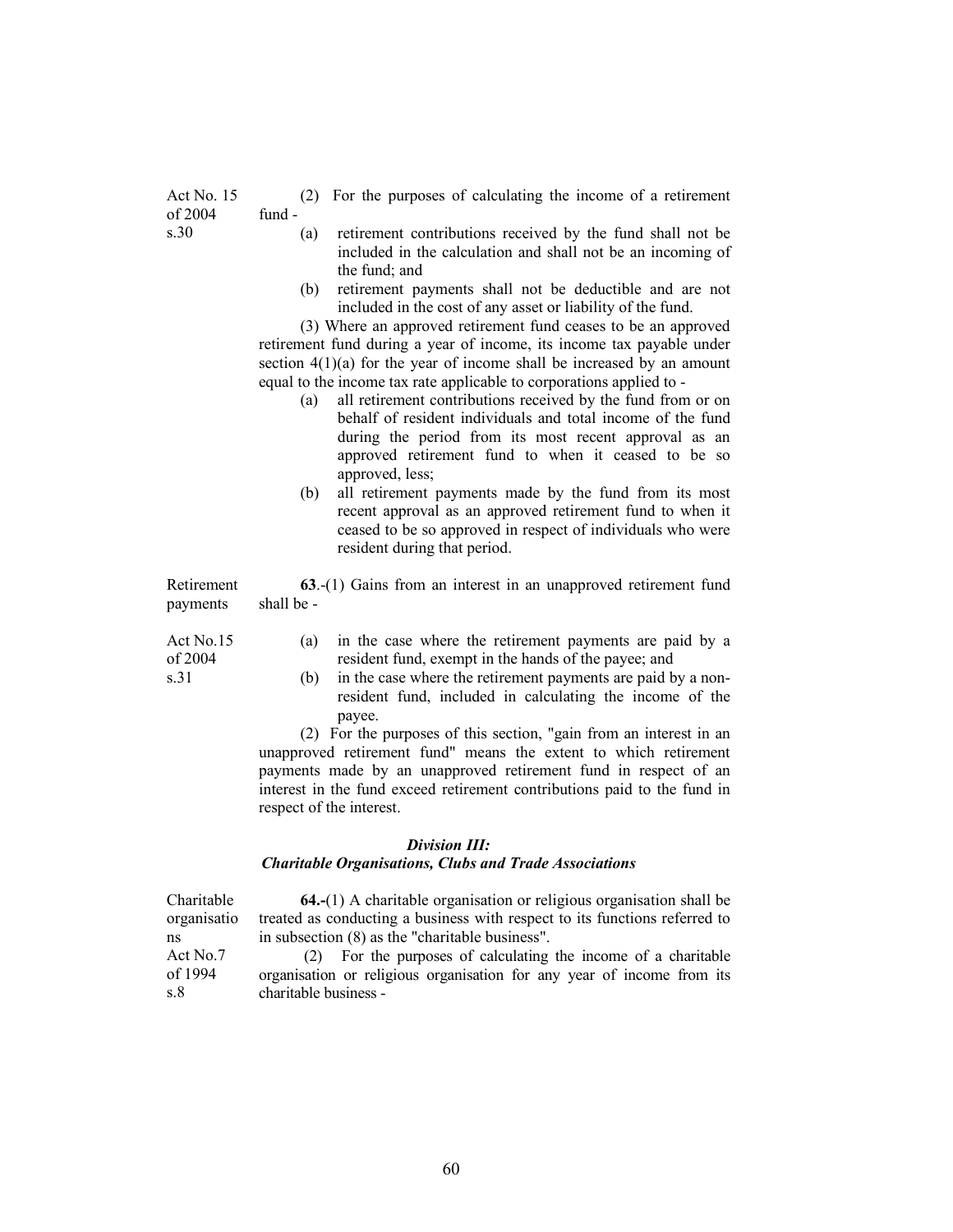Act No. 15 of 2004 s.30

(2) For the purposes of calculating the income of a retirement fund -

(a) retirement contributions received by the fund shall not be included in the calculation and shall not be an incoming of the fund; and

(b) retirement payments shall not be deductible and are not included in the cost of any asset or liability of the fund.

(3) Where an approved retirement fund ceases to be an approved retirement fund during a year of income, its income tax payable under section 4(1)(a) for the year of income shall be increased by an amount equal to the income tax rate applicable to corporations applied to -

(a) all retirement contributions received by the fund from or on behalf of resident individuals and total income of the fund during the period from its most recent approval as an approved retirement fund to when it ceased to be so approved, less;

(b) all retirement payments made by the fund from its most recent approval as an approved retirement fund to when it ceased to be so approved in respect of individuals who were resident during that period.

Retirement payments

**63**.-(1) Gains from an interest in an unapproved retirement fund shall be -

Act No.15 of 2004 s.31

(a) in the case where the retirement payments are paid by a resident fund, exempt in the hands of the payee; and

(b) in the case where the retirement payments are paid by a non-resident fund, included in calculating the income of the payee.

(2) For the purposes of this section, "gain from an interest in an unapproved retirement fund" means the extent to which retirement payments made by an unapproved retirement fund in respect of an interest in the fund exceed retirement contributions paid to the fund in respect of the interest.

### *Division III:*
### *Charitable Organisations, Clubs and Trade Associations*

Charitable organisations Act No.7 of 1994 s.8

**64.**-(1) A charitable organisation or religious organisation shall be treated as conducting a business with respect to its functions referred to in subsection (8) as the "charitable business".

(2) For the purposes of calculating the income of a charitable organisation or religious organisation for any year of income from its charitable business -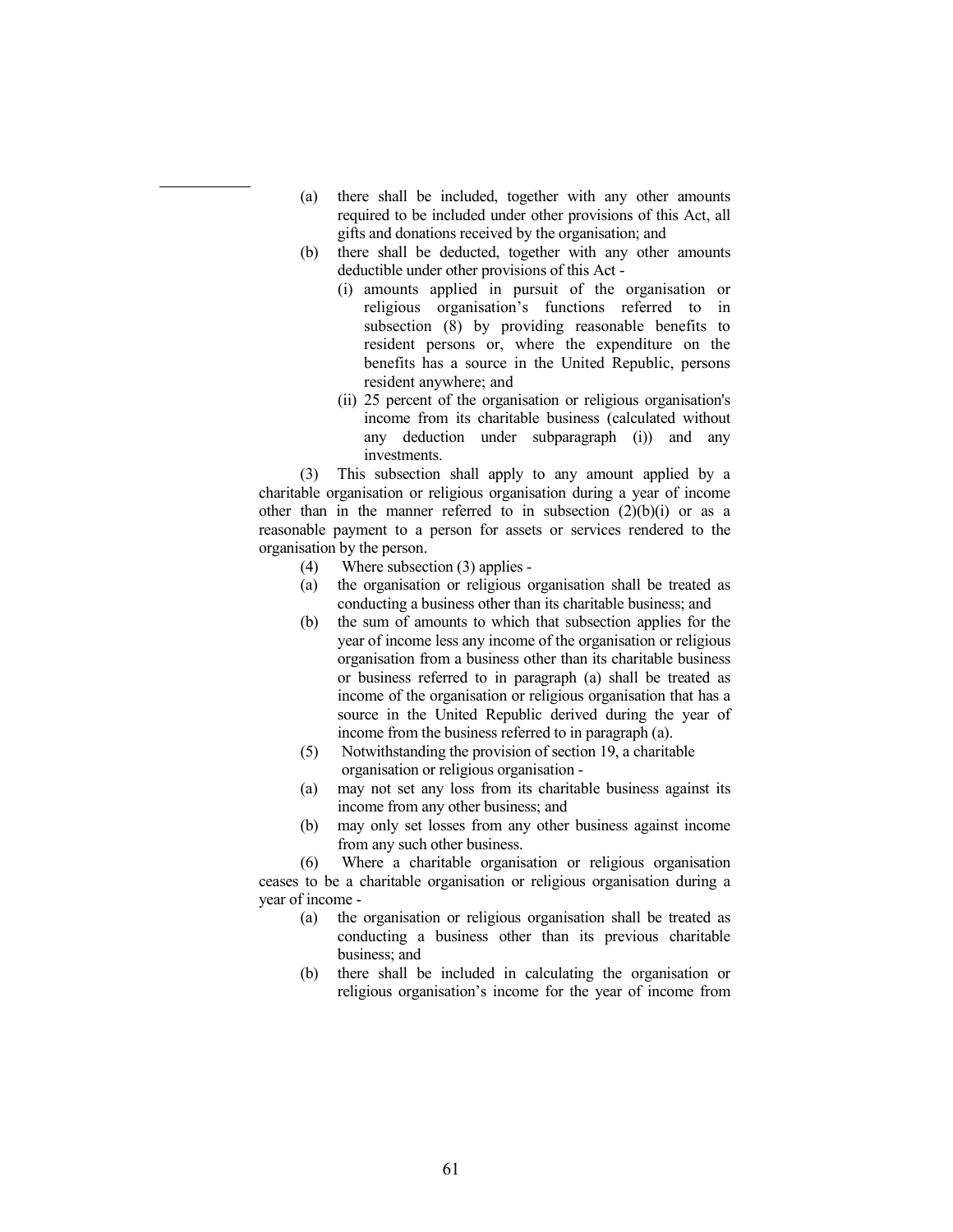(a) there shall be included, together with any other amounts required to be included under other provisions of this Act, all gifts and donations received by the organisation; and

(b) there shall be deducted, together with any other amounts deductible under other provisions of this Act -

  (i) amounts applied in pursuit of the organisation or religious organisation's functions referred to in subsection (8) by providing reasonable benefits to resident persons or, where the expenditure on the benefits has a source in the United Republic, persons resident anywhere; and

  (ii) 25 percent of the organisation or religious organisation's income from its charitable business (calculated without any deduction under subparagraph (i)) and any investments.

(3) This subsection shall apply to any amount applied by a charitable organisation or religious organisation during a year of income other than in the manner referred to in subsection (2)(b)(i) or as a reasonable payment to a person for assets or services rendered to the organisation by the person.

(4) Where subsection (3) applies -

(a) the organisation or religious organisation shall be treated as conducting a business other than its charitable business; and

(b) the sum of amounts to which that subsection applies for the year of income less any income of the organisation or religious organisation from a business other than its charitable business or business referred to in paragraph (a) shall be treated as income of the organisation or religious organisation that has a source in the United Republic derived during the year of income from the business referred to in paragraph (a).

(5) Notwithstanding the provision of section 19, a charitable organisation or religious organisation -

(a) may not set any loss from its charitable business against its income from any other business; and

(b) may only set losses from any other business against income from any such other business.

(6) Where a charitable organisation or religious organisation ceases to be a charitable organisation or religious organisation during a year of income -

(a) the organisation or religious organisation shall be treated as conducting a business other than its previous charitable business; and

(b) there shall be included in calculating the organisation or religious organisation's income for the year of income from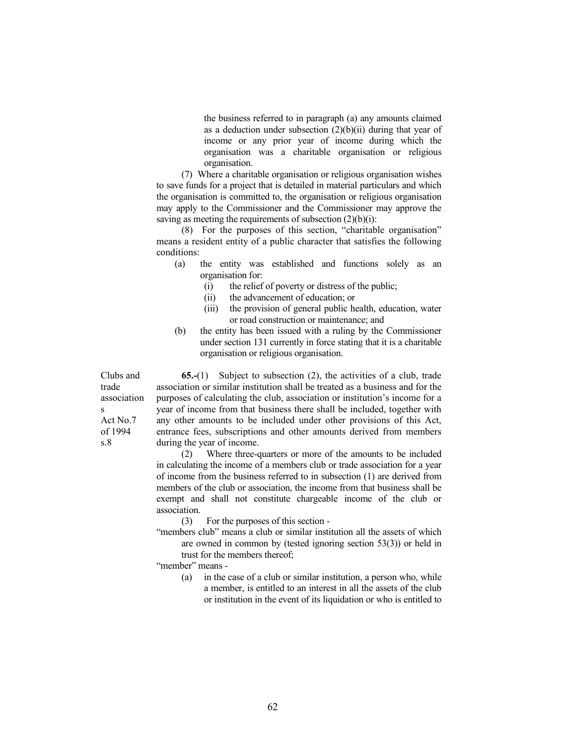the business referred to in paragraph (a) any amounts claimed as a deduction under subsection (2)(b)(ii) during that year of income or any prior year of income during which the organisation was a charitable organisation or religious organisation.

(7) Where a charitable organisation or religious organisation wishes to save funds for a project that is detailed in material particulars and which the organisation is committed to, the organisation or religious organisation may apply to the Commissioner and the Commissioner may approve the saving as meeting the requirements of subsection (2)(b)(i):

(8) For the purposes of this section, "charitable organisation" means a resident entity of a public character that satisfies the following conditions:

- (a) the entity was established and functions solely as an organisation for:
  - (i) the relief of poverty or distress of the public;
  - (ii) the advancement of education; or
  - (iii) the provision of general public health, education, water or road construction or maintenance; and
- (b) the entity has been issued with a ruling by the Commissioner under section 131 currently in force stating that it is a charitable organisation or religious organisation.

Clubs and trade associations
Act No.7 of 1994 s.8

**65.-**(1) Subject to subsection (2), the activities of a club, trade association or similar institution shall be treated as a business and for the purposes of calculating the club, association or institution's income for a year of income from that business there shall be included, together with any other amounts to be included under other provisions of this Act, entrance fees, subscriptions and other amounts derived from members during the year of income.

(2) Where three-quarters or more of the amounts to be included in calculating the income of a members club or trade association for a year of income from the business referred to in subsection (1) are derived from members of the club or association, the income from that business shall be exempt and shall not constitute chargeable income of the club or association.

(3) For the purposes of this section -

"members club" means a club or similar institution all the assets of which are owned in common by (tested ignoring section 53(3)) or held in trust for the members thereof;

"member" means -

- (a) in the case of a club or similar institution, a person who, while a member, is entitled to an interest in all the assets of the club or institution in the event of its liquidation or who is entitled to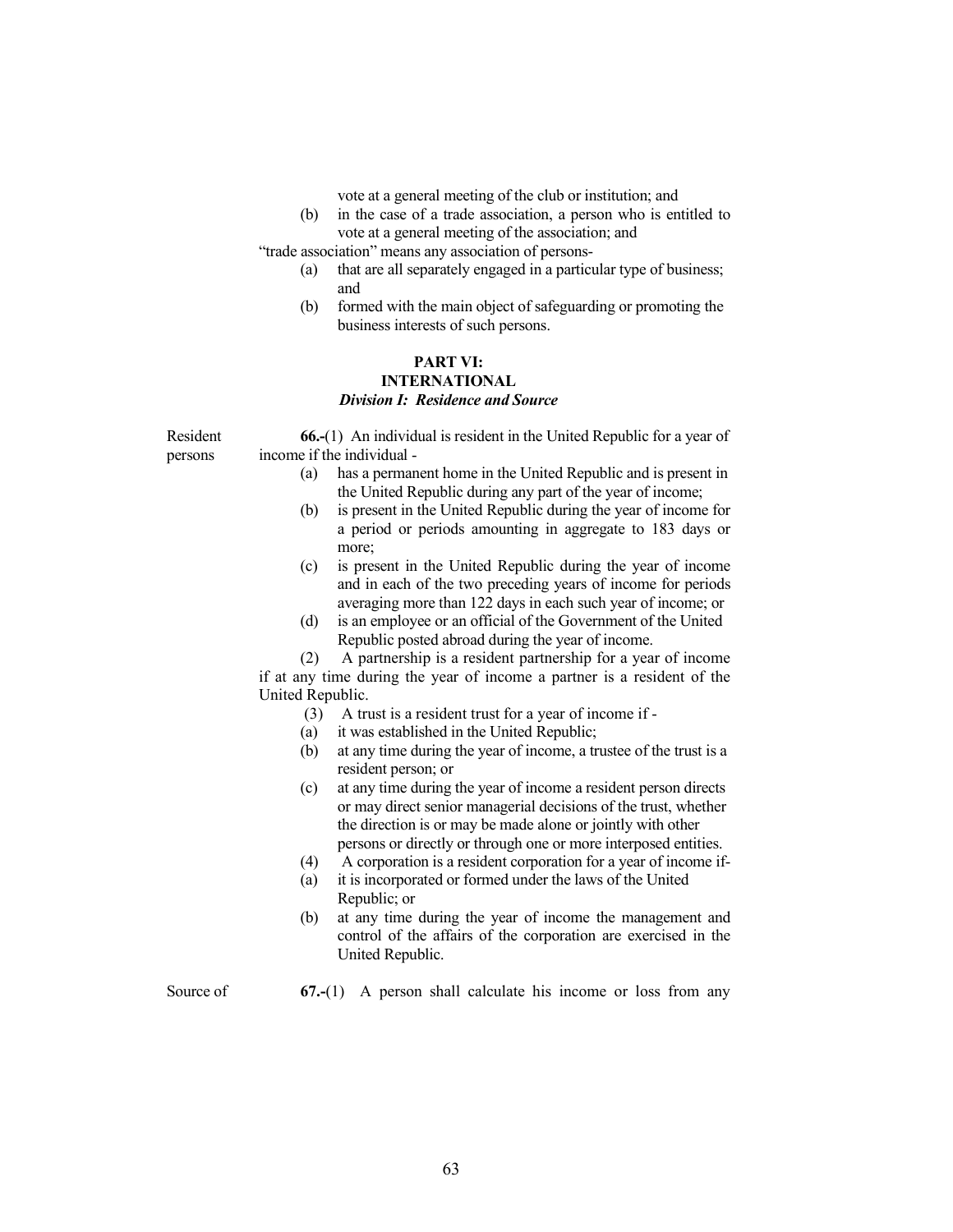vote at a general meeting of the club or institution; and

(b) in the case of a trade association, a person who is entitled to vote at a general meeting of the association; and

"trade association" means any association of persons-

(a) that are all separately engaged in a particular type of business; and

(b) formed with the main object of safeguarding or promoting the business interests of such persons.

## PART VI: INTERNATIONAL

### *Division I: Resident and Source*

Resident persons

**66.-**(1) An individual is resident in the United Republic for a year of income if the individual -

(a) has a permanent home in the United Republic and is present in the United Republic during any part of the year of income;

(b) is present in the United Republic during the year of income for a period or periods amounting in aggregate to 183 days or more;

(c) is present in the United Republic during the year of income and in each of the two preceding years of income for periods averaging more than 122 days in each such year of income; or

(d) is an employee or an official of the Government of the United Republic posted abroad during the year of income.

(2) A partnership is a resident partnership for a year of income if at any time during the year of income a partner is a resident of the United Republic.

(3) A trust is a resident trust for a year of income if -

(a) it was established in the United Republic;

(b) at any time during the year of income, a trustee of the trust is a resident person; or

(c) at any time during the year of income a resident person directs or may direct senior managerial decisions of the trust, whether the direction is or may be made alone or jointly with other persons or directly or through one or more interposed entities.

(4) A corporation is a resident corporation for a year of income if-

(a) it is incorporated or formed under the laws of the United Republic; or

(b) at any time during the year of income the management and control of the affairs of the corporation are exercised in the United Republic.

Source of

**67.-**(1) A person shall calculate his income or loss from any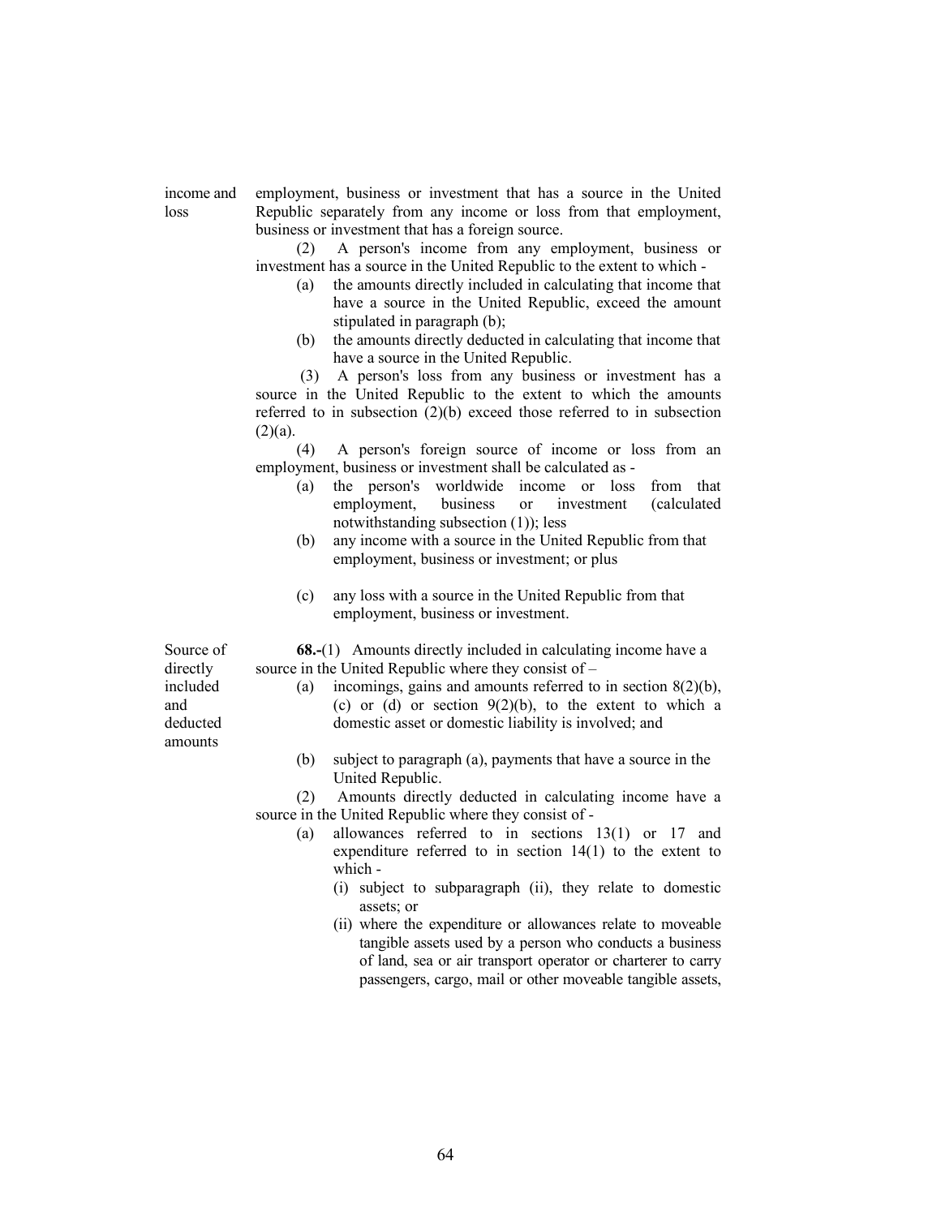income and loss

employment, business or investment that has a source in the United Republic separately from any income or loss from that employment, business or investment that has a foreign source.

(2) A person's income from any employment, business or investment has a source in the United Republic to the extent to which -

(a) the amounts directly included in calculating that income that have a source in the United Republic, exceed the amount stipulated in paragraph (b);

(b) the amounts directly deducted in calculating that income that have a source in the United Republic.

(3) A person's loss from any business or investment has a source in the United Republic to the extent to which the amounts referred to in subsection (2)(b) exceed those referred to in subsection (2)(a).

(4) A person's foreign source of income or loss from an employment, business or investment shall be calculated as -

(a) the person's worldwide income or loss from that employment, business or investment (calculated notwithstanding subsection (1)); less

(b) any income with a source in the United Republic from that employment, business or investment; or plus

(c) any loss with a source in the United Republic from that employment, business or investment.

Source of directly included and deducted amounts

**68.-**(1) Amounts directly included in calculating income have a source in the United Republic where they consist of –

(a) incomings, gains and amounts referred to in section 8(2)(b), (c) or (d) or section 9(2)(b), to the extent to which a domestic asset or domestic liability is involved; and

(b) subject to paragraph (a), payments that have a source in the United Republic.

(2) Amounts directly deducted in calculating income have a source in the United Republic where they consist of -

(a) allowances referred to in sections 13(1) or 17 and expenditure referred to in section 14(1) to the extent to which -

(i) subject to subparagraph (ii), they relate to domestic assets; or

(ii) where the expenditure or allowances relate to moveable tangible assets used by a person who conducts a business of land, sea or air transport operator or charterer to carry passengers, cargo, mail or other moveable tangible assets,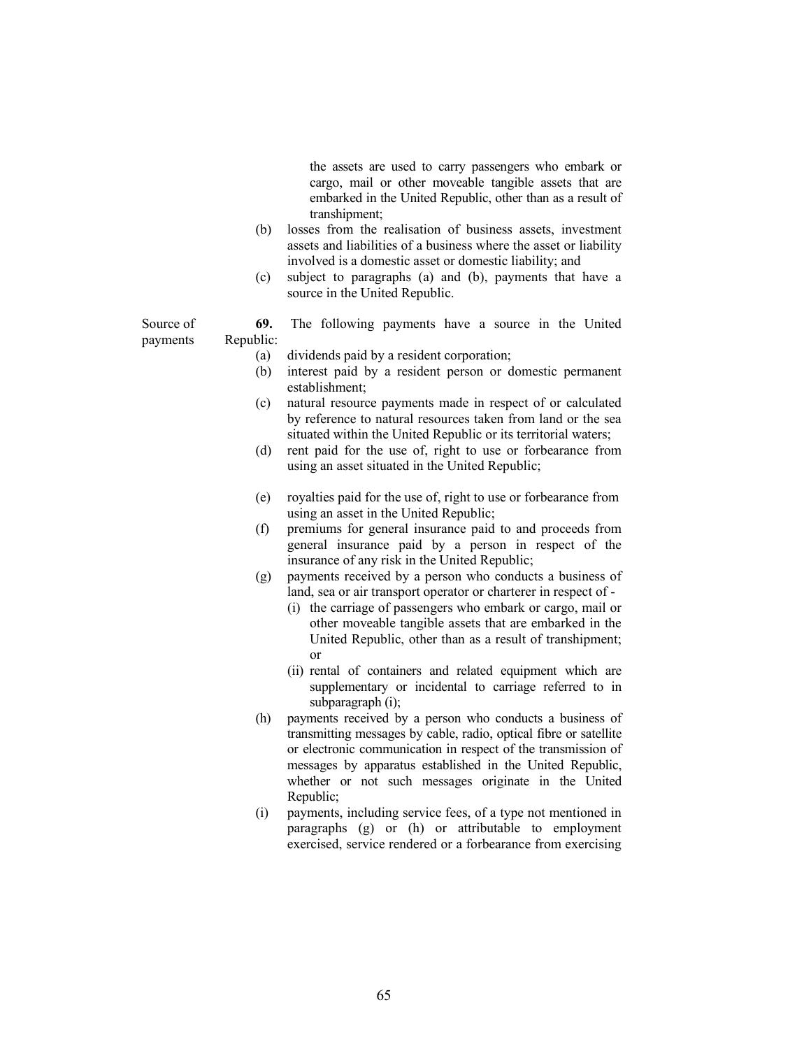the assets are used to carry passengers who embark or cargo, mail or other moveable tangible assets that are embarked in the United Republic, other than as a result of transhipment;

(b) losses from the realisation of business assets, investment assets and liabilities of a business where the asset or liability involved is a domestic asset or domestic liability; and

(c) subject to paragraphs (a) and (b), payments that have a source in the United Republic.

Source of payments

**69.** The following payments have a source in the United Republic:

(a) dividends paid by a resident corporation;

(b) interest paid by a resident person or domestic permanent establishment;

(c) natural resource payments made in respect of or calculated by reference to natural resources taken from land or the sea situated within the United Republic or its territorial waters;

(d) rent paid for the use of, right to use or forbearance from using an asset situated in the United Republic;

(e) royalties paid for the use of, right to use or forbearance from using an asset in the United Republic;

(f) premiums for general insurance paid to and proceeds from general insurance paid by a person in respect of the insurance of any risk in the United Republic;

(g) payments received by a person who conducts a business of land, sea or air transport operator or charterer in respect of -

  (i) the carriage of passengers who embark or cargo, mail or other moveable tangible assets that are embarked in the United Republic, other than as a result of transhipment; or

  (ii) rental of containers and related equipment which are supplementary or incidental to carriage referred to in subparagraph (i);

(h) payments received by a person who conducts a business of transmitting messages by cable, radio, optical fibre or satellite or electronic communication in respect of the transmission of messages by apparatus established in the United Republic, whether or not such messages originate in the United Republic;

(i) payments, including service fees, of a type not mentioned in paragraphs (g) or (h) or attributable to employment exercised, service rendered or a forbearance from exercising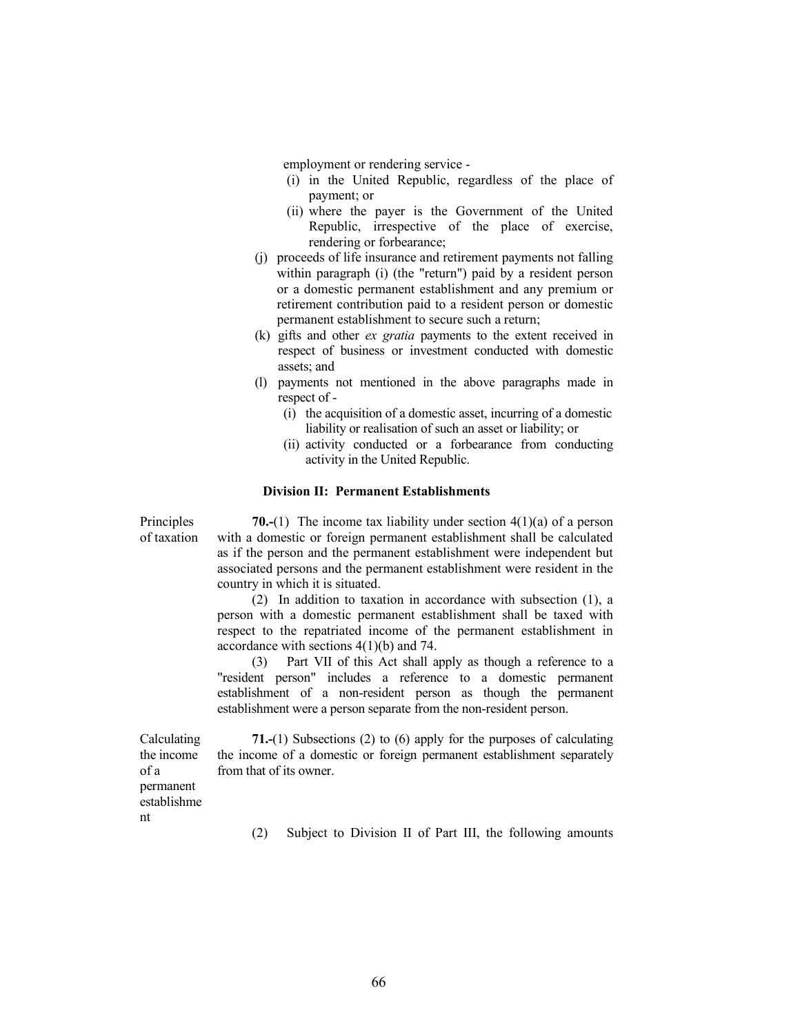employment or rendering service -

(i) in the United Republic, regardless of the place of payment; or

(ii) where the payer is the Government of the United Republic, irrespective of the place of exercise, rendering or forbearance;

(j) proceeds of life insurance and retirement payments not falling within paragraph (i) (the "return") paid by a resident person or a domestic permanent establishment and any premium or retirement contribution paid to a resident person or domestic permanent establishment to secure such a return;

(k) gifts and other *ex gratia* payments to the extent received in respect of business or investment conducted with domestic assets; and

(l) payments not mentioned in the above paragraphs made in respect of -

(i) the acquisition of a domestic asset, incurring of a domestic liability or realisation of such an asset or liability; or

(ii) activity conducted or a forbearance from conducting activity in the United Republic.

### Division II: Permanent Establishments

Principles of taxation

**70.-**(1) The income tax liability under section 4(1)(a) of a person with a domestic or foreign permanent establishment shall be calculated as if the person and the permanent establishment were independent but associated persons and the permanent establishment were resident in the country in which it is situated.

(2) In addition to taxation in accordance with subsection (1), a person with a domestic permanent establishment shall be taxed with respect to the repatriated income of the permanent establishment in accordance with sections 4(1)(b) and 74.

(3) Part VII of this Act shall apply as though a reference to a "resident person" includes a reference to a domestic permanent establishment of a non-resident person as though the permanent establishment were a person separate from the non-resident person.

Calculating the income of a permanent establishment

**71.-**(1) Subsections (2) to (6) apply for the purposes of calculating the income of a domestic or foreign permanent establishment separately from that of its owner.

(2) Subject to Division II of Part III, the following amounts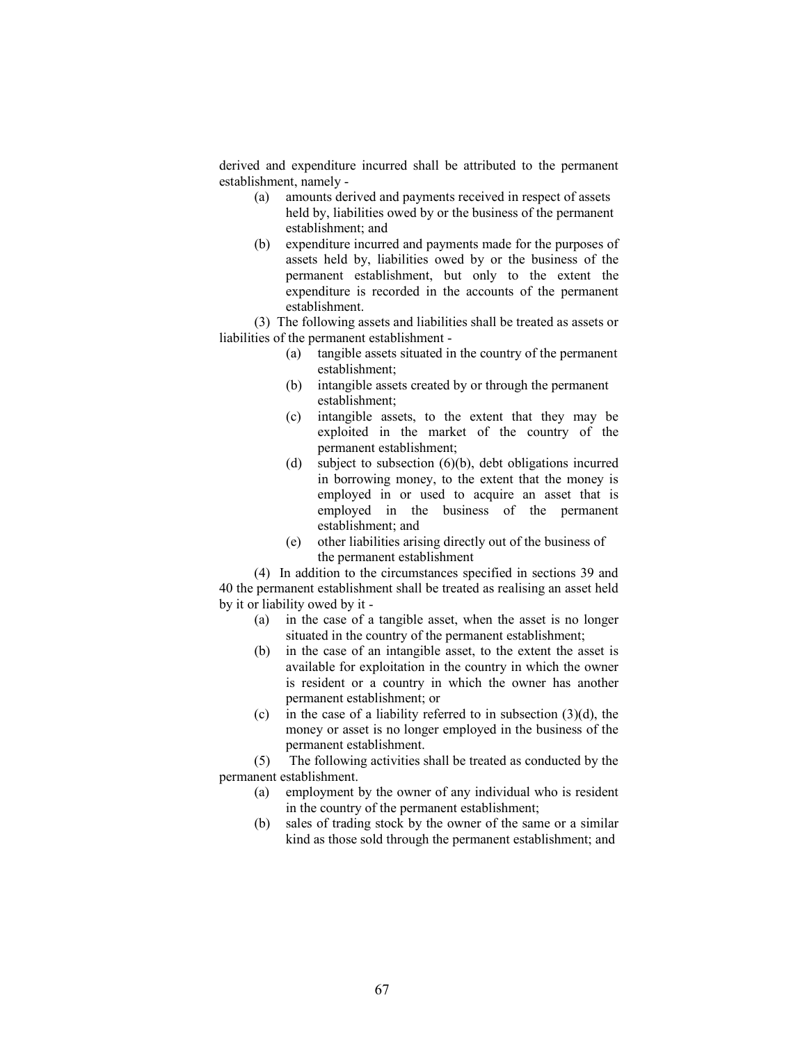derived and expenditure incurred shall be attributed to the permanent establishment, namely -

- (a) amounts derived and payments received in respect of assets held by, liabilities owed by or the business of the permanent establishment; and
- (b) expenditure incurred and payments made for the purposes of assets held by, liabilities owed by or the business of the permanent establishment, but only to the extent the expenditure is recorded in the accounts of the permanent establishment.

(3) The following assets and liabilities shall be treated as assets or liabilities of the permanent establishment -

- (a) tangible assets situated in the country of the permanent establishment;
- (b) intangible assets created by or through the permanent establishment;
- (c) intangible assets, to the extent that they may be exploited in the market of the country of the permanent establishment;
- (d) subject to subsection (6)(b), debt obligations incurred in borrowing money, to the extent that the money is employed in or used to acquire an asset that is employed in the business of the permanent establishment; and
- (e) other liabilities arising directly out of the business of the permanent establishment

(4) In addition to the circumstances specified in sections 39 and 40 the permanent establishment shall be treated as realising an asset held by it or liability owed by it -

- (a) in the case of a tangible asset, when the asset is no longer situated in the country of the permanent establishment;
- (b) in the case of an intangible asset, to the extent the asset is available for exploitation in the country in which the owner is resident or a country in which the owner has another permanent establishment; or
- (c) in the case of a liability referred to in subsection (3)(d), the money or asset is no longer employed in the business of the permanent establishment.

(5) The following activities shall be treated as conducted by the permanent establishment.

- (a) employment by the owner of any individual who is resident in the country of the permanent establishment;
- (b) sales of trading stock by the owner of the same or a similar kind as those sold through the permanent establishment; and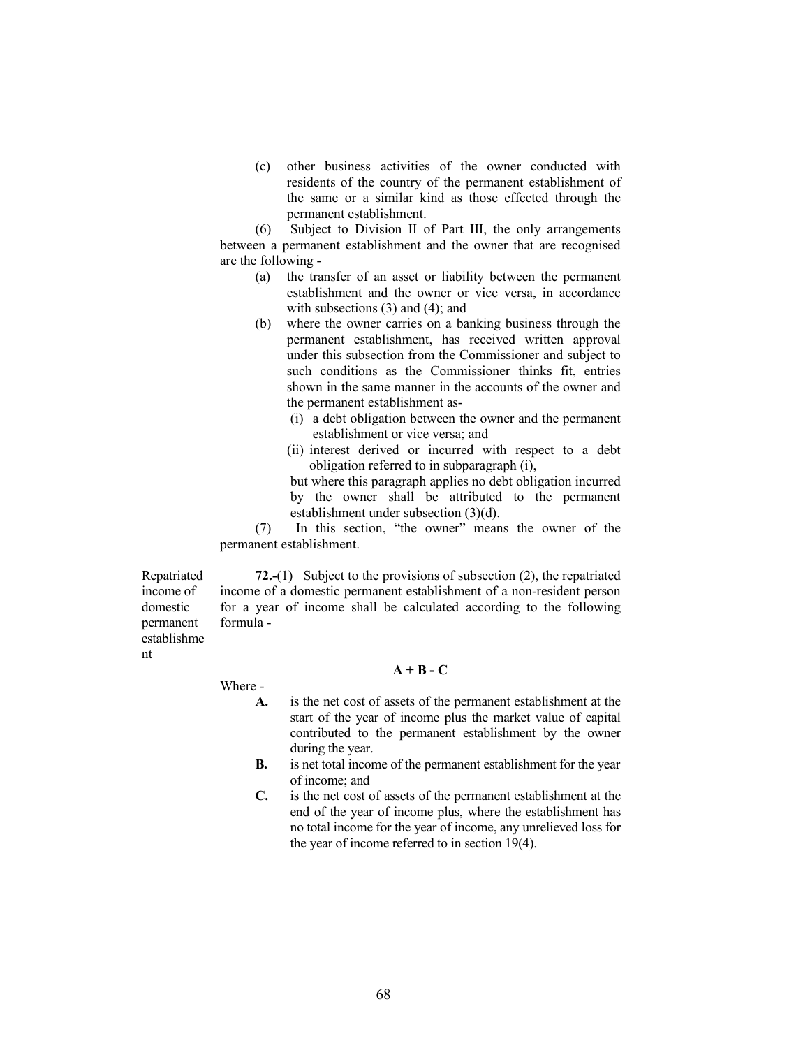(c) other business activities of the owner conducted with residents of the country of the permanent establishment of the same or a similar kind as those effected through the permanent establishment.

(6) Subject to Division II of Part III, the only arrangements between a permanent establishment and the owner that are recognised are the following -

(a) the transfer of an asset or liability between the permanent establishment and the owner or vice versa, in accordance with subsections (3) and (4); and

(b) where the owner carries on a banking business through the permanent establishment, has received written approval under this subsection from the Commissioner and subject to such conditions as the Commissioner thinks fit, entries shown in the same manner in the accounts of the owner and the permanent establishment as-

  (i) a debt obligation between the owner and the permanent establishment or vice versa; and

  (ii) interest derived or incurred with respect to a debt obligation referred to in subparagraph (i),

  but where this paragraph applies no debt obligation incurred by the owner shall be attributed to the permanent establishment under subsection (3)(d).

(7) In this section, "the owner" means the owner of the permanent establishment.

**Repatriated income of domestic permanent establishment**

**72.-**(1) Subject to the provisions of subsection (2), the repatriated income of a domestic permanent establishment of a non-resident person for a year of income shall be calculated according to the following formula -

$$\mathbf{A + B - C}$$

Where -

**A.** is the net cost of assets of the permanent establishment at the start of the year of income plus the market value of capital contributed to the permanent establishment by the owner during the year.

**B.** is net total income of the permanent establishment for the year of income; and

**C.** is the net cost of assets of the permanent establishment at the end of the year of income plus, where the establishment has no total income for the year of income, any unrelieved loss for the year of income referred to in section 19(4).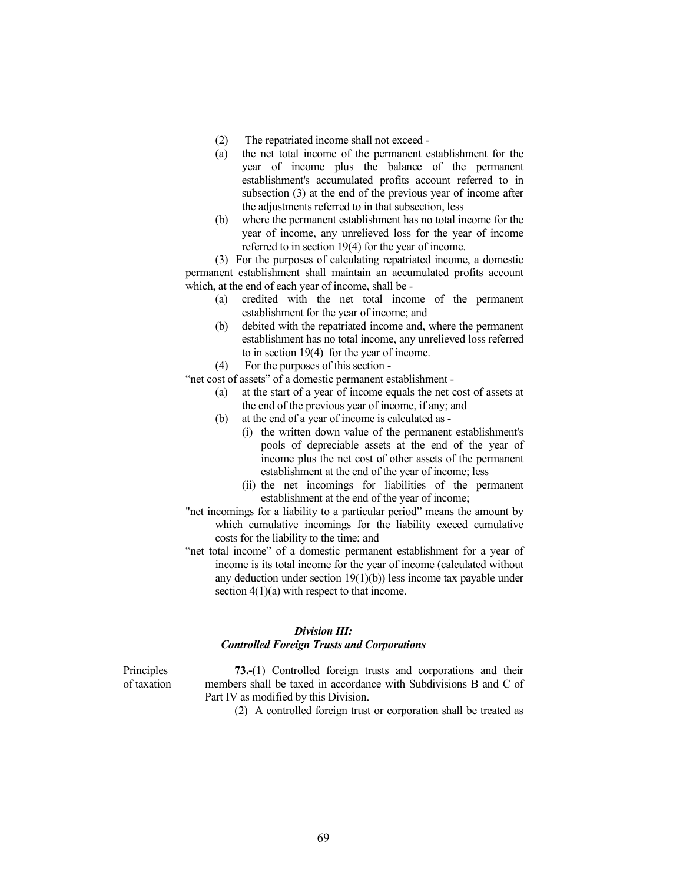(2) The repatriated income shall not exceed -

(a) the net total income of the permanent establishment for the year of income plus the balance of the permanent establishment's accumulated profits account referred to in subsection (3) at the end of the previous year of income after the adjustments referred to in that subsection, less

(b) where the permanent establishment has no total income for the year of income, any unrelieved loss for the year of income referred to in section 19(4) for the year of income.

(3) For the purposes of calculating repatriated income, a domestic permanent establishment shall maintain an accumulated profits account which, at the end of each year of income, shall be -

(a) credited with the net total income of the permanent establishment for the year of income; and

(b) debited with the repatriated income and, where the permanent establishment has no total income, any unrelieved loss referred to in section 19(4) for the year of income.

(4) For the purposes of this section -

"net cost of assets" of a domestic permanent establishment -

(a) at the start of a year of income equals the net cost of assets at the end of the previous year of income, if any; and

(b) at the end of a year of income is calculated as -

(i) the written down value of the permanent establishment's pools of depreciable assets at the end of the year of income plus the net cost of other assets of the permanent establishment at the end of the year of income; less

(ii) the net incomings for liabilities of the permanent establishment at the end of the year of income;

"net incomings for a liability to a particular period" means the amount by which cumulative incomings for the liability exceed cumulative costs for the liability to the time; and

"net total income" of a domestic permanent establishment for a year of income is its total income for the year of income (calculated without any deduction under section 19(1)(b)) less income tax payable under section 4(1)(a) with respect to that income.

### *Division III: Controlled Foreign Trusts and Corporations*

Principles of taxation

**73.-**(1) Controlled foreign trusts and corporations and their members shall be taxed in accordance with Subdivisions B and C of Part IV as modified by this Division.

(2) A controlled foreign trust or corporation shall be treated as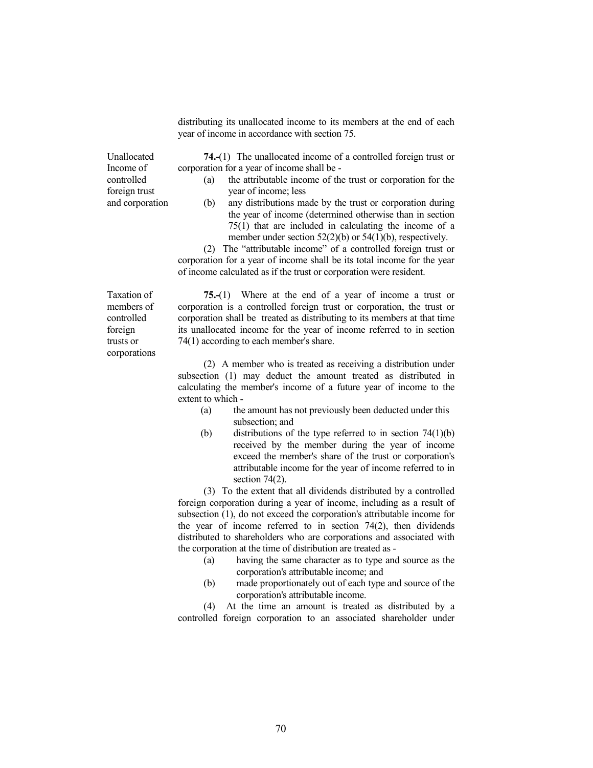distributing its unallocated income to its members at the end of each year of income in accordance with section 75.

**Unallocated Income of controlled foreign trust and corporation**

**74.-**(1) The unallocated income of a controlled foreign trust or corporation for a year of income shall be -

(a) the attributable income of the trust or corporation for the year of income; less

(b) any distributions made by the trust or corporation during the year of income (determined otherwise than in section 75(1) that are included in calculating the income of a member under section 52(2)(b) or 54(1)(b), respectively.

(2) The "attributable income" of a controlled foreign trust or corporation for a year of income shall be its total income for the year of income calculated as if the trust or corporation were resident.

**Taxation of members of controlled foreign trusts or corporations**

**75.-**(1) Where at the end of a year of income a trust or corporation is a controlled foreign trust or corporation, the trust or corporation shall be treated as distributing to its members at that time its unallocated income for the year of income referred to in section 74(1) according to each member's share.

(2) A member who is treated as receiving a distribution under subsection (1) may deduct the amount treated as distributed in calculating the member's income of a future year of income to the extent to which -

(a) the amount has not previously been deducted under this subsection; and

(b) distributions of the type referred to in section 74(1)(b) received by the member during the year of income exceed the member's share of the trust or corporation's attributable income for the year of income referred to in section 74(2).

(3) To the extent that all dividends distributed by a controlled foreign corporation during a year of income, including as a result of subsection (1), do not exceed the corporation's attributable income for the year of income referred to in section 74(2), then dividends distributed to shareholders who are corporations and associated with the corporation at the time of distribution are treated as -

(a) having the same character as to type and source as the corporation's attributable income; and

(b) made proportionately out of each type and source of the corporation's attributable income.

(4) At the time an amount is treated as distributed by a controlled foreign corporation to an associated shareholder under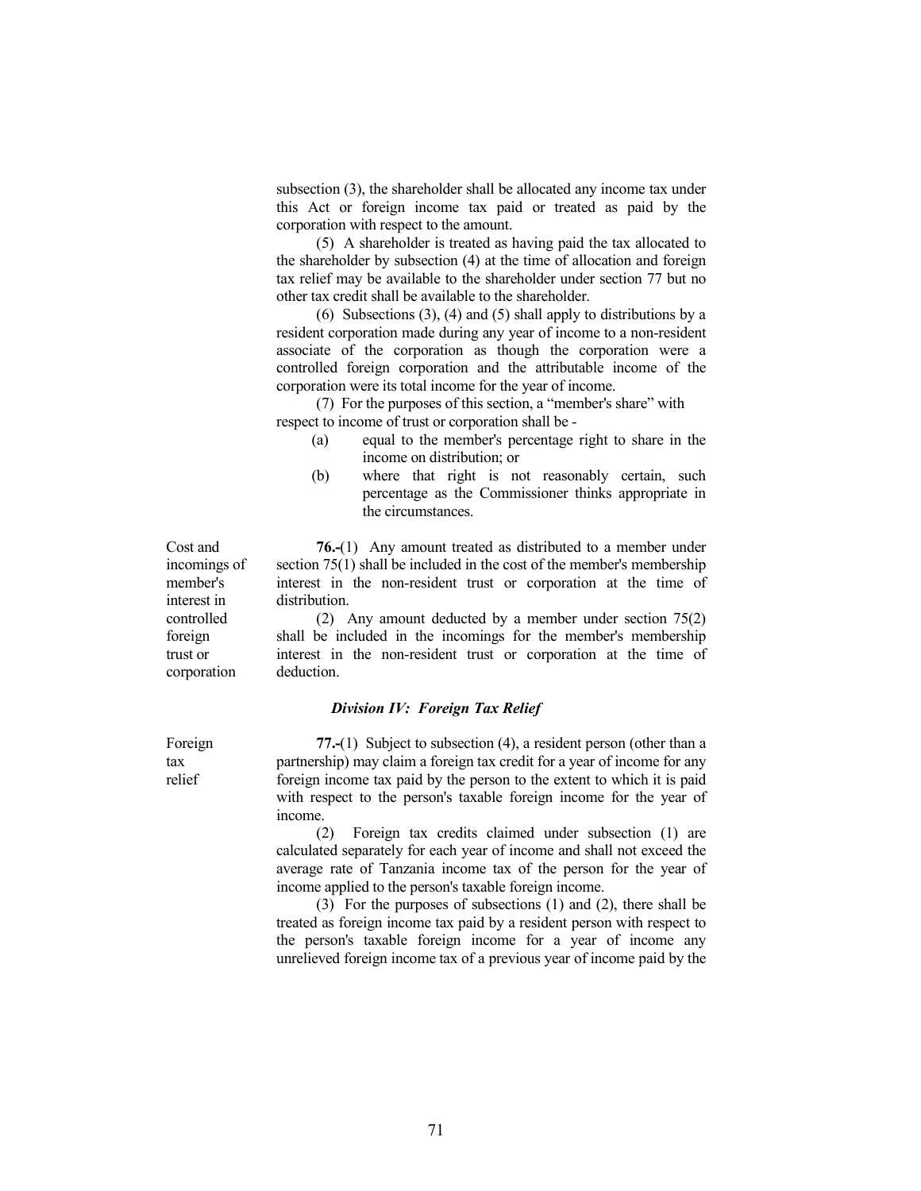subsection (3), the shareholder shall be allocated any income tax under this Act or foreign income tax paid or treated as paid by the corporation with respect to the amount.

(5) A shareholder is treated as having paid the tax allocated to the shareholder by subsection (4) at the time of allocation and foreign tax relief may be available to the shareholder under section 77 but no other tax credit shall be available to the shareholder.

(6) Subsections (3), (4) and (5) shall apply to distributions by a resident corporation made during any year of income to a non-resident associate of the corporation as though the corporation were a controlled foreign corporation and the attributable income of the corporation were its total income for the year of income.

(7) For the purposes of this section, a "member's share" with respect to income of trust or corporation shall be -

(a) equal to the member's percentage right to share in the income on distribution; or

(b) where that right is not reasonably certain, such percentage as the Commissioner thinks appropriate in the circumstances.

Cost and incomings of member's interest in controlled foreign trust or corporation

**76.-**(1) Any amount treated as distributed to a member under section 75(1) shall be included in the cost of the member's membership interest in the non-resident trust or corporation at the time of distribution.

(2) Any amount deducted by a member under section 75(2) shall be included in the incomings for the member's membership interest in the non-resident trust or corporation at the time of deduction.

### *Division IV: Foreign Tax Relief*

Foreign tax relief

**77.-**(1) Subject to subsection (4), a resident person (other than a partnership) may claim a foreign tax credit for a year of income for any foreign income tax paid by the person to the extent to which it is paid with respect to the person's taxable foreign income for the year of income.

(2) Foreign tax credits claimed under subsection (1) are calculated separately for each year of income and shall not exceed the average rate of Tanzania income tax of the person for the year of income applied to the person's taxable foreign income.

(3) For the purposes of subsections (1) and (2), there shall be treated as foreign income tax paid by a resident person with respect to the person's taxable foreign income for a year of income any unrelieved foreign income tax of a previous year of income paid by the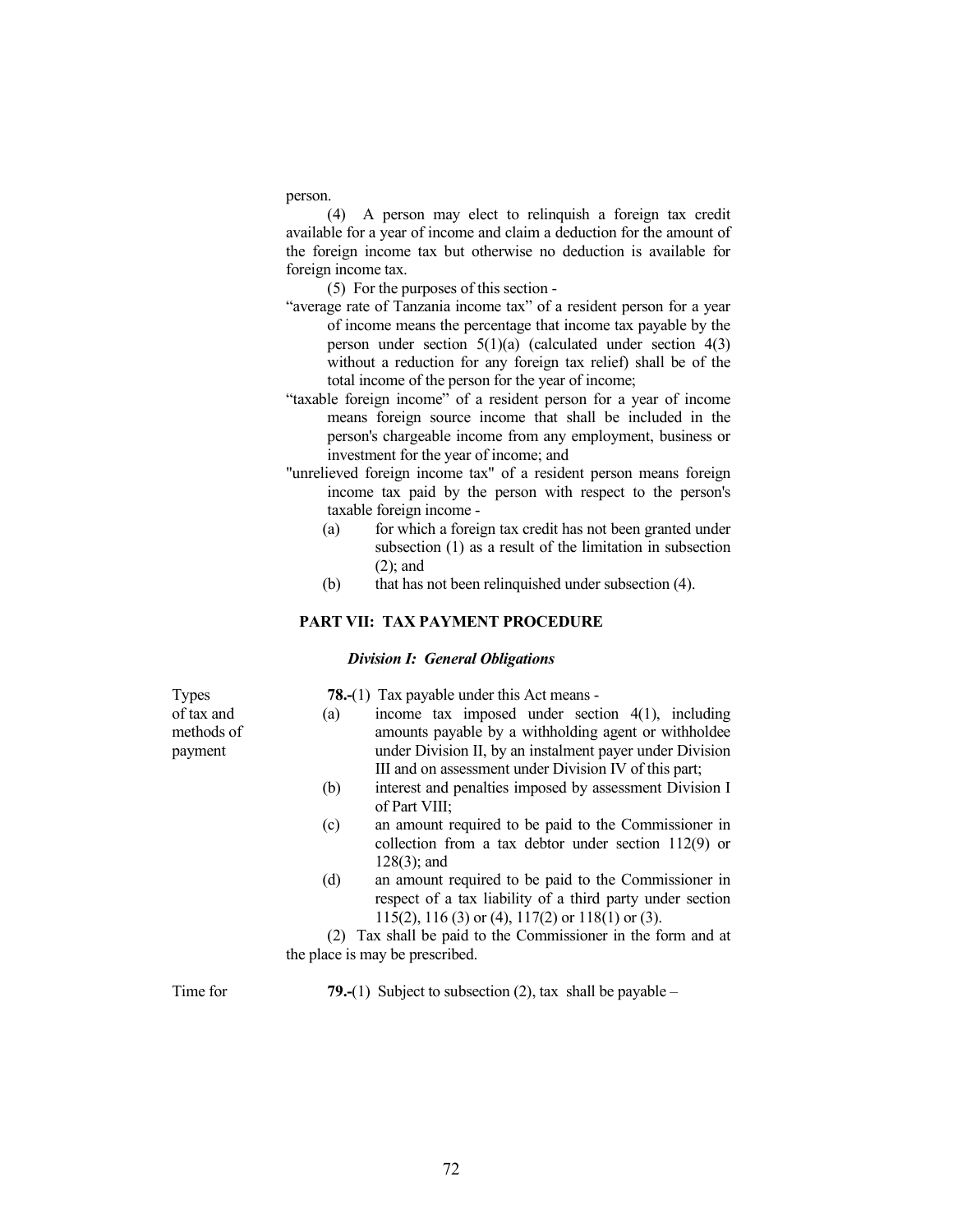person.

(4) A person may elect to relinquish a foreign tax credit available for a year of income and claim a deduction for the amount of the foreign income tax but otherwise no deduction is available for foreign income tax.

(5) For the purposes of this section -

"average rate of Tanzania income tax" of a resident person for a year of income means the percentage that income tax payable by the person under section 5(1)(a) (calculated under section 4(3) without a reduction for any foreign tax relief) shall be of the total income of the person for the year of income;

"taxable foreign income" of a resident person for a year of income means foreign source income that shall be included in the person's chargeable income from any employment, business or investment for the year of income; and

"unrelieved foreign income tax" of a resident person means foreign income tax paid by the person with respect to the person's taxable foreign income -

(a) for which a foreign tax credit has not been granted under subsection (1) as a result of the limitation in subsection (2); and

(b) that has not been relinquished under subsection (4).

## PART VII: TAX PAYMENT PROCEDURE

### *Division I: General Obligations*

Types of tax and methods of payment

**78.-**(1) Tax payable under this Act means -

(a) income tax imposed under section 4(1), including amounts payable by a withholding agent or withholdee under Division II, by an instalment payer under Division III and on assessment under Division IV of this part;

(b) interest and penalties imposed by assessment Division I of Part VIII;

(c) an amount required to be paid to the Commissioner in collection from a tax debtor under section 112(9) or 128(3); and

(d) an amount required to be paid to the Commissioner in respect of a tax liability of a third party under section 115(2), 116 (3) or (4), 117(2) or 118(1) or (3).

(2) Tax shall be paid to the Commissioner in the form and at the place is may be prescribed.

Time for

**79.-**(1) Subject to subsection (2), tax shall be payable –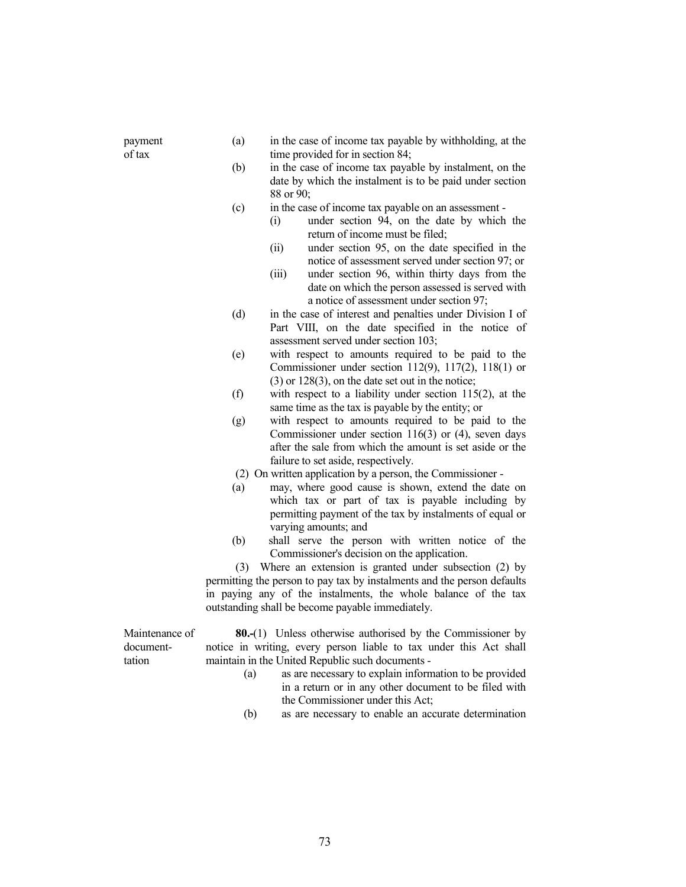payment of tax

(a) in the case of income tax payable by withholding, at the time provided for in section 84;

(b) in the case of income tax payable by instalment, on the date by which the instalment is to be paid under section 88 or 90;

(c) in the case of income tax payable on an assessment -

 (i) under section 94, on the date by which the return of income must be filed;

 (ii) under section 95, on the date specified in the notice of assessment served under section 97; or

 (iii) under section 96, within thirty days from the date on which the person assessed is served with a notice of assessment under section 97;

(d) in the case of interest and penalties under Division I of Part VIII, on the date specified in the notice of assessment served under section 103;

(e) with respect to amounts required to be paid to the Commissioner under section 112(9), 117(2), 118(1) or (3) or 128(3), on the date set out in the notice;

(f) with respect to a liability under section 115(2), at the same time as the tax is payable by the entity; or

(g) with respect to amounts required to be paid to the Commissioner under section 116(3) or (4), seven days after the sale from which the amount is set aside or the failure to set aside, respectively.

(2) On written application by a person, the Commissioner -

(a) may, where good cause is shown, extend the date on which tax or part of tax is payable including by permitting payment of the tax by instalments of equal or varying amounts; and

(b) shall serve the person with written notice of the Commissioner's decision on the application.

(3) Where an extension is granted under subsection (2) by permitting the person to pay tax by instalments and the person defaults in paying any of the instalments, the whole balance of the tax outstanding shall be become payable immediately.

Maintenance of documentation

**80.-**(1) Unless otherwise authorised by the Commissioner by notice in writing, every person liable to tax under this Act shall maintain in the United Republic such documents -

(a) as are necessary to explain information to be provided in a return or in any other document to be filed with the Commissioner under this Act;

(b) as are necessary to enable an accurate determination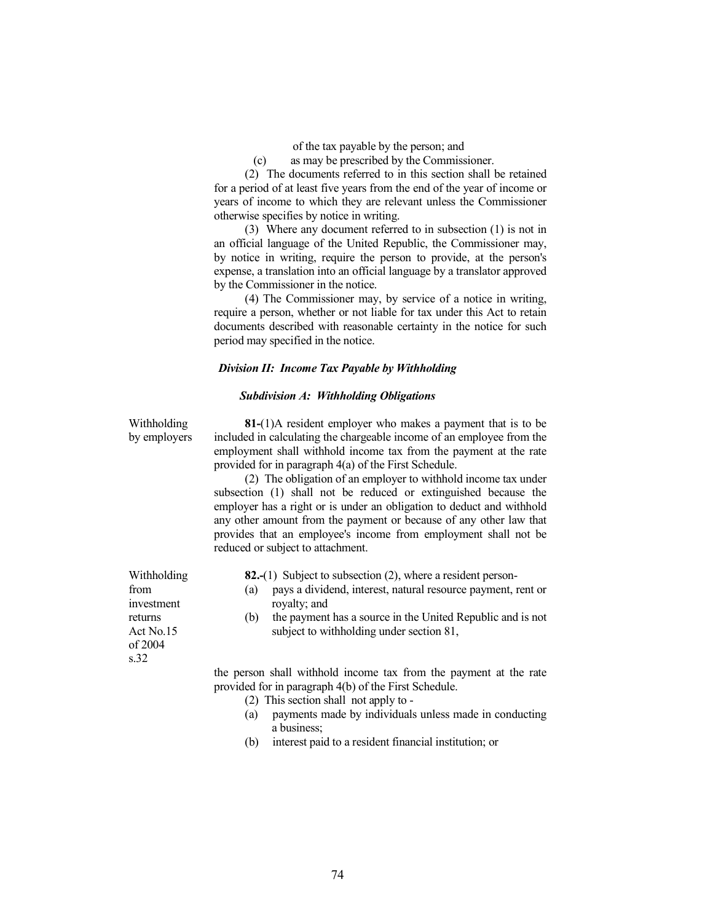of the tax payable by the person; and

(c) as may be prescribed by the Commissioner.

(2) The documents referred to in this section shall be retained for a period of at least five years from the end of the year of income or years of income to which they are relevant unless the Commissioner otherwise specifies by notice in writing.

(3) Where any document referred to in subsection (1) is not in an official language of the United Republic, the Commissioner may, by notice in writing, require the person to provide, at the person's expense, a translation into an official language by a translator approved by the Commissioner in the notice.

(4) The Commissioner may, by service of a notice in writing, require a person, whether or not liable for tax under this Act to retain documents described with reasonable certainty in the notice for such period may specified in the notice.

### *Division II: Income Tax Payable by Withholding*

#### *Subdivision A: Withholding Obligations*

Withholding by employers

**81.-**(1)A resident employer who makes a payment that is to be included in calculating the chargeable income of an employee from the employment shall withhold income tax from the payment at the rate provided for in paragraph 4(a) of the First Schedule.

(2) The obligation of an employer to withhold income tax under subsection (1) shall not be reduced or extinguished because the employer has a right or is under an obligation to deduct and withhold any other amount from the payment or because of any other law that provides that an employee's income from employment shall not be reduced or subject to attachment.

Withholding from investment returns Act No.15 of 2004 s.32

**82.-**(1) Subject to subsection (2), where a resident person-

(a) pays a dividend, interest, natural resource payment, rent or royalty; and

(b) the payment has a source in the United Republic and is not subject to withholding under section 81,

the person shall withhold income tax from the payment at the rate provided for in paragraph 4(b) of the First Schedule.

(2) This section shall not apply to -

(a) payments made by individuals unless made in conducting a business;

(b) interest paid to a resident financial institution; or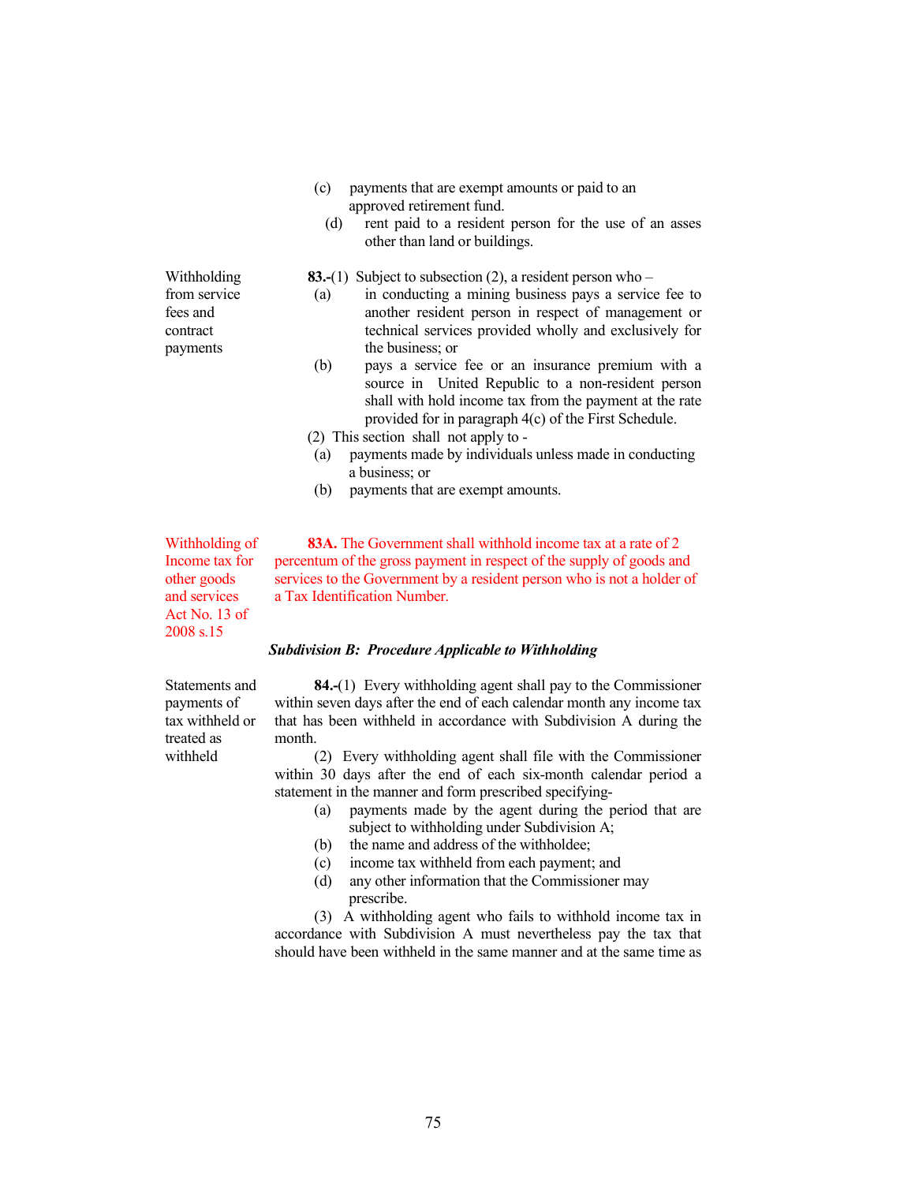(c) payments that are exempt amounts or paid to an approved retirement fund.

(d) rent paid to a resident person for the use of an asses other than land or buildings.

Withholding from service fees and contract payments

**83.-**(1) Subject to subsection (2), a resident person who –

(a) in conducting a mining business pays a service fee to another resident person in respect of management or technical services provided wholly and exclusively for the business; or

(b) pays a service fee or an insurance premium with a source in United Republic to a non-resident person

shall with hold income tax from the payment at the rate provided for in paragraph 4(c) of the First Schedule.

(2) This section shall not apply to -

(a) payments made by individuals unless made in conducting a business; or

(b) payments that are exempt amounts.

Withholding of Income tax for other goods and services Act No. 13 of 2008 s.15

**83A.** The Government shall withhold income tax at a rate of 2 percentum of the gross payment in respect of the supply of goods and services to the Government by a resident person who is not a holder of a Tax Identification Number.

***Subdivision B: Procedure Applicable to Withholding***

Statements and payments of tax withheld or treated as withheld

**84.-**(1) Every withholding agent shall pay to the Commissioner within seven days after the end of each calendar month any income tax that has been withheld in accordance with Subdivision A during the month.

(2) Every withholding agent shall file with the Commissioner within 30 days after the end of each six-month calendar period a statement in the manner and form prescribed specifying-

(a) payments made by the agent during the period that are subject to withholding under Subdivision A;

(b) the name and address of the withholdee;

(c) income tax withheld from each payment; and

(d) any other information that the Commissioner may prescribe.

(3) A withholding agent who fails to withhold income tax in accordance with Subdivision A must nevertheless pay the tax that should have been withheld in the same manner and at the same time as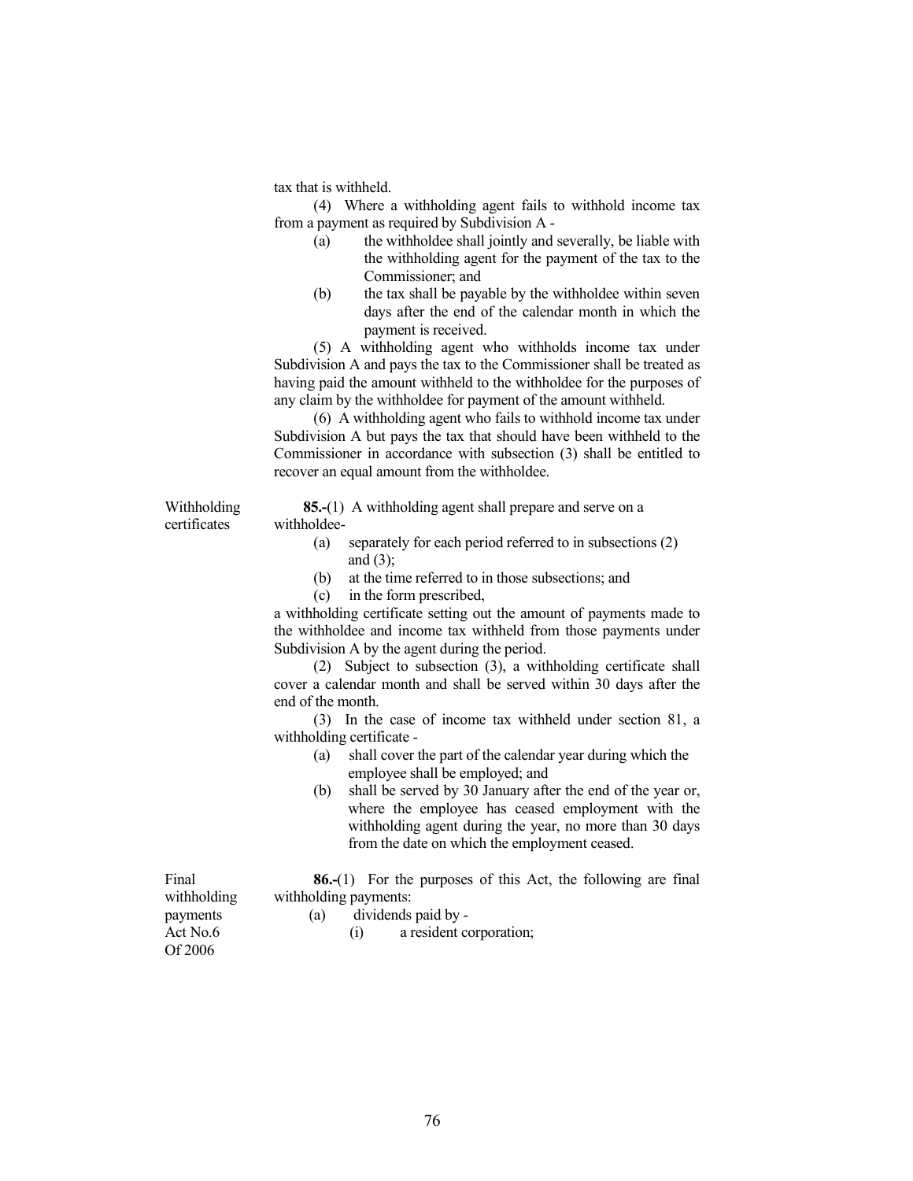tax that is withheld.

(4) Where a withholding agent fails to withhold income tax from a payment as required by Subdivision A -

(a) the withholdee shall jointly and severally, be liable with the withholding agent for the payment of the tax to the Commissioner; and

(b) the tax shall be payable by the withholdee within seven days after the end of the calendar month in which the payment is received.

(5) A withholding agent who withholds income tax under Subdivision A and pays the tax to the Commissioner shall be treated as having paid the amount withheld to the withholdee for the purposes of any claim by the withholdee for payment of the amount withheld.

(6) A withholding agent who fails to withhold income tax under Subdivision A but pays the tax that should have been withheld to the Commissioner in accordance with subsection (3) shall be entitled to recover an equal amount from the withholdee.

Withholding certificates

**85.-**(1) A withholding agent shall prepare and serve on a withholdee-

(a) separately for each period referred to in subsections (2) and (3);

(b) at the time referred to in those subsections; and

(c) in the form prescribed,

a withholding certificate setting out the amount of payments made to the withholdee and income tax withheld from those payments under Subdivision A by the agent during the period.

(2) Subject to subsection (3), a withholding certificate shall cover a calendar month and shall be served within 30 days after the end of the month.

(3) In the case of income tax withheld under section 81, a withholding certificate -

(a) shall cover the part of the calendar year during which the employee shall be employed; and

(b) shall be served by 30 January after the end of the year or, where the employee has ceased employment with the withholding agent during the year, no more than 30 days from the date on which the employment ceased.

Final withholding payments Act No.6 Of 2006

**86.-**(1) For the purposes of this Act, the following are final withholding payments:

(a) dividends paid by -

(i) a resident corporation;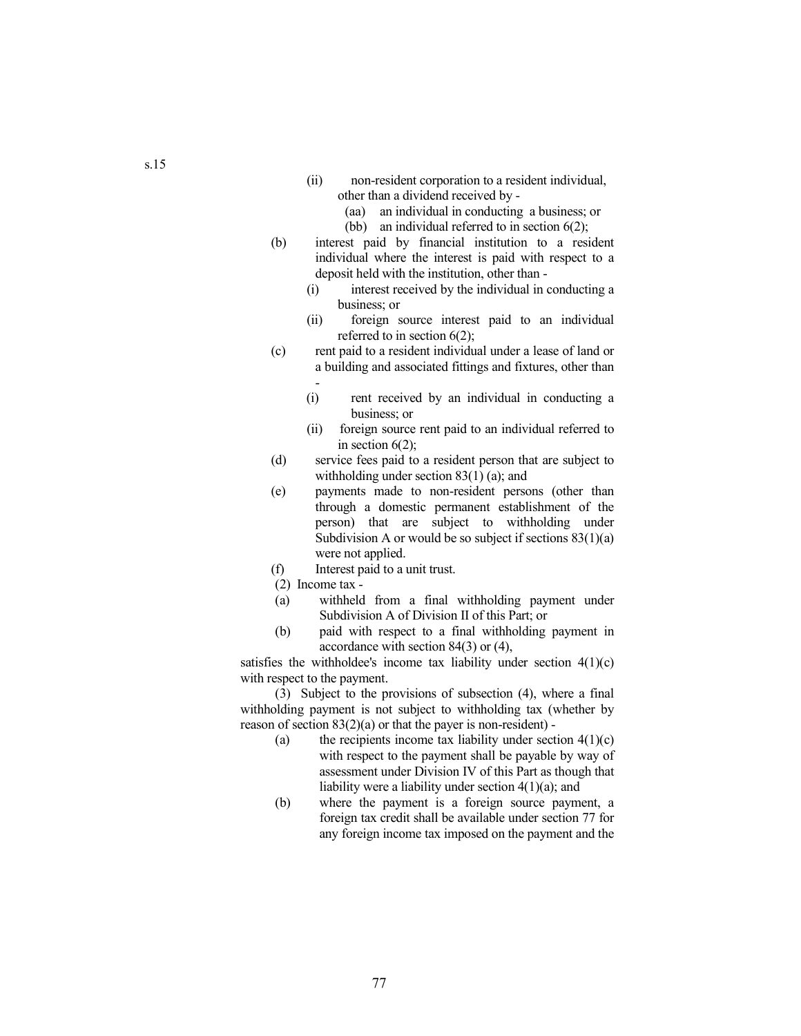s.15

(ii) non-resident corporation to a resident individual, other than a dividend received by -

(aa) an individual in conducting a business; or

(bb) an individual referred to in section 6(2);

(b) interest paid by financial institution to a resident individual where the interest is paid with respect to a deposit held with the institution, other than -

(i) interest received by the individual in conducting a business; or

(ii) foreign source interest paid to an individual referred to in section 6(2);

(c) rent paid to a resident individual under a lease of land or a building and associated fittings and fixtures, other than -

(i) rent received by an individual in conducting a business; or

(ii) foreign source rent paid to an individual referred to in section 6(2);

(d) service fees paid to a resident person that are subject to withholding under section 83(1) (a); and

(e) payments made to non-resident persons (other than through a domestic permanent establishment of the person) that are subject to withholding under Subdivision A or would be so subject if sections 83(1)(a) were not applied.

(f) Interest paid to a unit trust.

(2) Income tax -

(a) withheld from a final withholding payment under Subdivision A of Division II of this Part; or

(b) paid with respect to a final withholding payment in accordance with section 84(3) or (4),

satisfies the withholdee's income tax liability under section 4(1)(c) with respect to the payment.

(3) Subject to the provisions of subsection (4), where a final withholding payment is not subject to withholding tax (whether by reason of section 83(2)(a) or that the payer is non-resident) -

(a) the recipients income tax liability under section 4(1)(c) with respect to the payment shall be payable by way of assessment under Division IV of this Part as though that liability were a liability under section 4(1)(a); and

(b) where the payment is a foreign source payment, a foreign tax credit shall be available under section 77 for any foreign income tax imposed on the payment and the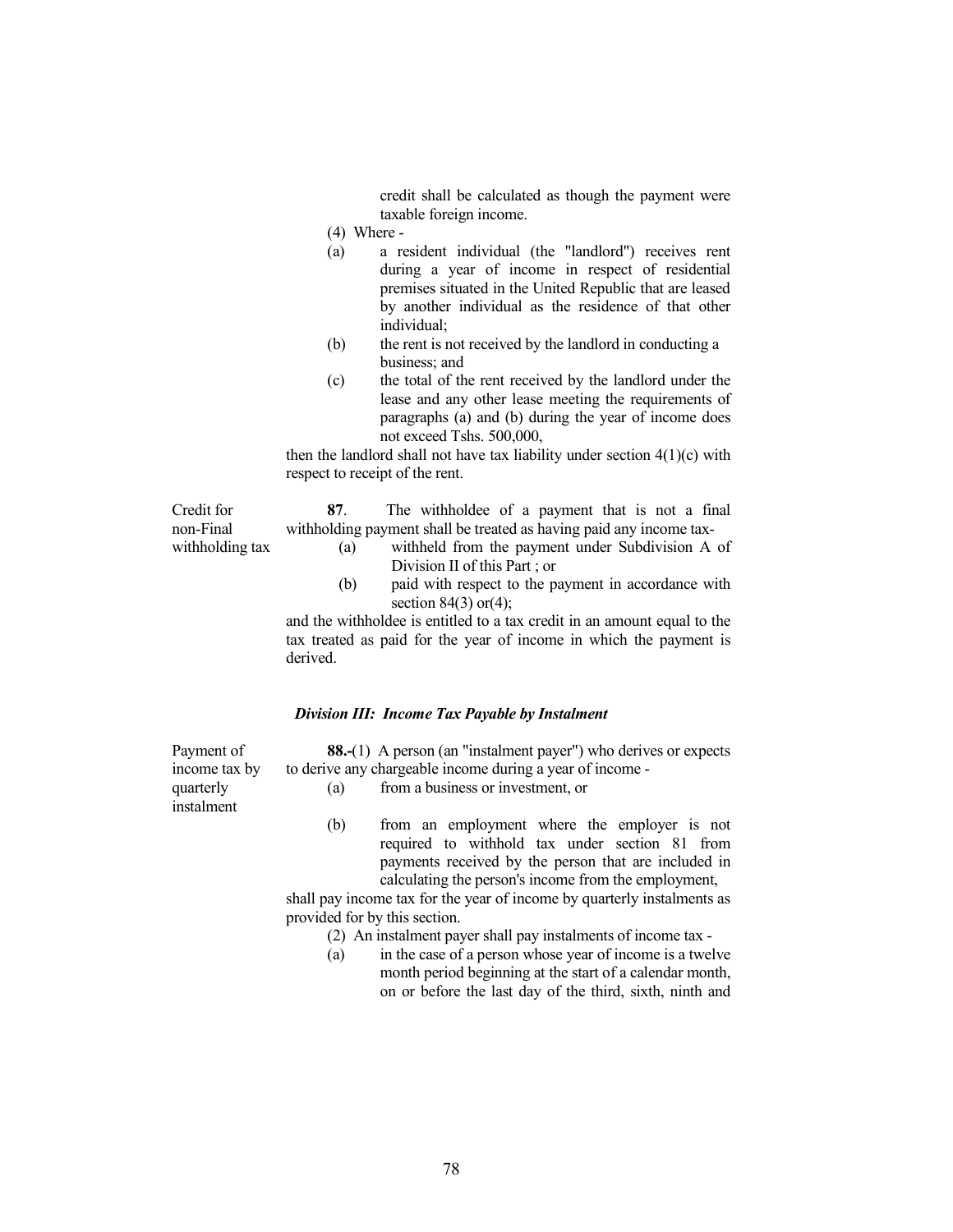credit shall be calculated as though the payment were taxable foreign income.

(4) Where -

(a) a resident individual (the "landlord") receives rent during a year of income in respect of residential premises situated in the United Republic that are leased by another individual as the residence of that other individual;

(b) the rent is not received by the landlord in conducting a business; and

(c) the total of the rent received by the landlord under the lease and any other lease meeting the requirements of paragraphs (a) and (b) during the year of income does not exceed Tshs. 500,000,

then the landlord shall not have tax liability under section 4(1)(c) with respect to receipt of the rent.

Credit for non-Final withholding tax

**87**. The withholdee of a payment that is not a final withholding payment shall be treated as having paid any income tax-

(a) withheld from the payment under Subdivision A of Division II of this Part ; or

(b) paid with respect to the payment in accordance with section 84(3) or(4);

and the withholdee is entitled to a tax credit in an amount equal to the tax treated as paid for the year of income in which the payment is derived.

### *Division III: Income Tax Payable by Instalment*

Payment of income tax by quarterly instalment

**88.-**(1) A person (an "instalment payer") who derives or expects to derive any chargeable income during a year of income -

(a) from a business or investment, or

(b) from an employment where the employer is not required to withhold tax under section 81 from payments received by the person that are included in calculating the person's income from the employment,

shall pay income tax for the year of income by quarterly instalments as provided for by this section.

(2) An instalment payer shall pay instalments of income tax -

(a) in the case of a person whose year of income is a twelve month period beginning at the start of a calendar month, on or before the last day of the third, sixth, ninth and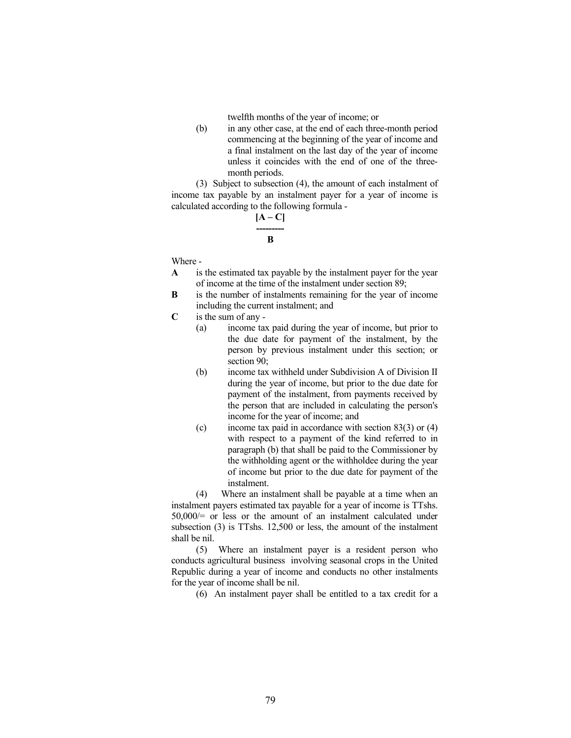twelfth months of the year of income; or

(b) in any other case, at the end of each three-month period commencing at the beginning of the year of income and a final instalment on the last day of the year of income unless it coincides with the end of one of the three-month periods.

(3) Subject to subsection (4), the amount of each instalment of income tax payable by an instalment payer for a year of income is calculated according to the following formula -

$$\frac{[A - C]}{B}$$

Where -

**A** is the estimated tax payable by the instalment payer for the year of income at the time of the instalment under section 89;

**B** is the number of instalments remaining for the year of income including the current instalment; and

**C** is the sum of any -

(a) income tax paid during the year of income, but prior to the due date for payment of the instalment, by the person by previous instalment under this section; or section 90;

(b) income tax withheld under Subdivision A of Division II during the year of income, but prior to the due date for payment of the instalment, from payments received by the person that are included in calculating the person's income for the year of income; and

(c) income tax paid in accordance with section 83(3) or (4) with respect to a payment of the kind referred to in paragraph (b) that shall be paid to the Commissioner by the withholding agent or the withholdee during the year of income but prior to the due date for payment of the instalment.

(4) Where an instalment shall be payable at a time when an instalment payers estimated tax payable for a year of income is TTshs. 50,000/= or less or the amount of an instalment calculated under subsection (3) is TTshs. 12,500 or less, the amount of the instalment shall be nil.

(5) Where an instalment payer is a resident person who conducts agricultural business involving seasonal crops in the United Republic during a year of income and conducts no other instalments for the year of income shall be nil.

(6) An instalment payer shall be entitled to a tax credit for a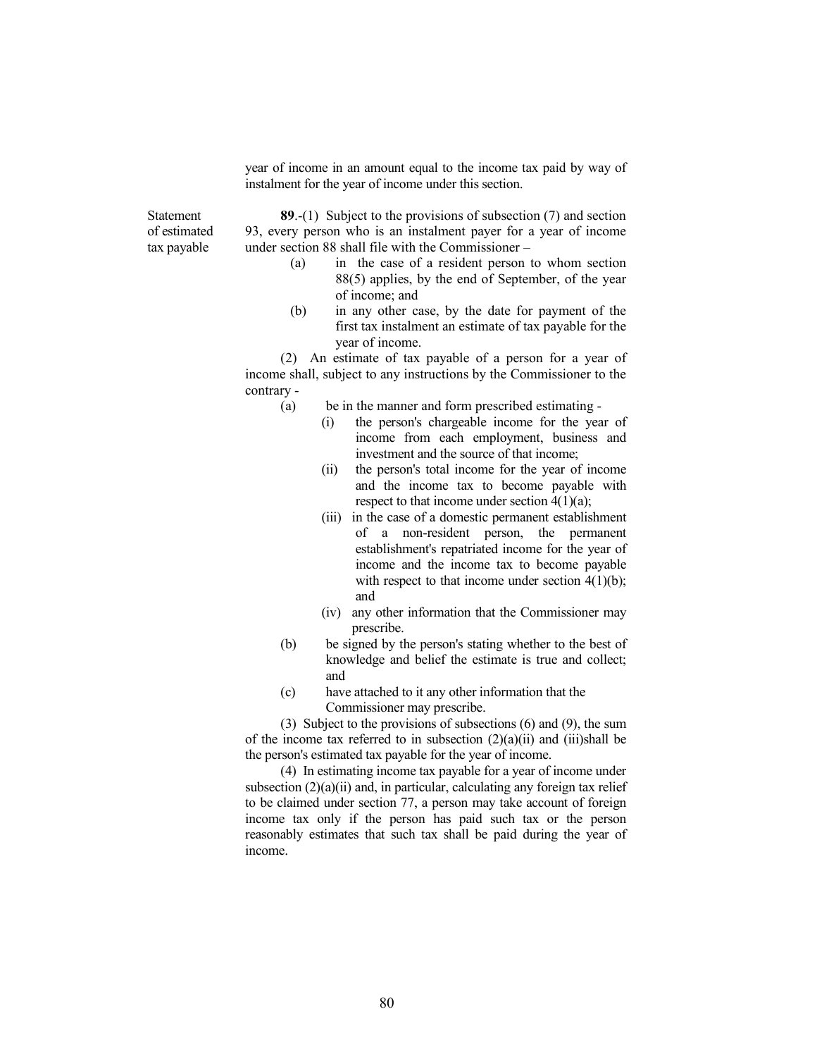year of income in an amount equal to the income tax paid by way of instalment for the year of income under this section.

Statement of estimated tax payable

**89**.-(1) Subject to the provisions of subsection (7) and section 93, every person who is an instalment payer for a year of income under section 88 shall file with the Commissioner –

(a) in the case of a resident person to whom section 88(5) applies, by the end of September, of the year of income; and

(b) in any other case, by the date for payment of the first tax instalment an estimate of tax payable for the year of income.

(2) An estimate of tax payable of a person for a year of income shall, subject to any instructions by the Commissioner to the contrary -

(a) be in the manner and form prescribed estimating -

(i) the person's chargeable income for the year of income from each employment, business and investment and the source of that income;

(ii) the person's total income for the year of income and the income tax to become payable with respect to that income under section 4(1)(a);

(iii) in the case of a domestic permanent establishment of a non-resident person, the permanent establishment's repatriated income for the year of income and the income tax to become payable with respect to that income under section 4(1)(b); and

(iv) any other information that the Commissioner may prescribe.

(b) be signed by the person's stating whether to the best of knowledge and belief the estimate is true and collect; and

(c) have attached to it any other information that the Commissioner may prescribe.

(3) Subject to the provisions of subsections (6) and (9), the sum of the income tax referred to in subsection (2)(a)(ii) and (iii)shall be the person's estimated tax payable for the year of income.

(4) In estimating income tax payable for a year of income under subsection (2)(a)(ii) and, in particular, calculating any foreign tax relief to be claimed under section 77, a person may take account of foreign income tax only if the person has paid such tax or the person reasonably estimates that such tax shall be paid during the year of income.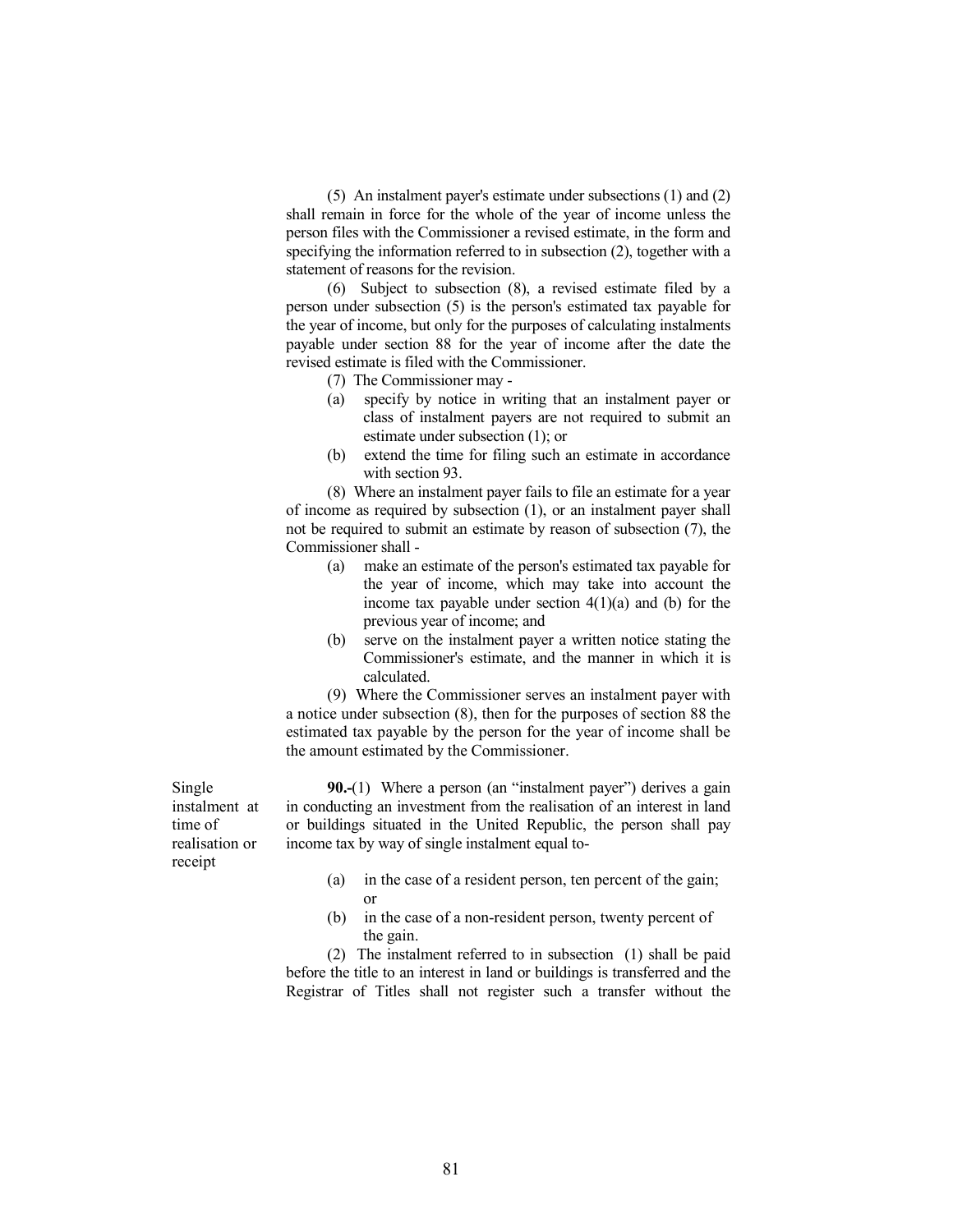(5) An instalment payer's estimate under subsections (1) and (2) shall remain in force for the whole of the year of income unless the person files with the Commissioner a revised estimate, in the form and specifying the information referred to in subsection (2), together with a statement of reasons for the revision.

(6) Subject to subsection (8), a revised estimate filed by a person under subsection (5) is the person's estimated tax payable for the year of income, but only for the purposes of calculating instalments payable under section 88 for the year of income after the date the revised estimate is filed with the Commissioner.

(7) The Commissioner may -

- (a) specify by notice in writing that an instalment payer or class of instalment payers are not required to submit an estimate under subsection (1); or
- (b) extend the time for filing such an estimate in accordance with section 93.

(8) Where an instalment payer fails to file an estimate for a year of income as required by subsection (1), or an instalment payer shall not be required to submit an estimate by reason of subsection (7), the Commissioner shall -

- (a) make an estimate of the person's estimated tax payable for the year of income, which may take into account the income tax payable under section 4(1)(a) and (b) for the previous year of income; and
- (b) serve on the instalment payer a written notice stating the Commissioner's estimate, and the manner in which it is calculated.

(9) Where the Commissioner serves an instalment payer with a notice under subsection (8), then for the purposes of section 88 the estimated tax payable by the person for the year of income shall be the amount estimated by the Commissioner.

*Single instalment at time of realisation or receipt*

**90.-**(1) Where a person (an "instalment payer") derives a gain in conducting an investment from the realisation of an interest in land or buildings situated in the United Republic, the person shall pay income tax by way of single instalment equal to-

- (a) in the case of a resident person, ten percent of the gain; or
- (b) in the case of a non-resident person, twenty percent of the gain.

(2) The instalment referred to in subsection (1) shall be paid before the title to an interest in land or buildings is transferred and the Registrar of Titles shall not register such a transfer without the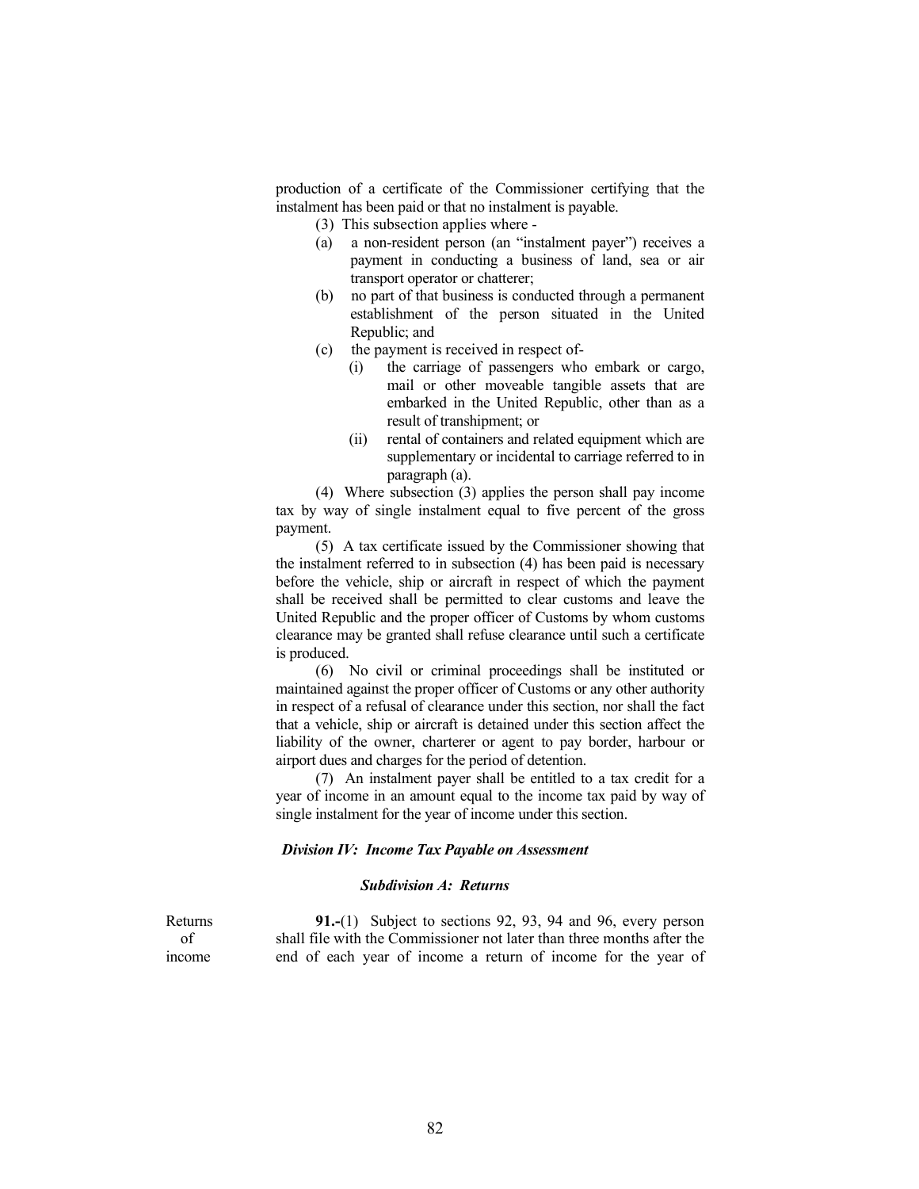production of a certificate of the Commissioner certifying that the instalment has been paid or that no instalment is payable.

(3) This subsection applies where -

(a) a non-resident person (an "instalment payer") receives a payment in conducting a business of land, sea or air transport operator or chatterer;

(b) no part of that business is conducted through a permanent establishment of the person situated in the United Republic; and

(c) the payment is received in respect of-

(i) the carriage of passengers who embark or cargo, mail or other moveable tangible assets that are embarked in the United Republic, other than as a result of transhipment; or

(ii) rental of containers and related equipment which are supplementary or incidental to carriage referred to in paragraph (a).

(4) Where subsection (3) applies the person shall pay income tax by way of single instalment equal to five percent of the gross payment.

(5) A tax certificate issued by the Commissioner showing that the instalment referred to in subsection (4) has been paid is necessary before the vehicle, ship or aircraft in respect of which the payment shall be received shall be permitted to clear customs and leave the United Republic and the proper officer of Customs by whom customs clearance may be granted shall refuse clearance until such a certificate is produced.

(6) No civil or criminal proceedings shall be instituted or maintained against the proper officer of Customs or any other authority in respect of a refusal of clearance under this section, nor shall the fact that a vehicle, ship or aircraft is detained under this section affect the liability of the owner, charterer or agent to pay border, harbour or airport dues and charges for the period of detention.

(7) An instalment payer shall be entitled to a tax credit for a year of income in an amount equal to the income tax paid by way of single instalment for the year of income under this section.

### *Division IV: Income Tax Payable on Assessment*

#### *Subdivision A: Returns*

Returns of income

**91.-**(1) Subject to sections 92, 93, 94 and 96, every person shall file with the Commissioner not later than three months after the end of each year of income a return of income for the year of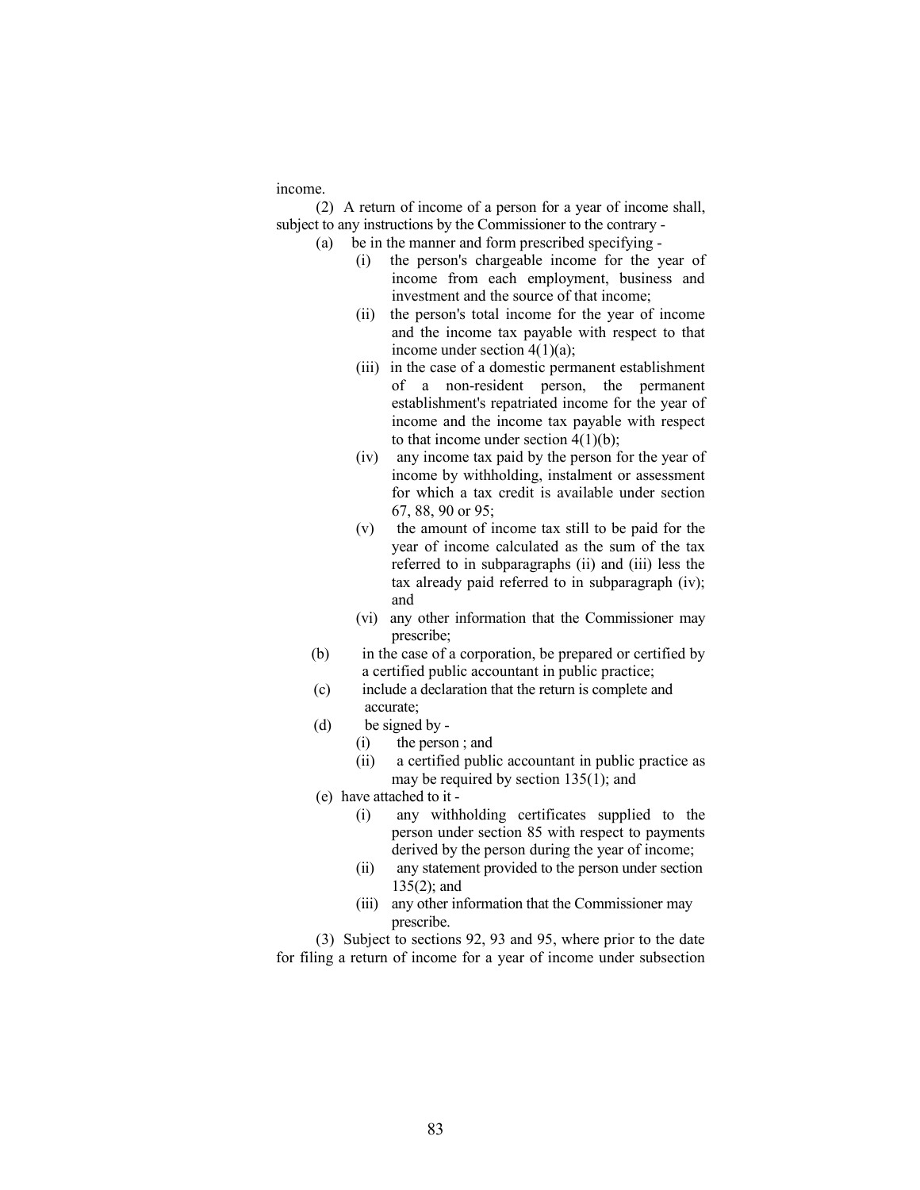income.

(2) A return of income of a person for a year of income shall, subject to any instructions by the Commissioner to the contrary -

(a) be in the manner and form prescribed specifying -

(i) the person's chargeable income for the year of income from each employment, business and investment and the source of that income;

(ii) the person's total income for the year of income and the income tax payable with respect to that income under section 4(1)(a);

(iii) in the case of a domestic permanent establishment of a non-resident person, the permanent establishment's repatriated income for the year of income and the income tax payable with respect to that income under section 4(1)(b);

(iv) any income tax paid by the person for the year of income by withholding, instalment or assessment for which a tax credit is available under section 67, 88, 90 or 95;

(v) the amount of income tax still to be paid for the year of income calculated as the sum of the tax referred to in subparagraphs (ii) and (iii) less the tax already paid referred to in subparagraph (iv); and

(vi) any other information that the Commissioner may prescribe;

(b) in the case of a corporation, be prepared or certified by a certified public accountant in public practice;

(c) include a declaration that the return is complete and accurate;

(d) be signed by -

(i) the person ; and

(ii) a certified public accountant in public practice as may be required by section 135(1); and

(e) have attached to it -

(i) any withholding certificates supplied to the person under section 85 with respect to payments derived by the person during the year of income;

(ii) any statement provided to the person under section 135(2); and

(iii) any other information that the Commissioner may prescribe.

(3) Subject to sections 92, 93 and 95, where prior to the date for filing a return of income for a year of income under subsection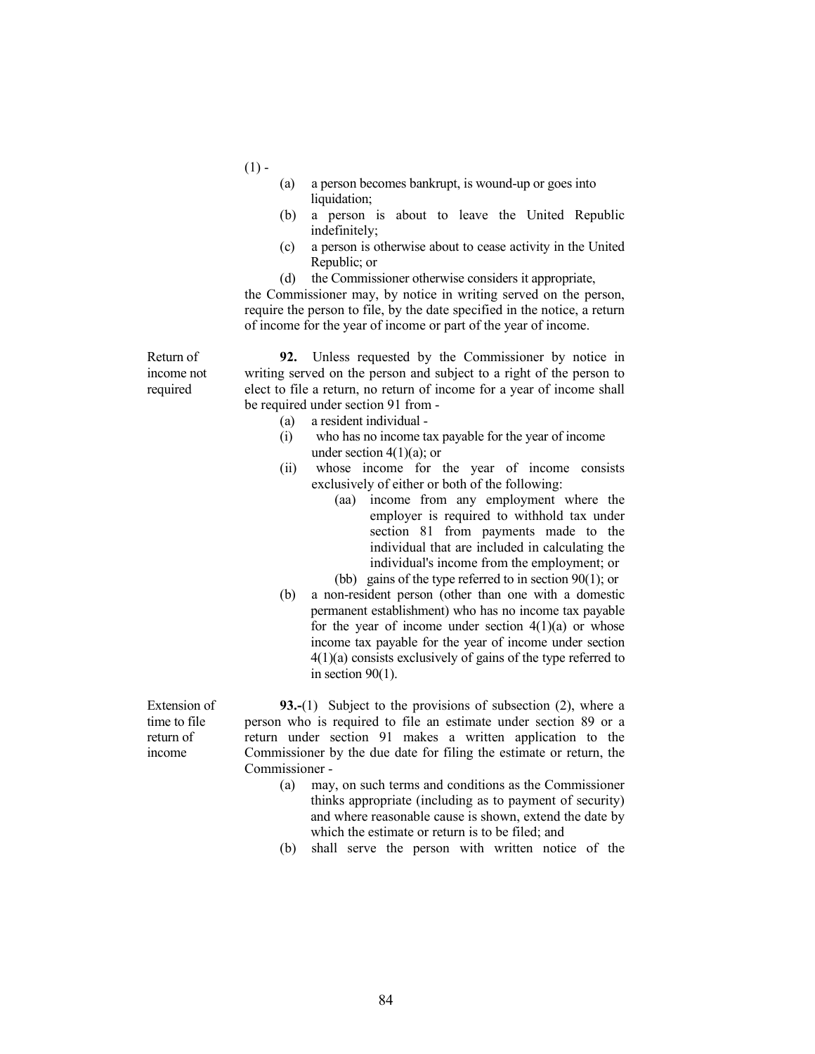(1) -

(a) a person becomes bankrupt, is wound-up or goes into liquidation;

(b) a person is about to leave the United Republic indefinitely;

(c) a person is otherwise about to cease activity in the United Republic; or

(d) the Commissioner otherwise considers it appropriate,

the Commissioner may, by notice in writing served on the person, require the person to file, by the date specified in the notice, a return of income for the year of income or part of the year of income.

Return of income not required

**92.** Unless requested by the Commissioner by notice in writing served on the person and subject to a right of the person to elect to file a return, no return of income for a year of income shall be required under section 91 from -

(a) a resident individual -

(i) who has no income tax payable for the year of income under section 4(1)(a); or

(ii) whose income for the year of income consists exclusively of either or both of the following:

(aa) income from any employment where the employer is required to withhold tax under section 81 from payments made to the individual that are included in calculating the individual's income from the employment; or

(bb) gains of the type referred to in section 90(1); or

(b) a non-resident person (other than one with a domestic permanent establishment) who has no income tax payable for the year of income under section 4(1)(a) or whose income tax payable for the year of income under section 4(1)(a) consists exclusively of gains of the type referred to in section 90(1).

Extension of time to file return of income

**93.-**(1) Subject to the provisions of subsection (2), where a person who is required to file an estimate under section 89 or a return under section 91 makes a written application to the Commissioner by the due date for filing the estimate or return, the Commissioner -

(a) may, on such terms and conditions as the Commissioner thinks appropriate (including as to payment of security) and where reasonable cause is shown, extend the date by which the estimate or return is to be filed; and

(b) shall serve the person with written notice of the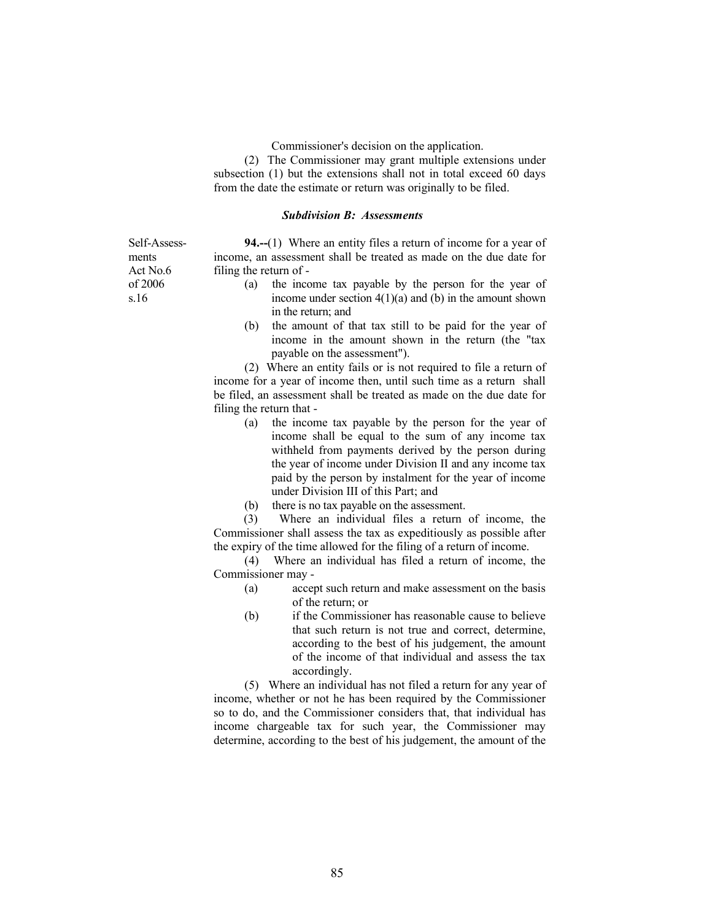Commissioner's decision on the application.

(2) The Commissioner may grant multiple extensions under subsection (1) but the extensions shall not in total exceed 60 days from the date the estimate or return was originally to be filed.

### *Subdivision B: Assessments*

Self-Assessments
Act No.6 of 2006 s.16

**94.--**(1) Where an entity files a return of income for a year of income, an assessment shall be treated as made on the due date for filing the return of -

(a) the income tax payable by the person for the year of income under section 4(1)(a) and (b) in the amount shown in the return; and

(b) the amount of that tax still to be paid for the year of income in the amount shown in the return (the "tax payable on the assessment").

(2) Where an entity fails or is not required to file a return of income for a year of income then, until such time as a return shall be filed, an assessment shall be treated as made on the due date for filing the return that -

(a) the income tax payable by the person for the year of income shall be equal to the sum of any income tax withheld from payments derived by the person during the year of income under Division II and any income tax paid by the person by instalment for the year of income under Division III of this Part; and

(b) there is no tax payable on the assessment.

(3) Where an individual files a return of income, the Commissioner shall assess the tax as expeditiously as possible after the expiry of the time allowed for the filing of a return of income.

(4) Where an individual has filed a return of income, the Commissioner may -

(a) accept such return and make assessment on the basis of the return; or

(b) if the Commissioner has reasonable cause to believe that such return is not true and correct, determine, according to the best of his judgement, the amount of the income of that individual and assess the tax accordingly.

(5) Where an individual has not filed a return for any year of income, whether or not he has been required by the Commissioner so to do, and the Commissioner considers that, that individual has income chargeable tax for such year, the Commissioner may determine, according to the best of his judgement, the amount of the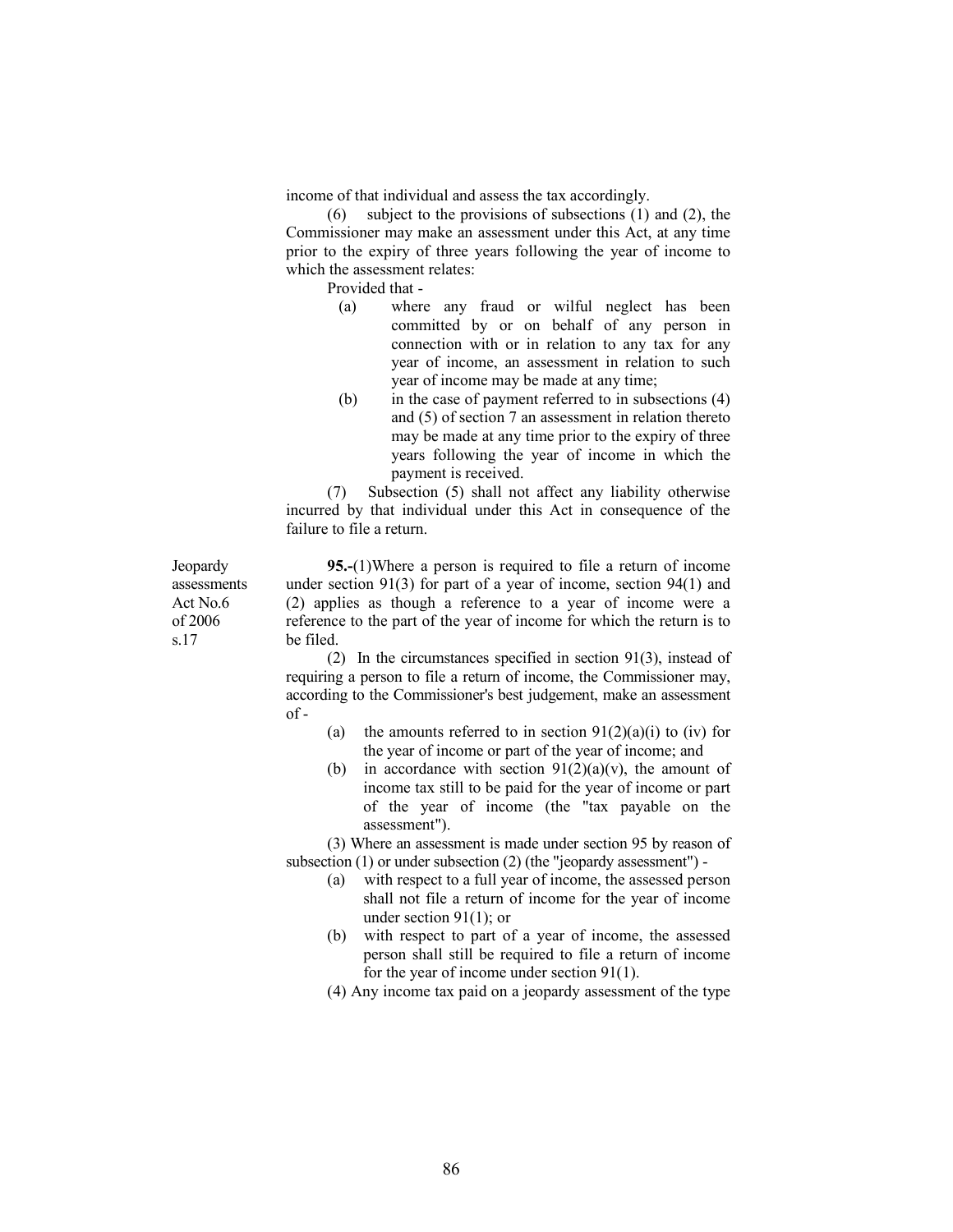income of that individual and assess the tax accordingly.

(6) subject to the provisions of subsections (1) and (2), the Commissioner may make an assessment under this Act, at any time prior to the expiry of three years following the year of income to which the assessment relates:

Provided that -

(a) where any fraud or wilful neglect has been committed by or on behalf of any person in connection with or in relation to any tax for any year of income, an assessment in relation to such year of income may be made at any time;

(b) in the case of payment referred to in subsections (4) and (5) of section 7 an assessment in relation thereto may be made at any time prior to the expiry of three years following the year of income in which the payment is received.

(7) Subsection (5) shall not affect any liability otherwise incurred by that individual under this Act in consequence of the failure to file a return.

Jeopardy assessments Act No.6 of 2006 s.17

**95.-**(1)Where a person is required to file a return of income under section 91(3) for part of a year of income, section 94(1) and (2) applies as though a reference to a year of income were a reference to the part of the year of income for which the return is to be filed.

(2) In the circumstances specified in section 91(3), instead of requiring a person to file a return of income, the Commissioner may, according to the Commissioner's best judgement, make an assessment of -

(a) the amounts referred to in section 91(2)(a)(i) to (iv) for the year of income or part of the year of income; and

(b) in accordance with section 91(2)(a)(v), the amount of income tax still to be paid for the year of income or part of the year of income (the "tax payable on the assessment").

(3) Where an assessment is made under section 95 by reason of subsection (1) or under subsection (2) (the "jeopardy assessment") -

(a) with respect to a full year of income, the assessed person shall not file a return of income for the year of income under section 91(1); or

(b) with respect to part of a year of income, the assessed person shall still be required to file a return of income for the year of income under section 91(1).

(4) Any income tax paid on a jeopardy assessment of the type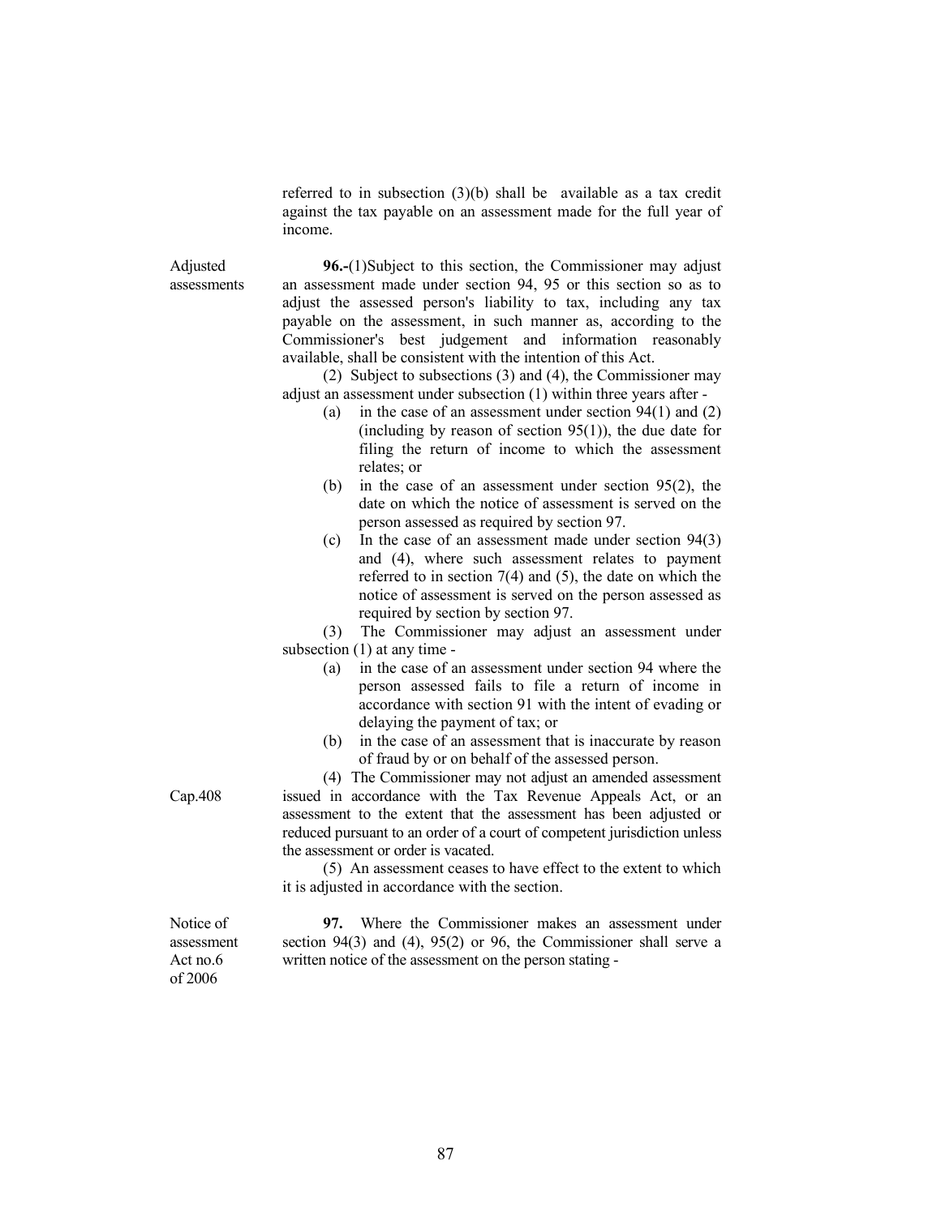referred to in subsection (3)(b) shall be available as a tax credit against the tax payable on an assessment made for the full year of income.

Adjusted assessments

**96.-**(1)Subject to this section, the Commissioner may adjust an assessment made under section 94, 95 or this section so as to adjust the assessed person's liability to tax, including any tax payable on the assessment, in such manner as, according to the Commissioner's best judgement and information reasonably available, shall be consistent with the intention of this Act.

(2) Subject to subsections (3) and (4), the Commissioner may adjust an assessment under subsection (1) within three years after -

(a) in the case of an assessment under section 94(1) and (2) (including by reason of section 95(1)), the due date for filing the return of income to which the assessment relates; or

(b) in the case of an assessment under section 95(2), the date on which the notice of assessment is served on the person assessed as required by section 97.

(c) In the case of an assessment made under section 94(3) and (4), where such assessment relates to payment referred to in section 7(4) and (5), the date on which the notice of assessment is served on the person assessed as required by section by section 97.

(3) The Commissioner may adjust an assessment under subsection (1) at any time -

(a) in the case of an assessment under section 94 where the person assessed fails to file a return of income in accordance with section 91 with the intent of evading or delaying the payment of tax; or

(b) in the case of an assessment that is inaccurate by reason of fraud by or on behalf of the assessed person.

Cap.408

(4) The Commissioner may not adjust an amended assessment issued in accordance with the Tax Revenue Appeals Act, or an assessment to the extent that the assessment has been adjusted or reduced pursuant to an order of a court of competent jurisdiction unless the assessment or order is vacated.

(5) An assessment ceases to have effect to the extent to which it is adjusted in accordance with the section.

Notice of assessment
Act no.6 of 2006

**97.** Where the Commissioner makes an assessment under section 94(3) and (4), 95(2) or 96, the Commissioner shall serve a written notice of the assessment on the person stating -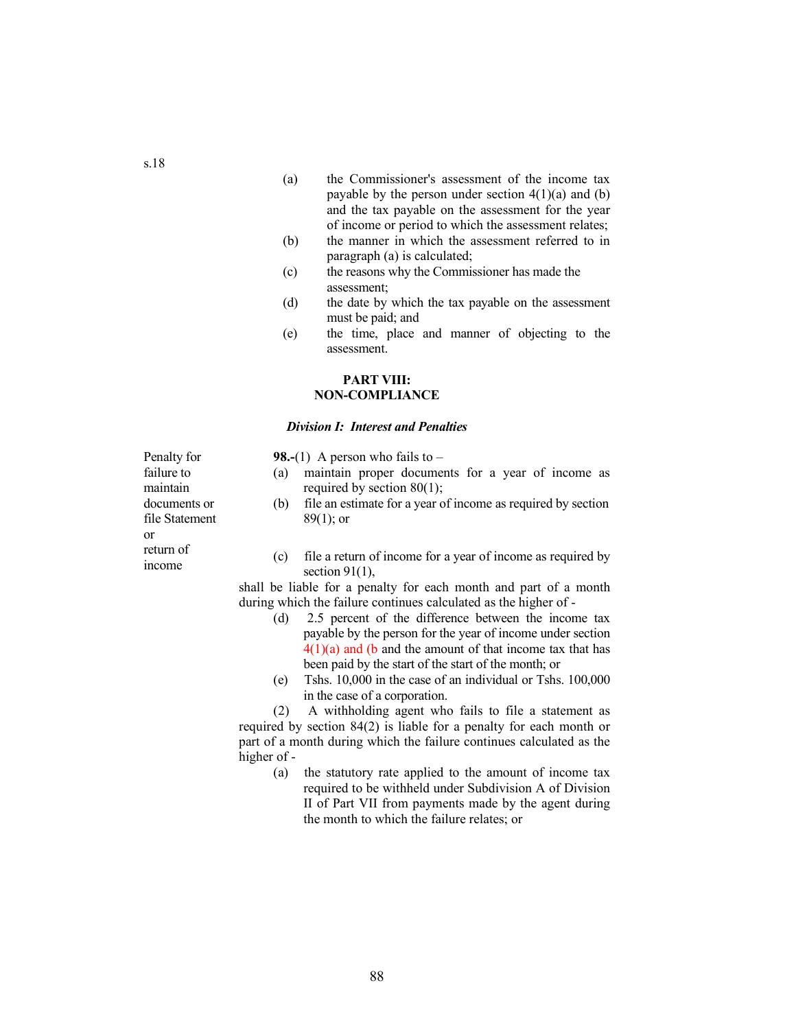s.18

(a) the Commissioner's assessment of the income tax payable by the person under section 4(1)(a) and (b) and the tax payable on the assessment for the year of income or period to which the assessment relates;

(b) the manner in which the assessment referred to in paragraph (a) is calculated;

(c) the reasons why the Commissioner has made the assessment;

(d) the date by which the tax payable on the assessment must be paid; and

(e) the time, place and manner of objecting to the assessment.

## PART VIII: NON-COMPLIANCE

### *Division I: Interest and Penalties*

Penalty for failure to maintain documents or file Statement or return of income

**98.-**(1) A person who fails to –

(a) maintain proper documents for a year of income as required by section 80(1);

(b) file an estimate for a year of income as required by section 89(1); or

(c) file a return of income for a year of income as required by section 91(1),

shall be liable for a penalty for each month and part of a month during which the failure continues calculated as the higher of -

(d) 2.5 percent of the difference between the income tax payable by the person for the year of income under section 4(1)(a) and (b and the amount of that income tax that has been paid by the start of the start of the month; or

(e) Tshs. 10,000 in the case of an individual or Tshs. 100,000 in the case of a corporation.

(2) A withholding agent who fails to file a statement as required by section 84(2) is liable for a penalty for each month or part of a month during which the failure continues calculated as the higher of -

(a) the statutory rate applied to the amount of income tax required to be withheld under Subdivision A of Division II of Part VII from payments made by the agent during the month to which the failure relates; or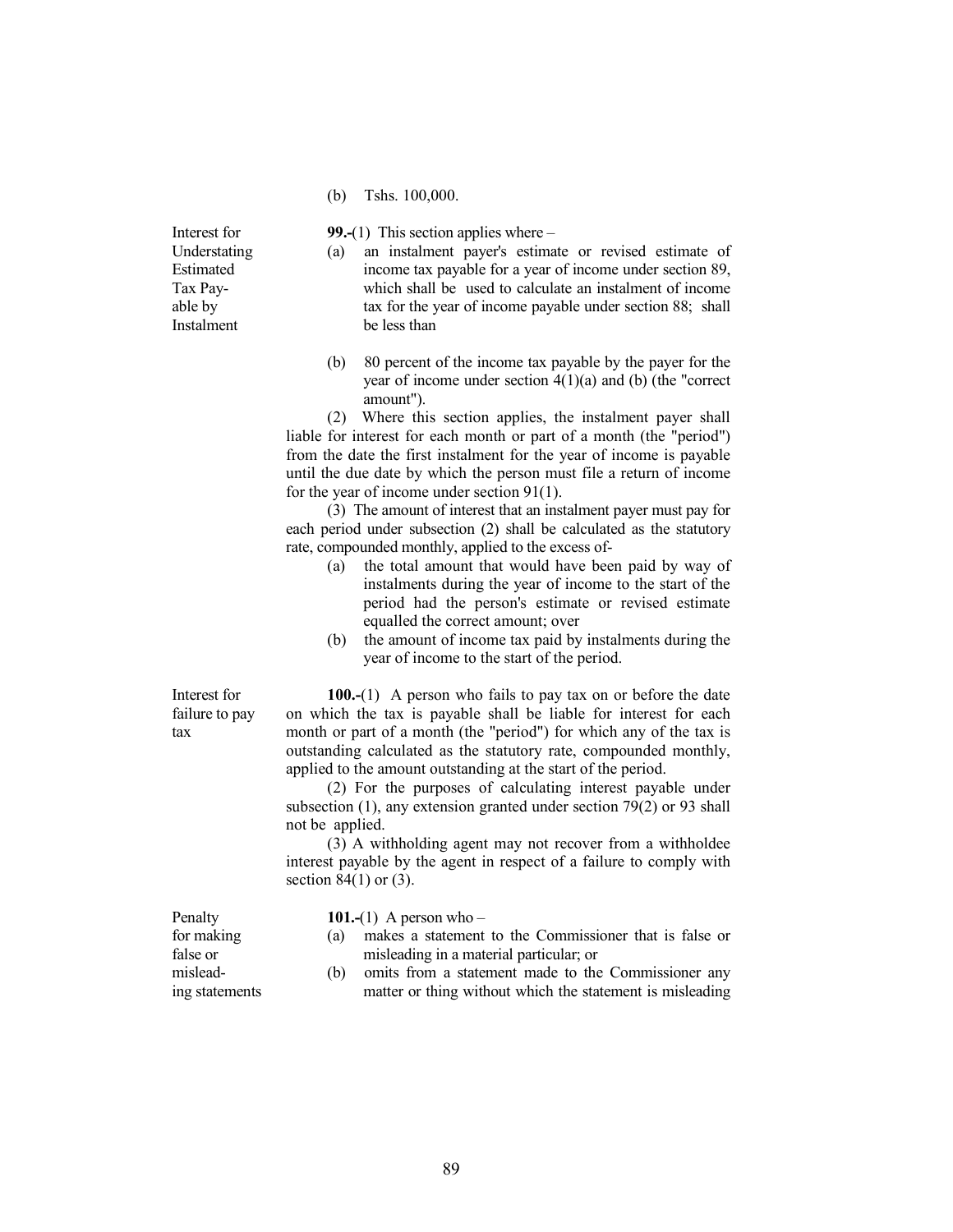(b) Tshs. 100,000.

**Interest for Understating Estimated Tax Payable by Instalment**

**99.-**(1) This section applies where –

(a) an instalment payer's estimate or revised estimate of income tax payable for a year of income under section 89, which shall be used to calculate an instalment of income tax for the year of income payable under section 88; shall be less than

(b) 80 percent of the income tax payable by the payer for the year of income under section 4(1)(a) and (b) (the "correct amount").

(2) Where this section applies, the instalment payer shall liable for interest for each month or part of a month (the "period") from the date the first instalment for the year of income is payable until the due date by which the person must file a return of income for the year of income under section 91(1).

(3) The amount of interest that an instalment payer must pay for each period under subsection (2) shall be calculated as the statutory rate, compounded monthly, applied to the excess of-

(a) the total amount that would have been paid by way of instalments during the year of income to the start of the period had the person's estimate or revised estimate equalled the correct amount; over

(b) the amount of income tax paid by instalments during the year of income to the start of the period.

**Interest for failure to pay tax**

**100.-**(1) A person who fails to pay tax on or before the date on which the tax is payable shall be liable for interest for each month or part of a month (the "period") for which any of the tax is outstanding calculated as the statutory rate, compounded monthly, applied to the amount outstanding at the start of the period.

(2) For the purposes of calculating interest payable under subsection (1), any extension granted under section 79(2) or 93 shall not be applied.

(3) A withholding agent may not recover from a withholdee interest payable by the agent in respect of a failure to comply with section 84(1) or (3).

**Penalty for making false or misleading statements**

**101.-**(1) A person who –

(a) makes a statement to the Commissioner that is false or misleading in a material particular; or

(b) omits from a statement made to the Commissioner any matter or thing without which the statement is misleading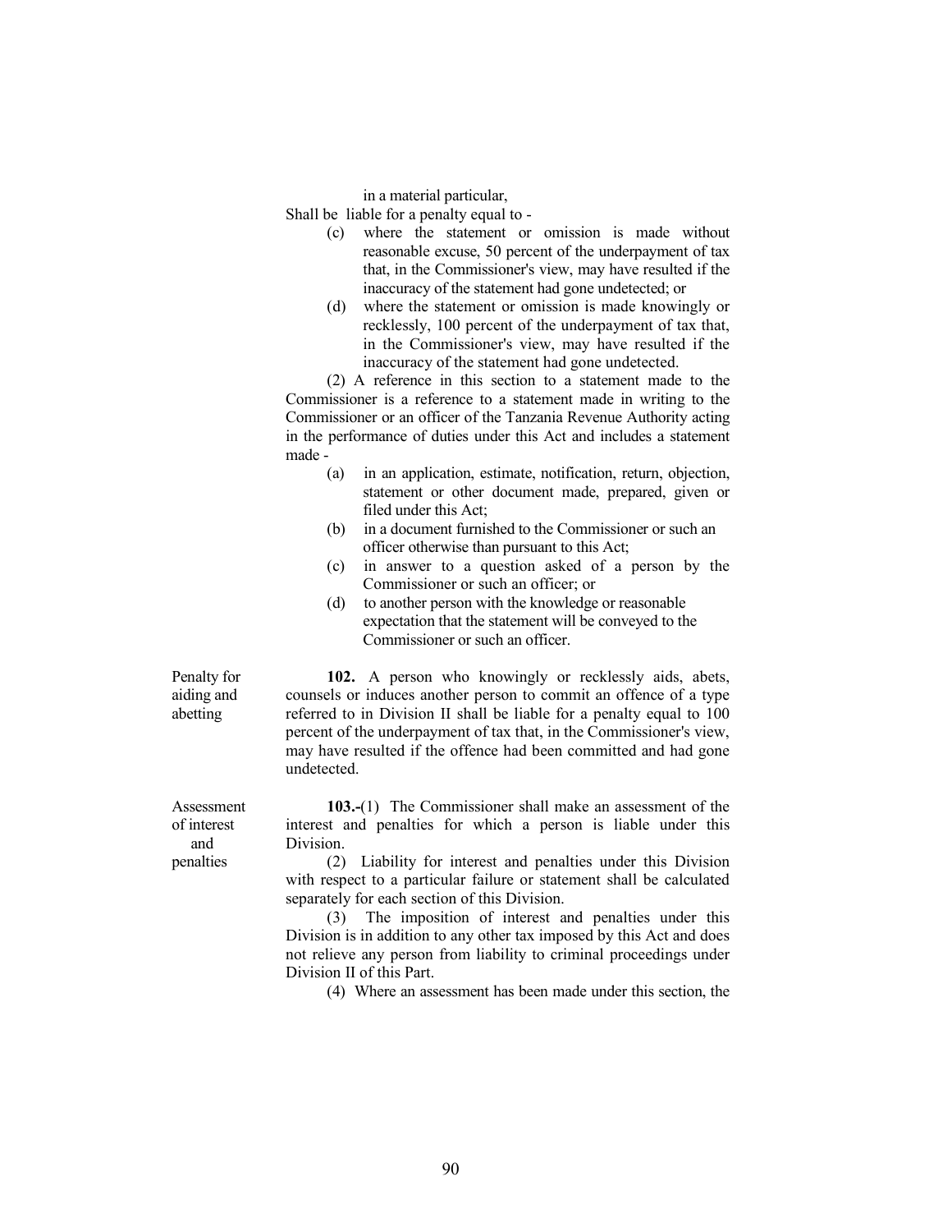in a material particular,

Shall be liable for a penalty equal to -

(c) where the statement or omission is made without reasonable excuse, 50 percent of the underpayment of tax that, in the Commissioner's view, may have resulted if the inaccuracy of the statement had gone undetected; or

(d) where the statement or omission is made knowingly or recklessly, 100 percent of the underpayment of tax that, in the Commissioner's view, may have resulted if the inaccuracy of the statement had gone undetected.

(2) A reference in this section to a statement made to the Commissioner is a reference to a statement made in writing to the Commissioner or an officer of the Tanzania Revenue Authority acting in the performance of duties under this Act and includes a statement made -

(a) in an application, estimate, notification, return, objection, statement or other document made, prepared, given or filed under this Act;

(b) in a document furnished to the Commissioner or such an officer otherwise than pursuant to this Act;

(c) in answer to a question asked of a person by the Commissioner or such an officer; or

(d) to another person with the knowledge or reasonable expectation that the statement will be conveyed to the Commissioner or such an officer.

Penalty for aiding and abetting

**102.** A person who knowingly or recklessly aids, abets, counsels or induces another person to commit an offence of a type referred to in Division II shall be liable for a penalty equal to 100 percent of the underpayment of tax that, in the Commissioner's view, may have resulted if the offence had been committed and had gone undetected.

Assessment of interest and penalties

**103.-**(1) The Commissioner shall make an assessment of the interest and penalties for which a person is liable under this Division.

(2) Liability for interest and penalties under this Division with respect to a particular failure or statement shall be calculated separately for each section of this Division.

(3) The imposition of interest and penalties under this Division is in addition to any other tax imposed by this Act and does not relieve any person from liability to criminal proceedings under Division II of this Part.

(4) Where an assessment has been made under this section, the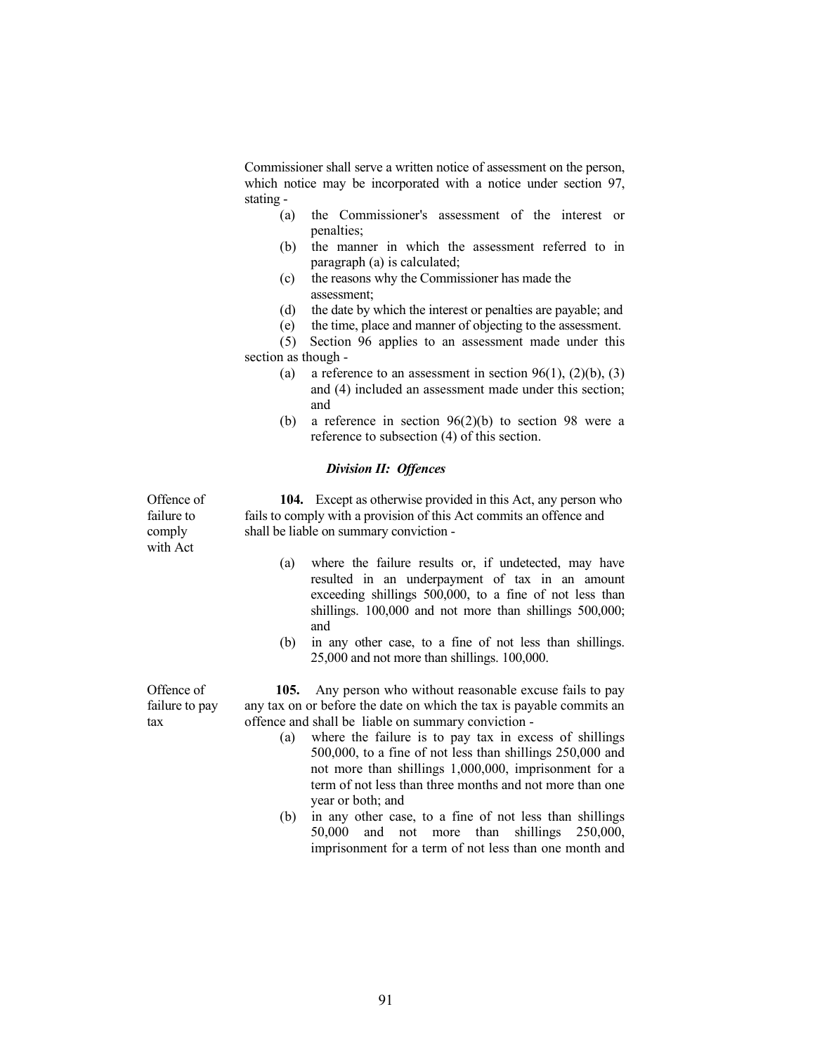Commissioner shall serve a written notice of assessment on the person, which notice may be incorporated with a notice under section 97, stating -

(a) the Commissioner's assessment of the interest or penalties;

(b) the manner in which the assessment referred to in paragraph (a) is calculated;

(c) the reasons why the Commissioner has made the assessment;

(d) the date by which the interest or penalties are payable; and

(e) the time, place and manner of objecting to the assessment.

(5) Section 96 applies to an assessment made under this section as though -

(a) a reference to an assessment in section 96(1), (2)(b), (3) and (4) included an assessment made under this section; and

(b) a reference in section 96(2)(b) to section 98 were a reference to subsection (4) of this section.

### *Division II: Offences*

Offence of failure to comply with Act

**104.** Except as otherwise provided in this Act, any person who fails to comply with a provision of this Act commits an offence and shall be liable on summary conviction -

(a) where the failure results or, if undetected, may have resulted in an underpayment of tax in an amount exceeding shillings 500,000, to a fine of not less than shillings. 100,000 and not more than shillings 500,000; and

(b) in any other case, to a fine of not less than shillings. 25,000 and not more than shillings. 100,000.

Offence of failure to pay tax

**105.** Any person who without reasonable excuse fails to pay any tax on or before the date on which the tax is payable commits an offence and shall be liable on summary conviction -

(a) where the failure is to pay tax in excess of shillings 500,000, to a fine of not less than shillings 250,000 and not more than shillings 1,000,000, imprisonment for a term of not less than three months and not more than one year or both; and

(b) in any other case, to a fine of not less than shillings 50,000 and not more than shillings 250,000, imprisonment for a term of not less than one month and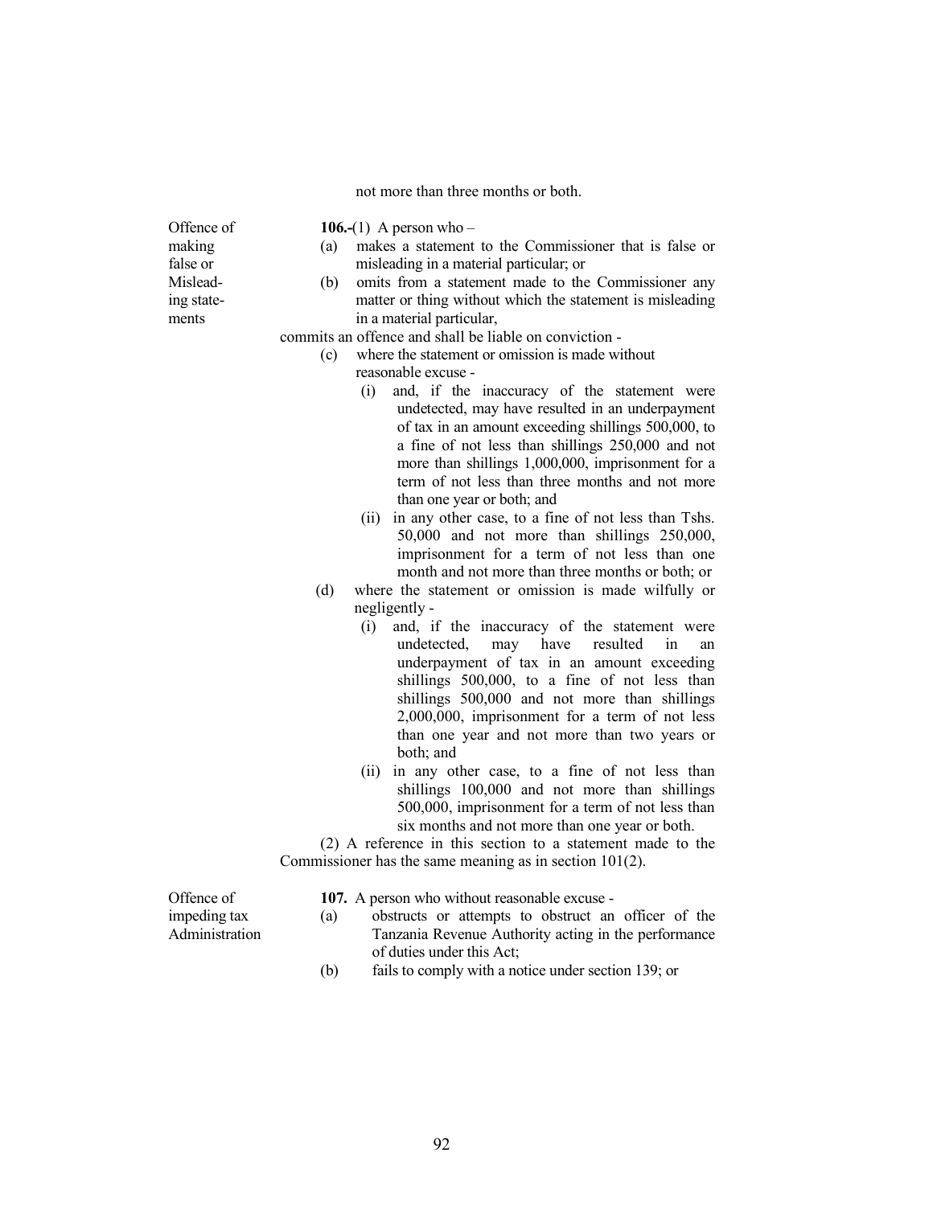not more than three months or both.

**Offence of making false or Misleading statements**

**106.-**(1) A person who –

(a) makes a statement to the Commissioner that is false or misleading in a material particular; or

(b) omits from a statement made to the Commissioner any matter or thing without which the statement is misleading in a material particular,

commits an offence and shall be liable on conviction -

(c) where the statement or omission is made without reasonable excuse -

 (i) and, if the inaccuracy of the statement were undetected, may have resulted in an underpayment of tax in an amount exceeding shillings 500,000, to a fine of not less than shillings 250,000 and not more than shillings 1,000,000, imprisonment for a term of not less than three months and not more than one year or both; and

 (ii) in any other case, to a fine of not less than Tshs. 50,000 and not more than shillings 250,000, imprisonment for a term of not less than one month and not more than three months or both; or

(d) where the statement or omission is made wilfully or negligently -

 (i) and, if the inaccuracy of the statement were undetected, may have resulted in an underpayment of tax in an amount exceeding shillings 500,000, to a fine of not less than shillings 500,000 and not more than shillings 2,000,000, imprisonment for a term of not less than one year and not more than two years or both; and

 (ii) in any other case, to a fine of not less than shillings 100,000 and not more than shillings 500,000, imprisonment for a term of not less than six months and not more than one year or both.

(2) A reference in this section to a statement made to the Commissioner has the same meaning as in section 101(2).

**Offence of impeding tax Administration**

**107.** A person who without reasonable excuse -

(a) obstructs or attempts to obstruct an officer of the Tanzania Revenue Authority acting in the performance of duties under this Act;

(b) fails to comply with a notice under section 139; or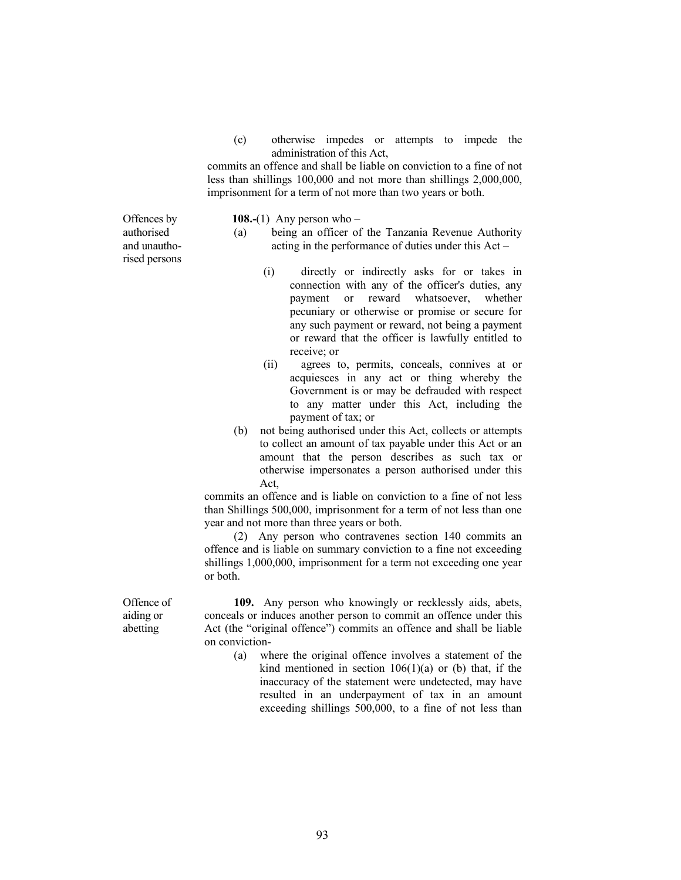(c) otherwise impedes or attempts to impede the administration of this Act,

commits an offence and shall be liable on conviction to a fine of not less than shillings 100,000 and not more than shillings 2,000,000, imprisonment for a term of not more than two years or both.

Offences by authorised and unauthorised persons

**108.-**(1) Any person who –

(a) being an officer of the Tanzania Revenue Authority acting in the performance of duties under this Act –

(i) directly or indirectly asks for or takes in connection with any of the officer's duties, any payment or reward whatsoever, whether pecuniary or otherwise or promise or secure for any such payment or reward, not being a payment or reward that the officer is lawfully entitled to receive; or

(ii) agrees to, permits, conceals, connives at or acquiesces in any act or thing whereby the Government is or may be defrauded with respect to any matter under this Act, including the payment of tax; or

(b) not being authorised under this Act, collects or attempts to collect an amount of tax payable under this Act or an amount that the person describes as such tax or otherwise impersonates a person authorised under this Act,

commits an offence and is liable on conviction to a fine of not less than Shillings 500,000, imprisonment for a term of not less than one year and not more than three years or both.

(2) Any person who contravenes section 140 commits an offence and is liable on summary conviction to a fine not exceeding shillings 1,000,000, imprisonment for a term not exceeding one year or both.

Offence of aiding or abetting

**109.** Any person who knowingly or recklessly aids, abets, conceals or induces another person to commit an offence under this Act (the "original offence") commits an offence and shall be liable on conviction-

(a) where the original offence involves a statement of the kind mentioned in section 106(1)(a) or (b) that, if the inaccuracy of the statement were undetected, may have resulted in an underpayment of tax in an amount exceeding shillings 500,000, to a fine of not less than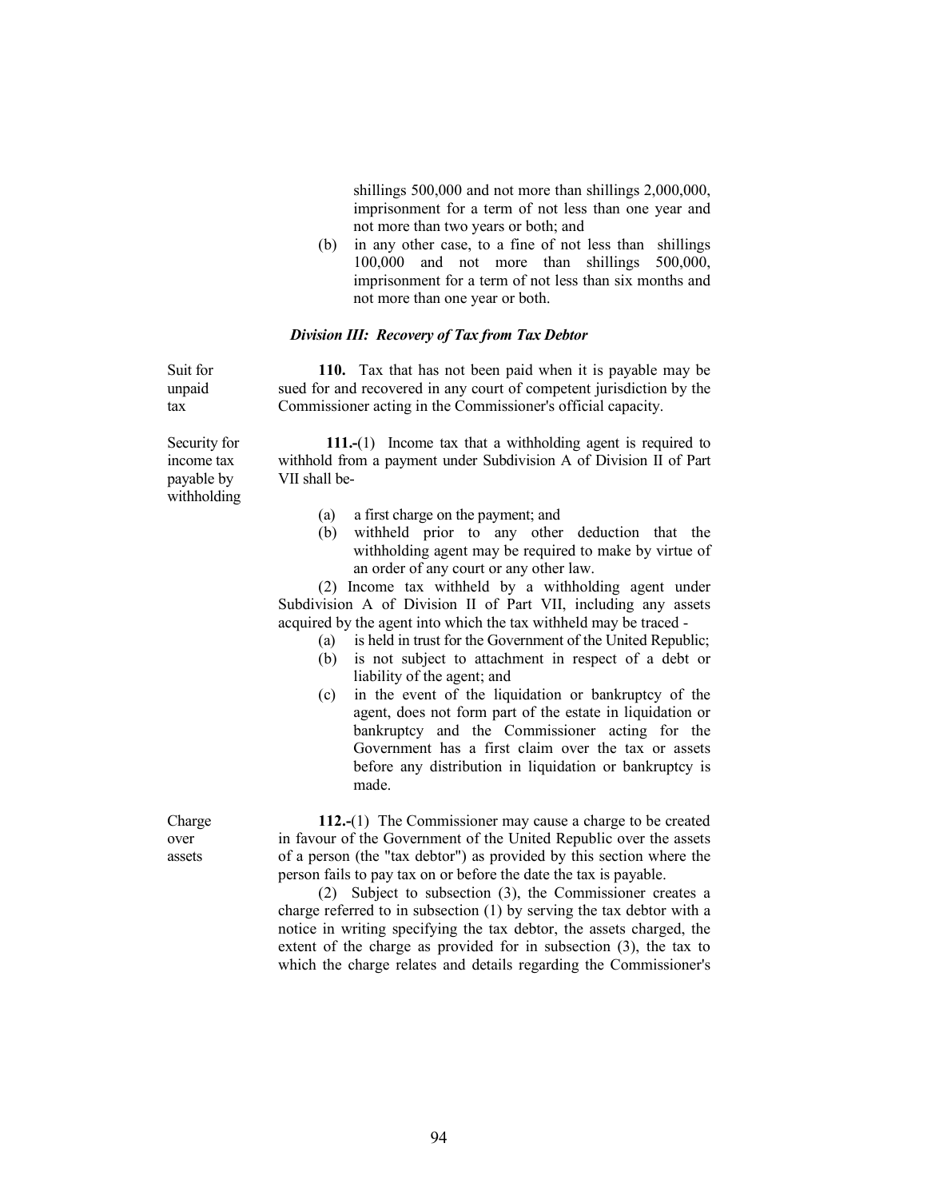shillings 500,000 and not more than shillings 2,000,000, imprisonment for a term of not less than one year and not more than two years or both; and

(b) in any other case, to a fine of not less than shillings 100,000 and not more than shillings 500,000, imprisonment for a term of not less than six months and not more than one year or both.

### *Division III: Recovery of Tax from Tax Debtor*

Suit for unpaid tax

**110.** Tax that has not been paid when it is payable may be sued for and recovered in any court of competent jurisdiction by the Commissioner acting in the Commissioner's official capacity.

Security for income tax payable by withholding

**111.-**(1) Income tax that a withholding agent is required to withhold from a payment under Subdivision A of Division II of Part VII shall be-

(a) a first charge on the payment; and
(b) withheld prior to any other deduction that the withholding agent may be required to make by virtue of an order of any court or any other law.

(2) Income tax withheld by a withholding agent under Subdivision A of Division II of Part VII, including any assets acquired by the agent into which the tax withheld may be traced -

(a) is held in trust for the Government of the United Republic;
(b) is not subject to attachment in respect of a debt or liability of the agent; and
(c) in the event of the liquidation or bankruptcy of the agent, does not form part of the estate in liquidation or bankruptcy and the Commissioner acting for the Government has a first claim over the tax or assets before any distribution in liquidation or bankruptcy is made.

Charge over assets

**112.-**(1) The Commissioner may cause a charge to be created in favour of the Government of the United Republic over the assets of a person (the "tax debtor") as provided by this section where the person fails to pay tax on or before the date the tax is payable.

(2) Subject to subsection (3), the Commissioner creates a charge referred to in subsection (1) by serving the tax debtor with a notice in writing specifying the tax debtor, the assets charged, the extent of the charge as provided for in subsection (3), the tax to which the charge relates and details regarding the Commissioner's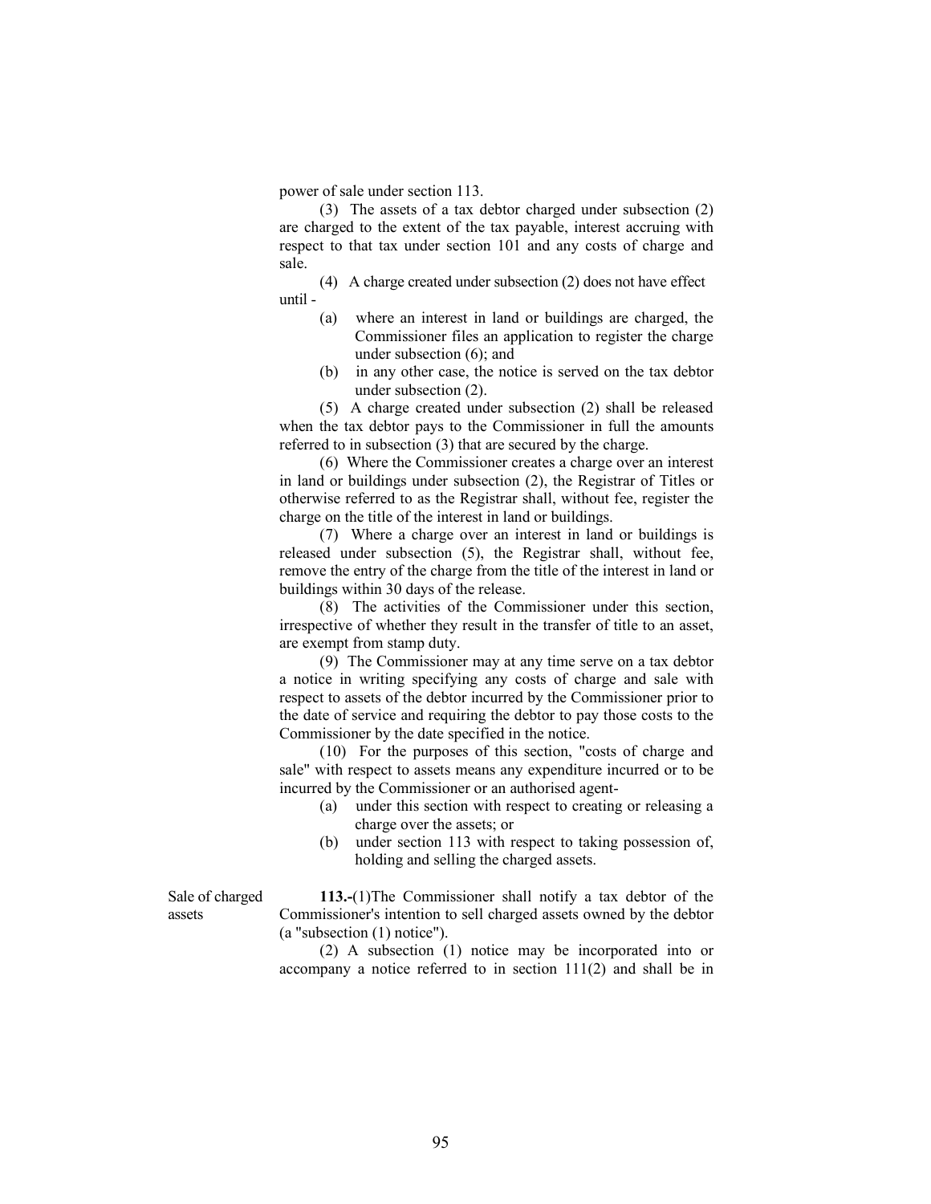power of sale under section 113.

(3) The assets of a tax debtor charged under subsection (2) are charged to the extent of the tax payable, interest accruing with respect to that tax under section 101 and any costs of charge and sale.

(4) A charge created under subsection (2) does not have effect until -

(a) where an interest in land or buildings are charged, the Commissioner files an application to register the charge under subsection (6); and

(b) in any other case, the notice is served on the tax debtor under subsection (2).

(5) A charge created under subsection (2) shall be released when the tax debtor pays to the Commissioner in full the amounts referred to in subsection (3) that are secured by the charge.

(6) Where the Commissioner creates a charge over an interest in land or buildings under subsection (2), the Registrar of Titles or otherwise referred to as the Registrar shall, without fee, register the charge on the title of the interest in land or buildings.

(7) Where a charge over an interest in land or buildings is released under subsection (5), the Registrar shall, without fee, remove the entry of the charge from the title of the interest in land or buildings within 30 days of the release.

(8) The activities of the Commissioner under this section, irrespective of whether they result in the transfer of title to an asset, are exempt from stamp duty.

(9) The Commissioner may at any time serve on a tax debtor a notice in writing specifying any costs of charge and sale with respect to assets of the debtor incurred by the Commissioner prior to the date of service and requiring the debtor to pay those costs to the Commissioner by the date specified in the notice.

(10) For the purposes of this section, "costs of charge and sale" with respect to assets means any expenditure incurred or to be incurred by the Commissioner or an authorised agent-

(a) under this section with respect to creating or releasing a charge over the assets; or

(b) under section 113 with respect to taking possession of, holding and selling the charged assets.

Sale of charged assets

**113.-**(1)The Commissioner shall notify a tax debtor of the Commissioner's intention to sell charged assets owned by the debtor (a "subsection (1) notice").

(2) A subsection (1) notice may be incorporated into or accompany a notice referred to in section 111(2) and shall be in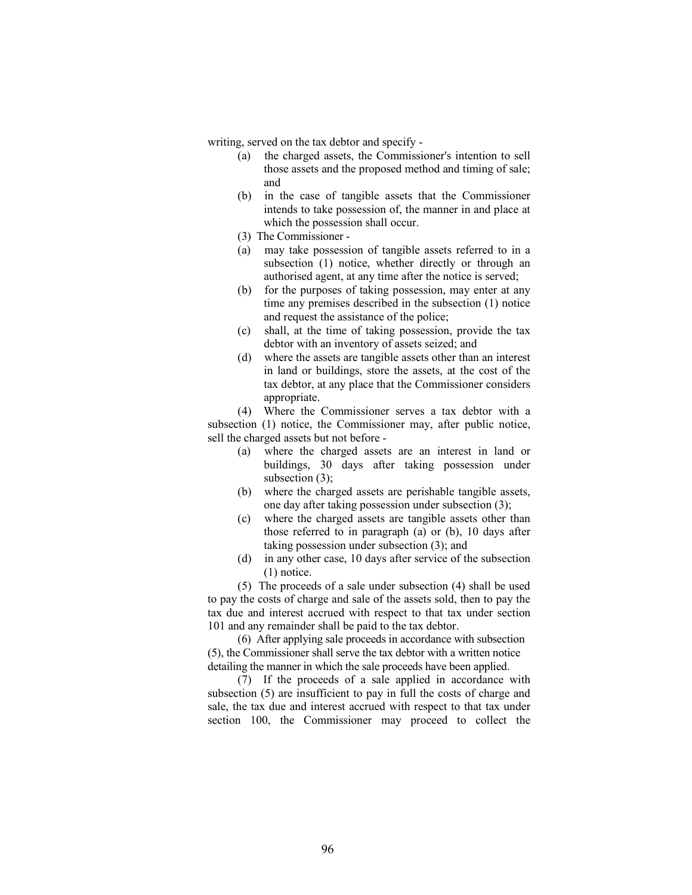writing, served on the tax debtor and specify -

(a) the charged assets, the Commissioner's intention to sell those assets and the proposed method and timing of sale; and

(b) in the case of tangible assets that the Commissioner intends to take possession of, the manner in and place at which the possession shall occur.

(3) The Commissioner -

(a) may take possession of tangible assets referred to in a subsection (1) notice, whether directly or through an authorised agent, at any time after the notice is served;

(b) for the purposes of taking possession, may enter at any time any premises described in the subsection (1) notice and request the assistance of the police;

(c) shall, at the time of taking possession, provide the tax debtor with an inventory of assets seized; and

(d) where the assets are tangible assets other than an interest in land or buildings, store the assets, at the cost of the tax debtor, at any place that the Commissioner considers appropriate.

(4) Where the Commissioner serves a tax debtor with a subsection (1) notice, the Commissioner may, after public notice, sell the charged assets but not before -

(a) where the charged assets are an interest in land or buildings, 30 days after taking possession under subsection (3);

(b) where the charged assets are perishable tangible assets, one day after taking possession under subsection (3);

(c) where the charged assets are tangible assets other than those referred to in paragraph (a) or (b), 10 days after taking possession under subsection (3); and

(d) in any other case, 10 days after service of the subsection (1) notice.

(5) The proceeds of a sale under subsection (4) shall be used to pay the costs of charge and sale of the assets sold, then to pay the tax due and interest accrued with respect to that tax under section 101 and any remainder shall be paid to the tax debtor.

(6) After applying sale proceeds in accordance with subsection (5), the Commissioner shall serve the tax debtor with a written notice detailing the manner in which the sale proceeds have been applied.

(7) If the proceeds of a sale applied in accordance with subsection (5) are insufficient to pay in full the costs of charge and sale, the tax due and interest accrued with respect to that tax under section 100, the Commissioner may proceed to collect the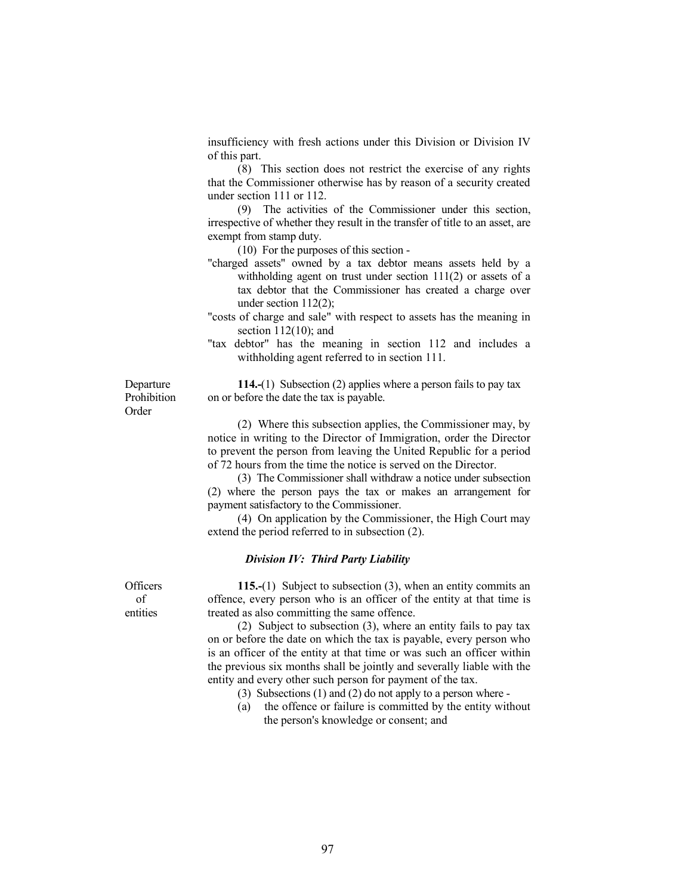insufficiency with fresh actions under this Division or Division IV of this part.

(8) This section does not restrict the exercise of any rights that the Commissioner otherwise has by reason of a security created under section 111 or 112.

(9) The activities of the Commissioner under this section, irrespective of whether they result in the transfer of title to an asset, are exempt from stamp duty.

(10) For the purposes of this section -

"charged assets" owned by a tax debtor means assets held by a withholding agent on trust under section 111(2) or assets of a tax debtor that the Commissioner has created a charge over under section 112(2);

"costs of charge and sale" with respect to assets has the meaning in section 112(10); and

"tax debtor" has the meaning in section 112 and includes a withholding agent referred to in section 111.

Departure Prohibition Order

**114.-**(1) Subsection (2) applies where a person fails to pay tax on or before the date the tax is payable.

(2) Where this subsection applies, the Commissioner may, by notice in writing to the Director of Immigration, order the Director to prevent the person from leaving the United Republic for a period of 72 hours from the time the notice is served on the Director.

(3) The Commissioner shall withdraw a notice under subsection (2) where the person pays the tax or makes an arrangement for payment satisfactory to the Commissioner.

(4) On application by the Commissioner, the High Court may extend the period referred to in subsection (2).

### *Division IV: Third Party Liability*

Officers of entities

**115.-**(1) Subject to subsection (3), when an entity commits an offence, every person who is an officer of the entity at that time is treated as also committing the same offence.

(2) Subject to subsection (3), where an entity fails to pay tax on or before the date on which the tax is payable, every person who is an officer of the entity at that time or was such an officer within the previous six months shall be jointly and severally liable with the entity and every other such person for payment of the tax.

(3) Subsections (1) and (2) do not apply to a person where -

(a) the offence or failure is committed by the entity without the person's knowledge or consent; and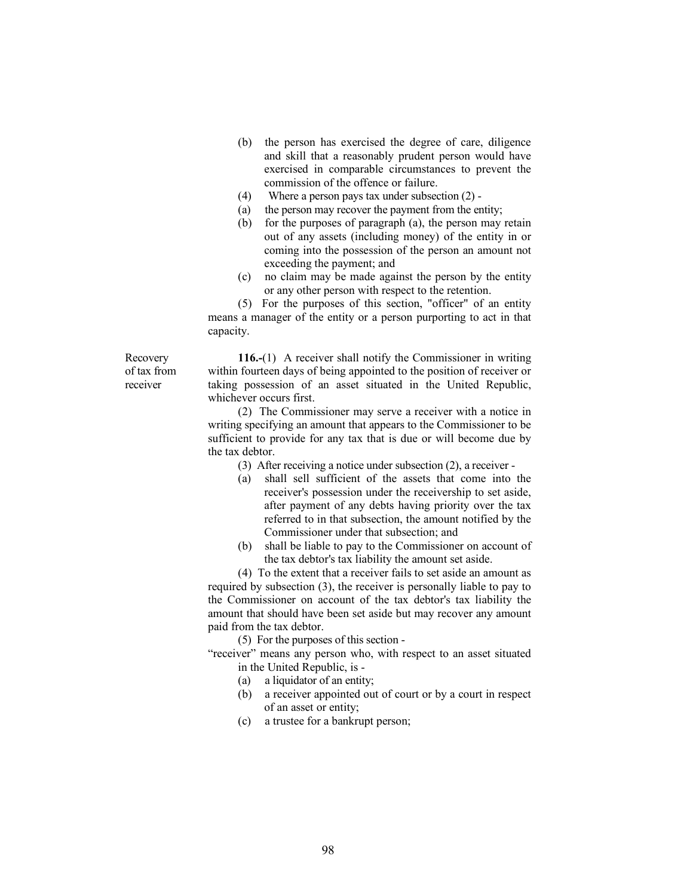(b) the person has exercised the degree of care, diligence and skill that a reasonably prudent person would have exercised in comparable circumstances to prevent the commission of the offence or failure.

(4) Where a person pays tax under subsection (2) -

(a) the person may recover the payment from the entity;

(b) for the purposes of paragraph (a), the person may retain out of any assets (including money) of the entity in or coming into the possession of the person an amount not exceeding the payment; and

(c) no claim may be made against the person by the entity or any other person with respect to the retention.

(5) For the purposes of this section, "officer" of an entity means a manager of the entity or a person purporting to act in that capacity.

**Recovery of tax from receiver**

**116.-**(1) A receiver shall notify the Commissioner in writing within fourteen days of being appointed to the position of receiver or taking possession of an asset situated in the United Republic, whichever occurs first.

(2) The Commissioner may serve a receiver with a notice in writing specifying an amount that appears to the Commissioner to be sufficient to provide for any tax that is due or will become due by the tax debtor.

(3) After receiving a notice under subsection (2), a receiver -

(a) shall sell sufficient of the assets that come into the receiver's possession under the receivership to set aside, after payment of any debts having priority over the tax referred to in that subsection, the amount notified by the Commissioner under that subsection; and

(b) shall be liable to pay to the Commissioner on account of the tax debtor's tax liability the amount set aside.

(4) To the extent that a receiver fails to set aside an amount as required by subsection (3), the receiver is personally liable to pay to the Commissioner on account of the tax debtor's tax liability the amount that should have been set aside but may recover any amount paid from the tax debtor.

(5) For the purposes of this section -

"receiver" means any person who, with respect to an asset situated in the United Republic, is -

(a) a liquidator of an entity;

(b) a receiver appointed out of court or by a court in respect of an asset or entity;

(c) a trustee for a bankrupt person;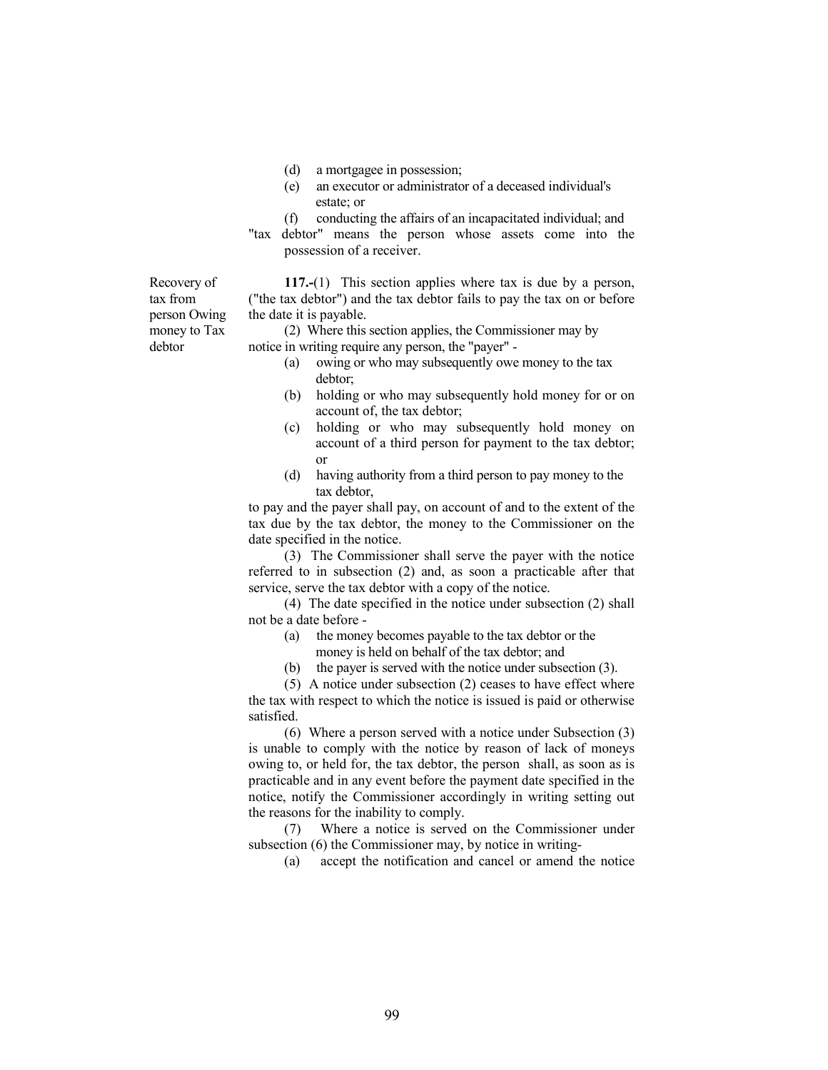(d) a mortgagee in possession;

(e) an executor or administrator of a deceased individual's estate; or

(f) conducting the affairs of an incapacitated individual; and

"tax debtor" means the person whose assets come into the possession of a receiver.

**Recovery of tax from person Owing money to Tax debtor**

**117.-**(1) This section applies where tax is due by a person, ("the tax debtor") and the tax debtor fails to pay the tax on or before the date it is payable.

(2) Where this section applies, the Commissioner may by notice in writing require any person, the "payer" -

(a) owing or who may subsequently owe money to the tax debtor;

(b) holding or who may subsequently hold money for or on account of, the tax debtor;

(c) holding or who may subsequently hold money on account of a third person for payment to the tax debtor; or

(d) having authority from a third person to pay money to the tax debtor,

to pay and the payer shall pay, on account of and to the extent of the tax due by the tax debtor, the money to the Commissioner on the date specified in the notice.

(3) The Commissioner shall serve the payer with the notice referred to in subsection (2) and, as soon a practicable after that service, serve the tax debtor with a copy of the notice.

(4) The date specified in the notice under subsection (2) shall not be a date before -

(a) the money becomes payable to the tax debtor or the money is held on behalf of the tax debtor; and

(b) the payer is served with the notice under subsection (3).

(5) A notice under subsection (2) ceases to have effect where the tax with respect to which the notice is issued is paid or otherwise satisfied.

(6) Where a person served with a notice under Subsection (3) is unable to comply with the notice by reason of lack of moneys owing to, or held for, the tax debtor, the person shall, as soon as is practicable and in any event before the payment date specified in the notice, notify the Commissioner accordingly in writing setting out the reasons for the inability to comply.

(7) Where a notice is served on the Commissioner under subsection (6) the Commissioner may, by notice in writing-

(a) accept the notification and cancel or amend the notice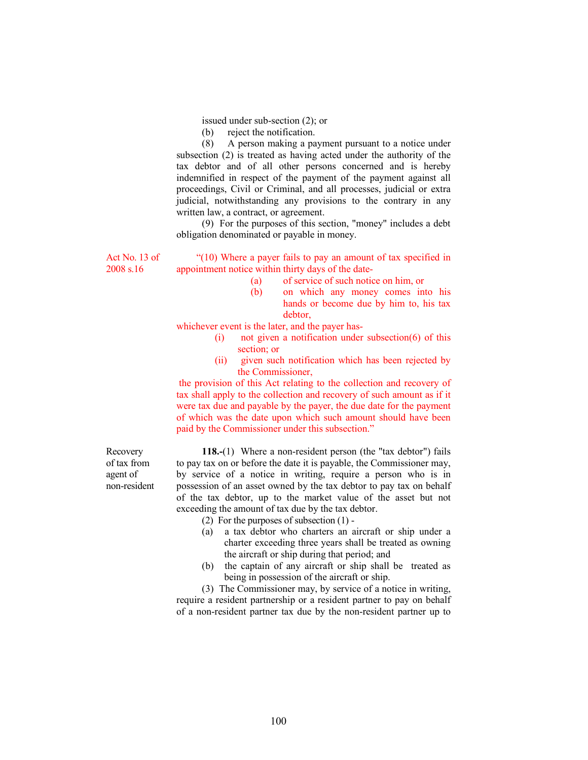issued under sub-section (2); or

(b) reject the notification.

(8) A person making a payment pursuant to a notice under subsection (2) is treated as having acted under the authority of the tax debtor and of all other persons concerned and is hereby indemnified in respect of the payment of the payment against all proceedings, Civil or Criminal, and all processes, judicial or extra judicial, notwithstanding any provisions to the contrary in any written law, a contract, or agreement.

(9) For the purposes of this section, "money" includes a debt obligation denominated or payable in money.

Act No. 13 of 2008 s.16

"(10) Where a payer fails to pay an amount of tax specified in appointment notice within thirty days of the date-

(a) of service of such notice on him, or

(b) on which any money comes into his hands or become due by him to, his tax debtor,

whichever event is the later, and the payer has-

(i) not given a notification under subsection(6) of this section; or

(ii) given such notification which has been rejected by the Commissioner,

the provision of this Act relating to the collection and recovery of tax shall apply to the collection and recovery of such amount as if it were tax due and payable by the payer, the due date for the payment of which was the date upon which such amount should have been paid by the Commissioner under this subsection."

Recovery of tax from agent of non-resident

**118.-**(1) Where a non-resident person (the "tax debtor") fails to pay tax on or before the date it is payable, the Commissioner may, by service of a notice in writing, require a person who is in possession of an asset owned by the tax debtor to pay tax on behalf of the tax debtor, up to the market value of the asset but not exceeding the amount of tax due by the tax debtor.

(2) For the purposes of subsection (1) -

(a) a tax debtor who charters an aircraft or ship under a charter exceeding three years shall be treated as owning the aircraft or ship during that period; and

(b) the captain of any aircraft or ship shall be treated as being in possession of the aircraft or ship.

(3) The Commissioner may, by service of a notice in writing, require a resident partnership or a resident partner to pay on behalf of a non-resident partner tax due by the non-resident partner up to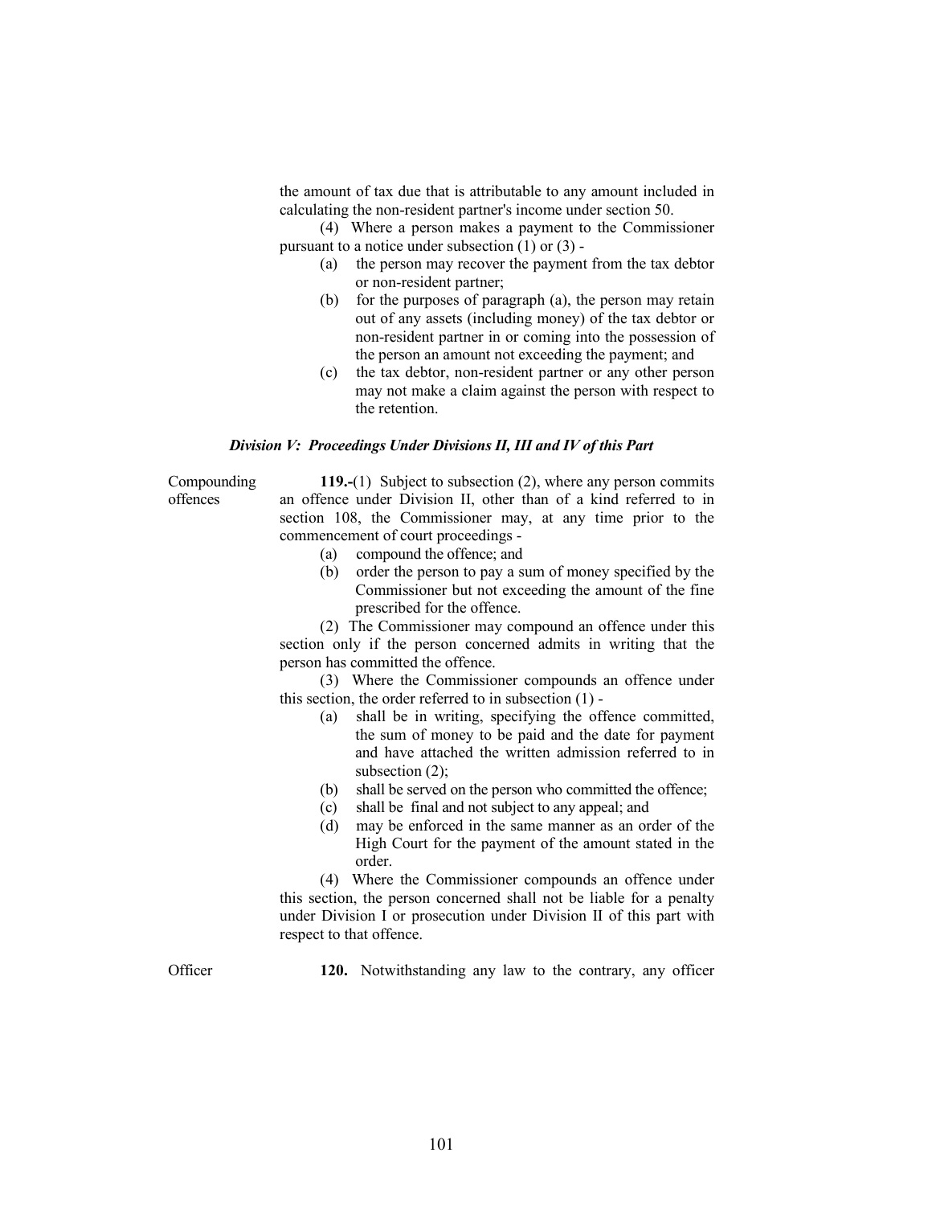the amount of tax due that is attributable to any amount included in calculating the non-resident partner's income under section 50.

(4) Where a person makes a payment to the Commissioner pursuant to a notice under subsection (1) or (3) -

(a) the person may recover the payment from the tax debtor or non-resident partner;

(b) for the purposes of paragraph (a), the person may retain out of any assets (including money) of the tax debtor or non-resident partner in or coming into the possession of the person an amount not exceeding the payment; and

(c) the tax debtor, non-resident partner or any other person may not make a claim against the person with respect to the retention.

### *Division V: Proceedings Under Divisions II, III and IV of this Part*

Compounding offences

**119.-**(1) Subject to subsection (2), where any person commits an offence under Division II, other than of a kind referred to in section 108, the Commissioner may, at any time prior to the commencement of court proceedings -

(a) compound the offence; and

(b) order the person to pay a sum of money specified by the Commissioner but not exceeding the amount of the fine prescribed for the offence.

(2) The Commissioner may compound an offence under this section only if the person concerned admits in writing that the person has committed the offence.

(3) Where the Commissioner compounds an offence under this section, the order referred to in subsection (1) -

(a) shall be in writing, specifying the offence committed, the sum of money to be paid and the date for payment and have attached the written admission referred to in subsection (2);

(b) shall be served on the person who committed the offence;

(c) shall be final and not subject to any appeal; and

(d) may be enforced in the same manner as an order of the High Court for the payment of the amount stated in the order.

(4) Where the Commissioner compounds an offence under this section, the person concerned shall not be liable for a penalty under Division I or prosecution under Division II of this part with respect to that offence.

Officer

**120.** Notwithstanding any law to the contrary, any officer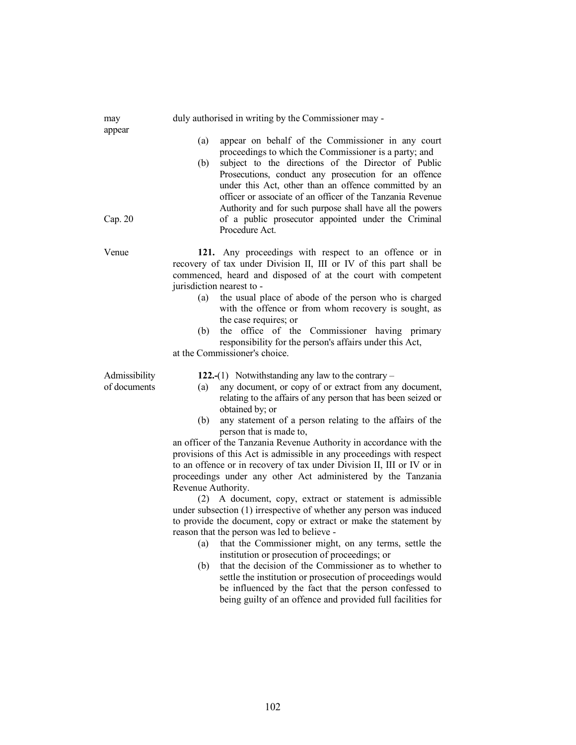may appear

duly authorised in writing by the Commissioner may -

(a) appear on behalf of the Commissioner in any court proceedings to which the Commissioner is a party; and

(b) subject to the directions of the Director of Public Prosecutions, conduct any prosecution for an offence under this Act, other than an offence committed by an officer or associate of an officer of the Tanzania Revenue Authority and for such purpose shall have all the powers of a public prosecutor appointed under the Criminal Procedure Act.

Cap. 20

Venue

**121.** Any proceedings with respect to an offence or in recovery of tax under Division II, III or IV of this part shall be commenced, heard and disposed of at the court with competent jurisdiction nearest to -

(a) the usual place of abode of the person who is charged with the offence or from whom recovery is sought, as the case requires; or

(b) the office of the Commissioner having primary responsibility for the person's affairs under this Act,

at the Commissioner's choice.

Admissibility of documents

**122.-**(1) Notwithstanding any law to the contrary –

(a) any document, or copy of or extract from any document, relating to the affairs of any person that has been seized or obtained by; or

(b) any statement of a person relating to the affairs of the person that is made to,

an officer of the Tanzania Revenue Authority in accordance with the provisions of this Act is admissible in any proceedings with respect to an offence or in recovery of tax under Division II, III or IV or in proceedings under any other Act administered by the Tanzania Revenue Authority.

(2) A document, copy, extract or statement is admissible under subsection (1) irrespective of whether any person was induced to provide the document, copy or extract or make the statement by reason that the person was led to believe -

(a) that the Commissioner might, on any terms, settle the institution or prosecution of proceedings; or

(b) that the decision of the Commissioner as to whether to settle the institution or prosecution of proceedings would be influenced by the fact that the person confessed to being guilty of an offence and provided full facilities for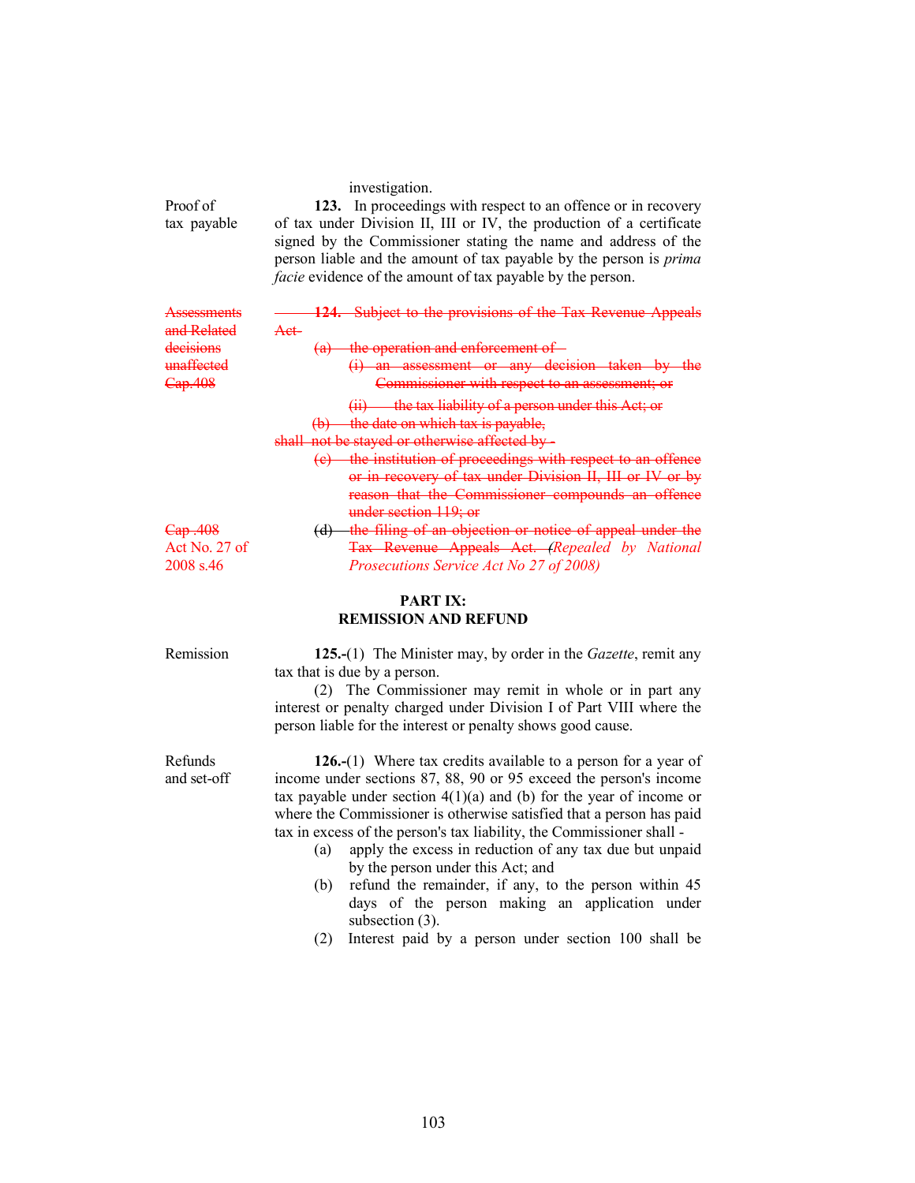investigation.

**Proof of tax payable**

**123.** In proceedings with respect to an offence or in recovery of tax under Division II, III or IV, the production of a certificate signed by the Commissioner stating the name and address of the person liable and the amount of tax payable by the person is *prima facie* evidence of the amount of tax payable by the person.

~~Assessments and Related decisions unaffected Cap.408~~

~~**124.** Subject to the provisions of the Tax Revenue Appeals Act-~~

~~(a) the operation and enforcement of -~~

~~(i) an assessment or any decision taken by the Commissioner with respect to an assessment; or~~

~~(ii) the tax liability of a person under this Act; or~~

~~(b) the date on which tax is payable,~~

~~shall not be stayed or otherwise affected by -~~

~~(c) the institution of proceedings with respect to an offence or in recovery of tax under Division II, III or IV or by reason that the Commissioner compounds an offence under section 119; or~~

~~Cap .408~~ Act No. 27 of 2008 s.46

~~(d) the filing of an objection or notice of appeal under the Tax Revenue Appeals Act.~~ *(Repealed by National Prosecutions Service Act No 27 of 2008)*

## PART IX: REMISSION AND REFUND

**Remission**

**125.-**(1) The Minister may, by order in the *Gazette*, remit any tax that is due by a person.

(2) The Commissioner may remit in whole or in part any interest or penalty charged under Division I of Part VIII where the person liable for the interest or penalty shows good cause.

**Refunds and set-off**

**126.-**(1) Where tax credits available to a person for a year of income under sections 87, 88, 90 or 95 exceed the person's income tax payable under section 4(1)(a) and (b) for the year of income or where the Commissioner is otherwise satisfied that a person has paid tax in excess of the person's tax liability, the Commissioner shall -

(a) apply the excess in reduction of any tax due but unpaid by the person under this Act; and

(b) refund the remainder, if any, to the person within 45 days of the person making an application under subsection (3).

(2) Interest paid by a person under section 100 shall be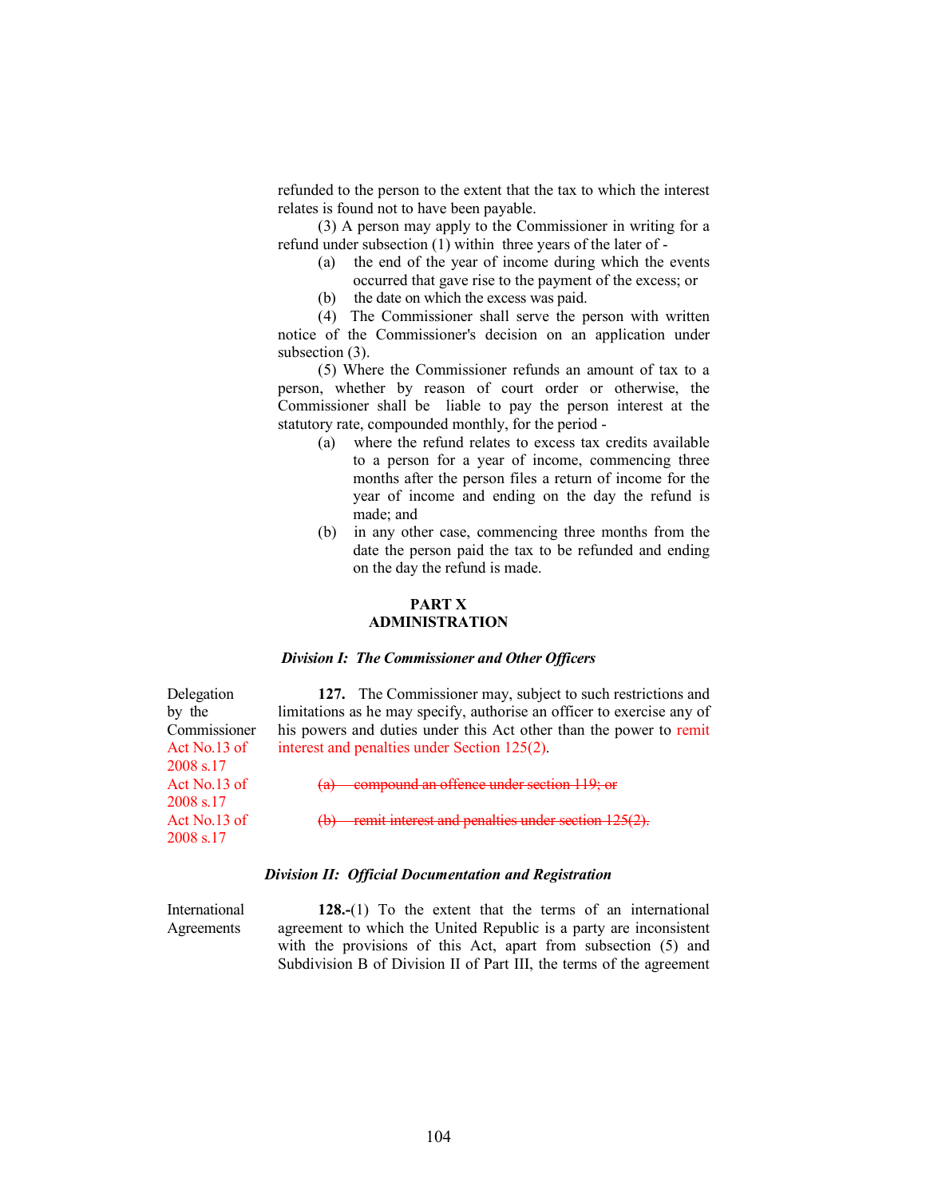refunded to the person to the extent that the tax to which the interest relates is found not to have been payable.

(3) A person may apply to the Commissioner in writing for a refund under subsection (1) within three years of the later of -

(a) the end of the year of income during which the events occurred that gave rise to the payment of the excess; or

(b) the date on which the excess was paid.

(4) The Commissioner shall serve the person with written notice of the Commissioner's decision on an application under subsection (3).

(5) Where the Commissioner refunds an amount of tax to a person, whether by reason of court order or otherwise, the Commissioner shall be liable to pay the person interest at the statutory rate, compounded monthly, for the period -

(a) where the refund relates to excess tax credits available to a person for a year of income, commencing three months after the person files a return of income for the year of income and ending on the day the refund is made; and

(b) in any other case, commencing three months from the date the person paid the tax to be refunded and ending on the day the refund is made.

## PART X
## ADMINISTRATION

### *Division I: The Commissioner and Other Officers*

Delegation by the Commissioner
Act No.13 of 2008 s.17
Act No.13 of 2008 s.17
Act No.13 of 2008 s.17

**127.** The Commissioner may, subject to such restrictions and limitations as he may specify, authorise an officer to exercise any of his powers and duties under this Act other than the power to remit interest and penalties under Section 125(2).

~~(a) compound an offence under section 119; or~~

~~(b) remit interest and penalties under section 125(2).~~

### *Division II: Official Documentation and Registration*

International Agreements

**128.-**(1) To the extent that the terms of an international agreement to which the United Republic is a party are inconsistent with the provisions of this Act, apart from subsection (5) and Subdivision B of Division II of Part III, the terms of the agreement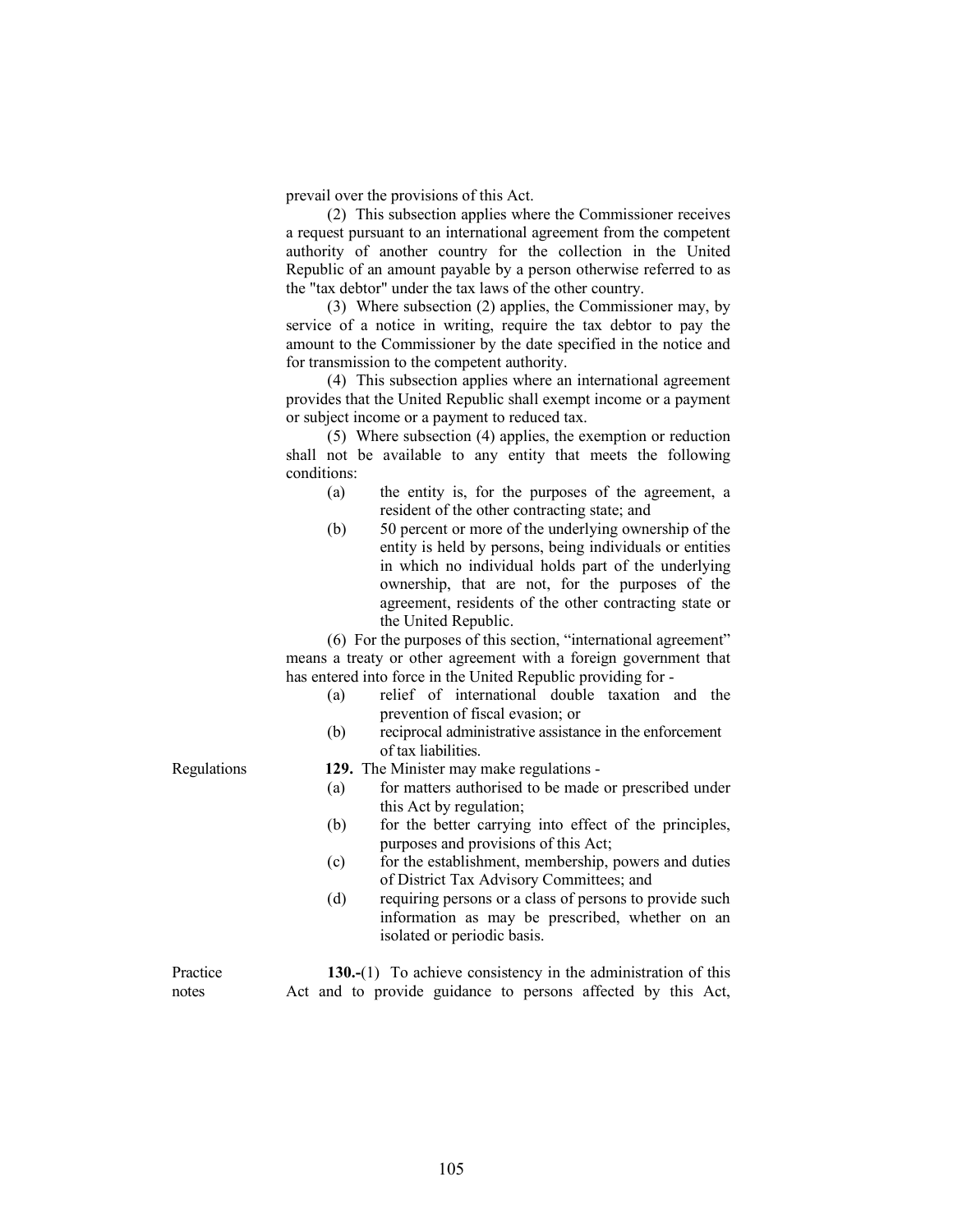prevail over the provisions of this Act.

(2) This subsection applies where the Commissioner receives a request pursuant to an international agreement from the competent authority of another country for the collection in the United Republic of an amount payable by a person otherwise referred to as the "tax debtor" under the tax laws of the other country.

(3) Where subsection (2) applies, the Commissioner may, by service of a notice in writing, require the tax debtor to pay the amount to the Commissioner by the date specified in the notice and for transmission to the competent authority.

(4) This subsection applies where an international agreement provides that the United Republic shall exempt income or a payment or subject income or a payment to reduced tax.

(5) Where subsection (4) applies, the exemption or reduction shall not be available to any entity that meets the following conditions:

(a) the entity is, for the purposes of the agreement, a resident of the other contracting state; and

(b) 50 percent or more of the underlying ownership of the entity is held by persons, being individuals or entities in which no individual holds part of the underlying ownership, that are not, for the purposes of the agreement, residents of the other contracting state or the United Republic.

(6) For the purposes of this section, "international agreement" means a treaty or other agreement with a foreign government that has entered into force in the United Republic providing for -

(a) relief of international double taxation and the prevention of fiscal evasion; or

(b) reciprocal administrative assistance in the enforcement of tax liabilities.

Regulations

**129.** The Minister may make regulations -

(a) for matters authorised to be made or prescribed under this Act by regulation;

(b) for the better carrying into effect of the principles, purposes and provisions of this Act;

(c) for the establishment, membership, powers and duties of District Tax Advisory Committees; and

(d) requiring persons or a class of persons to provide such information as may be prescribed, whether on an isolated or periodic basis.

Practice notes

**130.-**(1) To achieve consistency in the administration of this Act and to provide guidance to persons affected by this Act,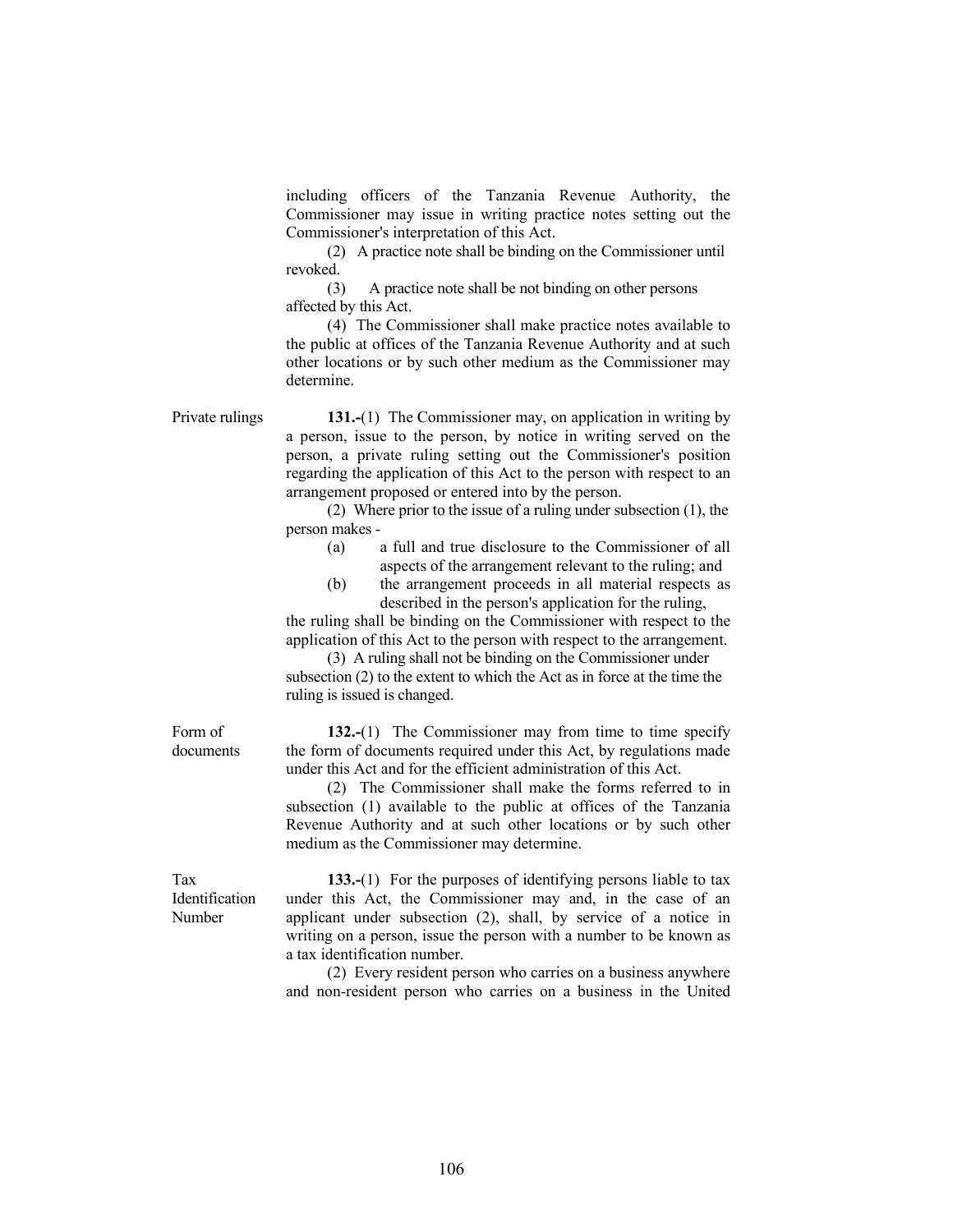including officers of the Tanzania Revenue Authority, the Commissioner may issue in writing practice notes setting out the Commissioner's interpretation of this Act.

(2) A practice note shall be binding on the Commissioner until revoked.

(3) A practice note shall be not binding on other persons affected by this Act.

(4) The Commissioner shall make practice notes available to the public at offices of the Tanzania Revenue Authority and at such other locations or by such other medium as the Commissioner may determine.

Private rulings

**131.-**(1) The Commissioner may, on application in writing by a person, issue to the person, by notice in writing served on the person, a private ruling setting out the Commissioner's position regarding the application of this Act to the person with respect to an arrangement proposed or entered into by the person.

(2) Where prior to the issue of a ruling under subsection (1), the person makes -

(a) a full and true disclosure to the Commissioner of all aspects of the arrangement relevant to the ruling; and

(b) the arrangement proceeds in all material respects as described in the person's application for the ruling,

the ruling shall be binding on the Commissioner with respect to the application of this Act to the person with respect to the arrangement.

(3) A ruling shall not be binding on the Commissioner under subsection (2) to the extent to which the Act as in force at the time the ruling is issued is changed.

Form of documents

**132.-**(1) The Commissioner may from time to time specify the form of documents required under this Act, by regulations made under this Act and for the efficient administration of this Act.

(2) The Commissioner shall make the forms referred to in subsection (1) available to the public at offices of the Tanzania Revenue Authority and at such other locations or by such other medium as the Commissioner may determine.

Tax Identification Number

**133.-**(1) For the purposes of identifying persons liable to tax under this Act, the Commissioner may and, in the case of an applicant under subsection (2), shall, by service of a notice in writing on a person, issue the person with a number to be known as a tax identification number.

(2) Every resident person who carries on a business anywhere and non-resident person who carries on a business in the United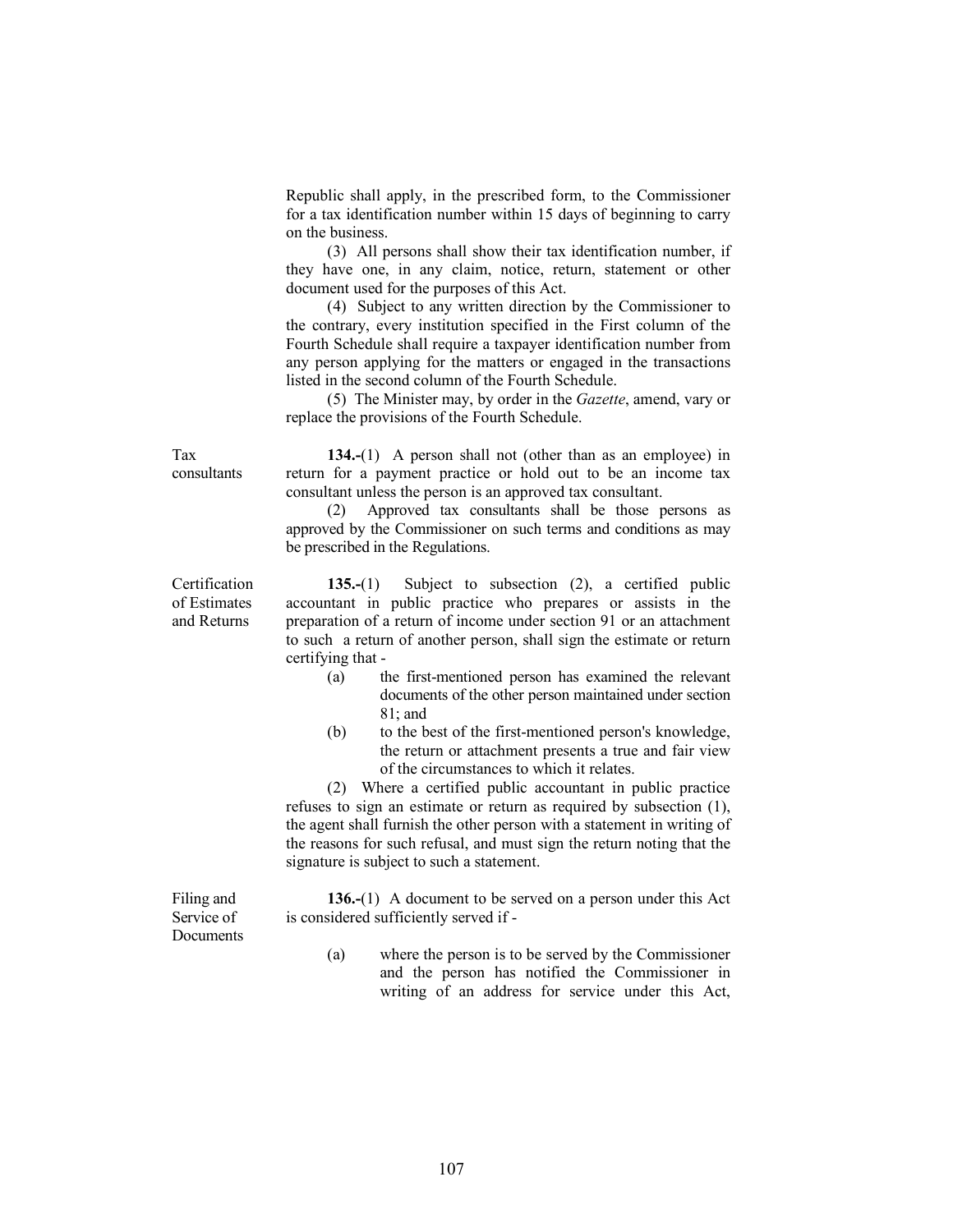Republic shall apply, in the prescribed form, to the Commissioner for a tax identification number within 15 days of beginning to carry on the business.

(3) All persons shall show their tax identification number, if they have one, in any claim, notice, return, statement or other document used for the purposes of this Act.

(4) Subject to any written direction by the Commissioner to the contrary, every institution specified in the First column of the Fourth Schedule shall require a taxpayer identification number from any person applying for the matters or engaged in the transactions listed in the second column of the Fourth Schedule.

(5) The Minister may, by order in the *Gazette*, amend, vary or replace the provisions of the Fourth Schedule.

Tax consultants

**134.-**(1) A person shall not (other than as an employee) in return for a payment practice or hold out to be an income tax consultant unless the person is an approved tax consultant.

(2) Approved tax consultants shall be those persons as approved by the Commissioner on such terms and conditions as may be prescribed in the Regulations.

Certification of Estimates and Returns

**135.-**(1) Subject to subsection (2), a certified public accountant in public practice who prepares or assists in the preparation of a return of income under section 91 or an attachment to such a return of another person, shall sign the estimate or return certifying that -

(a) the first-mentioned person has examined the relevant documents of the other person maintained under section 81; and

(b) to the best of the first-mentioned person's knowledge, the return or attachment presents a true and fair view of the circumstances to which it relates.

(2) Where a certified public accountant in public practice refuses to sign an estimate or return as required by subsection (1), the agent shall furnish the other person with a statement in writing of the reasons for such refusal, and must sign the return noting that the signature is subject to such a statement.

Filing and Service of Documents

**136.-**(1) A document to be served on a person under this Act is considered sufficiently served if -

(a) where the person is to be served by the Commissioner and the person has notified the Commissioner in writing of an address for service under this Act,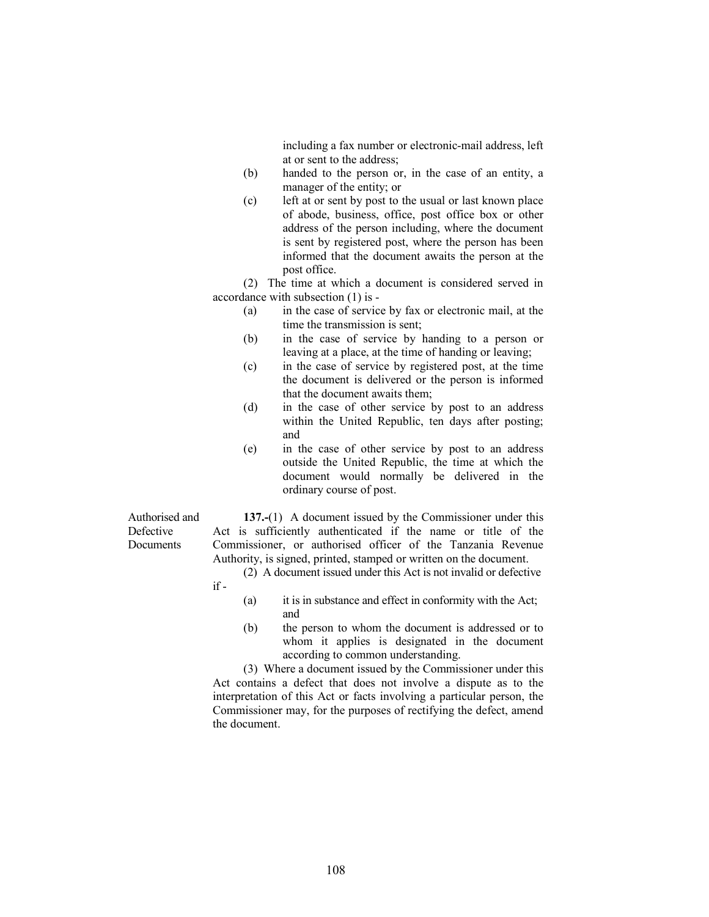including a fax number or electronic-mail address, left at or sent to the address;

(b) handed to the person or, in the case of an entity, a manager of the entity; or

(c) left at or sent by post to the usual or last known place of abode, business, office, post office box or other address of the person including, where the document is sent by registered post, where the person has been informed that the document awaits the person at the post office.

(2) The time at which a document is considered served in accordance with subsection (1) is -

(a) in the case of service by fax or electronic mail, at the time the transmission is sent;

(b) in the case of service by handing to a person or leaving at a place, at the time of handing or leaving;

(c) in the case of service by registered post, at the time the document is delivered or the person is informed that the document awaits them;

(d) in the case of other service by post to an address within the United Republic, ten days after posting; and

(e) in the case of other service by post to an address outside the United Republic, the time at which the document would normally be delivered in the ordinary course of post.

Authorised and Defective Documents

**137.-**(1) A document issued by the Commissioner under this Act is sufficiently authenticated if the name or title of the Commissioner, or authorised officer of the Tanzania Revenue Authority, is signed, printed, stamped or written on the document.

(2) A document issued under this Act is not invalid or defective if -

(a) it is in substance and effect in conformity with the Act; and

(b) the person to whom the document is addressed or to whom it applies is designated in the document according to common understanding.

(3) Where a document issued by the Commissioner under this Act contains a defect that does not involve a dispute as to the interpretation of this Act or facts involving a particular person, the Commissioner may, for the purposes of rectifying the defect, amend the document.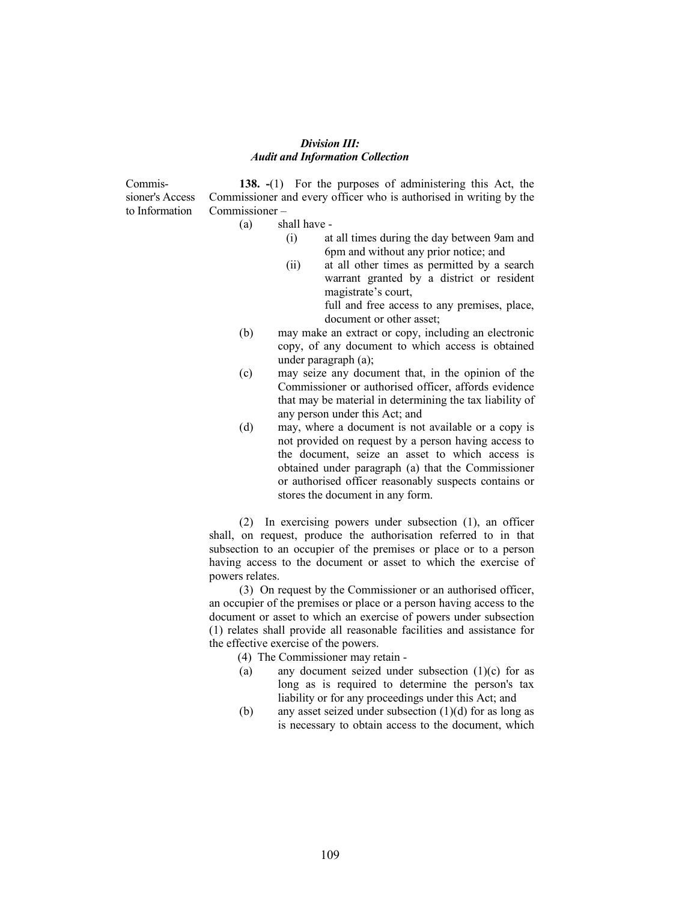### *Division III:*
### *Audit and Information Collection*

Commissioner's Access to Information

**138. -**(1) For the purposes of administering this Act, the Commissioner and every officer who is authorised in writing by the Commissioner –

(a) shall have -

(i) at all times during the day between 9am and 6pm and without any prior notice; and

(ii) at all other times as permitted by a search warrant granted by a district or resident magistrate's court,

full and free access to any premises, place, document or other asset;

(b) may make an extract or copy, including an electronic copy, of any document to which access is obtained under paragraph (a);

(c) may seize any document that, in the opinion of the Commissioner or authorised officer, affords evidence that may be material in determining the tax liability of any person under this Act; and

(d) may, where a document is not available or a copy is not provided on request by a person having access to the document, seize an asset to which access is obtained under paragraph (a) that the Commissioner or authorised officer reasonably suspects contains or stores the document in any form.

(2) In exercising powers under subsection (1), an officer shall, on request, produce the authorisation referred to in that subsection to an occupier of the premises or place or to a person having access to the document or asset to which the exercise of powers relates.

(3) On request by the Commissioner or an authorised officer, an occupier of the premises or place or a person having access to the document or asset to which an exercise of powers under subsection (1) relates shall provide all reasonable facilities and assistance for the effective exercise of the powers.

(4) The Commissioner may retain -

(a) any document seized under subsection (1)(c) for as long as is required to determine the person's tax liability or for any proceedings under this Act; and

(b) any asset seized under subsection (1)(d) for as long as is necessary to obtain access to the document, which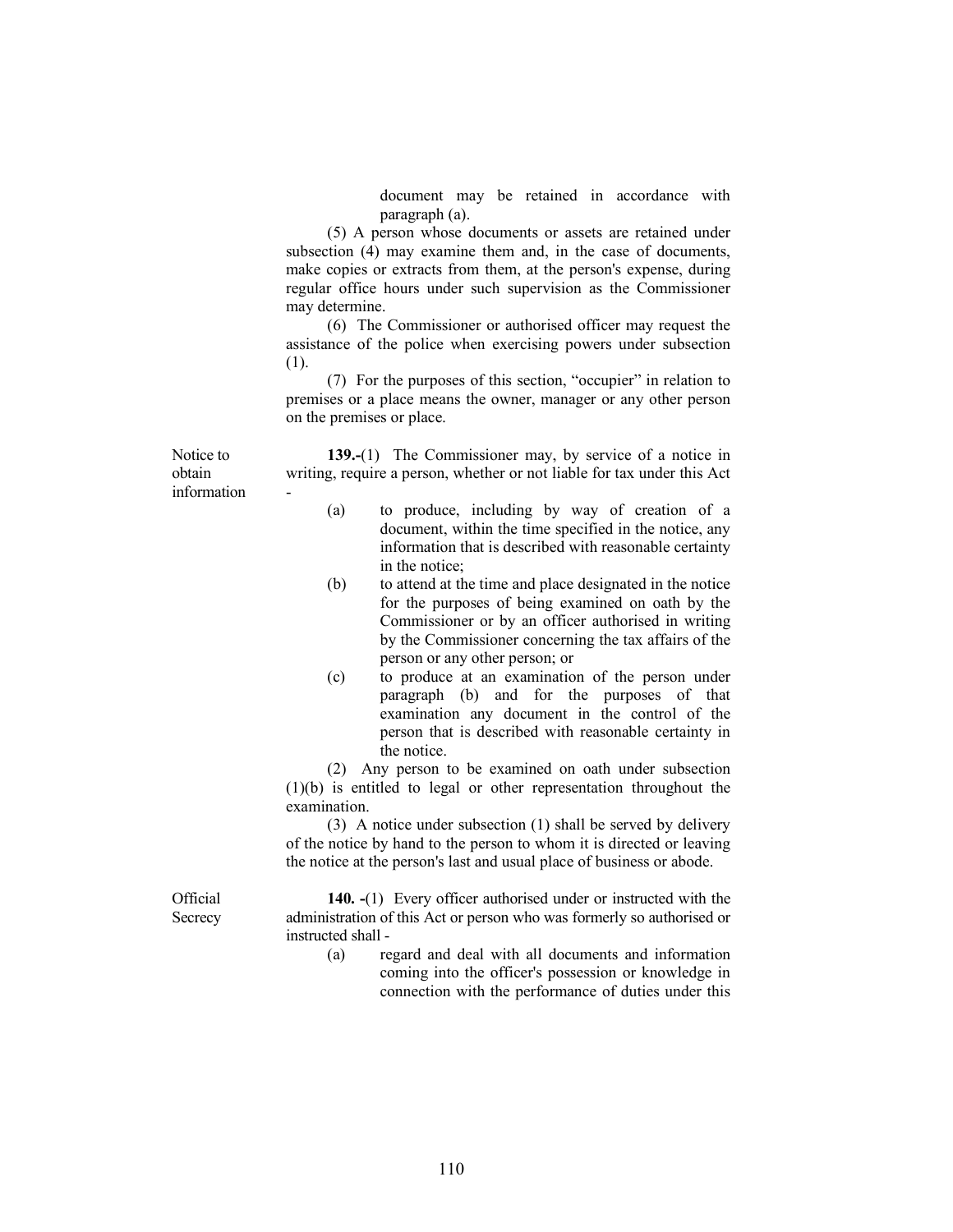document may be retained in accordance with paragraph (a).

(5) A person whose documents or assets are retained under subsection (4) may examine them and, in the case of documents, make copies or extracts from them, at the person's expense, during regular office hours under such supervision as the Commissioner may determine.

(6) The Commissioner or authorised officer may request the assistance of the police when exercising powers under subsection (1).

(7) For the purposes of this section, "occupier" in relation to premises or a place means the owner, manager or any other person on the premises or place.

Notice to obtain information

**139.-**(1) The Commissioner may, by service of a notice in writing, require a person, whether or not liable for tax under this Act -

(a) to produce, including by way of creation of a document, within the time specified in the notice, any information that is described with reasonable certainty in the notice;

(b) to attend at the time and place designated in the notice for the purposes of being examined on oath by the Commissioner or by an officer authorised in writing by the Commissioner concerning the tax affairs of the person or any other person; or

(c) to produce at an examination of the person under paragraph (b) and for the purposes of that examination any document in the control of the person that is described with reasonable certainty in the notice.

(2) Any person to be examined on oath under subsection (1)(b) is entitled to legal or other representation throughout the examination.

(3) A notice under subsection (1) shall be served by delivery of the notice by hand to the person to whom it is directed or leaving the notice at the person's last and usual place of business or abode.

Official Secrecy

**140. -**(1) Every officer authorised under or instructed with the administration of this Act or person who was formerly so authorised or instructed shall -

(a) regard and deal with all documents and information coming into the officer's possession or knowledge in connection with the performance of duties under this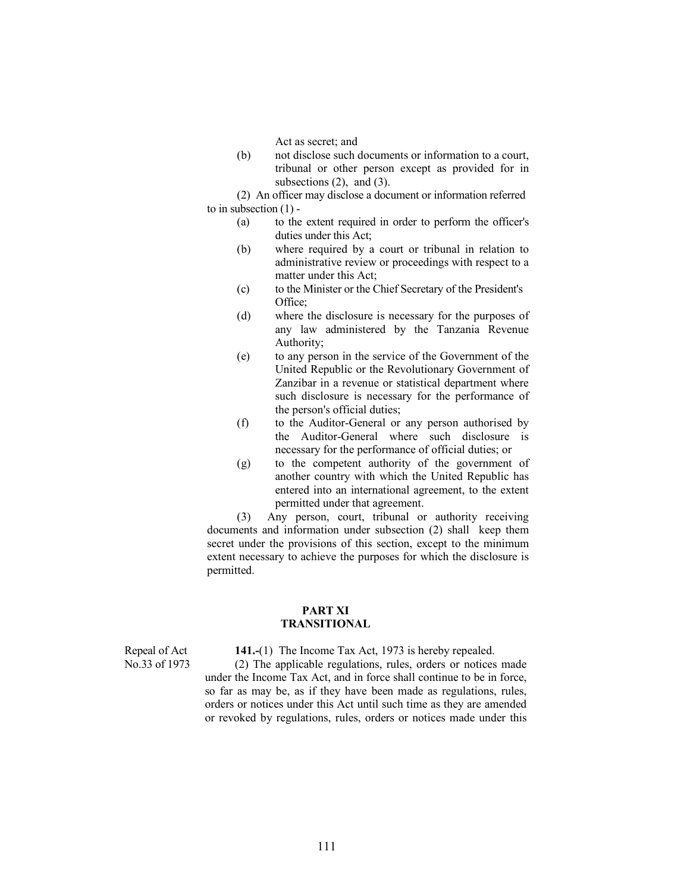Act as secret; and

(b) not disclose such documents or information to a court, tribunal or other person except as provided for in subsections (2), and (3).

(2) An officer may disclose a document or information referred to in subsection (1) -

(a) to the extent required in order to perform the officer's duties under this Act;

(b) where required by a court or tribunal in relation to administrative review or proceedings with respect to a matter under this Act;

(c) to the Minister or the Chief Secretary of the President's Office;

(d) where the disclosure is necessary for the purposes of any law administered by the Tanzania Revenue Authority;

(e) to any person in the service of the Government of the United Republic or the Revolutionary Government of Zanzibar in a revenue or statistical department where such disclosure is necessary for the performance of the person's official duties;

(f) to the Auditor-General or any person authorised by the Auditor-General where such disclosure is necessary for the performance of official duties; or

(g) to the competent authority of the government of another country with which the United Republic has entered into an international agreement, to the extent permitted under that agreement.

(3) Any person, court, tribunal or authority receiving documents and information under subsection (2) shall keep them secret under the provisions of this section, except to the minimum extent necessary to achieve the purposes for which the disclosure is permitted.

## PART XI
## TRANSITIONAL

Repeal of Act No.33 of 1973

**141.-**(1) The Income Tax Act, 1973 is hereby repealed.

(2) The applicable regulations, rules, orders or notices made under the Income Tax Act, and in force shall continue to be in force, so far as may be, as if they have been made as regulations, rules, orders or notices under this Act until such time as they are amended or revoked by regulations, rules, orders or notices made under this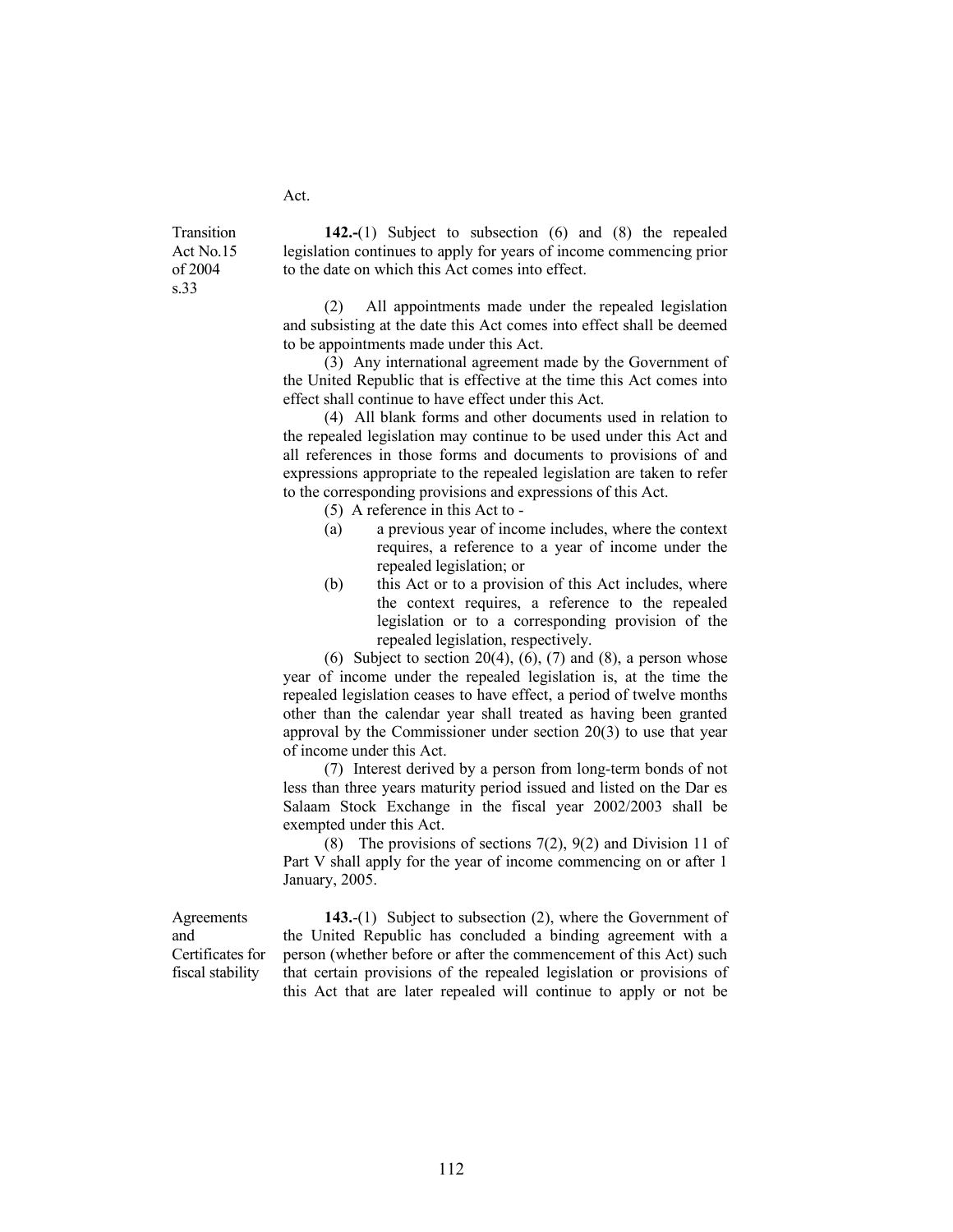Act.

Transition
Act No.15
of 2004
s.33

**142.-**(1) Subject to subsection (6) and (8) the repealed legislation continues to apply for years of income commencing prior to the date on which this Act comes into effect.

(2) All appointments made under the repealed legislation and subsisting at the date this Act comes into effect shall be deemed to be appointments made under this Act.

(3) Any international agreement made by the Government of the United Republic that is effective at the time this Act comes into effect shall continue to have effect under this Act.

(4) All blank forms and other documents used in relation to the repealed legislation may continue to be used under this Act and all references in those forms and documents to provisions of and expressions appropriate to the repealed legislation are taken to refer to the corresponding provisions and expressions of this Act.

(5) A reference in this Act to -

(a) a previous year of income includes, where the context requires, a reference to a year of income under the repealed legislation; or

(b) this Act or to a provision of this Act includes, where the context requires, a reference to the repealed legislation or to a corresponding provision of the repealed legislation, respectively.

(6) Subject to section 20(4), (6), (7) and (8), a person whose year of income under the repealed legislation is, at the time the repealed legislation ceases to have effect, a period of twelve months other than the calendar year shall treated as having been granted approval by the Commissioner under section 20(3) to use that year of income under this Act.

(7) Interest derived by a person from long-term bonds of not less than three years maturity period issued and listed on the Dar es Salaam Stock Exchange in the fiscal year 2002/2003 shall be exempted under this Act.

(8) The provisions of sections 7(2), 9(2) and Division 11 of Part V shall apply for the year of income commencing on or after 1 January, 2005.

Agreements
and
Certificates for
fiscal stability

**143.**-(1) Subject to subsection (2), where the Government of the United Republic has concluded a binding agreement with a person (whether before or after the commencement of this Act) such that certain provisions of the repealed legislation or provisions of this Act that are later repealed will continue to apply or not be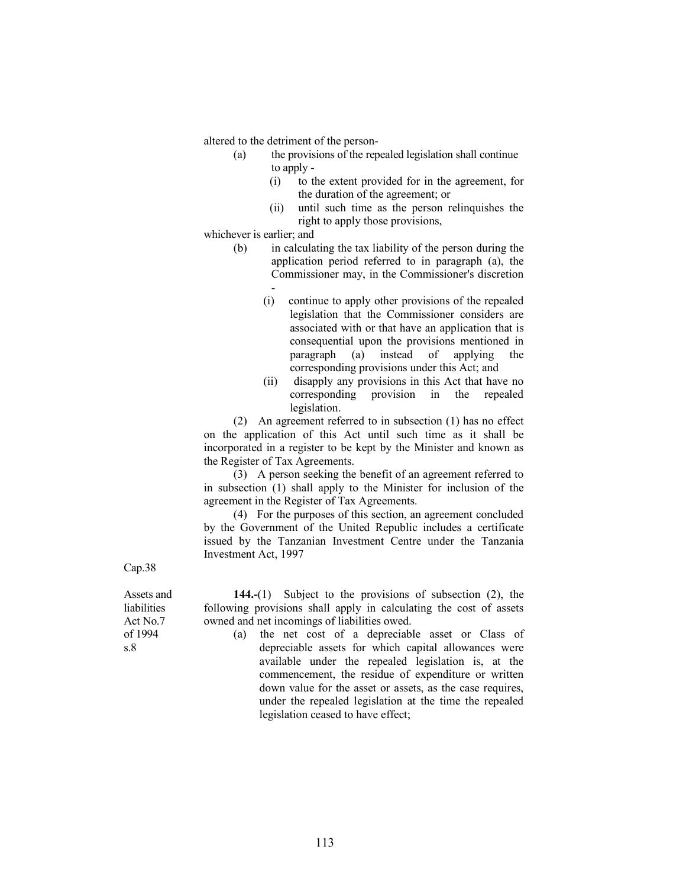altered to the detriment of the person-

(a) the provisions of the repealed legislation shall continue to apply -

   (i) to the extent provided for in the agreement, for the duration of the agreement; or

   (ii) until such time as the person relinquishes the right to apply those provisions,

whichever is earlier; and

(b) in calculating the tax liability of the person during the application period referred to in paragraph (a), the Commissioner may, in the Commissioner's discretion -

   (i) continue to apply other provisions of the repealed legislation that the Commissioner considers are associated with or that have an application that is consequential upon the provisions mentioned in paragraph (a) instead of applying the corresponding provisions under this Act; and

   (ii) disapply any provisions in this Act that have no corresponding provision in the repealed legislation.

(2) An agreement referred to in subsection (1) has no effect on the application of this Act until such time as it shall be incorporated in a register to be kept by the Minister and known as the Register of Tax Agreements.

(3) A person seeking the benefit of an agreement referred to in subsection (1) shall apply to the Minister for inclusion of the agreement in the Register of Tax Agreements.

(4) For the purposes of this section, an agreement concluded by the Government of the United Republic includes a certificate issued by the Tanzanian Investment Centre under the Tanzania Investment Act, 1997

Cap.38

Assets and liabilities Act No.7 of 1994 s.8

**144.-**(1) Subject to the provisions of subsection (2), the following provisions shall apply in calculating the cost of assets owned and net incomings of liabilities owed.

(a) the net cost of a depreciable asset or Class of depreciable assets for which capital allowances were available under the repealed legislation is, at the commencement, the residue of expenditure or written down value for the asset or assets, as the case requires, under the repealed legislation at the time the repealed legislation ceased to have effect;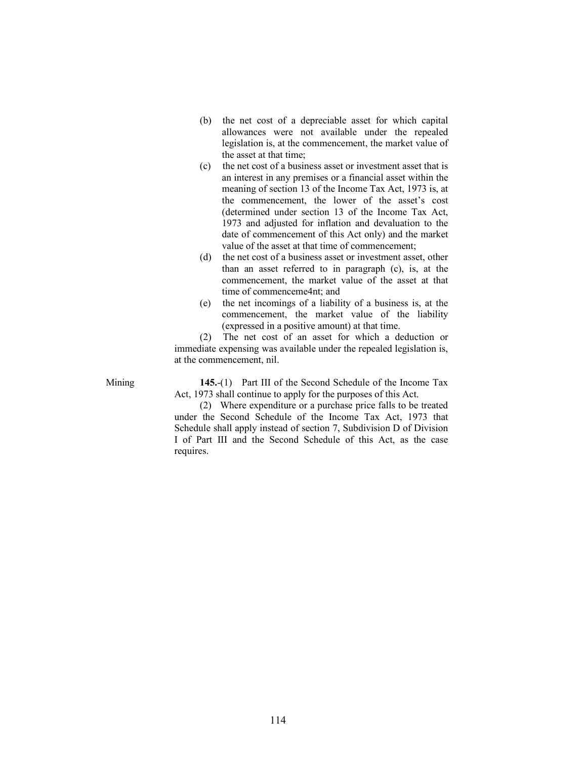(b) the net cost of a depreciable asset for which capital allowances were not available under the repealed legislation is, at the commencement, the market value of the asset at that time;

(c) the net cost of a business asset or investment asset that is an interest in any premises or a financial asset within the meaning of section 13 of the Income Tax Act, 1973 is, at the commencement, the lower of the asset's cost (determined under section 13 of the Income Tax Act, 1973 and adjusted for inflation and devaluation to the date of commencement of this Act only) and the market value of the asset at that time of commencement;

(d) the net cost of a business asset or investment asset, other than an asset referred to in paragraph (c), is, at the commencement, the market value of the asset at that time of commenceme4nt; and

(e) the net incomings of a liability of a business is, at the commencement, the market value of the liability (expressed in a positive amount) at that time.

(2) The net cost of an asset for which a deduction or immediate expensing was available under the repealed legislation is, at the commencement, nil.

Mining

**145.**-(1) Part III of the Second Schedule of the Income Tax Act, 1973 shall continue to apply for the purposes of this Act.

(2) Where expenditure or a purchase price falls to be treated under the Second Schedule of the Income Tax Act, 1973 that Schedule shall apply instead of section 7, Subdivision D of Division I of Part III and the Second Schedule of this Act, as the case requires.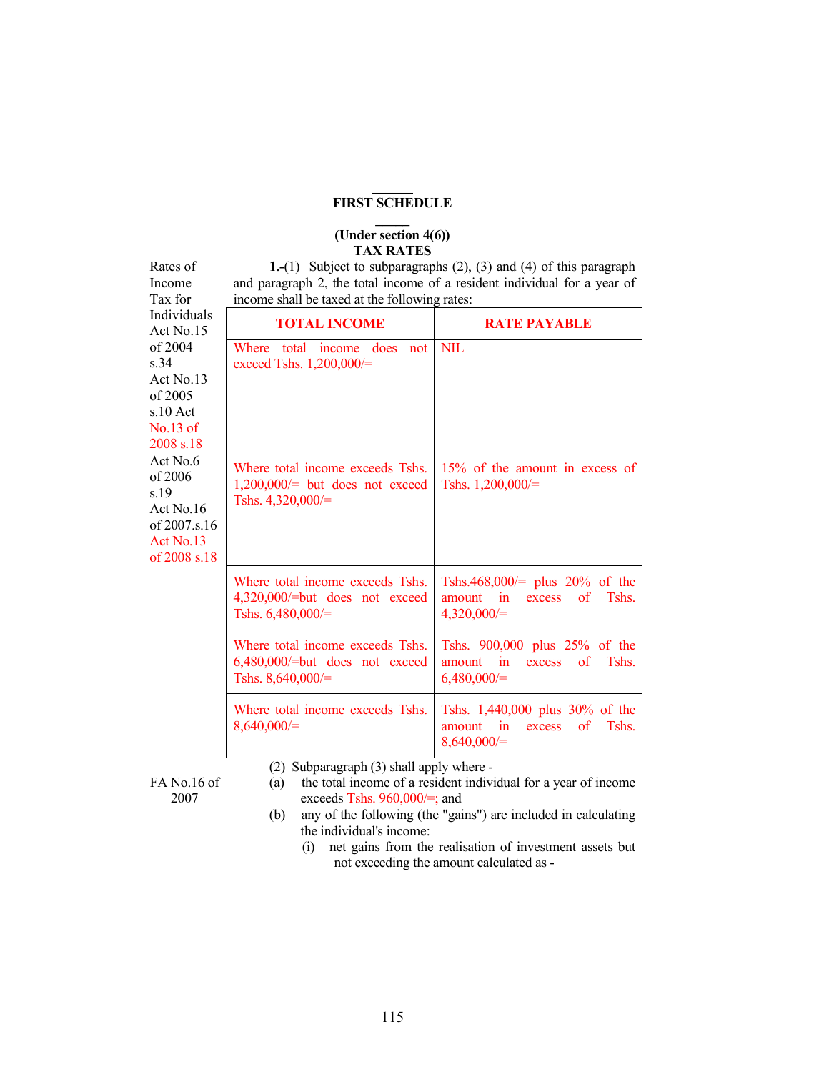# FIRST SCHEDULE

**(Under section 4(6))**
**TAX RATES**

Rates of Income Tax for Individuals Act No.15 of 2004 s.34 Act No.13 of 2005 s.10 Act No.13 of 2008 s.18 Act No.6 of 2006 s.19 Act No.16 of 2007.s.16 Act No.13 of 2008 s.18

**1.-**(1) Subject to subparagraphs (2), (3) and (4) of this paragraph and paragraph 2, the total income of a resident individual for a year of income shall be taxed at the following rates:

| TOTAL INCOME | RATE PAYABLE |
|---|---|
| Where total income does not exceed Tshs. 1,200,000/= | NIL |
| Where total income exceeds Tshs. 1,200,000/= but does not exceed Tshs. 4,320,000/= | 15% of the amount in excess of Tshs. 1,200,000/= |
| Where total income exceeds Tshs. 4,320,000/=but does not exceed Tshs. 6,480,000/= | Tshs.468,000/= plus 20% of the amount in excess of Tshs. 4,320,000/= |
| Where total income exceeds Tshs. 6,480,000/=but does not exceed Tshs. 8,640,000/= | Tshs. 900,000 plus 25% of the amount in excess of Tshs. 6,480,000/= |
| Where total income exceeds Tshs. 8,640,000/= | Tshs. 1,440,000 plus 30% of the amount in excess of Tshs. 8,640,000/= |

FA No.16 of 2007

(2) Subparagraph (3) shall apply where -

(a) the total income of a resident individual for a year of income exceeds Tshs. 960,000/=; and

(b) any of the following (the "gains") are included in calculating the individual's income:

(i) net gains from the realisation of investment assets but not exceeding the amount calculated as -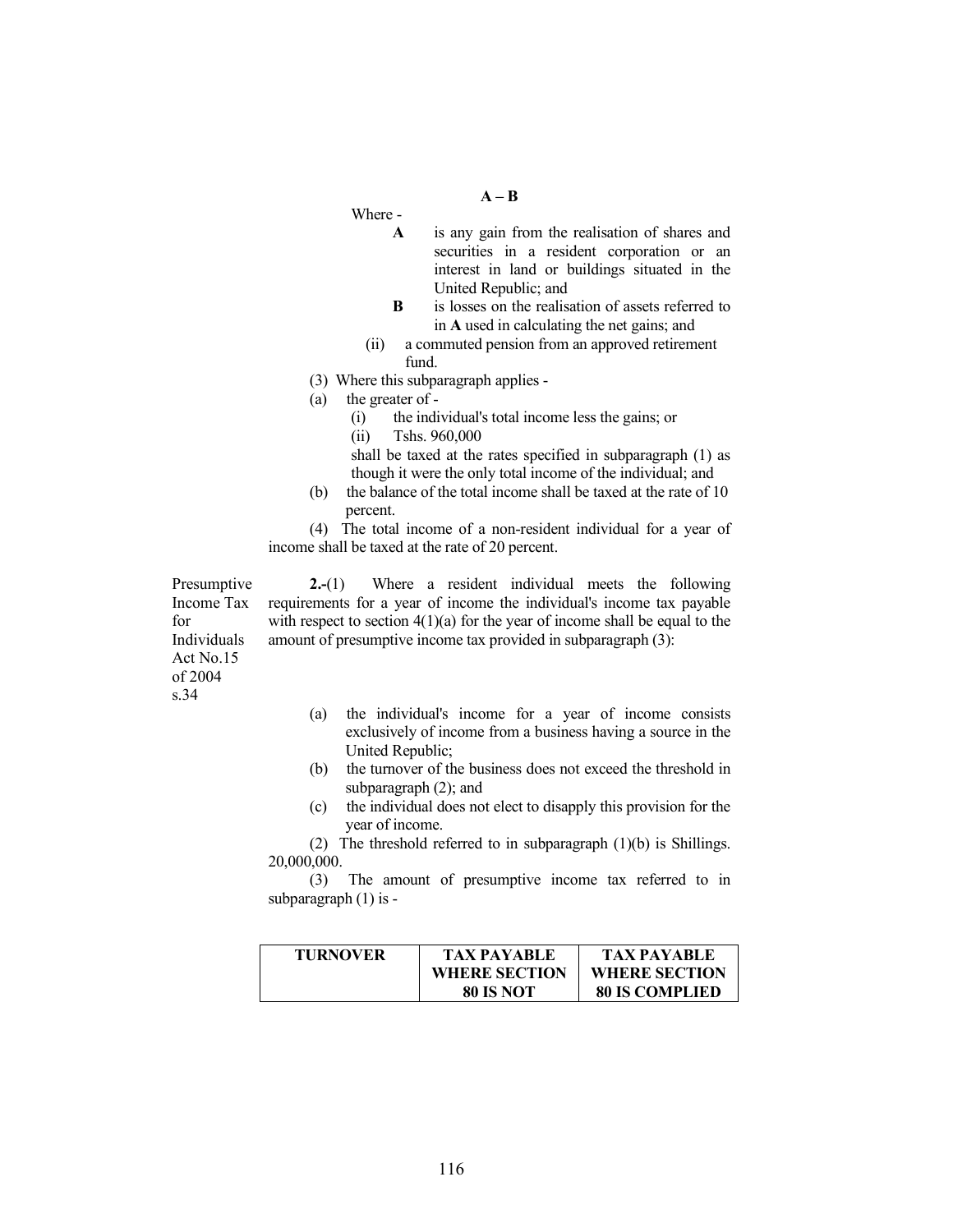$$A - B$$

Where -

**A** is any gain from the realisation of shares and securities in a resident corporation or an interest in land or buildings situated in the United Republic; and

**B** is losses on the realisation of assets referred to in **A** used in calculating the net gains; and

(ii) a commuted pension from an approved retirement fund.

(3) Where this subparagraph applies -

(a) the greater of -

(i) the individual's total income less the gains; or

(ii) Tshs. 960,000

shall be taxed at the rates specified in subparagraph (1) as though it were the only total income of the individual; and

(b) the balance of the total income shall be taxed at the rate of 10 percent.

(4) The total income of a non-resident individual for a year of income shall be taxed at the rate of 20 percent.

Presumptive Income Tax for Individuals Act No.15 of 2004 s.34

**2.-**(1) Where a resident individual meets the following requirements for a year of income the individual's income tax payable with respect to section 4(1)(a) for the year of income shall be equal to the amount of presumptive income tax provided in subparagraph (3):

(a) the individual's income for a year of income consists exclusively of income from a business having a source in the United Republic;

(b) the turnover of the business does not exceed the threshold in subparagraph (2); and

(c) the individual does not elect to disapply this provision for the year of income.

(2) The threshold referred to in subparagraph (1)(b) is Shillings. 20,000,000.

(3) The amount of presumptive income tax referred to in subparagraph (1) is -

| TURNOVER | TAX PAYABLE WHERE SECTION 80 IS NOT | TAX PAYABLE WHERE SECTION 80 IS COMPLIED |
|---|---|---|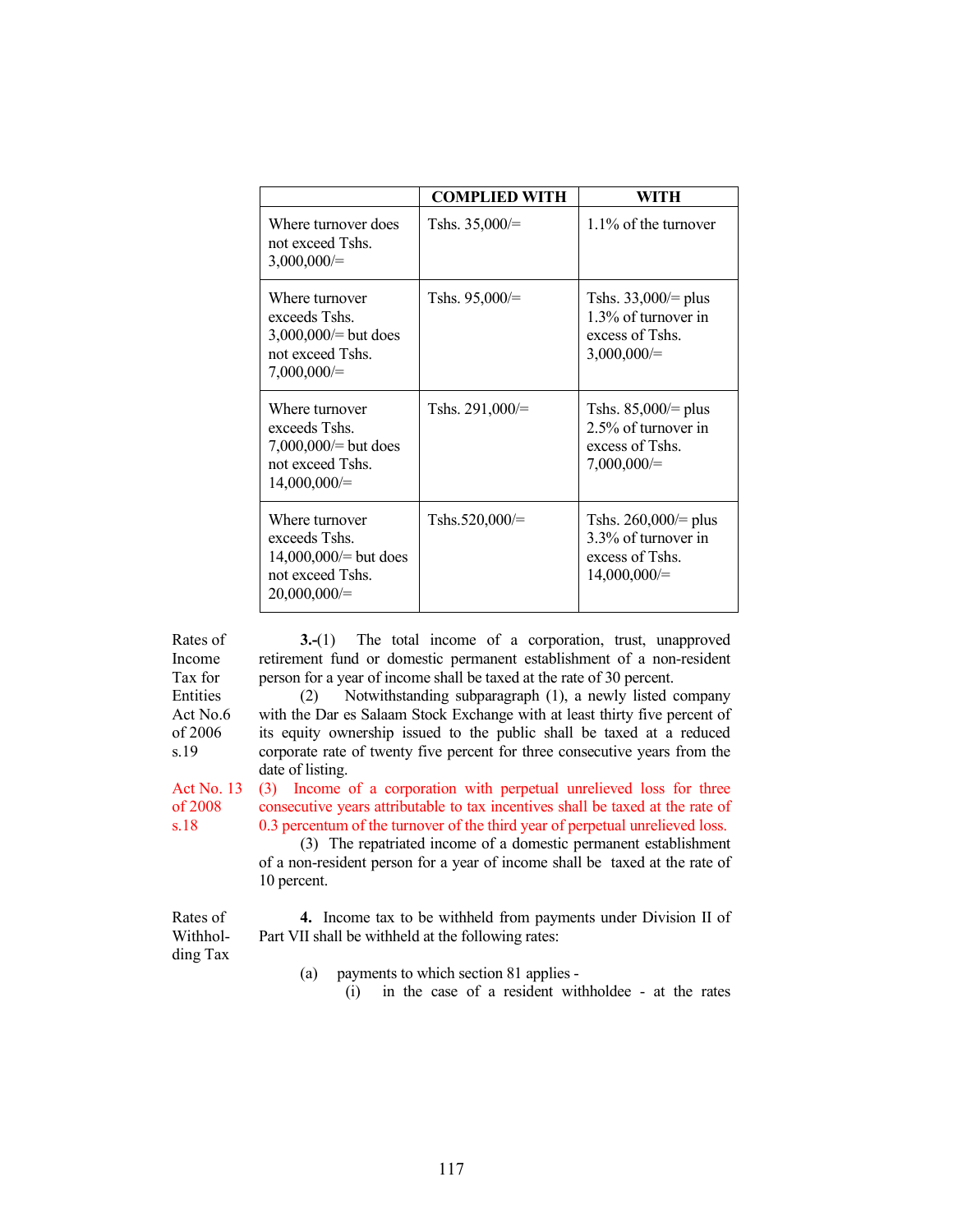| | COMPLIED WITH | WITH |
|---|---|---|
| Where turnover does not exceed Tshs. 3,000,000/= | Tshs. 35,000/= | 1.1% of the turnover |
| Where turnover exceeds Tshs. 3,000,000/= but does not exceed Tshs. 7,000,000/= | Tshs. 95,000/= | Tshs. 33,000/= plus 1.3% of turnover in excess of Tshs. 3,000,000/= |
| Where turnover exceeds Tshs. 7,000,000/= but does not exceed Tshs. 14,000,000/= | Tshs. 291,000/= | Tshs. 85,000/= plus 2.5% of turnover in excess of Tshs. 7,000,000/= |
| Where turnover exceeds Tshs. 14,000,000/= but does not exceed Tshs. 20,000,000/= | Tshs.520,000/= | Tshs. 260,000/= plus 3.3% of turnover in excess of Tshs. 14,000,000/= |

Rates of Income Tax for Entities
Act No.6 of 2006 s.19

**3.-**(1) The total income of a corporation, trust, unapproved retirement fund or domestic permanent establishment of a non-resident person for a year of income shall be taxed at the rate of 30 percent.

(2) Notwithstanding subparagraph (1), a newly listed company with the Dar es Salaam Stock Exchange with at least thirty five percent of its equity ownership issued to the public shall be taxed at a reduced corporate rate of twenty five percent for three consecutive years from the date of listing.

Act No. 13 of 2008 s.18

(3) Income of a corporation with perpetual unrelieved loss for three consecutive years attributable to tax incentives shall be taxed at the rate of 0.3 percentum of the turnover of the third year of perpetual unrelieved loss.

(3) The repatriated income of a domestic permanent establishment of a non-resident person for a year of income shall be taxed at the rate of 10 percent.

Rates of Withholding Tax

**4.** Income tax to be withheld from payments under Division II of Part VII shall be withheld at the following rates:

(a) payments to which section 81 applies -

(i) in the case of a resident withholdee - at the rates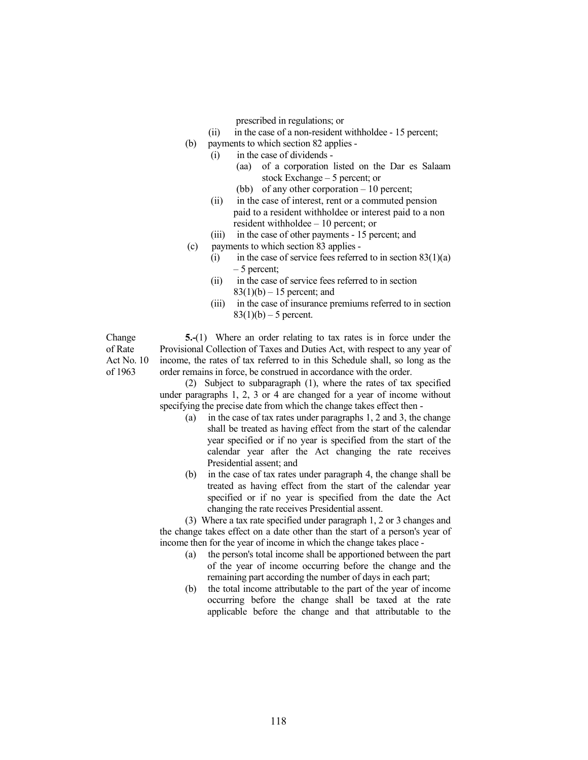prescribed in regulations; or

(ii) in the case of a non-resident withholdee - 15 percent;

(b) payments to which section 82 applies -

(i) in the case of dividends -

(aa) of a corporation listed on the Dar es Salaam stock Exchange – 5 percent; or

(bb) of any other corporation – 10 percent;

(ii) in the case of interest, rent or a commuted pension paid to a resident withholdee or interest paid to a non resident withholdee – 10 percent; or

(iii) in the case of other payments - 15 percent; and

(c) payments to which section 83 applies -

(i) in the case of service fees referred to in section 83(1)(a) – 5 percent;

(ii) in the case of service fees referred to in section 83(1)(b) – 15 percent; and

(iii) in the case of insurance premiums referred to in section 83(1)(b) – 5 percent.

Change of Rate
Act No. 10 of 1963

**5.-**(1) Where an order relating to tax rates is in force under the Provisional Collection of Taxes and Duties Act, with respect to any year of income, the rates of tax referred to in this Schedule shall, so long as the order remains in force, be construed in accordance with the order.

(2) Subject to subparagraph (1), where the rates of tax specified under paragraphs 1, 2, 3 or 4 are changed for a year of income without specifying the precise date from which the change takes effect then -

(a) in the case of tax rates under paragraphs 1, 2 and 3, the change shall be treated as having effect from the start of the calendar year specified or if no year is specified from the start of the calendar year after the Act changing the rate receives Presidential assent; and

(b) in the case of tax rates under paragraph 4, the change shall be treated as having effect from the start of the calendar year specified or if no year is specified from the date the Act changing the rate receives Presidential assent.

(3) Where a tax rate specified under paragraph 1, 2 or 3 changes and the change takes effect on a date other than the start of a person's year of income then for the year of income in which the change takes place -

(a) the person's total income shall be apportioned between the part of the year of income occurring before the change and the remaining part according the number of days in each part;

(b) the total income attributable to the part of the year of income occurring before the change shall be taxed at the rate applicable before the change and that attributable to the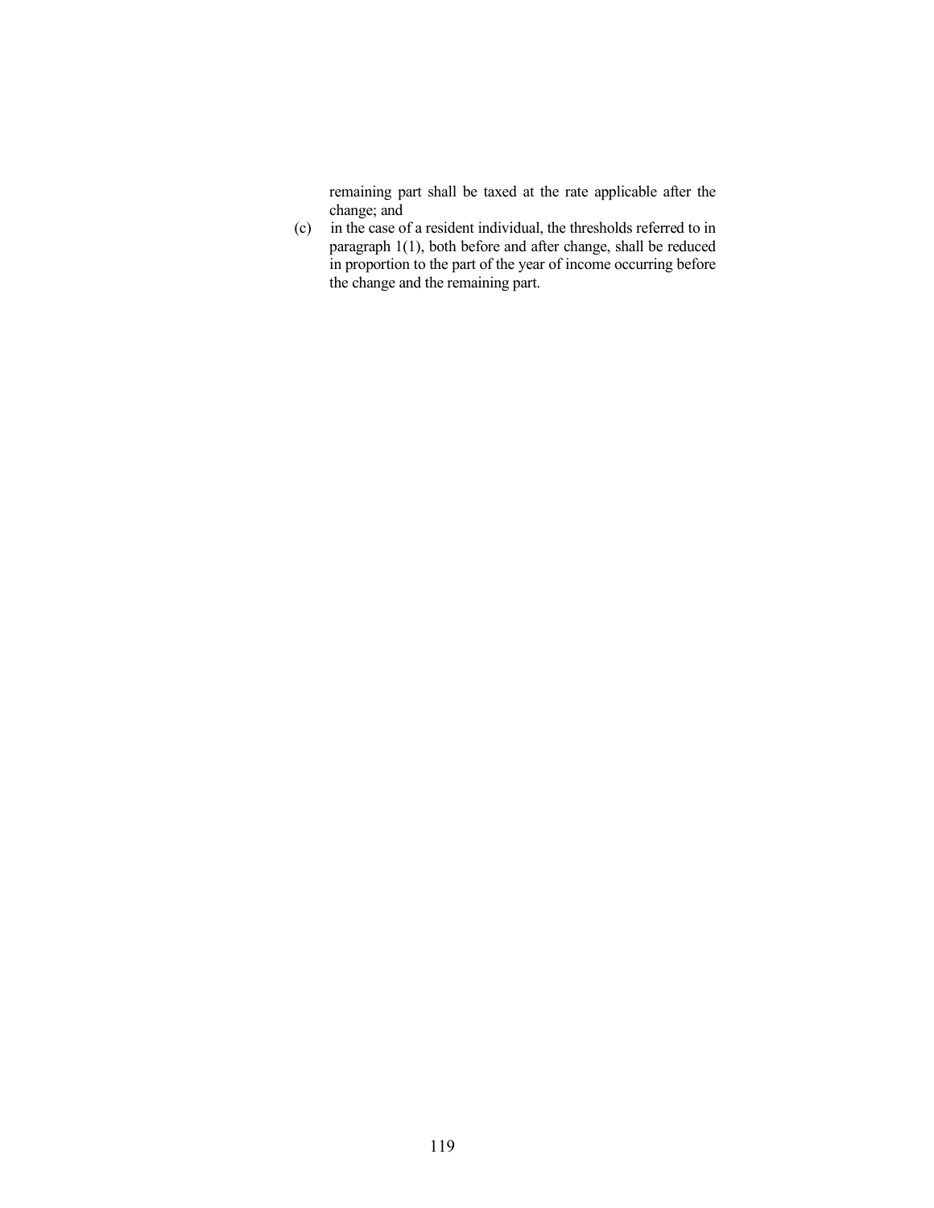remaining part shall be taxed at the rate applicable after the change; and

(c) in the case of a resident individual, the thresholds referred to in paragraph 1(1), both before and after change, shall be reduced in proportion to the part of the year of income occurring before the change and the remaining part.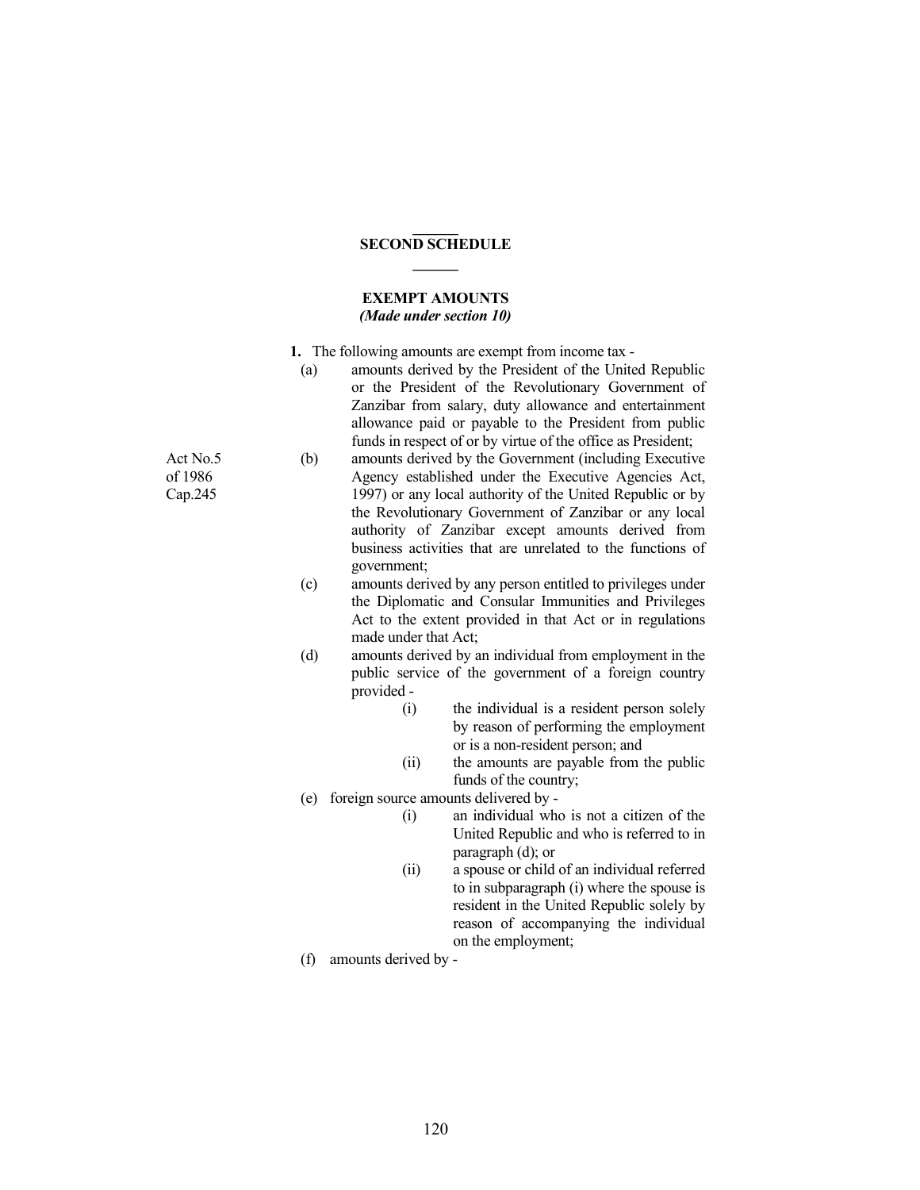## SECOND SCHEDULE

### EXEMPT AMOUNTS
*(Made under section 10)*

**1.** The following amounts are exempt from income tax -

(a) amounts derived by the President of the United Republic or the President of the Revolutionary Government of Zanzibar from salary, duty allowance and entertainment allowance paid or payable to the President from public funds in respect of or by virtue of the office as President;

Act No.5 of 1986 Cap.245

(b) amounts derived by the Government (including Executive Agency established under the Executive Agencies Act, 1997) or any local authority of the United Republic or by the Revolutionary Government of Zanzibar or any local authority of Zanzibar except amounts derived from business activities that are unrelated to the functions of government;

(c) amounts derived by any person entitled to privileges under the Diplomatic and Consular Immunities and Privileges Act to the extent provided in that Act or in regulations made under that Act;

(d) amounts derived by an individual from employment in the public service of the government of a foreign country provided -

   (i) the individual is a resident person solely by reason of performing the employment or is a non-resident person; and

   (ii) the amounts are payable from the public funds of the country;

(e) foreign source amounts delivered by -

   (i) an individual who is not a citizen of the United Republic and who is referred to in paragraph (d); or

   (ii) a spouse or child of an individual referred to in subparagraph (i) where the spouse is resident in the United Republic solely by reason of accompanying the individual on the employment;

(f) amounts derived by -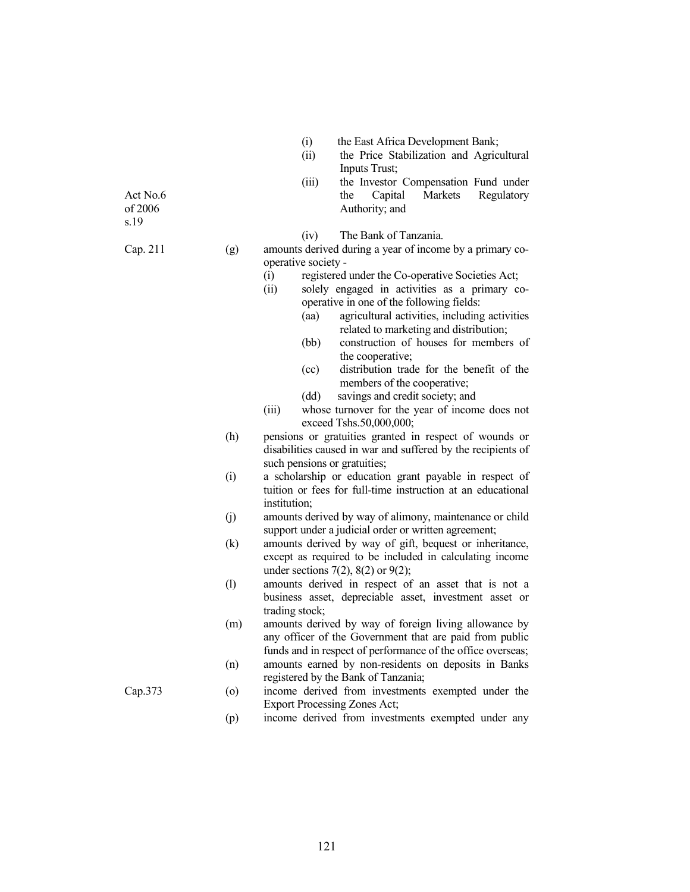(i) the East Africa Development Bank;

(ii) the Price Stabilization and Agricultural Inputs Trust;

(iii) the Investor Compensation Fund under the Capital Markets Regulatory Authority; and

Act No.6 of 2006 s.19

(iv) The Bank of Tanzania.

Cap. 211

(g) amounts derived during a year of income by a primary co-operative society -

(i) registered under the Co-operative Societies Act;

(ii) solely engaged in activities as a primary co-operative in one of the following fields:

(aa) agricultural activities, including activities related to marketing and distribution;

(bb) construction of houses for members of the cooperative;

(cc) distribution trade for the benefit of the members of the cooperative;

(dd) savings and credit society; and

(iii) whose turnover for the year of income does not exceed Tshs.50,000,000;

(h) pensions or gratuities granted in respect of wounds or disabilities caused in war and suffered by the recipients of such pensions or gratuities;

(i) a scholarship or education grant payable in respect of tuition or fees for full-time instruction at an educational institution;

(j) amounts derived by way of alimony, maintenance or child support under a judicial order or written agreement;

(k) amounts derived by way of gift, bequest or inheritance, except as required to be included in calculating income under sections 7(2), 8(2) or 9(2);

(l) amounts derived in respect of an asset that is not a business asset, depreciable asset, investment asset or trading stock;

(m) amounts derived by way of foreign living allowance by any officer of the Government that are paid from public funds and in respect of performance of the office overseas;

(n) amounts earned by non-residents on deposits in Banks registered by the Bank of Tanzania;

Cap.373

(o) income derived from investments exempted under the Export Processing Zones Act;

(p) income derived from investments exempted under any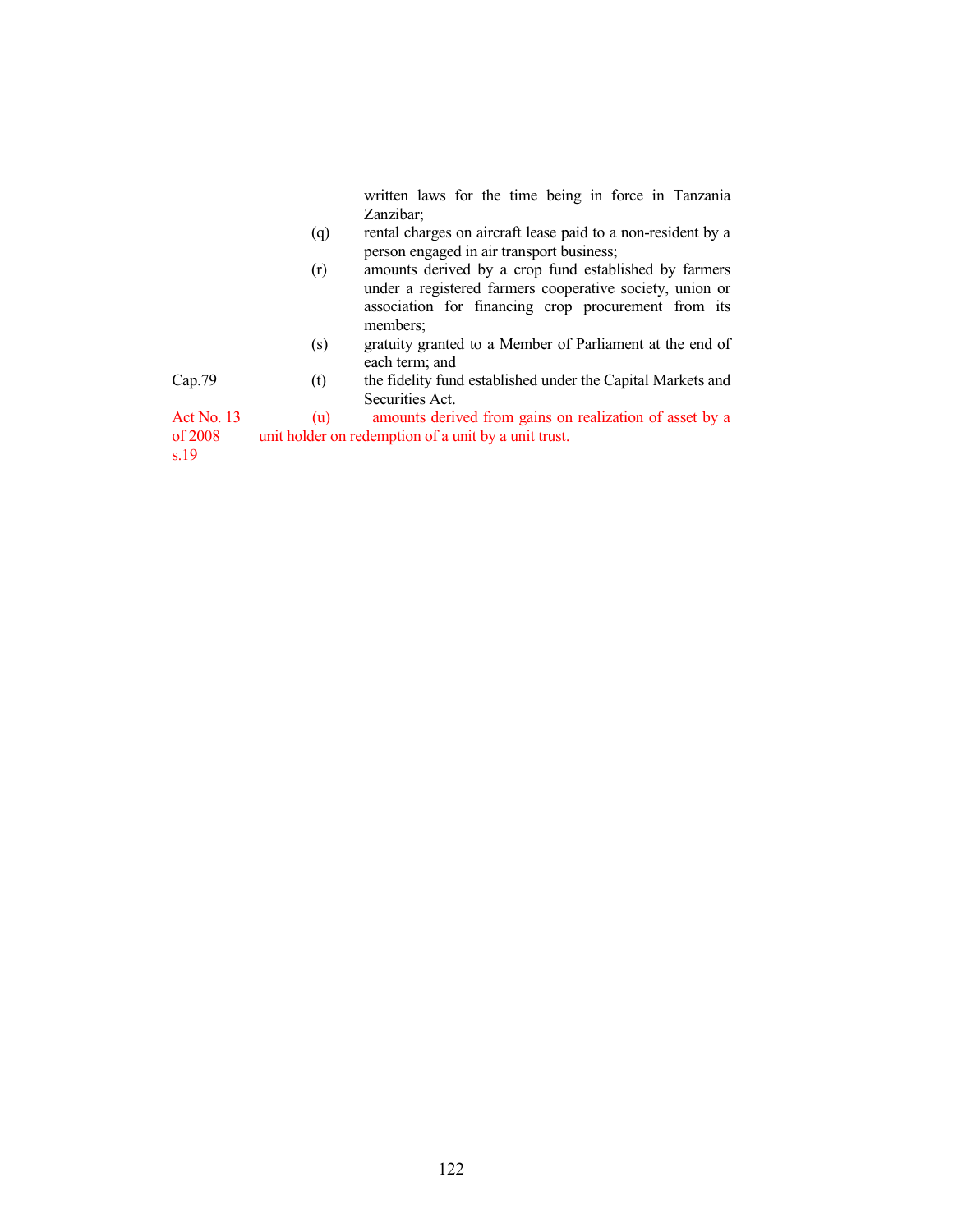written laws for the time being in force in Tanzania Zanzibar;

(q) rental charges on aircraft lease paid to a non-resident by a person engaged in air transport business;

(r) amounts derived by a crop fund established by farmers under a registered farmers cooperative society, union or association for financing crop procurement from its members;

(s) gratuity granted to a Member of Parliament at the end of each term; and

Cap.79

(t) the fidelity fund established under the Capital Markets and Securities Act.

Act No. 13 of 2008 s.19

(u) amounts derived from gains on realization of asset by a unit holder on redemption of a unit by a unit trust.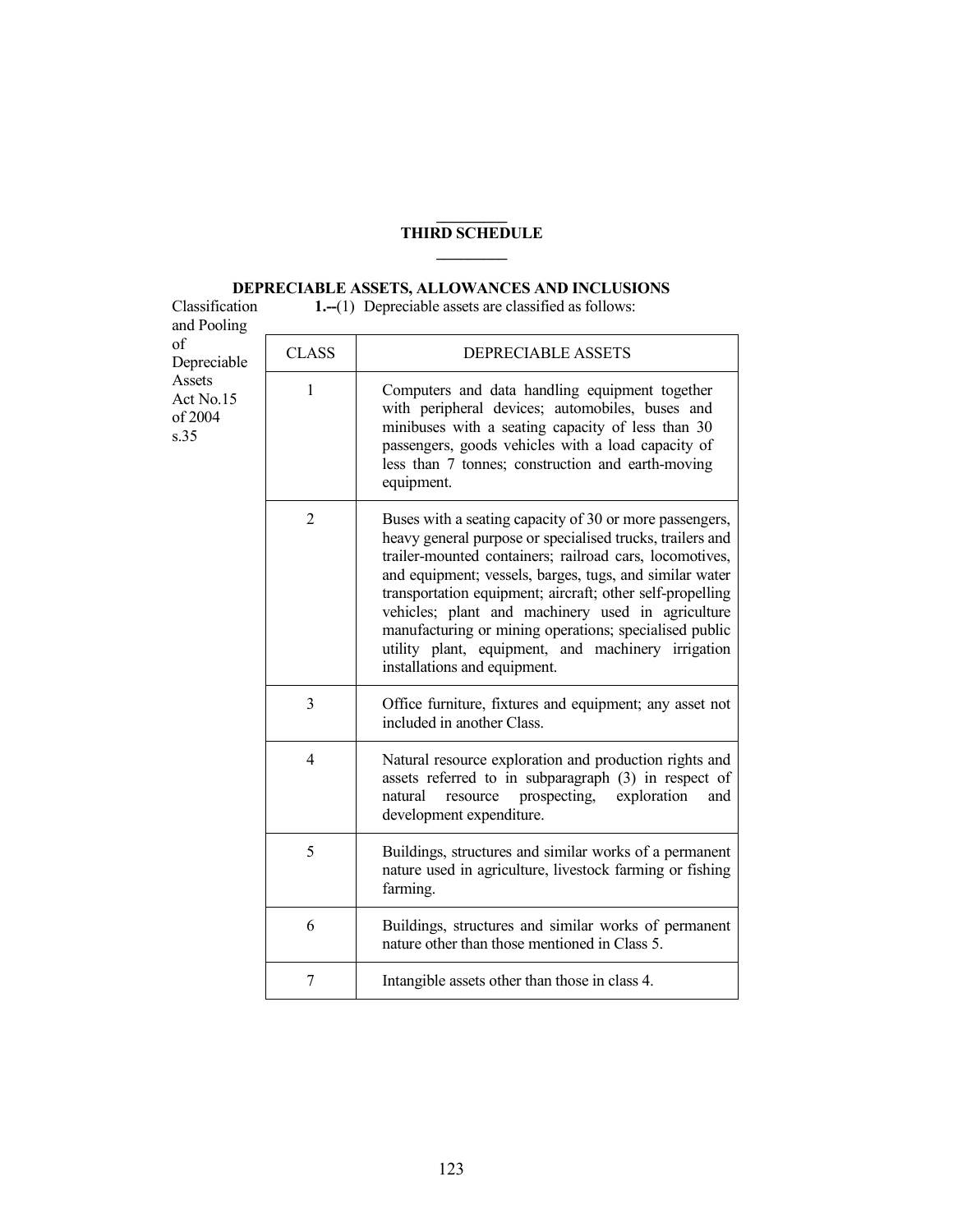# THIRD SCHEDULE

## DEPRECIABLE ASSETS, ALLOWANCES AND INCLUSIONS

Classification and Pooling of Depreciable Assets Act No.15 of 2004 s.35

**1.--**(1) Depreciable assets are classified as follows:

| CLASS | DEPRECIABLE ASSETS |
|---|---|
| 1 | Computers and data handling equipment together with peripheral devices; automobiles, buses and minibuses with a seating capacity of less than 30 passengers, goods vehicles with a load capacity of less than 7 tonnes; construction and earth-moving equipment. |
| 2 | Buses with a seating capacity of 30 or more passengers, heavy general purpose or specialised trucks, trailers and trailer-mounted containers; railroad cars, locomotives, and equipment; vessels, barges, tugs, and similar water transportation equipment; aircraft; other self-propelling vehicles; plant and machinery used in agriculture manufacturing or mining operations; specialised public utility plant, equipment, and machinery irrigation installations and equipment. |
| 3 | Office furniture, fixtures and equipment; any asset not included in another Class. |
| 4 | Natural resource exploration and production rights and assets referred to in subparagraph (3) in respect of natural resource prospecting, exploration and development expenditure. |
| 5 | Buildings, structures and similar works of a permanent nature used in agriculture, livestock farming or fishing farming. |
| 6 | Buildings, structures and similar works of permanent nature other than those mentioned in Class 5. |
| 7 | Intangible assets other than those in class 4. |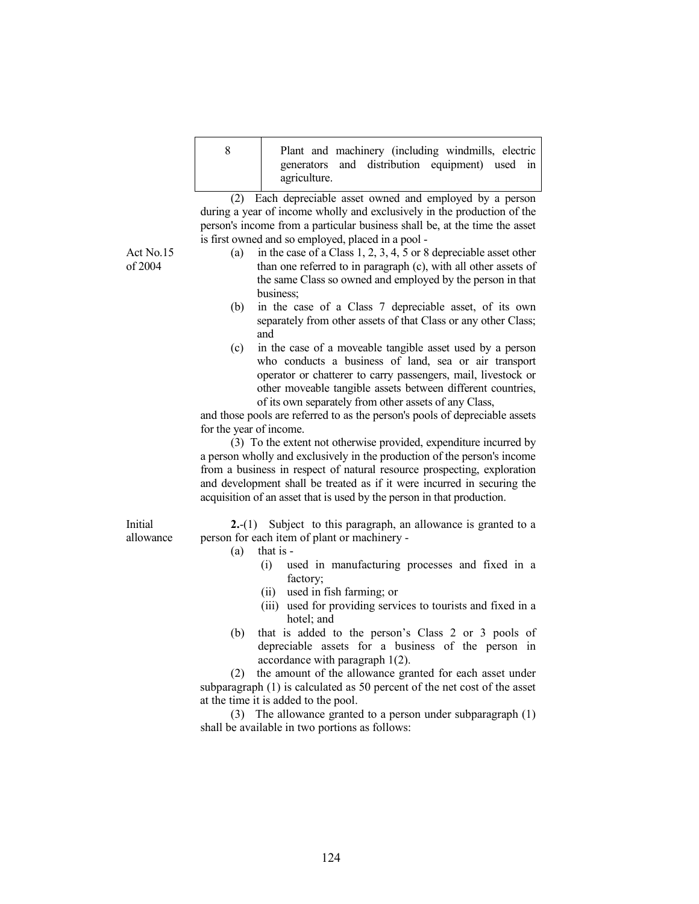| 8 | Plant and machinery (including windmills, electric generators and distribution equipment) used in agriculture. |
|---|---|

(2) Each depreciable asset owned and employed by a person during a year of income wholly and exclusively in the production of the person's income from a particular business shall be, at the time the asset is first owned and so employed, placed in a pool -

Act No.15 of 2004

(a) in the case of a Class 1, 2, 3, 4, 5 or 8 depreciable asset other than one referred to in paragraph (c), with all other assets of the same Class so owned and employed by the person in that business;

(b) in the case of a Class 7 depreciable asset, of its own separately from other assets of that Class or any other Class; and

(c) in the case of a moveable tangible asset used by a person who conducts a business of land, sea or air transport operator or chatterer to carry passengers, mail, livestock or other moveable tangible assets between different countries, of its own separately from other assets of any Class,

and those pools are referred to as the person's pools of depreciable assets for the year of income.

(3) To the extent not otherwise provided, expenditure incurred by a person wholly and exclusively in the production of the person's income from a business in respect of natural resource prospecting, exploration and development shall be treated as if it were incurred in securing the acquisition of an asset that is used by the person in that production.

Initial allowance

**2.**-(1) Subject to this paragraph, an allowance is granted to a person for each item of plant or machinery -

(a) that is -

(i) used in manufacturing processes and fixed in a factory;

(ii) used in fish farming; or

(iii) used for providing services to tourists and fixed in a hotel; and

(b) that is added to the person's Class 2 or 3 pools of depreciable assets for a business of the person in accordance with paragraph 1(2).

(2) the amount of the allowance granted for each asset under subparagraph (1) is calculated as 50 percent of the net cost of the asset at the time it is added to the pool.

(3) The allowance granted to a person under subparagraph (1) shall be available in two portions as follows: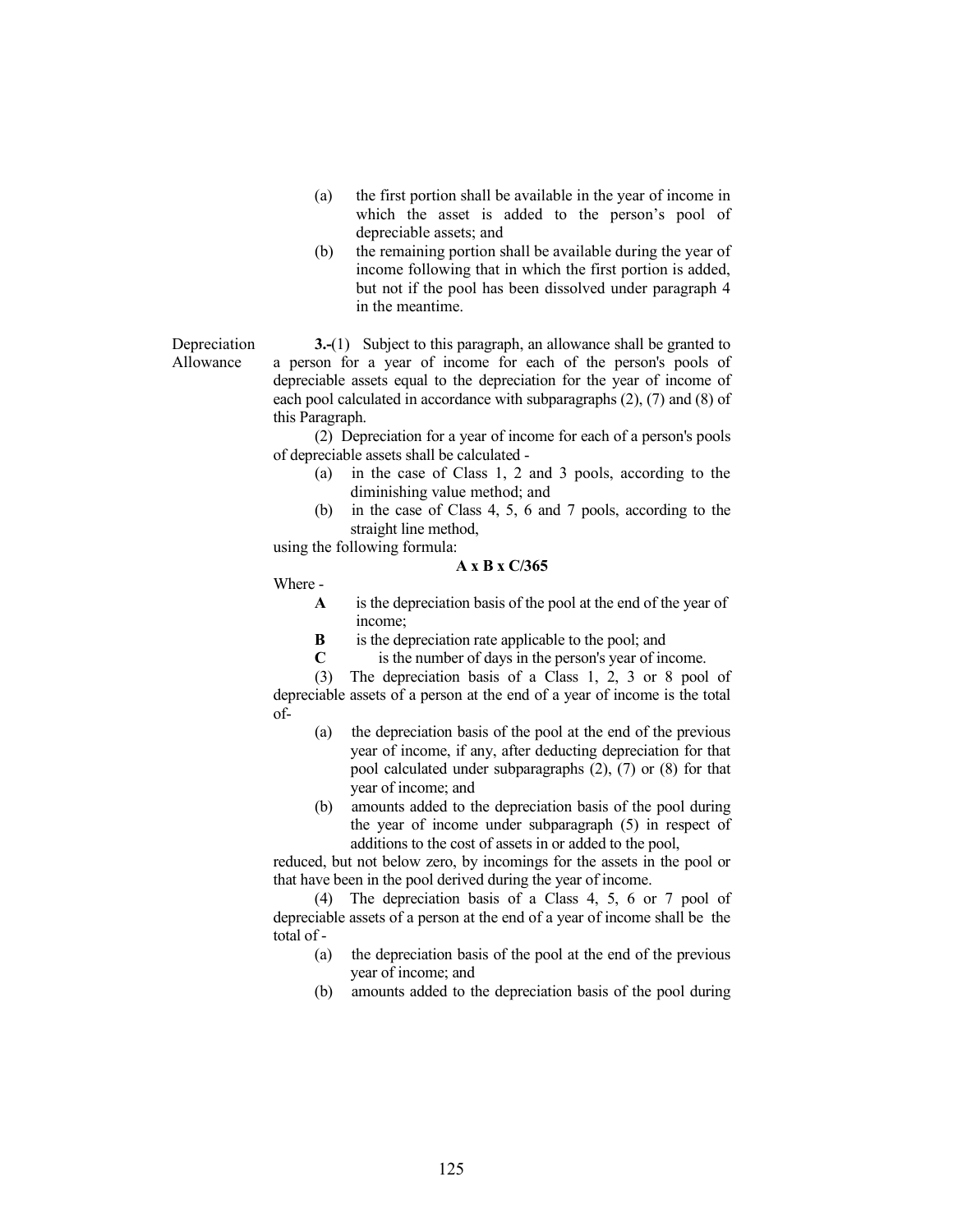(a) the first portion shall be available in the year of income in which the asset is added to the person's pool of depreciable assets; and

(b) the remaining portion shall be available during the year of income following that in which the first portion is added, but not if the pool has been dissolved under paragraph 4 in the meantime.

Depreciation Allowance

**3.-**(1) Subject to this paragraph, an allowance shall be granted to a person for a year of income for each of the person's pools of depreciable assets equal to the depreciation for the year of income of each pool calculated in accordance with subparagraphs (2), (7) and (8) of this Paragraph.

(2) Depreciation for a year of income for each of a person's pools of depreciable assets shall be calculated -

(a) in the case of Class 1, 2 and 3 pools, according to the diminishing value method; and

(b) in the case of Class 4, 5, 6 and 7 pools, according to the straight line method,

using the following formula:

**A x B x C/365**

Where -

**A** is the depreciation basis of the pool at the end of the year of income;

**B** is the depreciation rate applicable to the pool; and

**C** is the number of days in the person's year of income.

(3) The depreciation basis of a Class 1, 2, 3 or 8 pool of depreciable assets of a person at the end of a year of income is the total of-

(a) the depreciation basis of the pool at the end of the previous year of income, if any, after deducting depreciation for that pool calculated under subparagraphs (2), (7) or (8) for that year of income; and

(b) amounts added to the depreciation basis of the pool during the year of income under subparagraph (5) in respect of additions to the cost of assets in or added to the pool,

reduced, but not below zero, by incomings for the assets in the pool or that have been in the pool derived during the year of income.

(4) The depreciation basis of a Class 4, 5, 6 or 7 pool of depreciable assets of a person at the end of a year of income shall be the total of -

(a) the depreciation basis of the pool at the end of the previous year of income; and

(b) amounts added to the depreciation basis of the pool during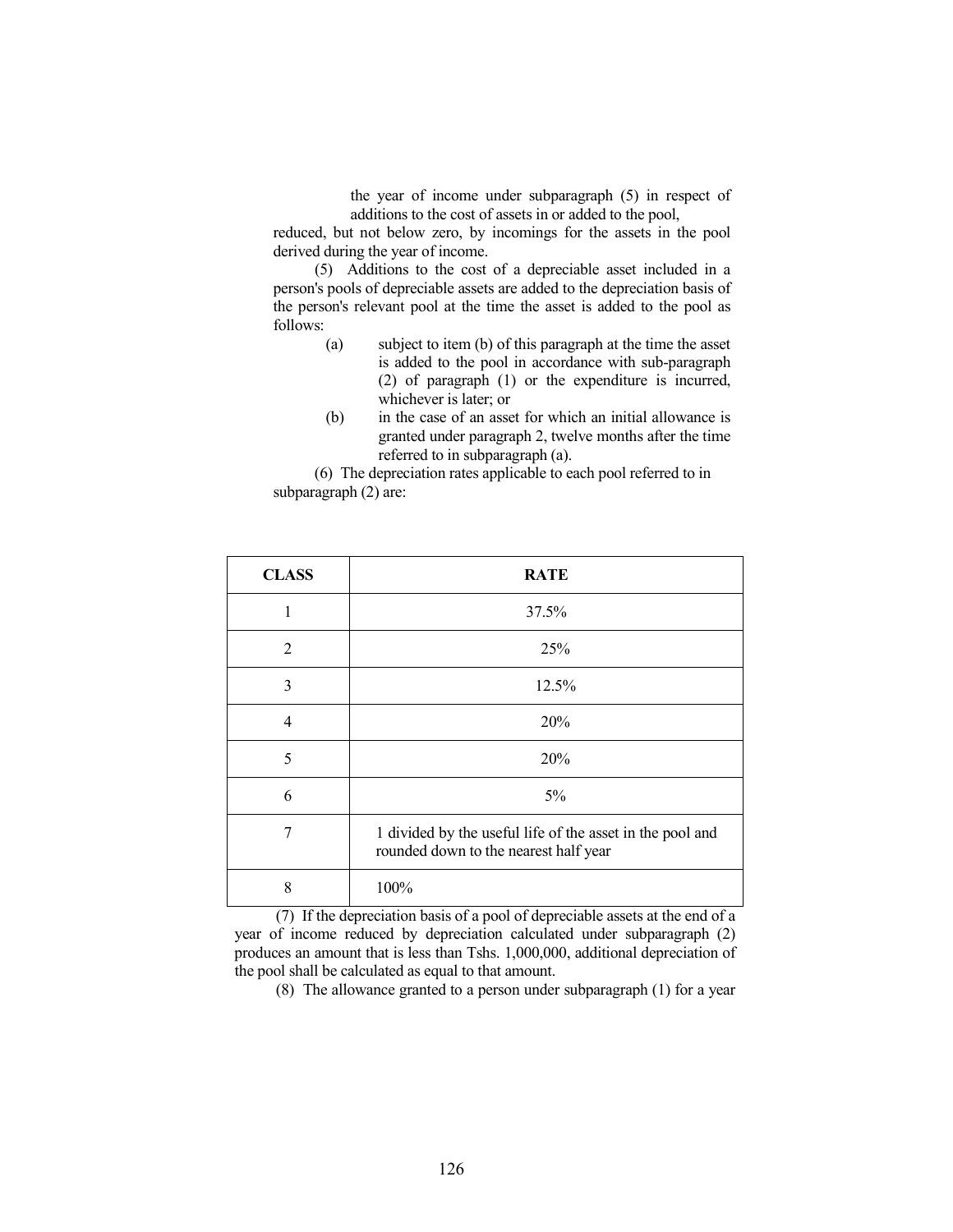the year of income under subparagraph (5) in respect of additions to the cost of assets in or added to the pool,

reduced, but not below zero, by incomings for the assets in the pool derived during the year of income.

(5) Additions to the cost of a depreciable asset included in a person's pools of depreciable assets are added to the depreciation basis of the person's relevant pool at the time the asset is added to the pool as follows:

(a) subject to item (b) of this paragraph at the time the asset is added to the pool in accordance with sub-paragraph (2) of paragraph (1) or the expenditure is incurred, whichever is later; or

(b) in the case of an asset for which an initial allowance is granted under paragraph 2, twelve months after the time referred to in subparagraph (a).

(6) The depreciation rates applicable to each pool referred to in subparagraph (2) are:

| CLASS | RATE |
|---|---|
| 1 | 37.5% |
| 2 | 25% |
| 3 | 12.5% |
| 4 | 20% |
| 5 | 20% |
| 6 | 5% |
| 7 | 1 divided by the useful life of the asset in the pool and rounded down to the nearest half year |
| 8 | 100% |

(7) If the depreciation basis of a pool of depreciable assets at the end of a year of income reduced by depreciation calculated under subparagraph (2) produces an amount that is less than Tshs. 1,000,000, additional depreciation of the pool shall be calculated as equal to that amount.

(8) The allowance granted to a person under subparagraph (1) for a year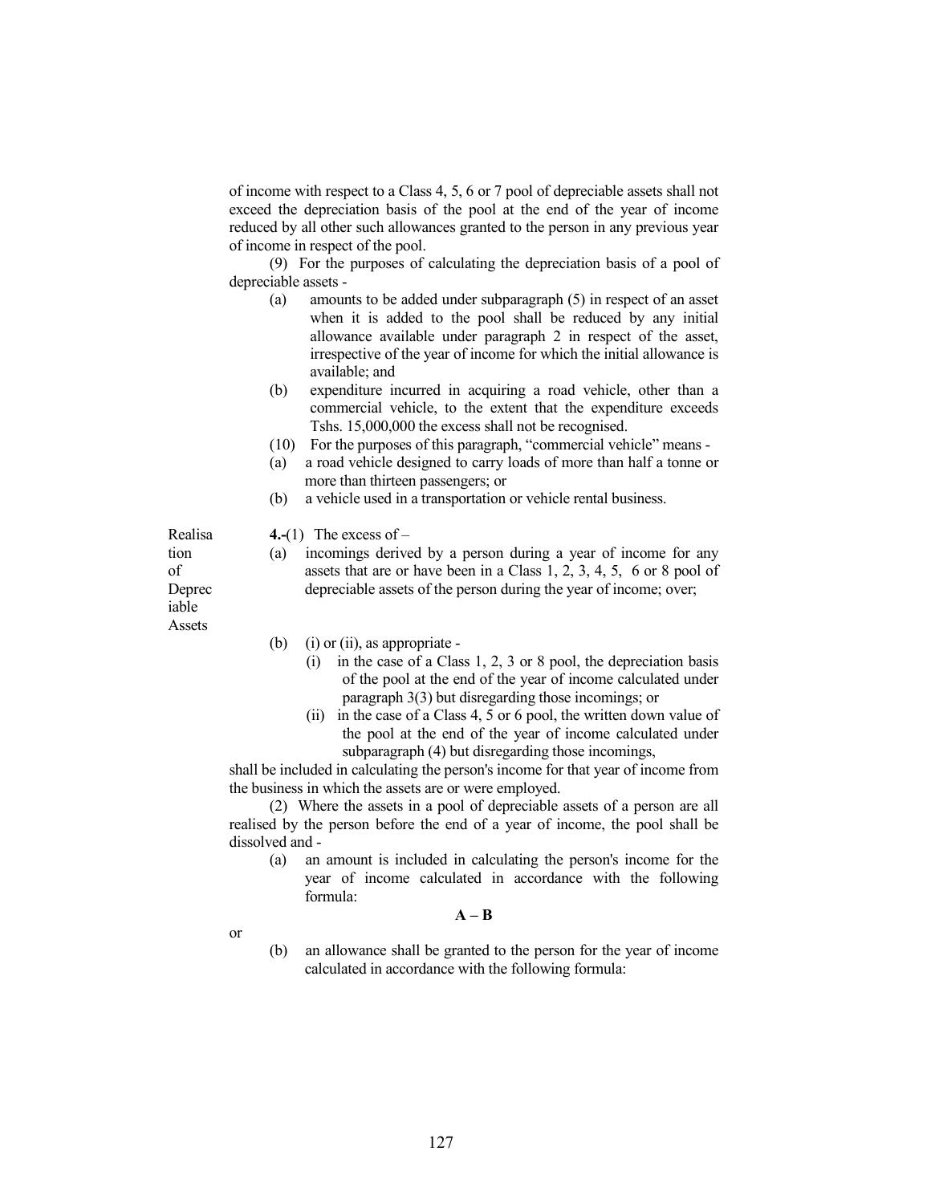of income with respect to a Class 4, 5, 6 or 7 pool of depreciable assets shall not exceed the depreciation basis of the pool at the end of the year of income reduced by all other such allowances granted to the person in any previous year of income in respect of the pool.

(9) For the purposes of calculating the depreciation basis of a pool of depreciable assets -

(a) amounts to be added under subparagraph (5) in respect of an asset when it is added to the pool shall be reduced by any initial allowance available under paragraph 2 in respect of the asset, irrespective of the year of income for which the initial allowance is available; and

(b) expenditure incurred in acquiring a road vehicle, other than a commercial vehicle, to the extent that the expenditure exceeds Tshs. 15,000,000 the excess shall not be recognised.

(10) For the purposes of this paragraph, "commercial vehicle" means -

(a) a road vehicle designed to carry loads of more than half a tonne or more than thirteen passengers; or

(b) a vehicle used in a transportation or vehicle rental business.

Realisation of Depreciable Assets

**4.-**(1) The excess of –

(a) incomings derived by a person during a year of income for any assets that are or have been in a Class 1, 2, 3, 4, 5, 6 or 8 pool of depreciable assets of the person during the year of income; over;

(b) (i) or (ii), as appropriate -

(i) in the case of a Class 1, 2, 3 or 8 pool, the depreciation basis of the pool at the end of the year of income calculated under paragraph 3(3) but disregarding those incomings; or

(ii) in the case of a Class 4, 5 or 6 pool, the written down value of the pool at the end of the year of income calculated under subparagraph (4) but disregarding those incomings,

shall be included in calculating the person's income for that year of income from the business in which the assets are or were employed.

(2) Where the assets in a pool of depreciable assets of a person are all realised by the person before the end of a year of income, the pool shall be dissolved and -

(a) an amount is included in calculating the person's income for the year of income calculated in accordance with the following formula:

$$A - B$$

or

(b) an allowance shall be granted to the person for the year of income calculated in accordance with the following formula: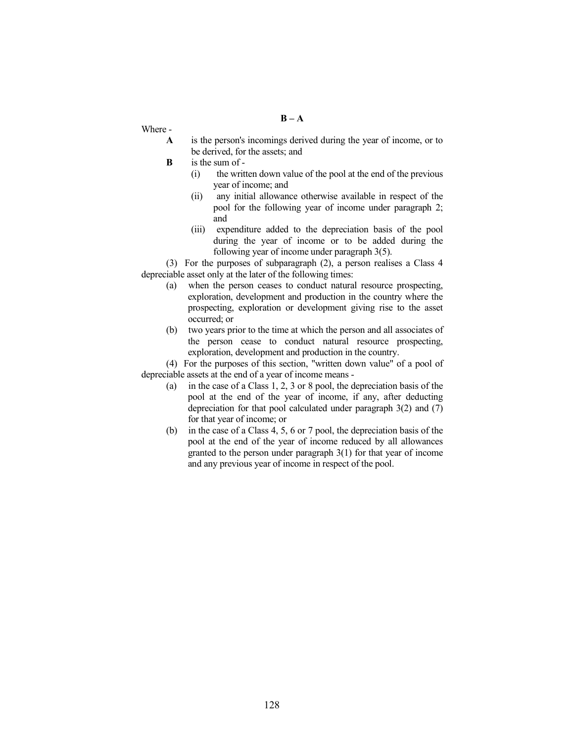$$B - A$$

Where -

**A** is the person's incomings derived during the year of income, or to be derived, for the assets; and

**B** is the sum of -

(i) the written down value of the pool at the end of the previous year of income; and

(ii) any initial allowance otherwise available in respect of the pool for the following year of income under paragraph 2; and

(iii) expenditure added to the depreciation basis of the pool during the year of income or to be added during the following year of income under paragraph 3(5).

(3) For the purposes of subparagraph (2), a person realises a Class 4 depreciable asset only at the later of the following times:

(a) when the person ceases to conduct natural resource prospecting, exploration, development and production in the country where the prospecting, exploration or development giving rise to the asset occurred; or

(b) two years prior to the time at which the person and all associates of the person cease to conduct natural resource prospecting, exploration, development and production in the country.

(4) For the purposes of this section, "written down value" of a pool of depreciable assets at the end of a year of income means -

(a) in the case of a Class 1, 2, 3 or 8 pool, the depreciation basis of the pool at the end of the year of income, if any, after deducting depreciation for that pool calculated under paragraph 3(2) and (7) for that year of income; or

(b) in the case of a Class 4, 5, 6 or 7 pool, the depreciation basis of the pool at the end of the year of income reduced by all allowances granted to the person under paragraph 3(1) for that year of income and any previous year of income in respect of the pool.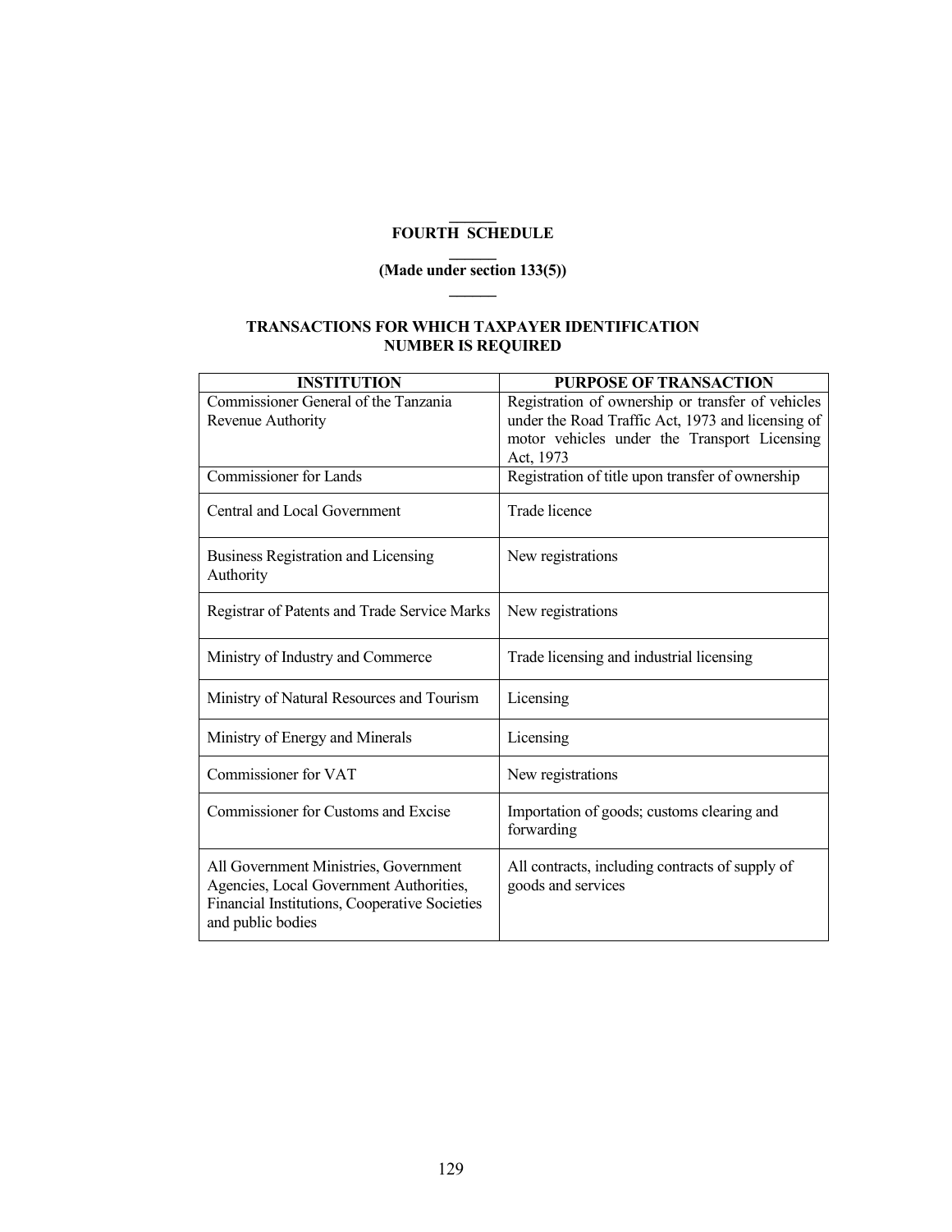## FOURTH SCHEDULE

**(Made under section 133(5))**

### TRANSACTIONS FOR WHICH TAXPAYER IDENTIFICATION NUMBER IS REQUIRED

| INSTITUTION | PURPOSE OF TRANSACTION |
|---|---|
| Commissioner General of the Tanzania Revenue Authority | Registration of ownership or transfer of vehicles under the Road Traffic Act, 1973 and licensing of motor vehicles under the Transport Licensing Act, 1973 |
| Commissioner for Lands | Registration of title upon transfer of ownership |
| Central and Local Government | Trade licence |
| Business Registration and Licensing Authority | New registrations |
| Registrar of Patents and Trade Service Marks | New registrations |
| Ministry of Industry and Commerce | Trade licensing and industrial licensing |
| Ministry of Natural Resources and Tourism | Licensing |
| Ministry of Energy and Minerals | Licensing |
| Commissioner for VAT | New registrations |
| Commissioner for Customs and Excise | Importation of goods; customs clearing and forwarding |
| All Government Ministries, Government Agencies, Local Government Authorities, Financial Institutions, Cooperative Societies and public bodies | All contracts, including contracts of supply of goods and services |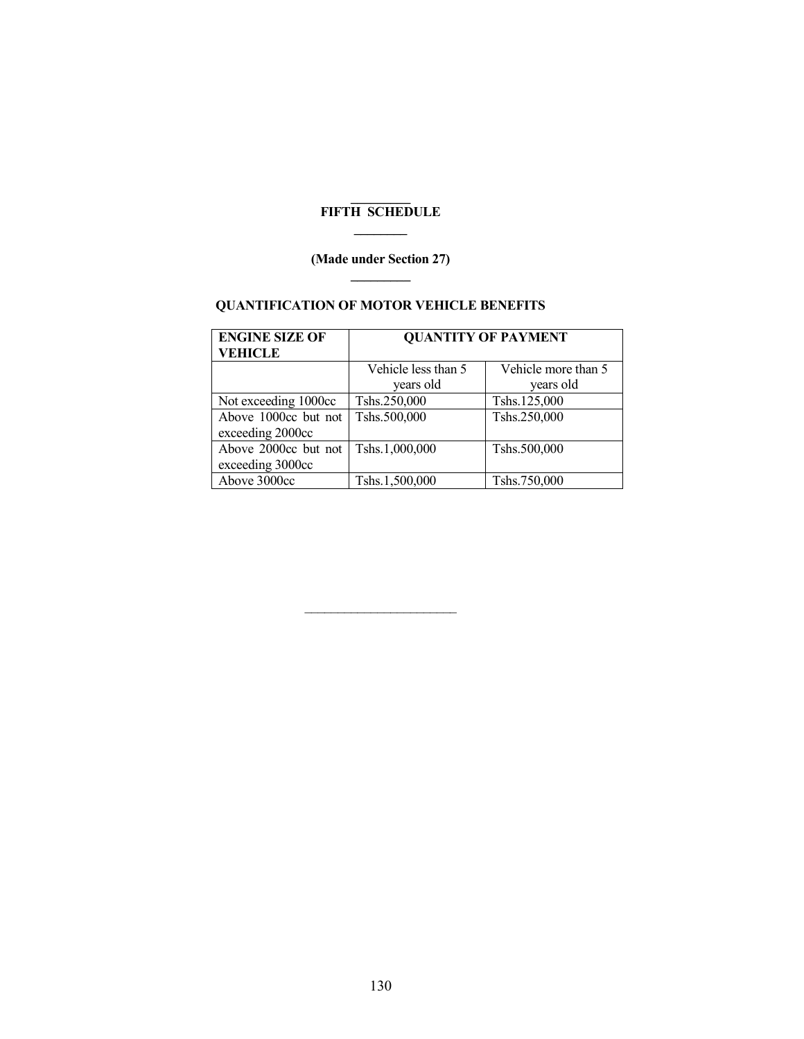## FIFTH SCHEDULE

**(Made under Section 27)**

**QUANTIFICATION OF MOTOR VEHICLE BENEFITS**

| **ENGINE SIZE OF VEHICLE** | **QUANTITY OF PAYMENT** | |
|---|---|---|
| | Vehicle less than 5 years old | Vehicle more than 5 years old |
| Not exceeding 1000cc | Tshs.250,000 | Tshs.125,000 |
| Above 1000cc but not exceeding 2000cc | Tshs.500,000 | Tshs.250,000 |
| Above 2000cc but not exceeding 3000cc | Tshs.1,000,000 | Tshs.500,000 |
| Above 3000cc | Tshs.1,500,000 | Tshs.750,000 |